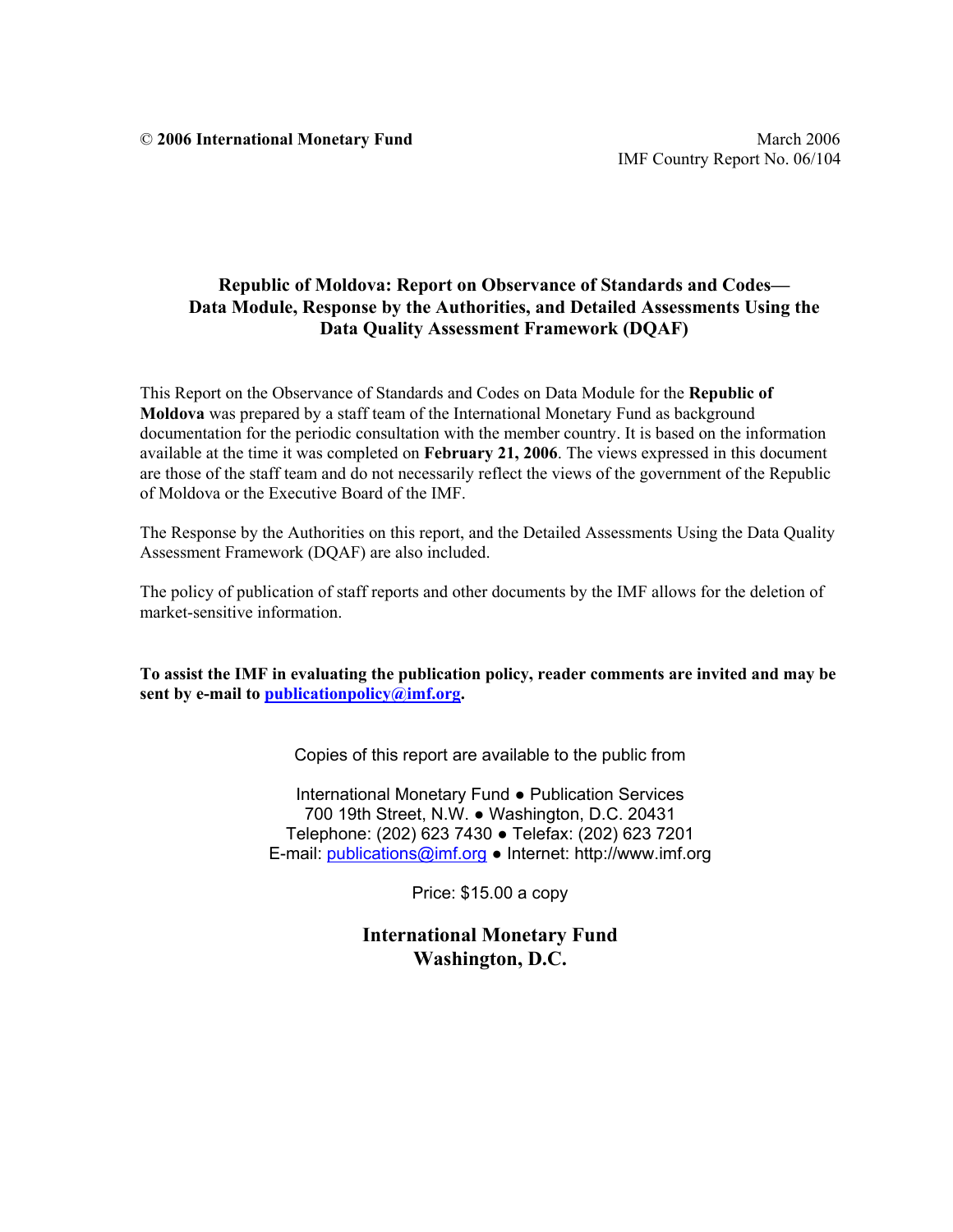© **2006 International Monetary Fund**

March 2006
IMF Country Report No. 06/104

# Republic of Moldova: Report on Observance of Standards and Codes—Data Module, Response by the Authorities, and Detailed Assessments Using the Data Quality Assessment Framework (DQAF)

This Report on the Observance of Standards and Codes on Data Module for the **Republic of Moldova** was prepared by a staff team of the International Monetary Fund as background documentation for the periodic consultation with the member country. It is based on the information available at the time it was completed on **February 21, 2006**. The views expressed in this document are those of the staff team and do not necessarily reflect the views of the government of the Republic of Moldova or the Executive Board of the IMF.

The Response by the Authorities on this report, and the Detailed Assessments Using the Data Quality Assessment Framework (DQAF) are also included.

The policy of publication of staff reports and other documents by the IMF allows for the deletion of market-sensitive information.

**To assist the IMF in evaluating the publication policy, reader comments are invited and may be sent by e-mail to publicationpolicy@imf.org.**

Copies of this report are available to the public from

International Monetary Fund ● Publication Services
700 19th Street, N.W. ● Washington, D.C. 20431
Telephone: (202) 623 7430 ● Telefax: (202) 623 7201
E-mail: publications@imf.org ● Internet: http://www.imf.org

Price: $15.00 a copy

**International Monetary Fund**
**Washington, D.C.**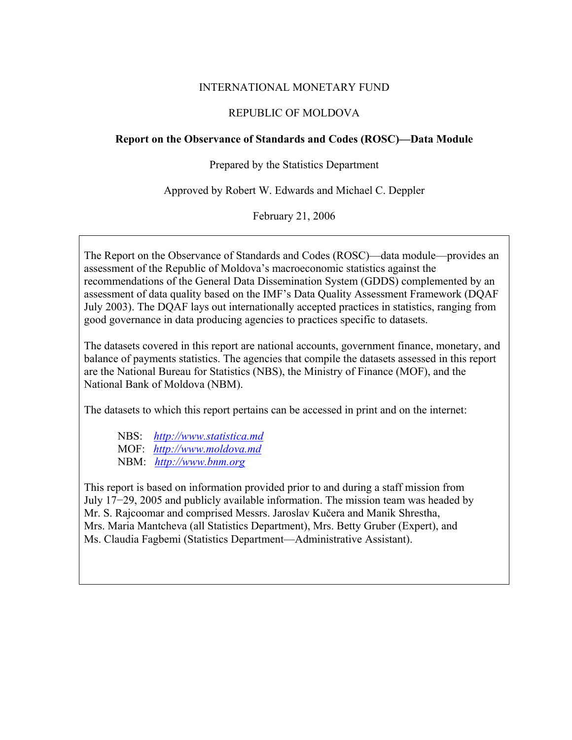INTERNATIONAL MONETARY FUND

REPUBLIC OF MOLDOVA

**Report on the Observance of Standards and Codes (ROSC)—Data Module**

Prepared by the Statistics Department

Approved by Robert W. Edwards and Michael C. Deppler

February 21, 2006

The Report on the Observance of Standards and Codes (ROSC)—data module—provides an assessment of the Republic of Moldova's macroeconomic statistics against the recommendations of the General Data Dissemination System (GDDS) complemented by an assessment of data quality based on the IMF's Data Quality Assessment Framework (DQAF July 2003). The DQAF lays out internationally accepted practices in statistics, ranging from good governance in data producing agencies to practices specific to datasets.

The datasets covered in this report are national accounts, government finance, monetary, and balance of payments statistics. The agencies that compile the datasets assessed in this report are the National Bureau for Statistics (NBS), the Ministry of Finance (MOF), and the National Bank of Moldova (NBM).

The datasets to which this report pertains can be accessed in print and on the internet:

NBS: http://www.statistica.md
MOF: http://www.moldova.md
NBM: http://www.bnm.org

This report is based on information provided prior to and during a staff mission from July 17−29, 2005 and publicly available information. The mission team was headed by Mr. S. Rajcoomar and comprised Messrs. Jaroslav Kučera and Manik Shrestha, Mrs. Maria Mantcheva (all Statistics Department), Mrs. Betty Gruber (Expert), and Ms. Claudia Fagbemi (Statistics Department—Administrative Assistant).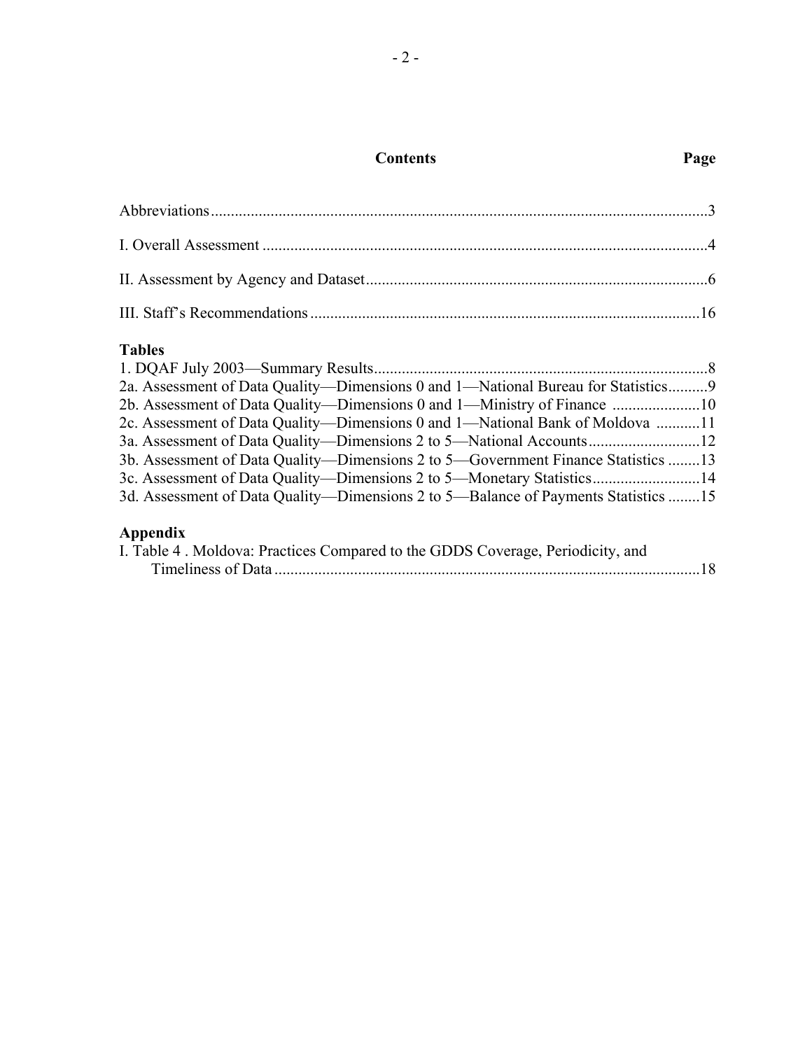## Contents

| | Page |
|---|---|
| Abbreviations | 3 |
| I. Overall Assessment | 4 |
| II. Assessment by Agency and Dataset | 6 |
| III. Staff's Recommendations | 16 |

**Tables**

| | |
|---|---|
| 1. DQAF July 2003—Summary Results | 8 |
| 2a. Assessment of Data Quality—Dimensions 0 and 1—National Bureau for Statistics | 9 |
| 2b. Assessment of Data Quality—Dimensions 0 and 1—Ministry of Finance | 10 |
| 2c. Assessment of Data Quality—Dimensions 0 and 1—National Bank of Moldova | 11 |
| 3a. Assessment of Data Quality—Dimensions 2 to 5—National Accounts | 12 |
| 3b. Assessment of Data Quality—Dimensions 2 to 5—Government Finance Statistics | 13 |
| 3c. Assessment of Data Quality—Dimensions 2 to 5—Monetary Statistics | 14 |
| 3d. Assessment of Data Quality—Dimensions 2 to 5—Balance of Payments Statistics | 15 |

**Appendix**

| | |
|---|---|
| I. Table 4 . Moldova: Practices Compared to the GDDS Coverage, Periodicity, and Timeliness of Data | 18 |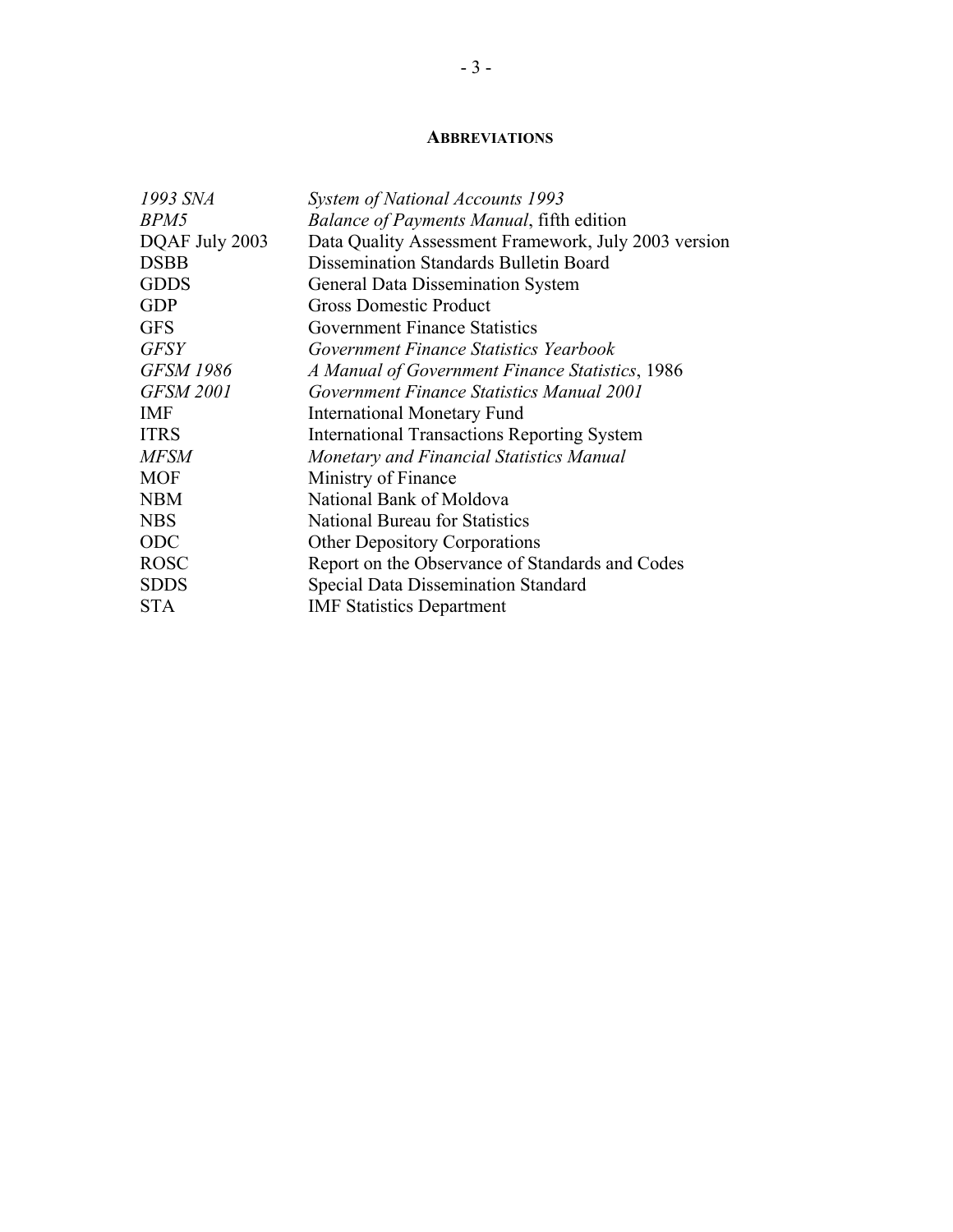## ABBREVIATIONS

| | |
|---|---|
| *1993 SNA* | *System of National Accounts 1993* |
| *BPM5* | *Balance of Payments Manual*, fifth edition |
| DQAF July 2003 | Data Quality Assessment Framework, July 2003 version |
| DSBB | Dissemination Standards Bulletin Board |
| GDDS | General Data Dissemination System |
| GDP | Gross Domestic Product |
| GFS | Government Finance Statistics |
| *GFSY* | *Government Finance Statistics Yearbook* |
| *GFSM 1986* | *A Manual of Government Finance Statistics*, 1986 |
| *GFSM 2001* | *Government Finance Statistics Manual 2001* |
| IMF | International Monetary Fund |
| ITRS | International Transactions Reporting System |
| *MFSM* | *Monetary and Financial Statistics Manual* |
| MOF | Ministry of Finance |
| NBM | National Bank of Moldova |
| NBS | National Bureau for Statistics |
| ODC | Other Depository Corporations |
| ROSC | Report on the Observance of Standards and Codes |
| SDDS | Special Data Dissemination Standard |
| STA | IMF Statistics Department |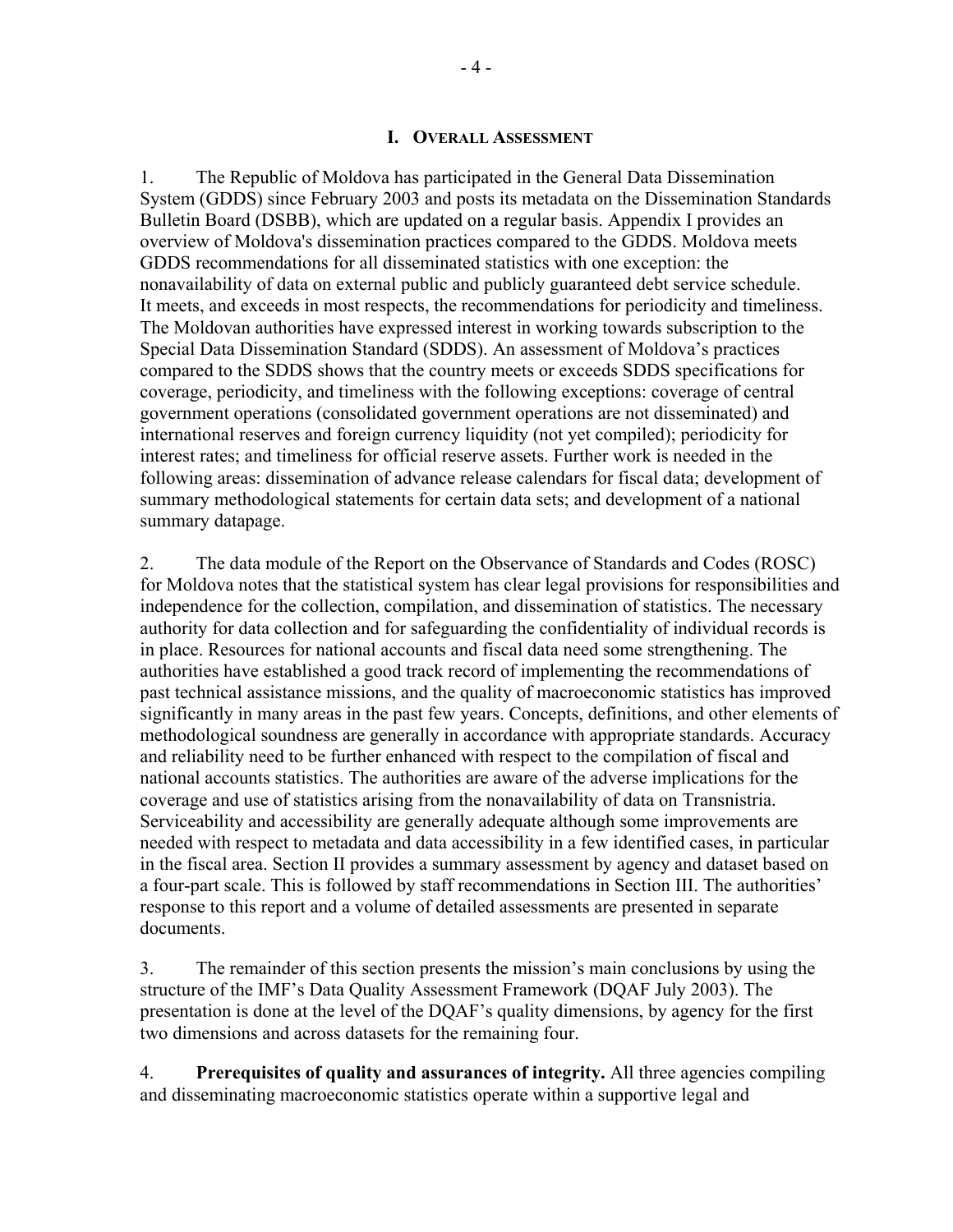# I. Overall Assessment

1. The Republic of Moldova has participated in the General Data Dissemination System (GDDS) since February 2003 and posts its metadata on the Dissemination Standards Bulletin Board (DSBB), which are updated on a regular basis. Appendix I provides an overview of Moldova's dissemination practices compared to the GDDS. Moldova meets GDDS recommendations for all disseminated statistics with one exception: the nonavailability of data on external public and publicly guaranteed debt service schedule. It meets, and exceeds in most respects, the recommendations for periodicity and timeliness. The Moldovan authorities have expressed interest in working towards subscription to the Special Data Dissemination Standard (SDDS). An assessment of Moldova's practices compared to the SDDS shows that the country meets or exceeds SDDS specifications for coverage, periodicity, and timeliness with the following exceptions: coverage of central government operations (consolidated government operations are not disseminated) and international reserves and foreign currency liquidity (not yet compiled); periodicity for interest rates; and timeliness for official reserve assets. Further work is needed in the following areas: dissemination of advance release calendars for fiscal data; development of summary methodological statements for certain data sets; and development of a national summary datapage.

2. The data module of the Report on the Observance of Standards and Codes (ROSC) for Moldova notes that the statistical system has clear legal provisions for responsibilities and independence for the collection, compilation, and dissemination of statistics. The necessary authority for data collection and for safeguarding the confidentiality of individual records is in place. Resources for national accounts and fiscal data need some strengthening. The authorities have established a good track record of implementing the recommendations of past technical assistance missions, and the quality of macroeconomic statistics has improved significantly in many areas in the past few years. Concepts, definitions, and other elements of methodological soundness are generally in accordance with appropriate standards. Accuracy and reliability need to be further enhanced with respect to the compilation of fiscal and national accounts statistics. The authorities are aware of the adverse implications for the coverage and use of statistics arising from the nonavailability of data on Transnistria. Serviceability and accessibility are generally adequate although some improvements are needed with respect to metadata and data accessibility in a few identified cases, in particular in the fiscal area. Section II provides a summary assessment by agency and dataset based on a four-part scale. This is followed by staff recommendations in Section III. The authorities' response to this report and a volume of detailed assessments are presented in separate documents.

3. The remainder of this section presents the mission's main conclusions by using the structure of the IMF's Data Quality Assessment Framework (DQAF July 2003). The presentation is done at the level of the DQAF's quality dimensions, by agency for the first two dimensions and across datasets for the remaining four.

4. **Prerequisites of quality and assurances of integrity.** All three agencies compiling and disseminating macroeconomic statistics operate within a supportive legal and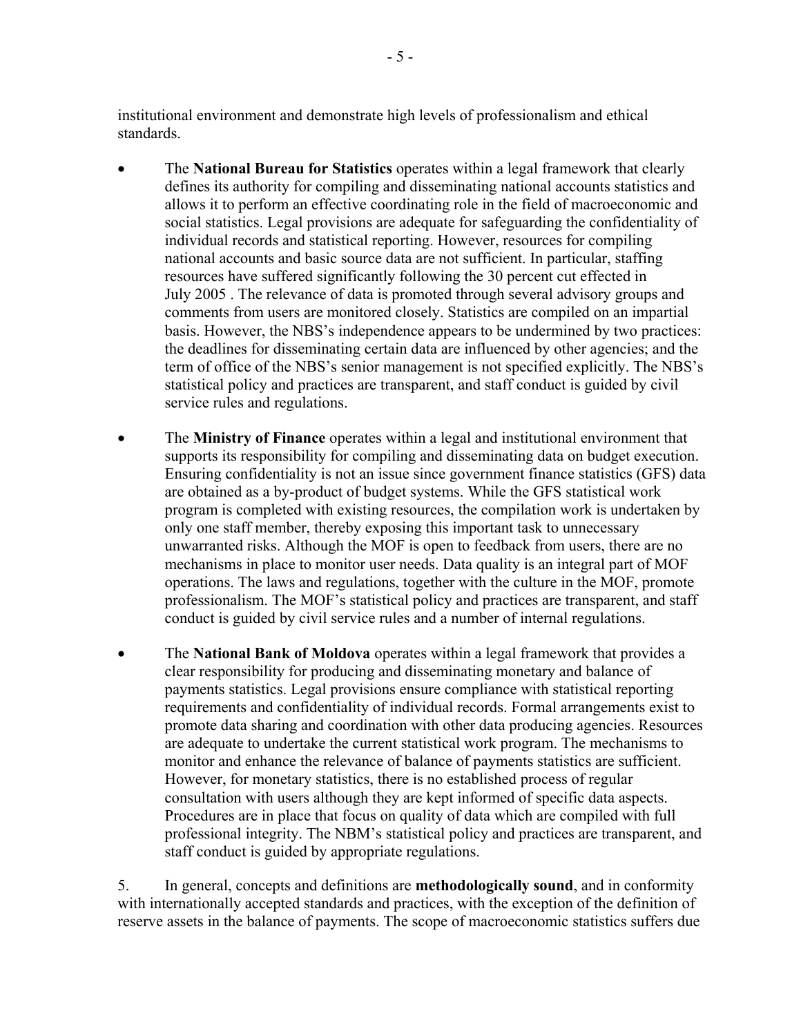institutional environment and demonstrate high levels of professionalism and ethical standards.

- The **National Bureau for Statistics** operates within a legal framework that clearly defines its authority for compiling and disseminating national accounts statistics and allows it to perform an effective coordinating role in the field of macroeconomic and social statistics. Legal provisions are adequate for safeguarding the confidentiality of individual records and statistical reporting. However, resources for compiling national accounts and basic source data are not sufficient. In particular, staffing resources have suffered significantly following the 30 percent cut effected in July 2005 . The relevance of data is promoted through several advisory groups and comments from users are monitored closely. Statistics are compiled on an impartial basis. However, the NBS's independence appears to be undermined by two practices: the deadlines for disseminating certain data are influenced by other agencies; and the term of office of the NBS's senior management is not specified explicitly. The NBS's statistical policy and practices are transparent, and staff conduct is guided by civil service rules and regulations.

- The **Ministry of Finance** operates within a legal and institutional environment that supports its responsibility for compiling and disseminating data on budget execution. Ensuring confidentiality is not an issue since government finance statistics (GFS) data are obtained as a by-product of budget systems. While the GFS statistical work program is completed with existing resources, the compilation work is undertaken by only one staff member, thereby exposing this important task to unnecessary unwarranted risks. Although the MOF is open to feedback from users, there are no mechanisms in place to monitor user needs. Data quality is an integral part of MOF operations. The laws and regulations, together with the culture in the MOF, promote professionalism. The MOF's statistical policy and practices are transparent, and staff conduct is guided by civil service rules and a number of internal regulations.

- The **National Bank of Moldova** operates within a legal framework that provides a clear responsibility for producing and disseminating monetary and balance of payments statistics. Legal provisions ensure compliance with statistical reporting requirements and confidentiality of individual records. Formal arrangements exist to promote data sharing and coordination with other data producing agencies. Resources are adequate to undertake the current statistical work program. The mechanisms to monitor and enhance the relevance of balance of payments statistics are sufficient. However, for monetary statistics, there is no established process of regular consultation with users although they are kept informed of specific data aspects. Procedures are in place that focus on quality of data which are compiled with full professional integrity. The NBM's statistical policy and practices are transparent, and staff conduct is guided by appropriate regulations.

5. In general, concepts and definitions are **methodologically sound**, and in conformity with internationally accepted standards and practices, with the exception of the definition of reserve assets in the balance of payments. The scope of macroeconomic statistics suffers due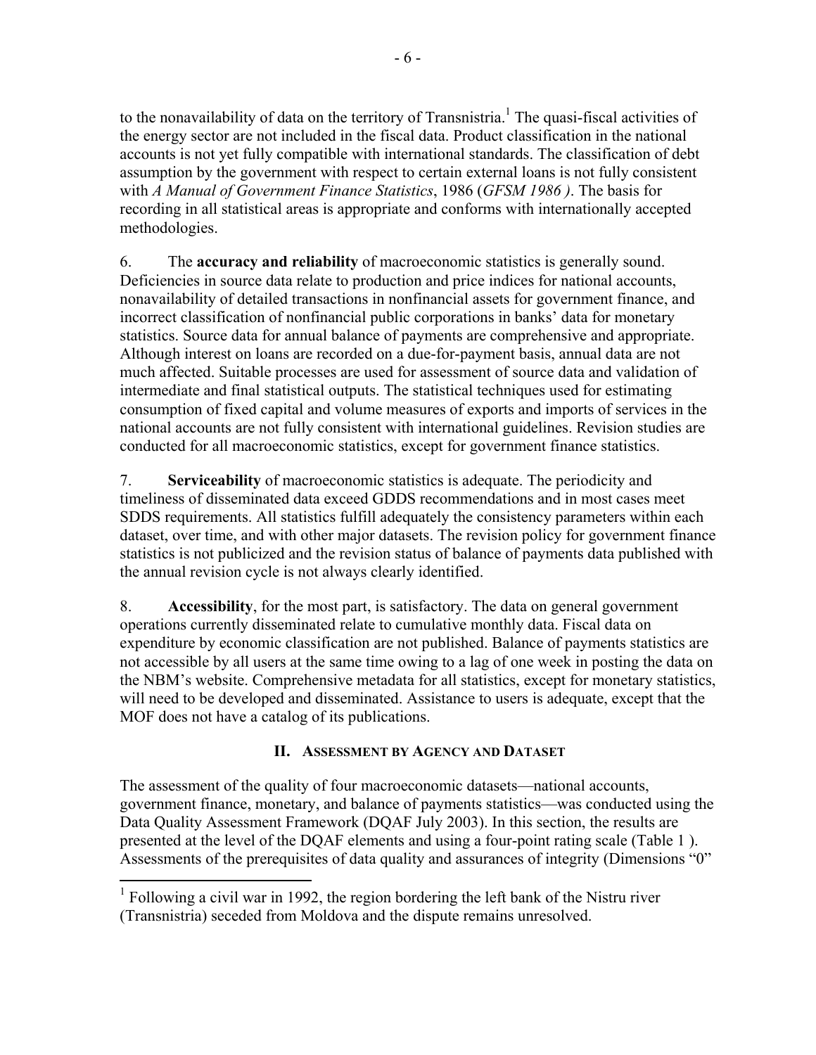to the nonavailability of data on the territory of Transnistria.[1] The quasi-fiscal activities of the energy sector are not included in the fiscal data. Product classification in the national accounts is not yet fully compatible with international standards. The classification of debt assumption by the government with respect to certain external loans is not fully consistent with *A Manual of Government Finance Statistics*, 1986 (*GFSM 1986*). The basis for recording in all statistical areas is appropriate and conforms with internationally accepted methodologies.

6. The **accuracy and reliability** of macroeconomic statistics is generally sound. Deficiencies in source data relate to production and price indices for national accounts, nonavailability of detailed transactions in nonfinancial assets for government finance, and incorrect classification of nonfinancial public corporations in banks' data for monetary statistics. Source data for annual balance of payments are comprehensive and appropriate. Although interest on loans are recorded on a due-for-payment basis, annual data are not much affected. Suitable processes are used for assessment of source data and validation of intermediate and final statistical outputs. The statistical techniques used for estimating consumption of fixed capital and volume measures of exports and imports of services in the national accounts are not fully consistent with international guidelines. Revision studies are conducted for all macroeconomic statistics, except for government finance statistics.

7. **Serviceability** of macroeconomic statistics is adequate. The periodicity and timeliness of disseminated data exceed GDDS recommendations and in most cases meet SDDS requirements. All statistics fulfill adequately the consistency parameters within each dataset, over time, and with other major datasets. The revision policy for government finance statistics is not publicized and the revision status of balance of payments data published with the annual revision cycle is not always clearly identified.

8. **Accessibility**, for the most part, is satisfactory. The data on general government operations currently disseminated relate to cumulative monthly data. Fiscal data on expenditure by economic classification are not published. Balance of payments statistics are not accessible by all users at the same time owing to a lag of one week in posting the data on the NBM's website. Comprehensive metadata for all statistics, except for monetary statistics, will need to be developed and disseminated. Assistance to users is adequate, except that the MOF does not have a catalog of its publications.

## II. Assessment by Agency and Dataset

The assessment of the quality of four macroeconomic datasets—national accounts, government finance, monetary, and balance of payments statistics—was conducted using the Data Quality Assessment Framework (DQAF July 2003). In this section, the results are presented at the level of the DQAF elements and using a four-point rating scale (Table 1). Assessments of the prerequisites of data quality and assurances of integrity (Dimensions "0"

[1] Following a civil war in 1992, the region bordering the left bank of the Nistru river (Transnistria) seceded from Moldova and the dispute remains unresolved.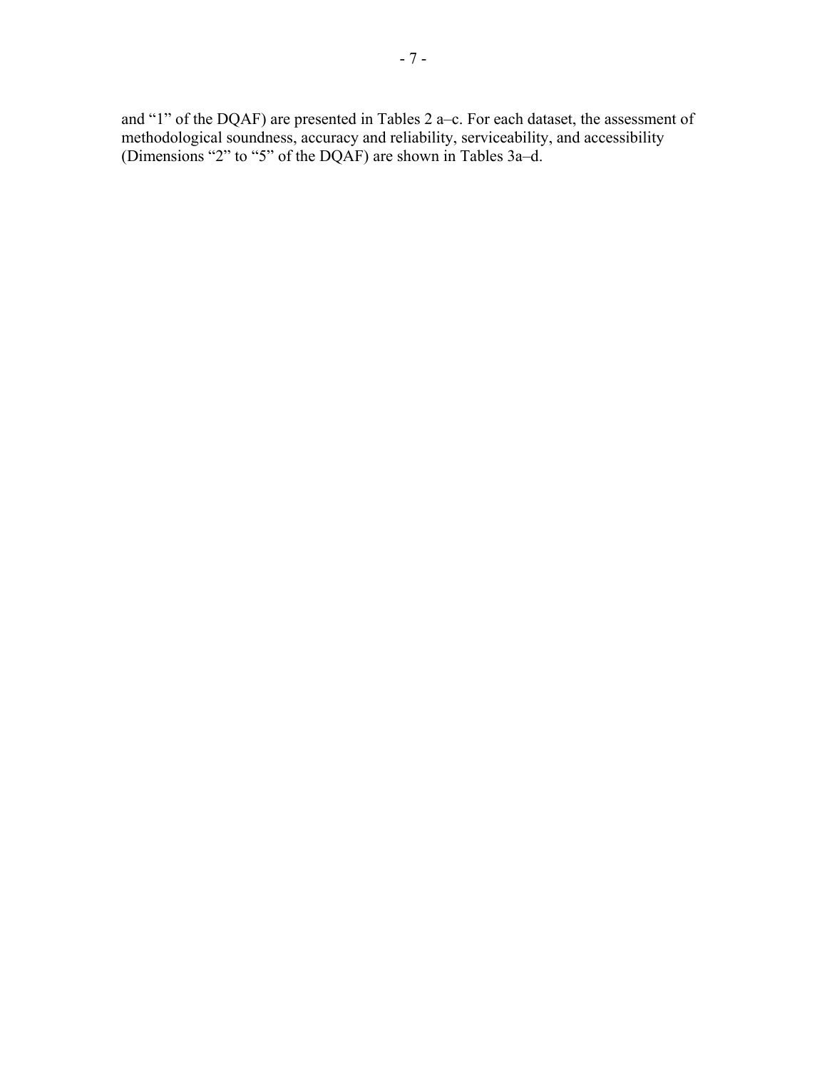and “1” of the DQAF) are presented in Tables 2 a–c. For each dataset, the assessment of methodological soundness, accuracy and reliability, serviceability, and accessibility (Dimensions “2” to “5” of the DQAF) are shown in Tables 3a–d.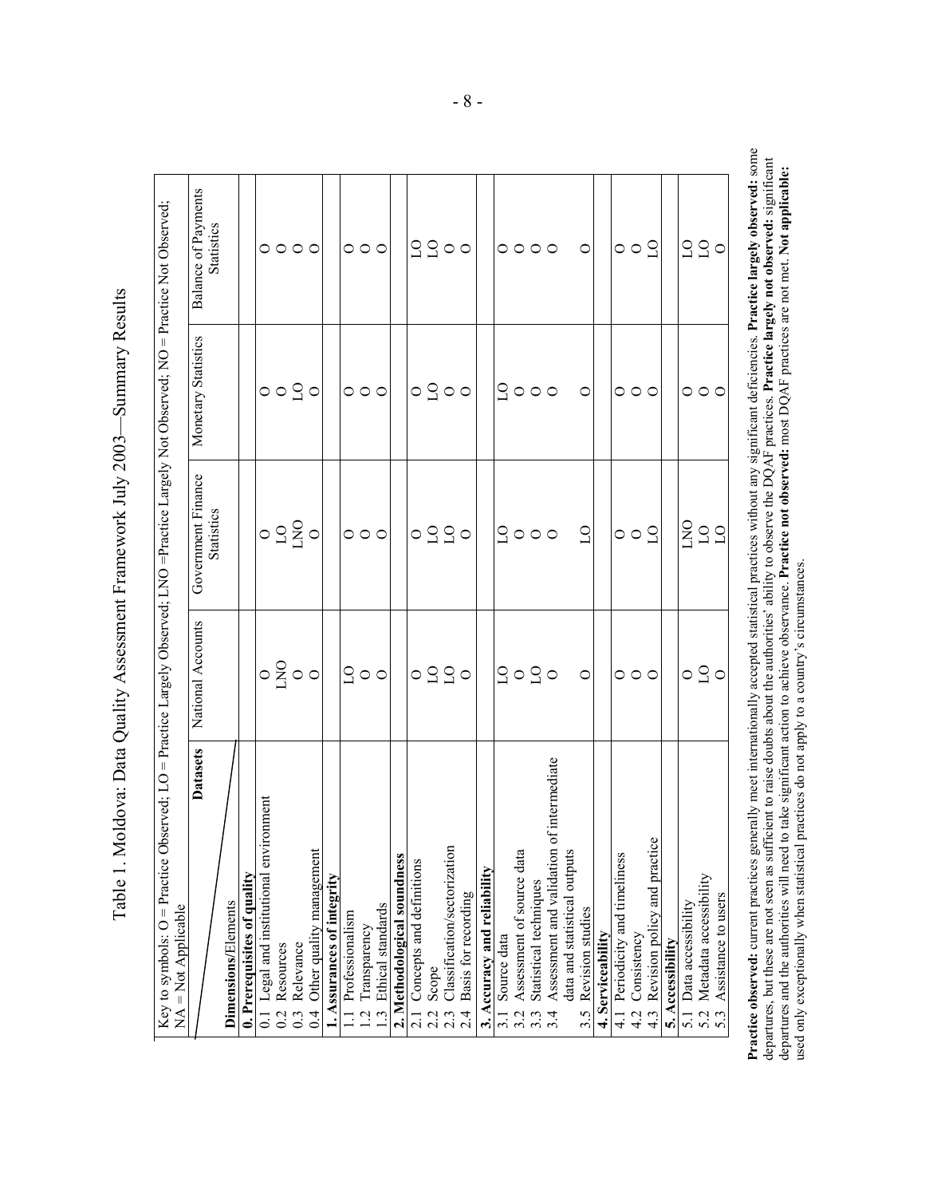# Table 1. Moldova: Data Quality Assessment Framework July 2003—Summary Results

Key to symbols: O = Practice Observed; LO = Practice Largely Observed; LNO =Practice Largely Not Observed; NO = Practice Not Observed; NA = Not Applicable

| Dimensions/Elements \ Datasets | National Accounts | Government Finance Statistics | Monetary Statistics | Balance of Payments Statistics |
|---|---|---|---|---|
| **0. Prerequisites of quality** | | | | |
| 0.1 Legal and institutional environment | O | O | O | O |
| 0.2 Resources | LNO | LO | O | O |
| 0.3 Relevance | O | LNO | LO | O |
| 0.4 Other quality management | O | O | O | O |
| **1. Assurances of integrity** | | | | |
| 1.1 Professionalism | LO | O | O | O |
| 1.2 Transparency | O | O | O | O |
| 1.3 Ethical standards | O | O | O | O |
| **2. Methodological soundness** | | | | |
| 2.1 Concepts and definitions | O | O | O | LO |
| 2.2 Scope | LO | LO | LO | LO |
| 2.3 Classification/sectorization | LO | LO | O | O |
| 2.4 Basis for recording | O | O | O | O |
| **3. Accuracy and reliability** | | | | |
| 3.1 Source data | LO | LO | LO | O |
| 3.2 Assessment of source data | O | O | O | O |
| 3.3 Statistical techniques | LO | O | O | O |
| 3.4 Assessment and validation of intermediate data and statistical outputs | O | O | O | O |
| 3.5 Revision studies | O | LO | O | O |
| **4. Serviceability** | | | | |
| 4.1 Periodicity and timeliness | O | O | O | O |
| 4.2 Consistency | O | O | O | O |
| 4.3 Revision policy and practice | O | LO | O | LO |
| **5. Accessibility** | | | | |
| 5.1 Data accessibility | O | LNO | O | LO |
| 5.2 Metadata accessibility | LO | LO | O | LO |
| 5.3 Assistance to users | O | LO | O | O |

**Practice observed:** current practices generally meet internationally accepted statistical practices without any significant deficiencies. **Practice largely observed:** some departures, but these are not seen as sufficient to raise doubts about the authorities' ability to observe the DQAF practices. **Practice largely not observed:** significant departures and the authorities will need to take significant action to achieve observance. **Practice not observed:** most DQAF practices are not met. **Not applicable:** used only exceptionally when statistical practices do not apply to a country's circumstances.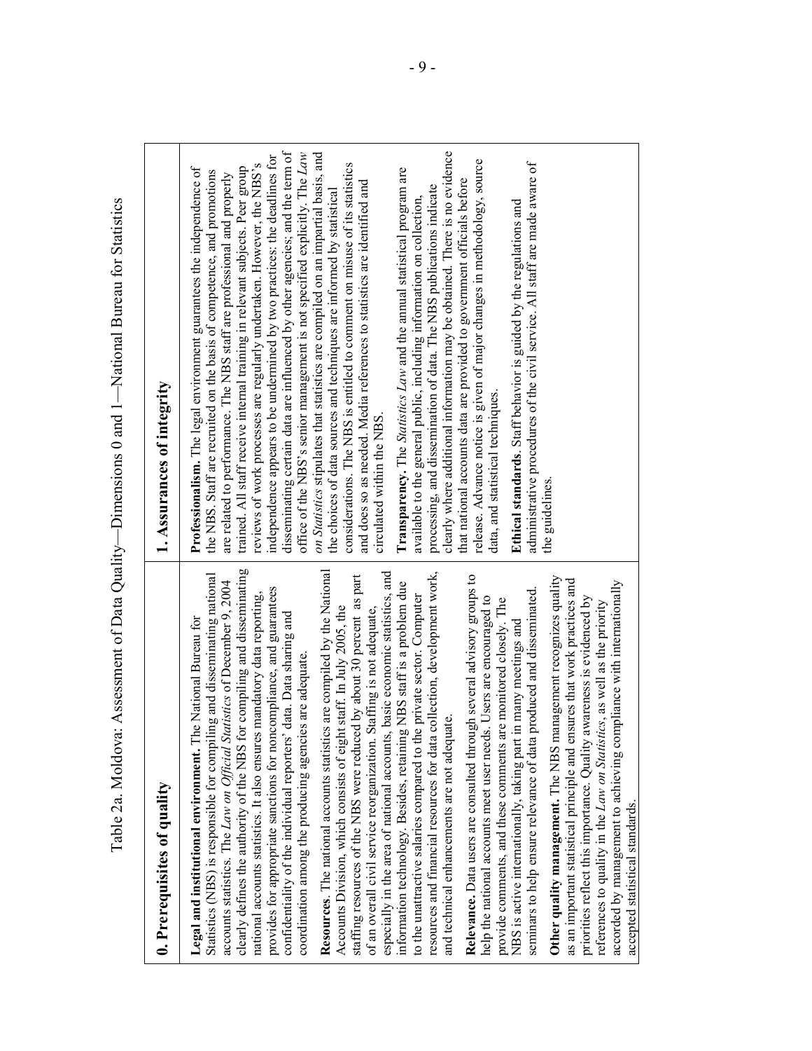Table 2a. Moldova: Assessment of Data Quality—Dimensions 0 and 1 —National Bureau for Statistics

| 0. Prerequisites of quality | 1. Assurances of integrity |
|---|---|
| **Legal and institutional environment.** The National Bureau for Statistics (NBS) is responsible for compiling and disseminating national accounts statistics. The *Law on Official Statistics* of December 9, 2004 clearly defines the authority of the NBS for compiling and disseminating national accounts statistics. It also ensures mandatory data reporting, provides for appropriate sanctions for noncompliance, and guarantees confidentiality of the individual reporters' data. Data sharing and coordination among the producing agencies are adequate.<br><br>**Resources**. The national accounts statistics are compiled by the National Accounts Division, which consists of eight staff. In July 2005, the staffing resources of the NBS were reduced by about 30 percent as part of an overall civil service reorganization. Staffing is not adequate, especially in the area of national accounts, basic economic statistics, and information technology. Besides, retaining NBS staff is a problem due to the unattractive salaries compared to the private sector. Computer resources and financial resources for data collection, development work, and technical enhancements are not adequate.<br><br>**Relevance.** Data users are consulted through several advisory groups to help the national accounts meet user needs. Users are encouraged to provide comments, and these comments are monitored closely. The NBS is active internationally, taking part in many meetings and seminars to help ensure relevance of data produced and disseminated.<br><br>**Other quality management.** The NBS management recognizes quality as an important statistical principle and ensures that work practices and priorities reflect this importance. Quality awareness is evidenced by references to quality in the *Law on Statistics*, as well as the priority accorded by management to achieving compliance with internationally accepted statistical standards. | **Professionalism.** The legal environment guarantees the independence of the NBS. Staff are recruited on the basis of competence, and promotions are related to performance. The NBS staff are professional and properly trained. All staff receive internal training in relevant subjects. Peer group reviews of work processes are regularly undertaken. However, the NBS's independence appears to be undermined by two practices: the deadlines for disseminating certain data are influenced by other agencies; and the term of office of the NBS's senior management is not specified explicitly. The *Law on Statistics* stipulates that statistics are compiled on an impartial basis, and the choices of data sources and techniques are informed by statistical considerations. The NBS is entitled to comment on misuse of its statistics and does so as needed. Media references to statistics are identified and circulated within the NBS.<br><br>**Transparency.** The *Statistics Law* and the annual statistical program are available to the general public, including information on collection, processing, and dissemination of data. The NBS publications indicate clearly where additional information may be obtained. There is no evidence that national accounts data are provided to government officials before release. Advance notice is given of major changes in methodology, source data, and statistical techniques.<br><br>**Ethical standards**. Staff behavior is guided by the regulations and administrative procedures of the civil service. All staff are made aware of the guidelines. |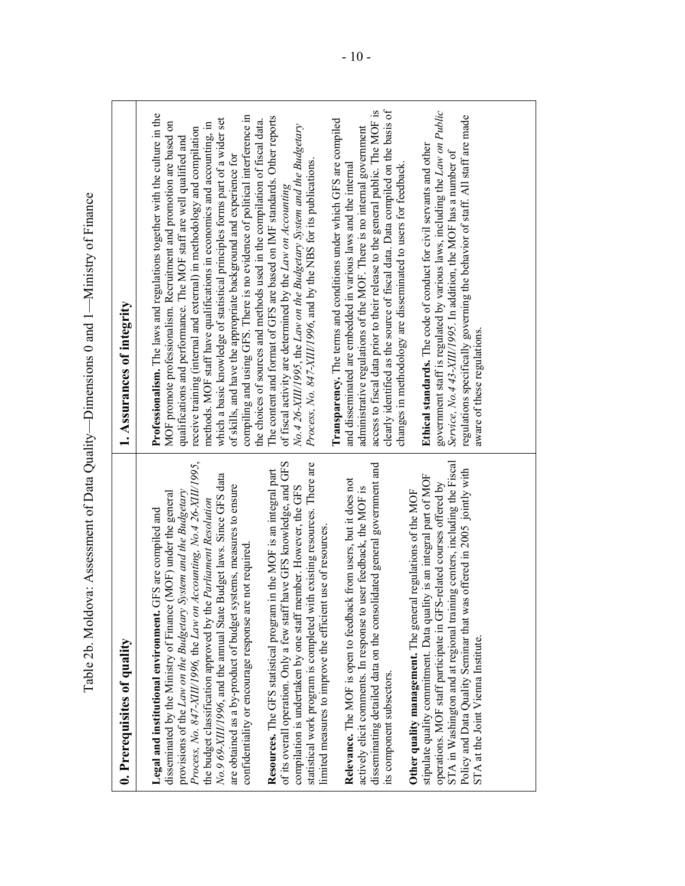Table 2b. Moldova: Assessment of Data Quality—Dimensions 0 and 1—Ministry of Finance

| 0. Prerequisites of quality | 1. Assurances of integrity |
|---|---|
| **Legal and institutional environment.** GFS are compiled and disseminated by the Ministry of Finance (MOF) under the general provisions of the *Law on the Budgetary System and the Budgetary Process, No. 847-XIII/1996*, the *Law on Accounting, No.4 26-XIII/1995*, the budget classification approved by the *Parliament Resolution No.9 69-XIII/1996*, and the annual State Budget laws. Since GFS data are obtained as a by-product of budget systems, measures to ensure confidentiality or encourage response are not required.<br><br>**Resources.** The GFS statistical program in the MOF is an integral part of its overall operation. Only a few staff have GFS knowledge, and GFS compilation is undertaken by one staff member. However, the GFS statistical work program is completed with existing resources. There are limited measures to improve the efficient use of resources.<br><br>**Relevance.** The MOF is open to feedback from users, but it does not actively elicit comments. In response to user feedback, the MOF is disseminating detailed data on the consolidated general government and its component subsectors.<br><br>**Other quality management.** The general regulations of the MOF stipulate quality commitment. Data quality is an integral part of MOF operations. MOF staff participate in GFS-related courses offered by STA in Washington and at regional training centers, including the Fiscal Policy and Data Quality Seminar that was offered in 2005 jointly with STA at the Joint Vienna Institute. | **Professionalism.** The laws and regulations together with the culture in the MOF promote professionalism. Recruitment and promotion are based on qualifications and performance. The MOF staff are well qualified and receive training (internal and external) in methodology and compilation methods. MOF staff have qualifications in economics and accounting, in which a basic knowledge of statistical principles forms part of a wider set of skills, and have the appropriate background and experience for compiling and using GFS. There is no evidence of political interference in the choices of sources and methods used in the compilation of fiscal data. The content and format of GFS are based on IMF standards. Other reports of fiscal activity are determined by the *Law on Accounting No.4 26-XIII/1995*, the *Law on the Budgetary System and the Budgetary Process, No. 847-XIII/1996*, and by the NBS for its publications.<br><br>**Transparency.** The terms and conditions under which GFS are compiled and disseminated are embedded in various laws and the internal administrative regulations of the MOF. There is no internal government access to fiscal data prior to their release to the general public. The MOF is clearly identified as the source of fiscal data. Data compiled on the basis of changes in methodology are disseminated to users for feedback.<br><br>**Ethical standards.** The code of conduct for civil servants and other government staff is regulated by various laws, including the *Law on Public Service, No.4 43-XIII/1995*. In addition, the MOF has a number of regulations specifically governing the behavior of staff. All staff are made aware of these regulations. |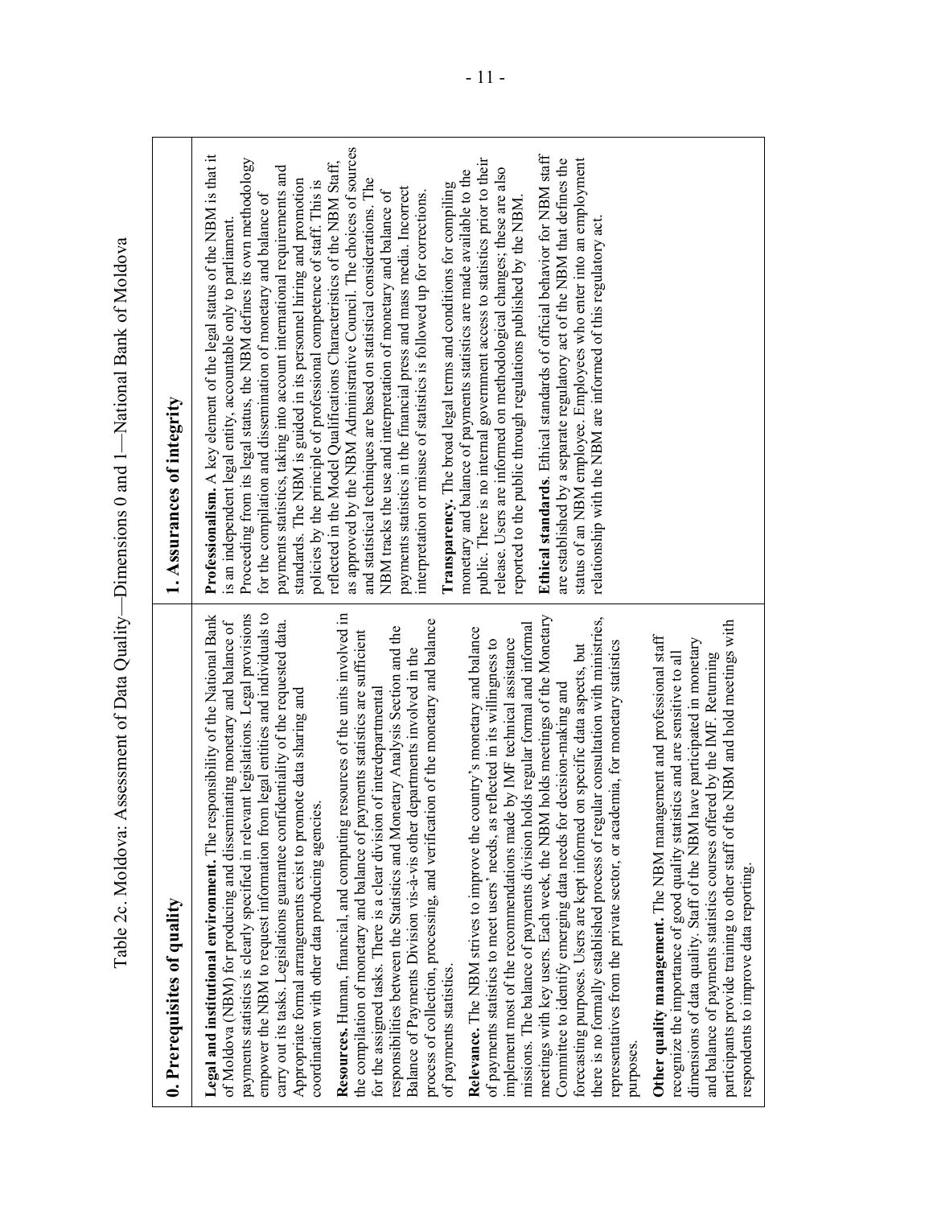Table 2c. Moldova: Assessment of Data Quality—Dimensions 0 and 1—National Bank of Moldova

| 0. Prerequisites of quality | 1. Assurances of integrity |
|---|---|
| **Legal and institutional environment.** The responsibility of the National Bank of Moldova (NBM) for producing and disseminating monetary and balance of payments statistics is clearly specified in relevant legislations. Legal provisions empower the NBM to request information from legal entities and individuals to carry out its tasks. Legislations guarantee confidentiality of the requested data. Appropriate formal arrangements exist to promote data sharing and coordination with other data producing agencies.<br><br>**Resources.** Human, financial, and computing resources of the units involved in the compilation of monetary and balance of payments statistics are sufficient for the assigned tasks. There is a clear division of interdepartmental responsibilities between the Statistics and Monetary Analysis Section and the Balance of Payments Division vis-à-vis other departments involved in the process of collection, processing, and verification of the monetary and balance of payments statistics.<br><br>**Relevance.** The NBM strives to improve the country's monetary and balance of payments statistics to meet users' needs, as reflected in its willingness to implement most of the recommendations made by IMF technical assistance missions. The balance of payments division holds regular formal and informal meetings with key users. Each week, the NBM holds meetings of the Monetary Committee to identify emerging data needs for decision-making and forecasting purposes. Users are kept informed on specific data aspects, but there is no formally established process of regular consultation with ministries, representatives from the private sector, or academia, for monetary statistics purposes.<br><br>**Other quality management.** The NBM management and professional staff recognize the importance of good quality statistics and are sensitive to all dimensions of data quality. Staff of the NBM have participated in monetary and balance of payments statistics courses offered by the IMF. Returning participants provide training to other staff of the NBM and hold meetings with respondents to improve data reporting. | **Professionalism.** A key element of the legal status of the NBM is that it is an independent legal entity, accountable only to parliament. Proceeding from its legal status, the NBM defines its own methodology for the compilation and dissemination of monetary and balance of payments statistics, taking into account international requirements and standards. The NBM is guided in its personnel hiring and promotion policies by the principle of professional competence of staff. This is reflected in the Model Qualifications Characteristics of the NBM Staff, as approved by the NBM Administrative Council. The choices of sources and statistical techniques are based on statistical considerations. The NBM tracks the use and interpretation of monetary and balance of payments statistics in the financial press and mass media. Incorrect interpretation or misuse of statistics is followed up for corrections.<br><br>**Transparency.** The broad legal terms and conditions for compiling monetary and balance of payments statistics are made available to the public. There is no internal government access to statistics prior to their release. Users are informed on methodological changes; these are also reported to the public through regulations published by the NBM.<br><br>**Ethical standards**. Ethical standards of official behavior for NBM staff are established by a separate regulatory act of the NBM that defines the status of an NBM employee. Employees who enter into an employment relationship with the NBM are informed of this regulatory act. |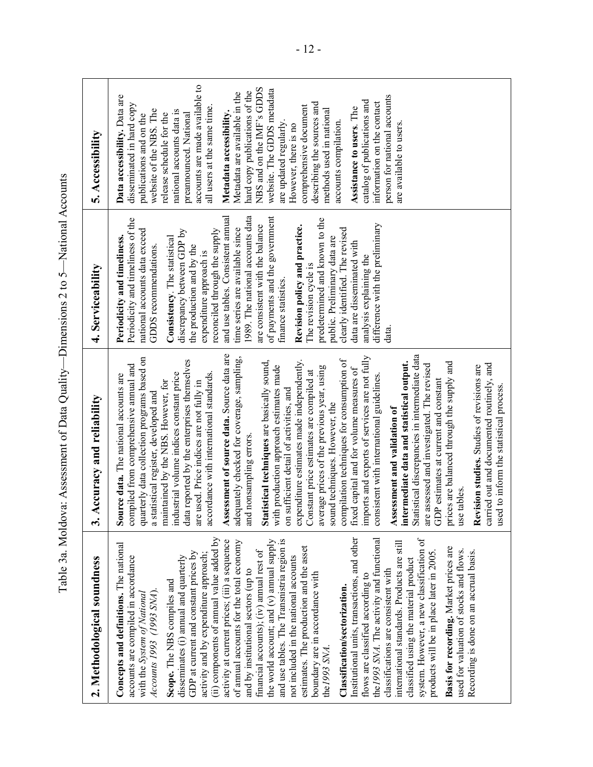Table 3a. Moldova: Assessment of Data Quality—Dimensions 2 to 5—National Accounts

| 2. Methodological soundness | 3. Accuracy and reliability | 4. Serviceability | 5. Accessibility |
|---|---|---|---|
| **Concepts and definitions.** The national accounts are compiled in accordance with the *System of National Accounts 1993 (1993 SNA)*.<br><br>**Scope.** The NBS compiles and disseminates (i) annual and quarterly GDP at current and constant prices by activity and by expenditure approach; (ii) components of annual value added by activity at current prices; (iii) a sequence of annual accounts for the total economy and by institutional sectors (up to financial accounts); (iv) annual rest of the world account; and (v) annual supply and use tables. The Transnistria region is not included in the national accounts estimates. The production and the asset boundary are in accordance with the *1993 SNA*.<br><br>**Classification/sectorization.** Institutional units, transactions, and other flows are classified according to the *1993 SNA*. The activity and functional classifications are consistent with international standards. Products are still classified using the material product system. However, a new classification of products will be in place later in 2005.<br><br>**Basis for recording.** Market prices are used for valuation of stocks and flows. Recording is done on an accrual basis. | **Source data.** The national accounts are compiled from comprehensive annual and quarterly data collection programs based on a statistical register, developed and maintained by the NBS. However, for industrial volume indices constant price data reported by the enterprises themselves are used. Price indices are not fully in accordance with international standards.<br><br>**Assessment of source data.** Source data are adequately checked for coverage, sampling, and nonsampling errors.<br><br>**Statistical techniques** are basically sound, with production approach estimates made on sufficient detail of activities, and expenditure estimates made independently. Constant price estimates are compiled at average prices of the previous year, using sound techniques. However, the compilation techniques for consumption of fixed capital and for volume measures of imports and exports of services are not fully consistent with international guidelines.<br><br>**Assessment and validation of intermediate data and statistical output.** Statistical discrepancies in intermediate data are assessed and investigated. The revised GDP estimates at current and constant prices are balanced through the supply and use tables.<br><br>**Revision studies.** Studies of revisions are carried out and documented routinely, and used to inform the statistical process. | **Periodicity and timeliness.** Periodicity and timeliness of the national accounts data exceed GDDS recommendations.<br><br>**Consistency.** The statistical discrepancy between GDP by the production and by the expenditure approach is reconciled through the supply and use tables. Consistent annual time series are available since 1989. The national accounts data are consistent with the balance of payments and the government finance statistics.<br><br>**Revision policy and practice.** The revision cycle is predetermined and known to the public. Preliminary data are clearly identified. The revised data are disseminated with analysis explaining the difference with the preliminary data. | **Data accessibility.** Data are disseminated in hard copy publications and on the website of the NBS. The release schedule for the national accounts data is preannounced. National accounts are made available to all users at the same time.<br><br>**Metadata accessibility.** Metadata are available in the hard copy publications of the NBS and on the IMF's GDDS website. The GDDS metadata are updated regularly. However, there is no comprehensive document describing the sources and methods used in national accounts compilation.<br><br>**Assistance to users.** The catalog of publications and information on the contact person for national accounts are available to users. |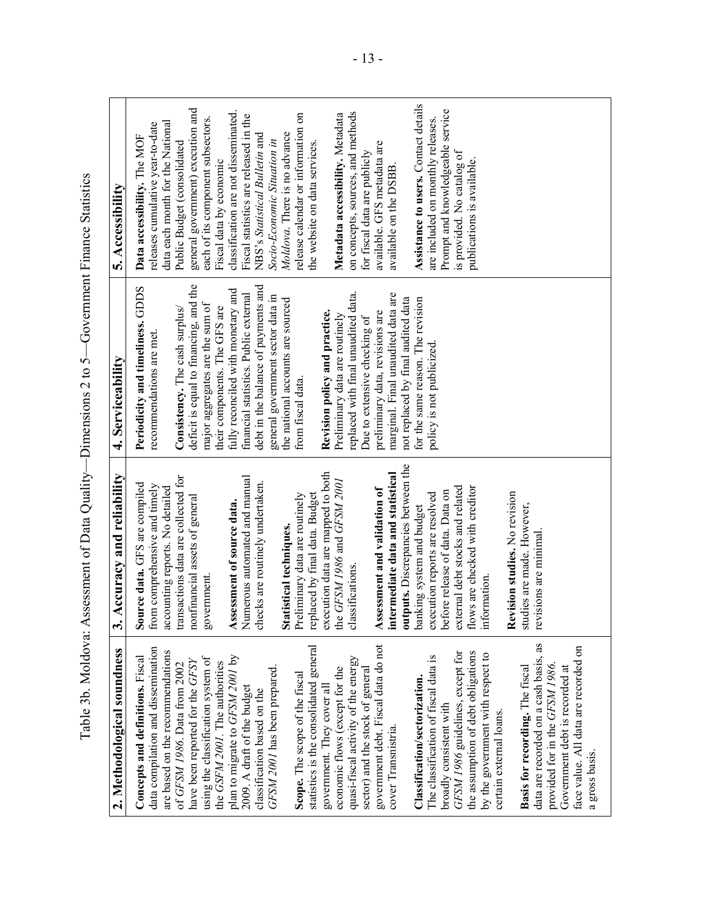Table 3b. Moldova: Assessment of Data Quality—Dimensions 2 to 5—Government Finance Statistics

| 2. Methodological soundness | 3. Accuracy and reliability | 4. Serviceability | 5. Accessibility |
|---|---|---|---|
| **Concepts and definitions.** Fiscal data compilation and dissemination are based on the recommendations of *GFSM 1986*. Data from 2002 have been reported for the *GFSY* using the classification system of the *GSFM 2001*. The authorities plan to migrate to *GFSM 2001* by 2009. A draft of the budget classification based on the *GFSM 2001* has been prepared.<br><br>**Scope.** The scope of the fiscal statistics is the consolidated general government. They cover all economic flows (except for the quasi-fiscal activity of the energy sector) and the stock of general government debt. Fiscal data do not cover Transnistria.<br><br>**Classification/sectorization.** The classification of fiscal data is broadly consistent with *GFSM 1986* guidelines, except for the assumption of debt obligations by the government with respect to certain external loans.<br><br>**Basis for recording.** The fiscal data are recorded on a cash basis, as provided for in the *GFSM 1986*. Government debt is recorded at face value. All data are recorded on a gross basis. | **Source data.** GFS are compiled from comprehensive and timely accounting reports. No detailed transactions data are collected for nonfinancial assets of general government.<br><br>**Assessment of source data.** Numerous automated and manual checks are routinely undertaken.<br><br>**Statistical techniques.** Preliminary data are routinely replaced by final data. Budget execution data are mapped to both the *GFSM 1986* and *GFSM 2001* classifications.<br><br>**Assessment and validation of intermediate data and statistical outputs.** Discrepancies between the banking system and budget execution reports are resolved before release of data. Data on external debt stocks and related flows are checked with creditor information.<br><br>**Revision studies.** No revision studies are made. However, revisions are minimal. | **Periodicity and timeliness.** GDDS recommendations are met.<br><br>**Consistency.** The cash surplus/deficit is equal to financing, and the major aggregates are the sum of their components. The GFS are fully reconciled with monetary and financial statistics. Public external debt in the balance of payments and general government sector data in the national accounts are sourced from fiscal data.<br><br>**Revision policy and practice.** Preliminary data are routinely replaced with final unaudited data. Due to extensive checking of preliminary data, revisions are marginal. Final unaudited data are not replaced by final audited data for the same reason. The revision policy is not publicized. | **Data accessibility.** The MOF releases cumulative year-to-date data each month for the National Public Budget (consolidated general government) execution and each of its component subsectors. Fiscal data by economic classification are not disseminated. Fiscal statistics are released in the NBS's *Statistical Bulletin* and *Socio-Economic Situation in Moldova*. There is no advance release calendar or information on the website on data services.<br><br>**Metadata accessibility.** Metadata on concepts, sources, and methods for fiscal data are publicly available. GFS metadata are available on the DSBB.<br><br>**Assistance to users.** Contact details are included on monthly releases. Prompt and knowledgeable service is provided. No catalog of publications is available. |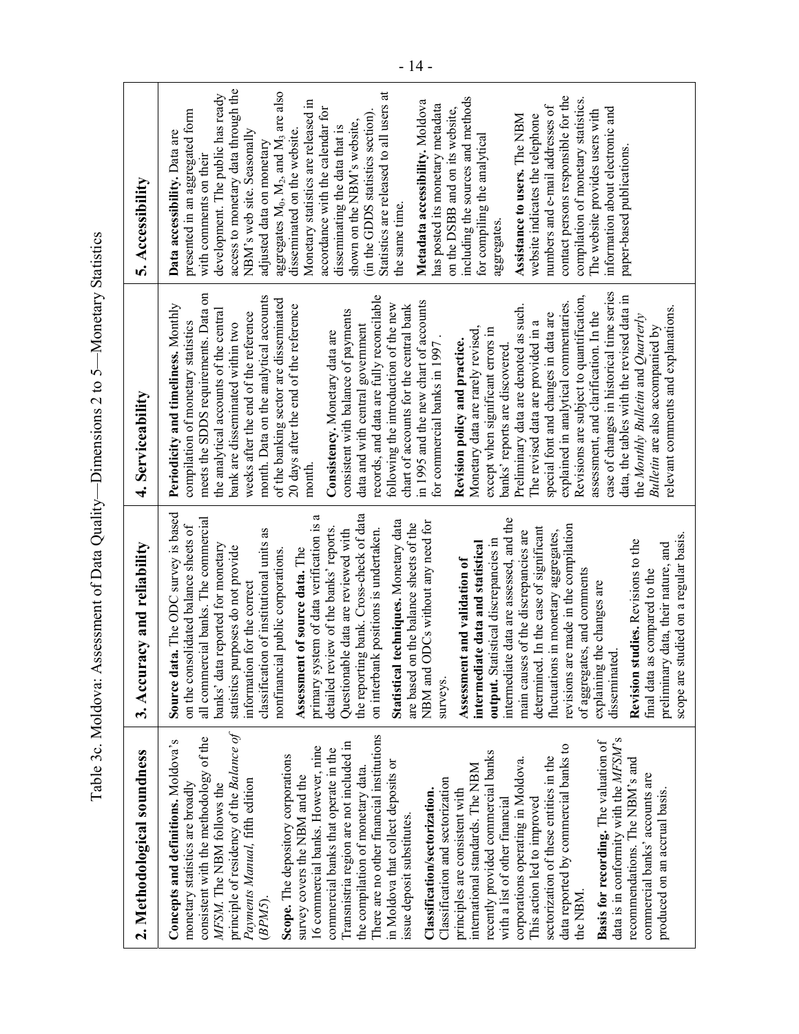Table 3c. Moldova: Assessment of Data Quality—Dimensions 2 to 5—Monetary Statistics

| 2. Methodological soundness | 3. Accuracy and reliability | 4. Serviceability | 5. Accessibility |
|---|---|---|---|
| **Concepts and definitions.** Moldova's monetary statistics are broadly consistent with the methodology of the *MFSM*. The NBM follows the principle of residency of the *Balance of Payments Manual*, fifth edition (*BPM5*).<br><br>**Scope.** The depository corporations survey covers the NBM and the 16 commercial banks. However, nine commercial banks that operate in the Transnistria region are not included in the compilation of monetary data. There are no other financial institutions in Moldova that collect deposits or issue deposit substitutes.<br><br>**Classification/sectorization.** Classification and sectorization principles are consistent with international standards. The NBM recently provided commercial banks with a list of other financial corporations operating in Moldova. This action led to improved sectorization of these entities in the data reported by commercial banks to the NBM.<br><br>**Basis for recording.** The valuation of data is in conformity with the *MFSM*'s recommendations. The NBM's and commercial banks' accounts are produced on an accrual basis. | **Source data.** The ODC survey is based on the consolidated balance sheets of all commercial banks. The commercial banks' data reported for monetary statistics purposes do not provide information for the correct classification of institutional units as nonfinancial public corporations.<br><br>**Assessment of source data.** The primary system of data verification is a detailed review of the banks' reports. Questionable data are reviewed with the reporting bank. Cross-check of data on interbank positions is undertaken.<br><br>**Statistical techniques.** Monetary data are based on the balance sheets of the NBM and ODCs without any need for surveys.<br><br>**Assessment and validation of intermediate data and statistical output.** Statistical discrepancies in intermediate data are assessed, and the main causes of the discrepancies are determined. In the case of significant fluctuations in monetary aggregates, revisions are made in the compilation of aggregates, and comments explaining the changes are disseminated.<br><br>**Revision studies.** Revisions to the final data as compared to the preliminary data, their nature, and scope are studied on a regular basis. | **Periodicity and timeliness.** Monthly compilation of monetary statistics meets the SDDS requirements. Data on the analytical accounts of the central bank are disseminated within two weeks after the end of the reference month. Data on the analytical accounts of the banking sector are disseminated 20 days after the end of the reference month.<br><br>**Consistency.** Monetary data are consistent with balance of payments data and with central government records, and data are fully reconcilable following the introduction of the new chart of accounts for the central bank in 1995 and the new chart of accounts for commercial banks in 1997.<br><br>**Revision policy and practice.** Monetary data are rarely revised, except when significant errors in banks' reports are discovered. Preliminary data are denoted as such. The revised data are provided in a special font and changes in data are explained in analytical commentaries. Revisions are subject to quantification, assessment, and clarification. In the case of changes in historical time series data, the tables with the revised data in the *Monthly Bulletin* and *Quarterly Bulletin* are also accompanied by relevant comments and explanations. | **Data accessibility.** Data are presented in an aggregated form with comments on their development. The public has ready access to monetary data through the NBM's web site. Seasonally adjusted data on monetary aggregates $M_0$, $M_2$, and $M_3$ are also disseminated on the website. Monetary statistics are released in accordance with the calendar for disseminating the data that is shown on the NBM's website, (in the GDDS statistics section). Statistics are released to all users at the same time.<br><br>**Metadata accessibility.** Moldova has posted its monetary metadata on the DSBB and on its website, including the sources and methods for compiling the analytical aggregates.<br><br>**Assistance to users.** The NBM website indicates the telephone numbers and e-mail addresses of contact persons responsible for the compilation of monetary statistics. The website provides users with information about electronic and paper-based publications. |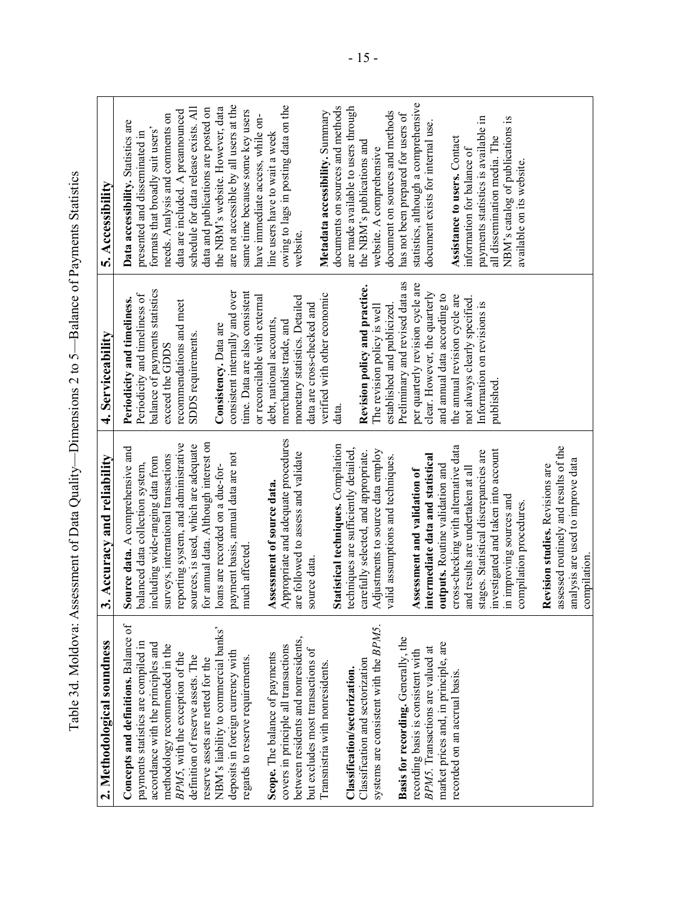# Table 3d. Moldova: Assessment of Data Quality—Dimensions 2 to 5—Balance of Payments Statistics

| 2. Methodological soundness | 3. Accuracy and reliability | 4. Serviceability | 5. Accessibility |
|---|---|---|---|
| **Concepts and definitions.** Balance of payments statistics are compiled in accordance with the principles and methodology recommended in the *BPM5*, with the exception of the definition of reserve assets. The reserve assets are netted for the NBM's liability to commercial banks' deposits in foreign currency with regards to reserve requirements.<br><br>**Scope.** The balance of payments covers in principle all transactions between residents and nonresidents, but excludes most transactions of Transnistria with nonresidents.<br><br>**Classification/sectorization.** Classification and sectorization systems are consistent with the *BPM5*.<br><br>**Basis for recording.** Generally, the recording basis is consistent with *BPM5*. Transactions are valued at market prices and, in principle, are recorded on an accrual basis. | **Source data.** A comprehensive and balanced data collection system, including wide-ranging data from surveys, international transactions reporting system, and administrative sources, is used, which are adequate for annual data. Although interest on loans are recorded on a due-for-payment basis, annual data are not much affected.<br><br>**Assessment of source data.** Appropriate and adequate procedures are followed to assess and validate source data.<br><br>**Statistical techniques.** Compilation techniques are sufficiently detailed, carefully selected, and appropriate. Adjustments to source data employ valid assumptions and techniques.<br><br>**Assessment and validation of intermediate data and statistical outputs.** Routine validation and cross-checking with alternative data and results are undertaken at all stages. Statistical discrepancies are investigated and taken into account in improving sources and compilation procedures.<br><br>**Revision studies.** Revisions are assessed routinely and results of the analysis are used to improve data compilation. | **Periodicity and timeliness.** Periodicity and timeliness of balance of payments statistics exceed the GDDS recommendations and meet SDDS requirements.<br><br>**Consistency.** Data are consistent internally and over time. Data are also consistent or reconcilable with external debt, national accounts, merchandise trade, and monetary statistics. Detailed data are cross-checked and verified with other economic data.<br><br>**Revision policy and practice.** The revision policy is well established and publicized. Preliminary and revised data as per quarterly revision cycle are clear. However, the quarterly and annual data according to the annual revision cycle are not always clearly specified. Information on revisions is published. | **Data accessibility.** Statistics are presented and disseminated in formats that broadly suit users' needs. Analysis and comments on data are included. A preannounced schedule for data release exists. All data and publications are posted on the NBM's website. However, data are not accessible by all users at the same time because some key users have immediate access, while on-line users have to wait a week owing to lags in posting data on the website.<br><br>**Metadata accessibility.** Summary documents on sources and methods are made available to users through the NBM's publications and website. A comprehensive document on sources and methods has not been prepared for users of statistics, although a comprehensive document exists for internal use.<br><br>**Assistance to users.** Contact information for balance of payments statistics is available in all dissemination media. The NBM's catalog of publications is available on its website. |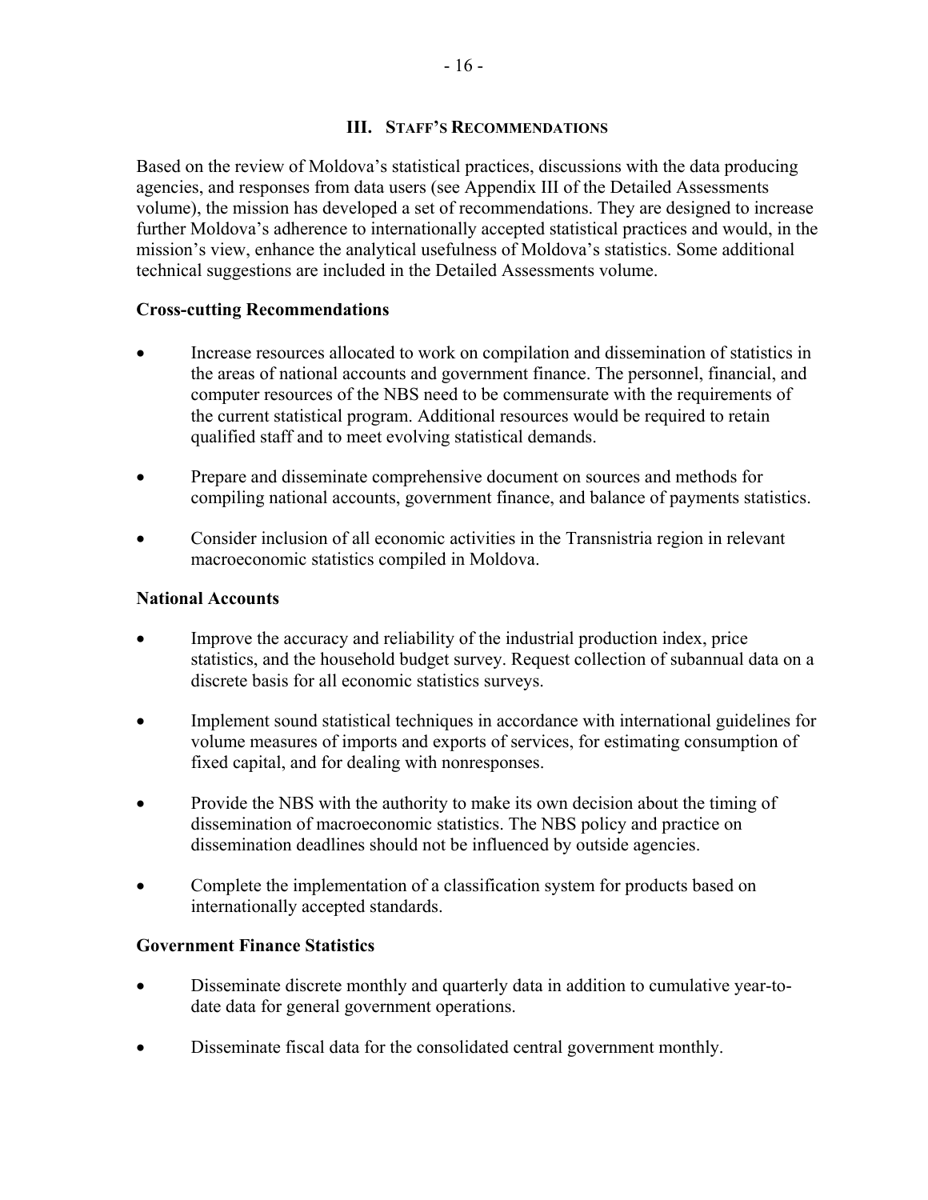## III. Staff's Recommendations

Based on the review of Moldova's statistical practices, discussions with the data producing agencies, and responses from data users (see Appendix III of the Detailed Assessments volume), the mission has developed a set of recommendations. They are designed to increase further Moldova's adherence to internationally accepted statistical practices and would, in the mission's view, enhance the analytical usefulness of Moldova's statistics. Some additional technical suggestions are included in the Detailed Assessments volume.

### Cross-cutting Recommendations

- Increase resources allocated to work on compilation and dissemination of statistics in the areas of national accounts and government finance. The personnel, financial, and computer resources of the NBS need to be commensurate with the requirements of the current statistical program. Additional resources would be required to retain qualified staff and to meet evolving statistical demands.
- Prepare and disseminate comprehensive document on sources and methods for compiling national accounts, government finance, and balance of payments statistics.
- Consider inclusion of all economic activities in the Transnistria region in relevant macroeconomic statistics compiled in Moldova.

### National Accounts

- Improve the accuracy and reliability of the industrial production index, price statistics, and the household budget survey. Request collection of subannual data on a discrete basis for all economic statistics surveys.
- Implement sound statistical techniques in accordance with international guidelines for volume measures of imports and exports of services, for estimating consumption of fixed capital, and for dealing with nonresponses.
- Provide the NBS with the authority to make its own decision about the timing of dissemination of macroeconomic statistics. The NBS policy and practice on dissemination deadlines should not be influenced by outside agencies.
- Complete the implementation of a classification system for products based on internationally accepted standards.

### Government Finance Statistics

- Disseminate discrete monthly and quarterly data in addition to cumulative year-to-date data for general government operations.
- Disseminate fiscal data for the consolidated central government monthly.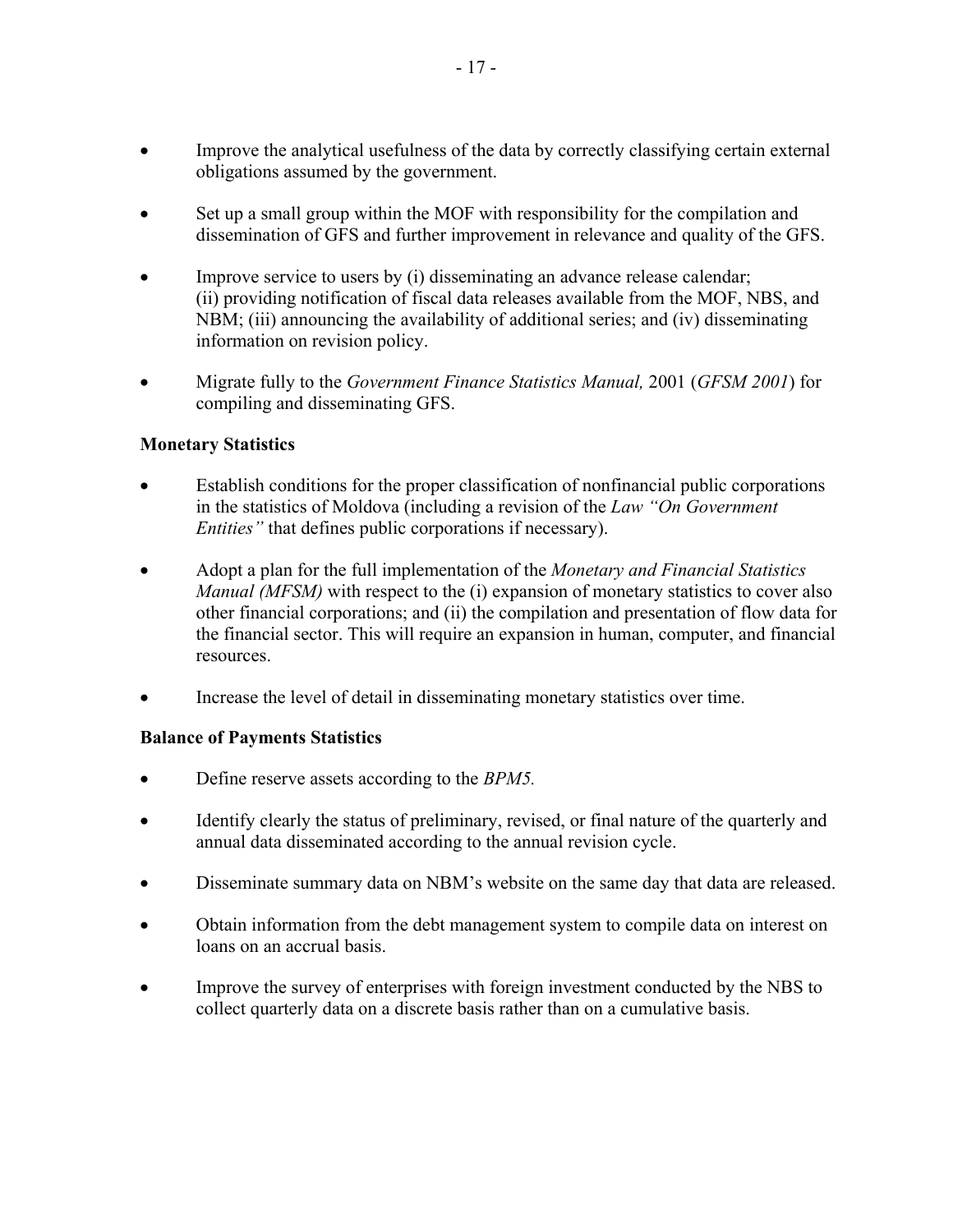- Improve the analytical usefulness of the data by correctly classifying certain external obligations assumed by the government.

- Set up a small group within the MOF with responsibility for the compilation and dissemination of GFS and further improvement in relevance and quality of the GFS.

- Improve service to users by (i) disseminating an advance release calendar; (ii) providing notification of fiscal data releases available from the MOF, NBS, and NBM; (iii) announcing the availability of additional series; and (iv) disseminating information on revision policy.

- Migrate fully to the *Government Finance Statistics Manual,* 2001 (*GFSM 2001*) for compiling and disseminating GFS.

**Monetary Statistics**

- Establish conditions for the proper classification of nonfinancial public corporations in the statistics of Moldova (including a revision of the *Law "On Government Entities"* that defines public corporations if necessary).

- Adopt a plan for the full implementation of the *Monetary and Financial Statistics Manual (MFSM)* with respect to the (i) expansion of monetary statistics to cover also other financial corporations; and (ii) the compilation and presentation of flow data for the financial sector. This will require an expansion in human, computer, and financial resources.

- Increase the level of detail in disseminating monetary statistics over time.

**Balance of Payments Statistics**

- Define reserve assets according to the *BPM5.*

- Identify clearly the status of preliminary, revised, or final nature of the quarterly and annual data disseminated according to the annual revision cycle.

- Disseminate summary data on NBM's website on the same day that data are released.

- Obtain information from the debt management system to compile data on interest on loans on an accrual basis.

- Improve the survey of enterprises with foreign investment conducted by the NBS to collect quarterly data on a discrete basis rather than on a cumulative basis.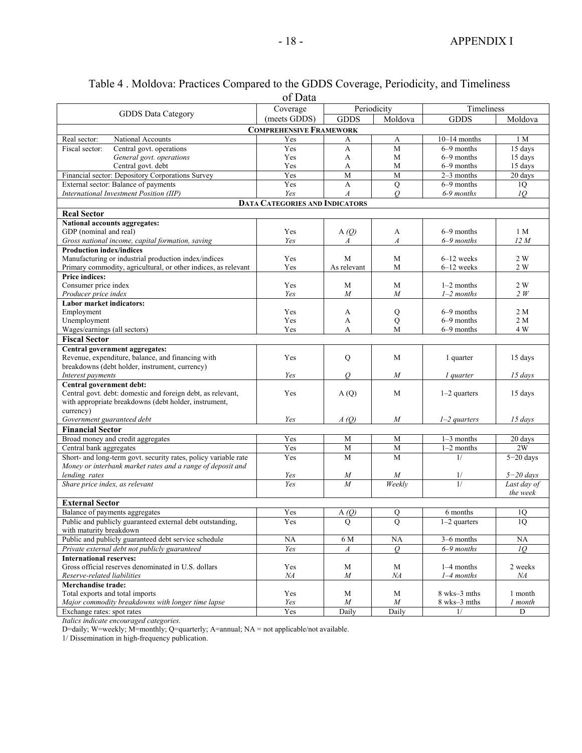Table 4 . Moldova: Practices Compared to the GDDS Coverage, Periodicity, and Timeliness of Data

| GDDS Data Category | Coverage (meets GDDS) | Periodicity | | Timeliness | |
|---|---|---|---|---|---|
| | | GDDS | Moldova | GDDS | Moldova |
| **COMPREHENSIVE FRAMEWORK** | | | | | |
| Real sector: National Accounts | Yes | A | A | 10–14 months | 1 M |
| Fiscal sector: Central govt. operations | Yes | A | M | 6–9 months | 15 days |
| *General govt. operations* | Yes | A | M | 6–9 months | 15 days |
| Central govt. debt | Yes | A | M | 6–9 months | 15 days |
| Financial sector: Depository Corporations Survey | Yes | M | M | 2–3 months | 20 days |
| External sector: Balance of payments | Yes | A | Q | 6–9 months | 1Q |
| *International Investment Position (IIP)* | *Yes* | *A* | *Q* | *6-9 months* | *1Q* |
| **DATA CATEGORIES AND INDICATORS** | | | | | |
| **Real Sector** | | | | | |
| **National accounts aggregates:** | | | | | |
| GDP (nominal and real) | Yes | A *(Q)* | A | 6–9 months | 1 M |
| *Gross national income, capital formation, saving* | *Yes* | *A* | *A* | *6–9 months* | *12 M* |
| **Production index/indices** | | | | | |
| Manufacturing or industrial production index/indices | Yes | M | M | 6–12 weeks | 2 W |
| Primary commodity, agricultural, or other indices, as relevant | Yes | As relevant | M | 6–12 weeks | 2 W |
| **Price indices:** | | | | | |
| Consumer price index | Yes | M | M | 1–2 months | 2 W |
| *Producer price index* | *Yes* | *M* | *M* | *1–2 months* | *2 W* |
| **Labor market indicators:** | | | | | |
| Employment | Yes | A | Q | 6–9 months | 2 M |
| Unemployment | Yes | A | Q | 6–9 months | 2 M |
| Wages/earnings (all sectors) | Yes | A | M | 6–9 months | 4 W |
| **Fiscal Sector** | | | | | |
| **Central government aggregates:** | | | | | |
| Revenue, expenditure, balance, and financing with breakdowns (debt holder, instrument, currency) | Yes | Q | M | 1 quarter | 15 days |
| *Interest payments* | *Yes* | *Q* | *M* | *1 quarter* | *15 days* |
| **Central government debt:** | | | | | |
| Central govt. debt: domestic and foreign debt, as relevant, with appropriate breakdowns (debt holder, instrument, currency) | Yes | A (Q) | M | 1–2 quarters | 15 days |
| *Government guaranteed debt* | *Yes* | *A (Q)* | *M* | *1–2 quarters* | *15 days* |
| **Financial Sector** | | | | | |
| Broad money and credit aggregates | Yes | M | M | 1–3 months | 20 days |
| Central bank aggregates | Yes | M | M | 1–2 months | 2W |
| Short- and long-term govt. security rates, policy variable rate | Yes | M | M | 1/ | 5−20 days |
| *Money or interbank market rates and a range of deposit and lending rates* | *Yes* | *M* | *M* | 1/ | *5−20 days* |
| *Share price index, as relevant* | *Yes* | *M* | *Weekly* | 1/ | *Last day of the week* |
| **External Sector** | | | | | |
| Balance of payments aggregates | Yes | A *(Q)* | Q | 6 months | 1Q |
| Public and publicly guaranteed external debt outstanding, with maturity breakdown | Yes | Q | Q | 1–2 quarters | 1Q |
| Public and publicly guaranteed debt service schedule | NA | 6 M | NA | 3–6 months | NA |
| *Private external debt not publicly guaranteed* | *Yes* | *A* | *Q* | *6–9 months* | *1Q* |
| **International reserves:** | | | | | |
| Gross official reserves denominated in U.S. dollars | Yes | M | M | 1–4 months | 2 weeks |
| *Reserve-related liabilities* | *NA* | *M* | *NA* | *1–4 months* | *NA* |
| **Merchandise trade:** | | | | | |
| Total exports and total imports | Yes | M | M | 8 wks–3 mths | 1 month |
| *Major commodity breakdowns with longer time lapse* | *Yes* | *M* | *M* | 8 wks–3 mths | *1 month* |
| Exchange rates: spot rates | Yes | Daily | Daily | 1/ | D |

*Italics indicate encouraged categories.*

D=daily; W=weekly; M=monthly; Q=quarterly; A=annual; NA = not applicable/not available.

1/ Dissemination in high-frequency publication.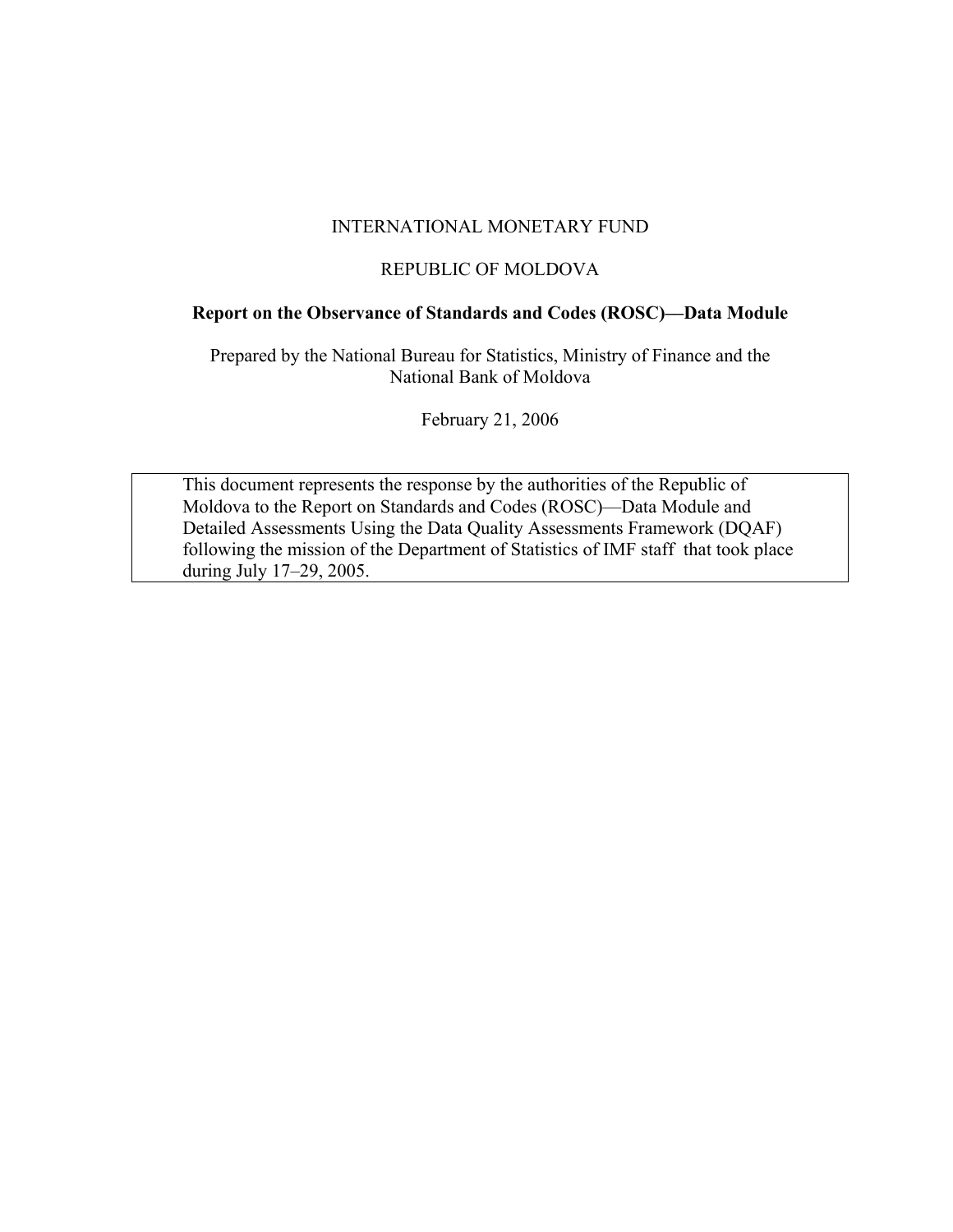INTERNATIONAL MONETARY FUND

REPUBLIC OF MOLDOVA

**Report on the Observance of Standards and Codes (ROSC)—Data Module**

Prepared by the National Bureau for Statistics, Ministry of Finance and the National Bank of Moldova

February 21, 2006

> This document represents the response by the authorities of the Republic of Moldova to the Report on Standards and Codes (ROSC)—Data Module and Detailed Assessments Using the Data Quality Assessments Framework (DQAF) following the mission of the Department of Statistics of IMF staff that took place during July 17–29, 2005.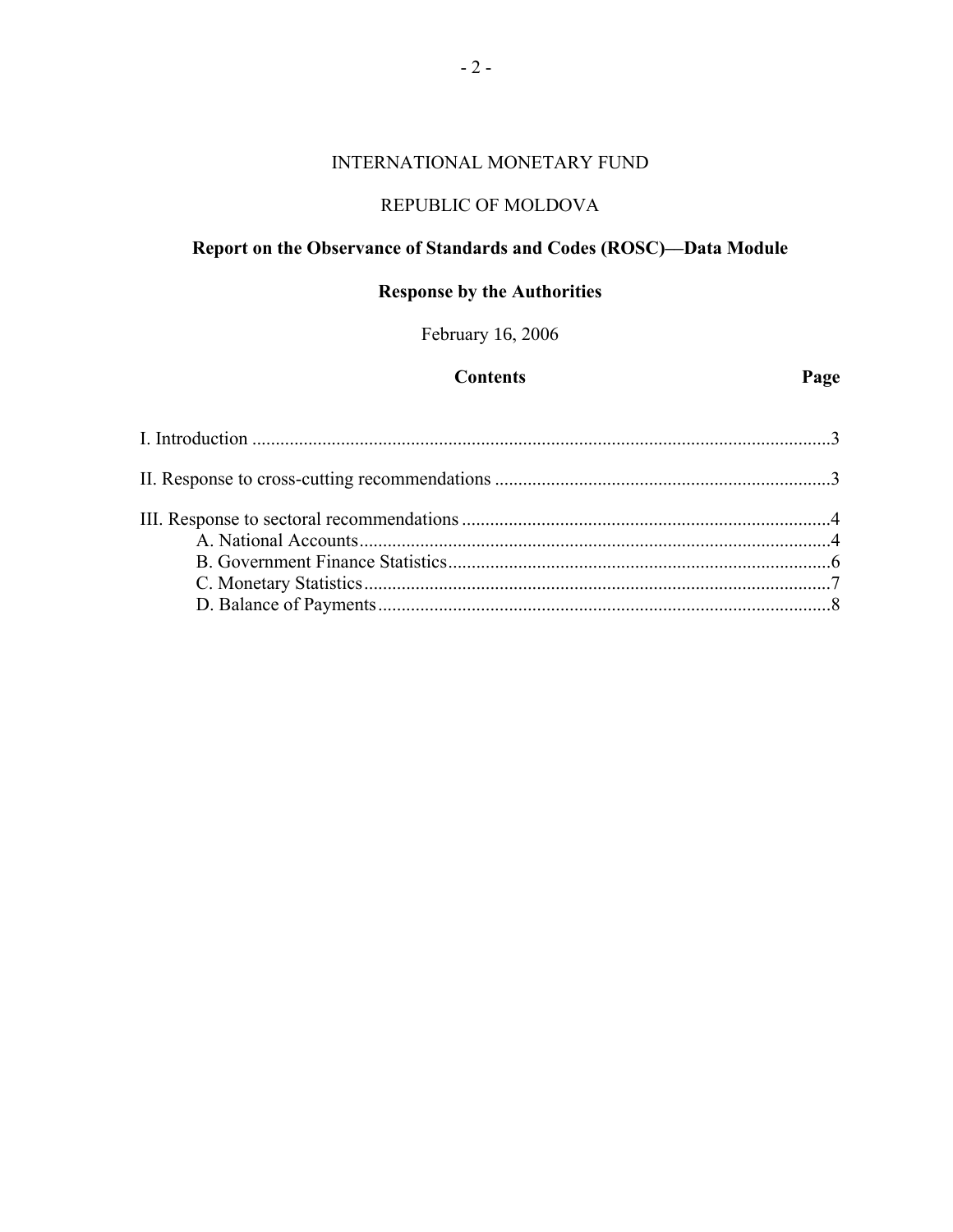INTERNATIONAL MONETARY FUND

REPUBLIC OF MOLDOVA

**Report on the Observance of Standards and Codes (ROSC)—Data Module**

**Response by the Authorities**

February 16, 2006

| Contents | Page |
|---|---|
| I. Introduction | 3 |
| II. Response to cross-cutting recommendations | 3 |
| III. Response to sectoral recommendations | 4 |
| A. National Accounts | 4 |
| B. Government Finance Statistics | 6 |
| C. Monetary Statistics | 7 |
| D. Balance of Payments | 8 |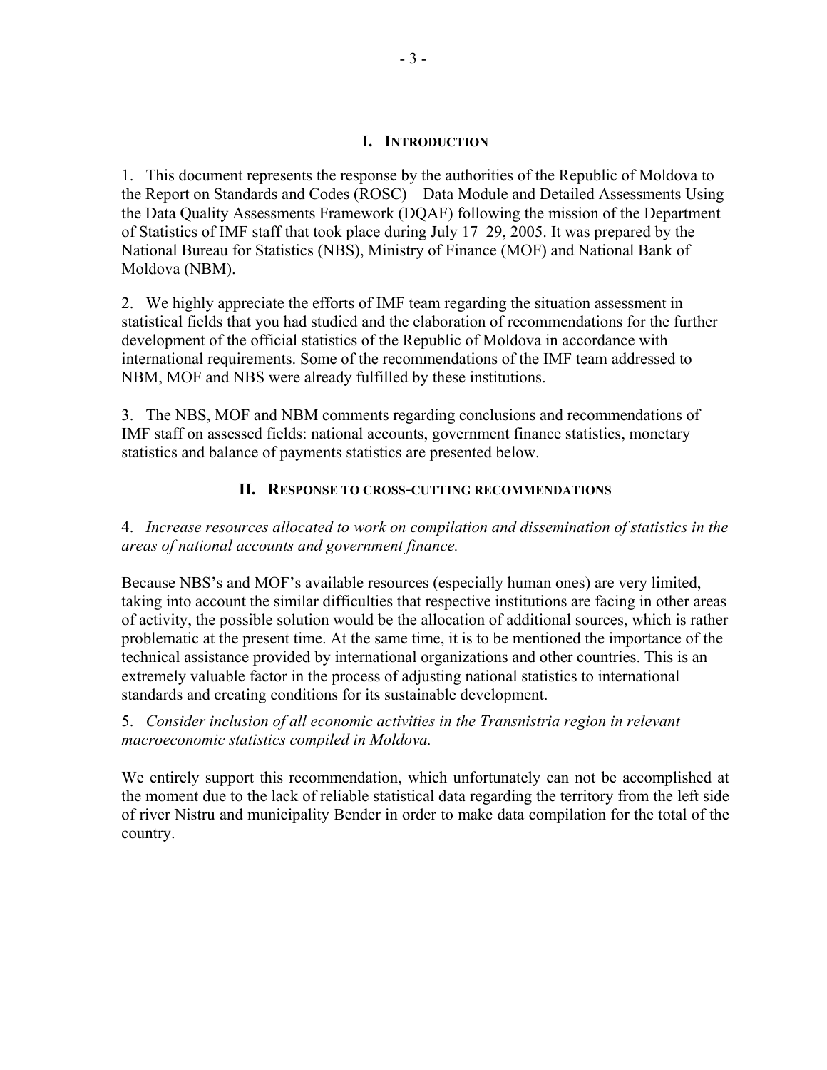## I. Introduction

1. This document represents the response by the authorities of the Republic of Moldova to the Report on Standards and Codes (ROSC)—Data Module and Detailed Assessments Using the Data Quality Assessments Framework (DQAF) following the mission of the Department of Statistics of IMF staff that took place during July 17–29, 2005. It was prepared by the National Bureau for Statistics (NBS), Ministry of Finance (MOF) and National Bank of Moldova (NBM).

2. We highly appreciate the efforts of IMF team regarding the situation assessment in statistical fields that you had studied and the elaboration of recommendations for the further development of the official statistics of the Republic of Moldova in accordance with international requirements. Some of the recommendations of the IMF team addressed to NBM, MOF and NBS were already fulfilled by these institutions.

3. The NBS, MOF and NBM comments regarding conclusions and recommendations of IMF staff on assessed fields: national accounts, government finance statistics, monetary statistics and balance of payments statistics are presented below.

## II. Response to cross-cutting recommendations

4. *Increase resources allocated to work on compilation and dissemination of statistics in the areas of national accounts and government finance.*

Because NBS's and MOF's available resources (especially human ones) are very limited, taking into account the similar difficulties that respective institutions are facing in other areas of activity, the possible solution would be the allocation of additional sources, which is rather problematic at the present time. At the same time, it is to be mentioned the importance of the technical assistance provided by international organizations and other countries. This is an extremely valuable factor in the process of adjusting national statistics to international standards and creating conditions for its sustainable development.

5. *Consider inclusion of all economic activities in the Transnistria region in relevant macroeconomic statistics compiled in Moldova.*

We entirely support this recommendation, which unfortunately can not be accomplished at the moment due to the lack of reliable statistical data regarding the territory from the left side of river Nistru and municipality Bender in order to make data compilation for the total of the country.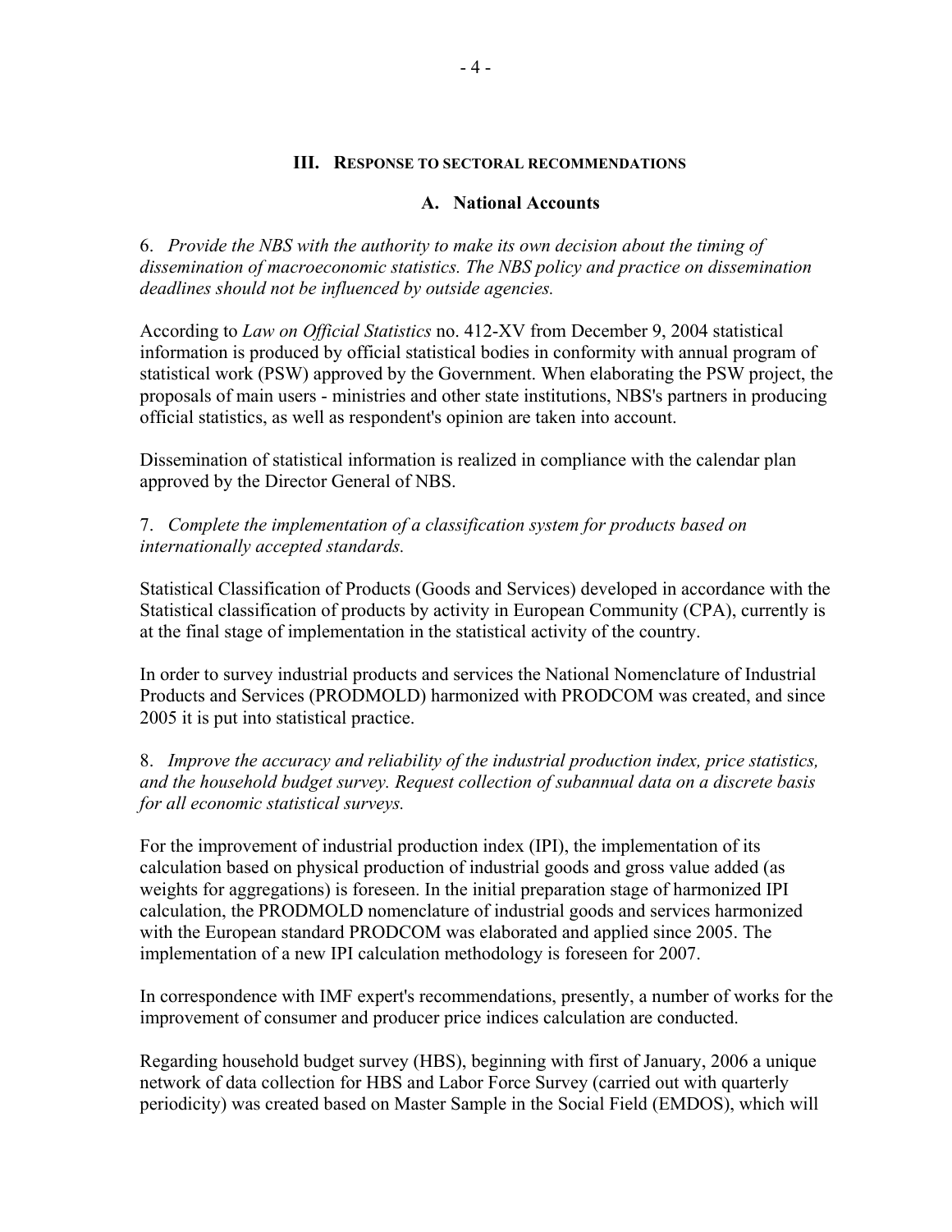## III. Response to sectoral recommendations

### A. National Accounts

6. *Provide the NBS with the authority to make its own decision about the timing of dissemination of macroeconomic statistics. The NBS policy and practice on dissemination deadlines should not be influenced by outside agencies.*

According to *Law on Official Statistics* no. 412-XV from December 9, 2004 statistical information is produced by official statistical bodies in conformity with annual program of statistical work (PSW) approved by the Government. When elaborating the PSW project, the proposals of main users - ministries and other state institutions, NBS's partners in producing official statistics, as well as respondent's opinion are taken into account.

Dissemination of statistical information is realized in compliance with the calendar plan approved by the Director General of NBS.

7. *Complete the implementation of a classification system for products based on internationally accepted standards.*

Statistical Classification of Products (Goods and Services) developed in accordance with the Statistical classification of products by activity in European Community (CPA), currently is at the final stage of implementation in the statistical activity of the country.

In order to survey industrial products and services the National Nomenclature of Industrial Products and Services (PRODMOLD) harmonized with PRODCOM was created, and since 2005 it is put into statistical practice.

8. *Improve the accuracy and reliability of the industrial production index, price statistics, and the household budget survey. Request collection of subannual data on a discrete basis for all economic statistical surveys.*

For the improvement of industrial production index (IPI), the implementation of its calculation based on physical production of industrial goods and gross value added (as weights for aggregations) is foreseen. In the initial preparation stage of harmonized IPI calculation, the PRODMOLD nomenclature of industrial goods and services harmonized with the European standard PRODCOM was elaborated and applied since 2005. The implementation of a new IPI calculation methodology is foreseen for 2007.

In correspondence with IMF expert's recommendations, presently, a number of works for the improvement of consumer and producer price indices calculation are conducted.

Regarding household budget survey (HBS), beginning with first of January, 2006 a unique network of data collection for HBS and Labor Force Survey (carried out with quarterly periodicity) was created based on Master Sample in the Social Field (EMDOS), which will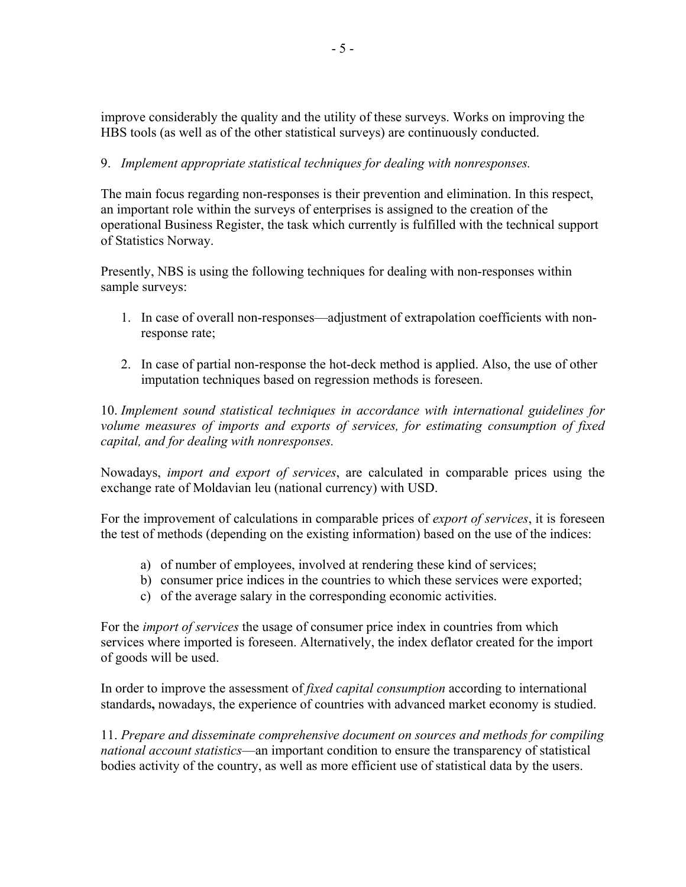improve considerably the quality and the utility of these surveys. Works on improving the HBS tools (as well as of the other statistical surveys) are continuously conducted.

9. *Implement appropriate statistical techniques for dealing with nonresponses.*

The main focus regarding non-responses is their prevention and elimination. In this respect, an important role within the surveys of enterprises is assigned to the creation of the operational Business Register, the task which currently is fulfilled with the technical support of Statistics Norway.

Presently, NBS is using the following techniques for dealing with non-responses within sample surveys:

1. In case of overall non-responses—adjustment of extrapolation coefficients with non-response rate;

2. In case of partial non-response the hot-deck method is applied. Also, the use of other imputation techniques based on regression methods is foreseen.

10. *Implement sound statistical techniques in accordance with international guidelines for volume measures of imports and exports of services, for estimating consumption of fixed capital, and for dealing with nonresponses.*

Nowadays, *import and export of services*, are calculated in comparable prices using the exchange rate of Moldavian leu (national currency) with USD.

For the improvement of calculations in comparable prices of *export of services*, it is foreseen the test of methods (depending on the existing information) based on the use of the indices:

a) of number of employees, involved at rendering these kind of services;
b) consumer price indices in the countries to which these services were exported;
c) of the average salary in the corresponding economic activities.

For the *import of services* the usage of consumer price index in countries from which services where imported is foreseen. Alternatively, the index deflator created for the import of goods will be used.

In order to improve the assessment of *fixed capital consumption* according to international standards**,** nowadays, the experience of countries with advanced market economy is studied.

11. *Prepare and disseminate comprehensive document on sources and methods for compiling national account statistics*—an important condition to ensure the transparency of statistical bodies activity of the country, as well as more efficient use of statistical data by the users.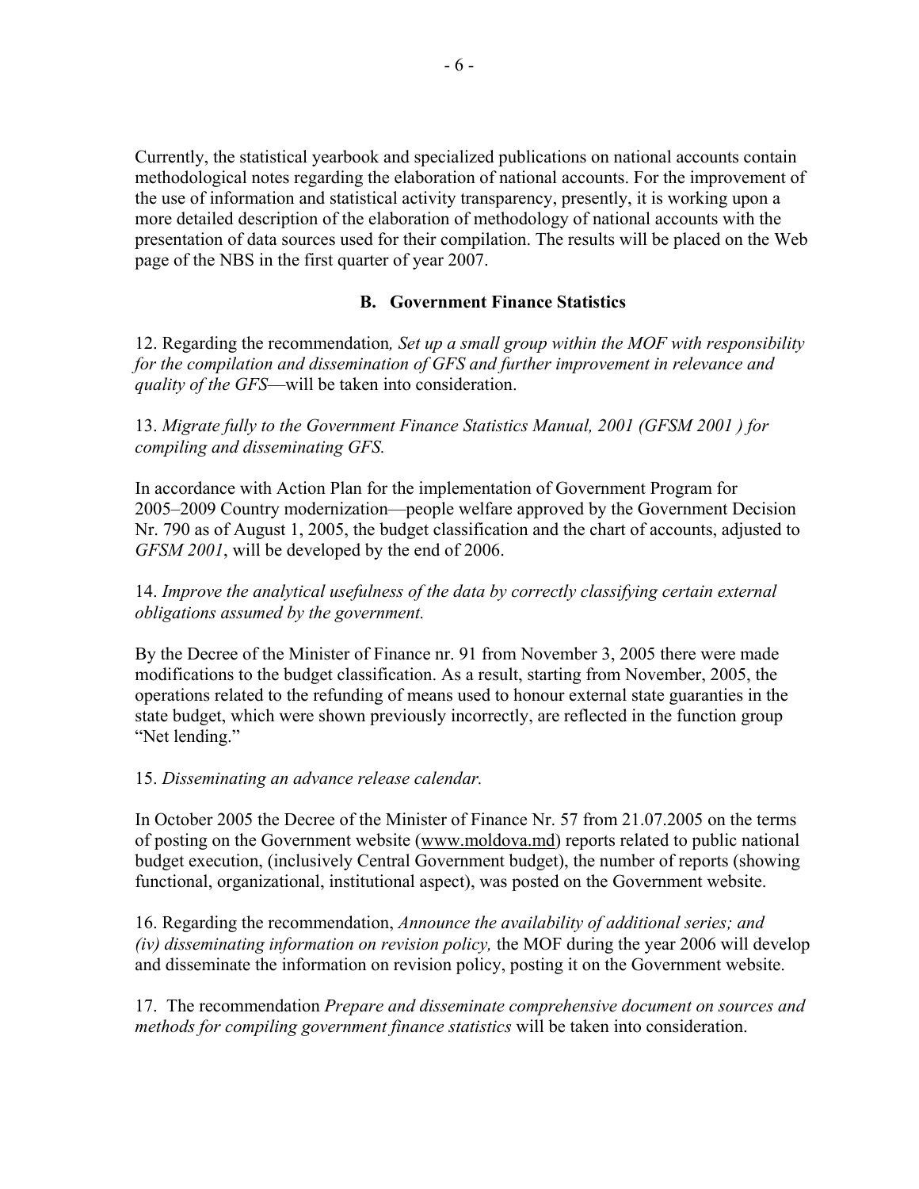Currently, the statistical yearbook and specialized publications on national accounts contain methodological notes regarding the elaboration of national accounts. For the improvement of the use of information and statistical activity transparency, presently, it is working upon a more detailed description of the elaboration of methodology of national accounts with the presentation of data sources used for their compilation. The results will be placed on the Web page of the NBS in the first quarter of year 2007.

### B. Government Finance Statistics

12. Regarding the recommendation*, Set up a small group within the MOF with responsibility for the compilation and dissemination of GFS and further improvement in relevance and quality of the GFS*—will be taken into consideration.

13. *Migrate fully to the Government Finance Statistics Manual, 2001 (GFSM 2001 ) for compiling and disseminating GFS.*

In accordance with Action Plan for the implementation of Government Program for 2005–2009 Country modernization—people welfare approved by the Government Decision Nr. 790 as of August 1, 2005, the budget classification and the chart of accounts, adjusted to *GFSM 2001*, will be developed by the end of 2006.

14. *Improve the analytical usefulness of the data by correctly classifying certain external obligations assumed by the government.*

By the Decree of the Minister of Finance nr. 91 from November 3, 2005 there were made modifications to the budget classification. As a result, starting from November, 2005, the operations related to the refunding of means used to honour external state guaranties in the state budget, which were shown previously incorrectly, are reflected in the function group "Net lending."

15. *Disseminating an advance release calendar.*

In October 2005 the Decree of the Minister of Finance Nr. 57 from 21.07.2005 on the terms of posting on the Government website (www.moldova.md) reports related to public national budget execution, (inclusively Central Government budget), the number of reports (showing functional, organizational, institutional aspect), was posted on the Government website.

16. Regarding the recommendation, *Announce the availability of additional series; and (iv) disseminating information on revision policy,* the MOF during the year 2006 will develop and disseminate the information on revision policy, posting it on the Government website.

17. The recommendation *Prepare and disseminate comprehensive document on sources and methods for compiling government finance statistics* will be taken into consideration.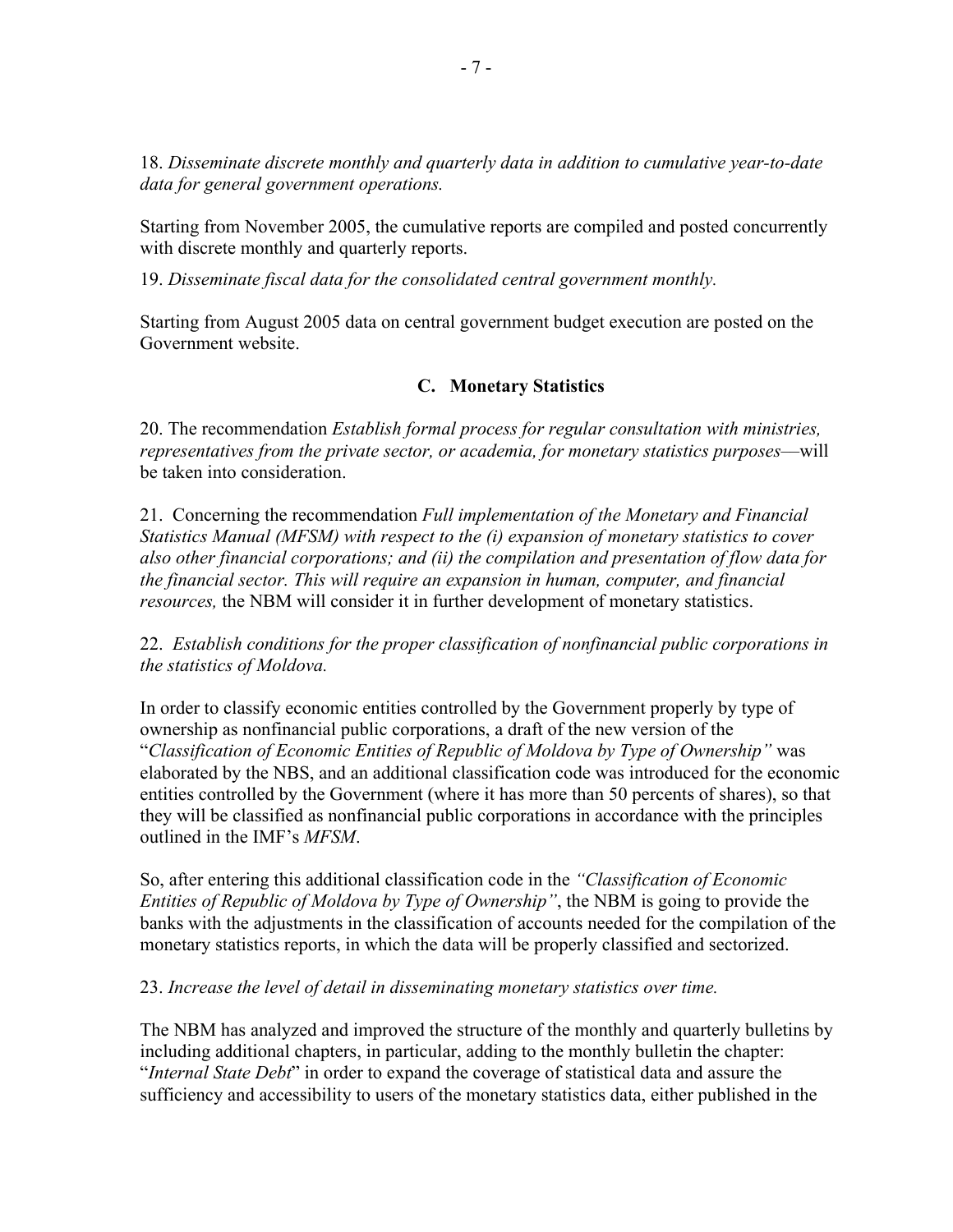18. *Disseminate discrete monthly and quarterly data in addition to cumulative year-to-date data for general government operations.*

Starting from November 2005, the cumulative reports are compiled and posted concurrently with discrete monthly and quarterly reports.

19. *Disseminate fiscal data for the consolidated central government monthly.*

Starting from August 2005 data on central government budget execution are posted on the Government website.

### C. Monetary Statistics

20. The recommendation *Establish formal process for regular consultation with ministries, representatives from the private sector, or academia, for monetary statistics purposes*—will be taken into consideration.

21. Concerning the recommendation *Full implementation of the Monetary and Financial Statistics Manual (MFSM) with respect to the (i) expansion of monetary statistics to cover also other financial corporations; and (ii) the compilation and presentation of flow data for the financial sector. This will require an expansion in human, computer, and financial resources,* the NBM will consider it in further development of monetary statistics.

22. *Establish conditions for the proper classification of nonfinancial public corporations in the statistics of Moldova.*

In order to classify economic entities controlled by the Government properly by type of ownership as nonfinancial public corporations, a draft of the new version of the "*Classification of Economic Entities of Republic of Moldova by Type of Ownership"* was elaborated by the NBS, and an additional classification code was introduced for the economic entities controlled by the Government (where it has more than 50 percents of shares), so that they will be classified as nonfinancial public corporations in accordance with the principles outlined in the IMF's *MFSM*.

So, after entering this additional classification code in the *"Classification of Economic Entities of Republic of Moldova by Type of Ownership"*, the NBM is going to provide the banks with the adjustments in the classification of accounts needed for the compilation of the monetary statistics reports, in which the data will be properly classified and sectorized.

23. *Increase the level of detail in disseminating monetary statistics over time.*

The NBM has analyzed and improved the structure of the monthly and quarterly bulletins by including additional chapters, in particular, adding to the monthly bulletin the chapter: "*Internal State Debt*" in order to expand the coverage of statistical data and assure the sufficiency and accessibility to users of the monetary statistics data, either published in the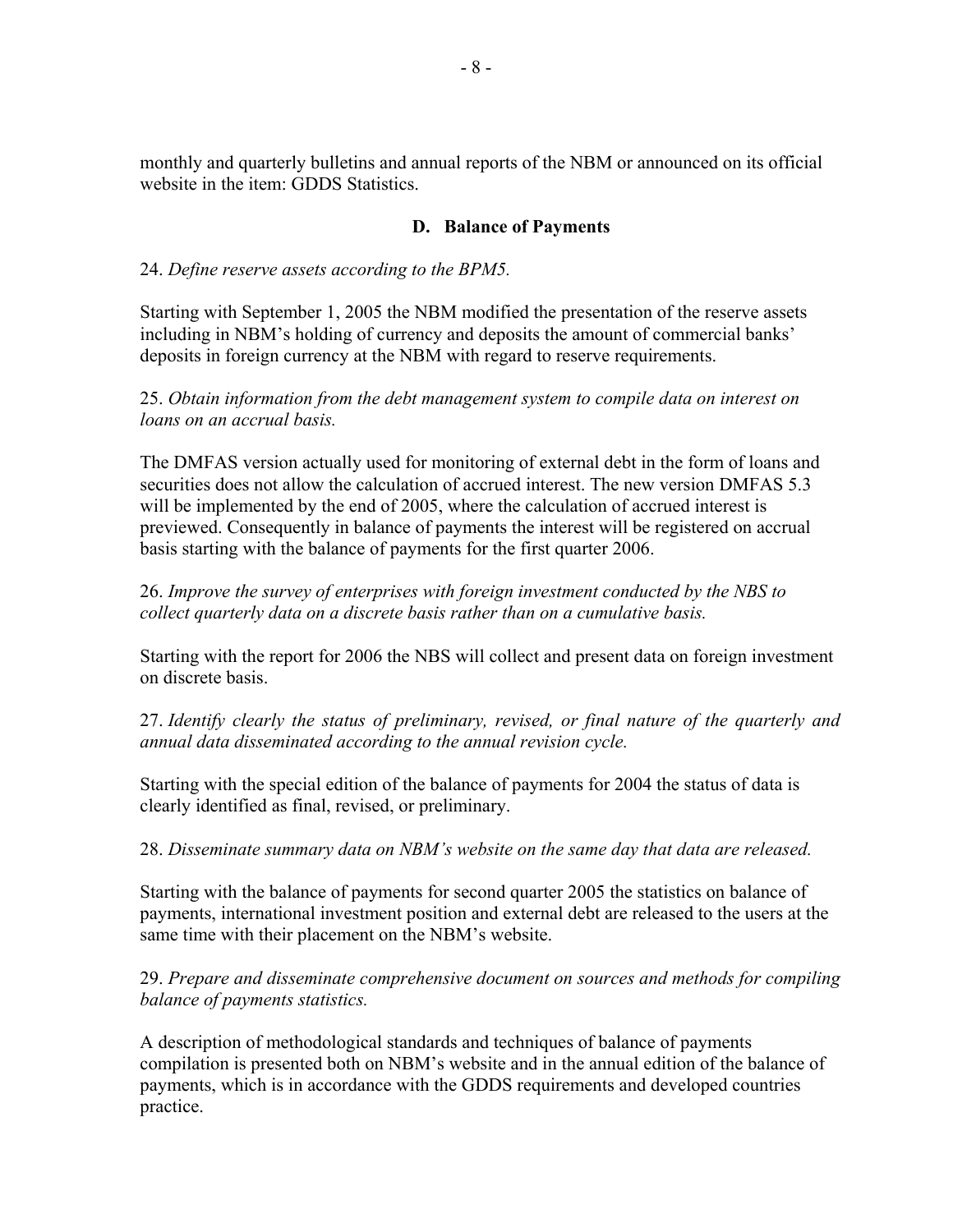monthly and quarterly bulletins and annual reports of the NBM or announced on its official website in the item: GDDS Statistics.

### D. Balance of Payments

24. *Define reserve assets according to the BPM5.*

Starting with September 1, 2005 the NBM modified the presentation of the reserve assets including in NBM's holding of currency and deposits the amount of commercial banks' deposits in foreign currency at the NBM with regard to reserve requirements.

25. *Obtain information from the debt management system to compile data on interest on loans on an accrual basis.*

The DMFAS version actually used for monitoring of external debt in the form of loans and securities does not allow the calculation of accrued interest. The new version DMFAS 5.3 will be implemented by the end of 2005, where the calculation of accrued interest is previewed. Consequently in balance of payments the interest will be registered on accrual basis starting with the balance of payments for the first quarter 2006.

26. *Improve the survey of enterprises with foreign investment conducted by the NBS to collect quarterly data on a discrete basis rather than on a cumulative basis.*

Starting with the report for 2006 the NBS will collect and present data on foreign investment on discrete basis.

27. *Identify clearly the status of preliminary, revised, or final nature of the quarterly and annual data disseminated according to the annual revision cycle.*

Starting with the special edition of the balance of payments for 2004 the status of data is clearly identified as final, revised, or preliminary.

28. *Disseminate summary data on NBM's website on the same day that data are released.*

Starting with the balance of payments for second quarter 2005 the statistics on balance of payments, international investment position and external debt are released to the users at the same time with their placement on the NBM's website.

29. *Prepare and disseminate comprehensive document on sources and methods for compiling balance of payments statistics.*

A description of methodological standards and techniques of balance of payments compilation is presented both on NBM's website and in the annual edition of the balance of payments, which is in accordance with the GDDS requirements and developed countries practice.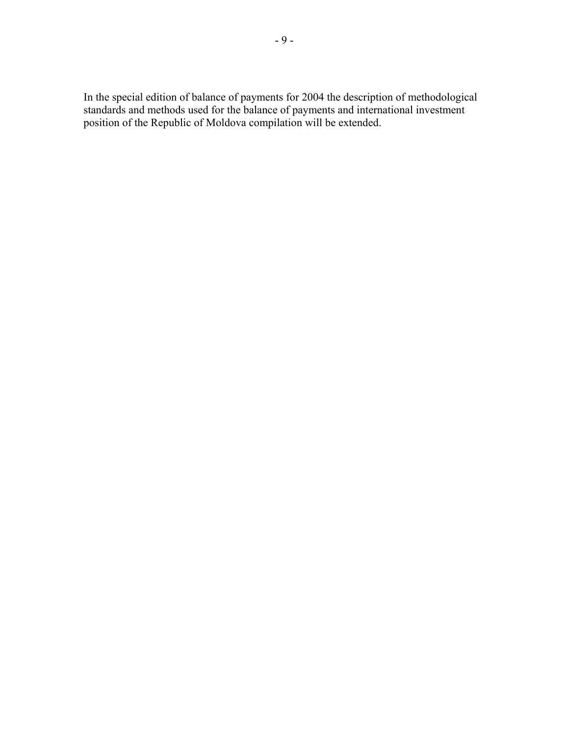In the special edition of balance of payments for 2004 the description of methodological standards and methods used for the balance of payments and international investment position of the Republic of Moldova compilation will be extended.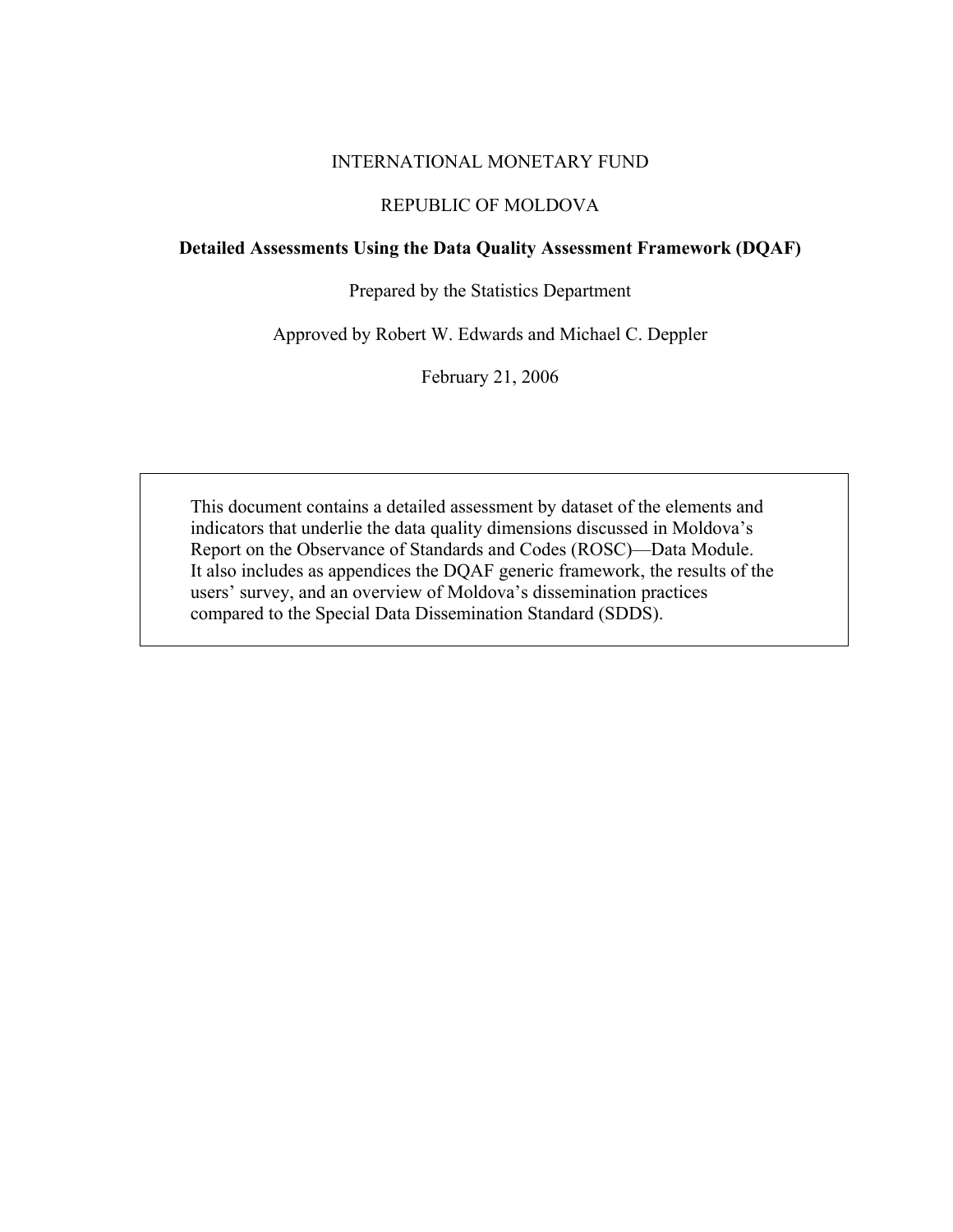INTERNATIONAL MONETARY FUND

REPUBLIC OF MOLDOVA

**Detailed Assessments Using the Data Quality Assessment Framework (DQAF)**

Prepared by the Statistics Department

Approved by Robert W. Edwards and Michael C. Deppler

February 21, 2006

> This document contains a detailed assessment by dataset of the elements and indicators that underlie the data quality dimensions discussed in Moldova's Report on the Observance of Standards and Codes (ROSC)—Data Module. It also includes as appendices the DQAF generic framework, the results of the users' survey, and an overview of Moldova's dissemination practices compared to the Special Data Dissemination Standard (SDDS).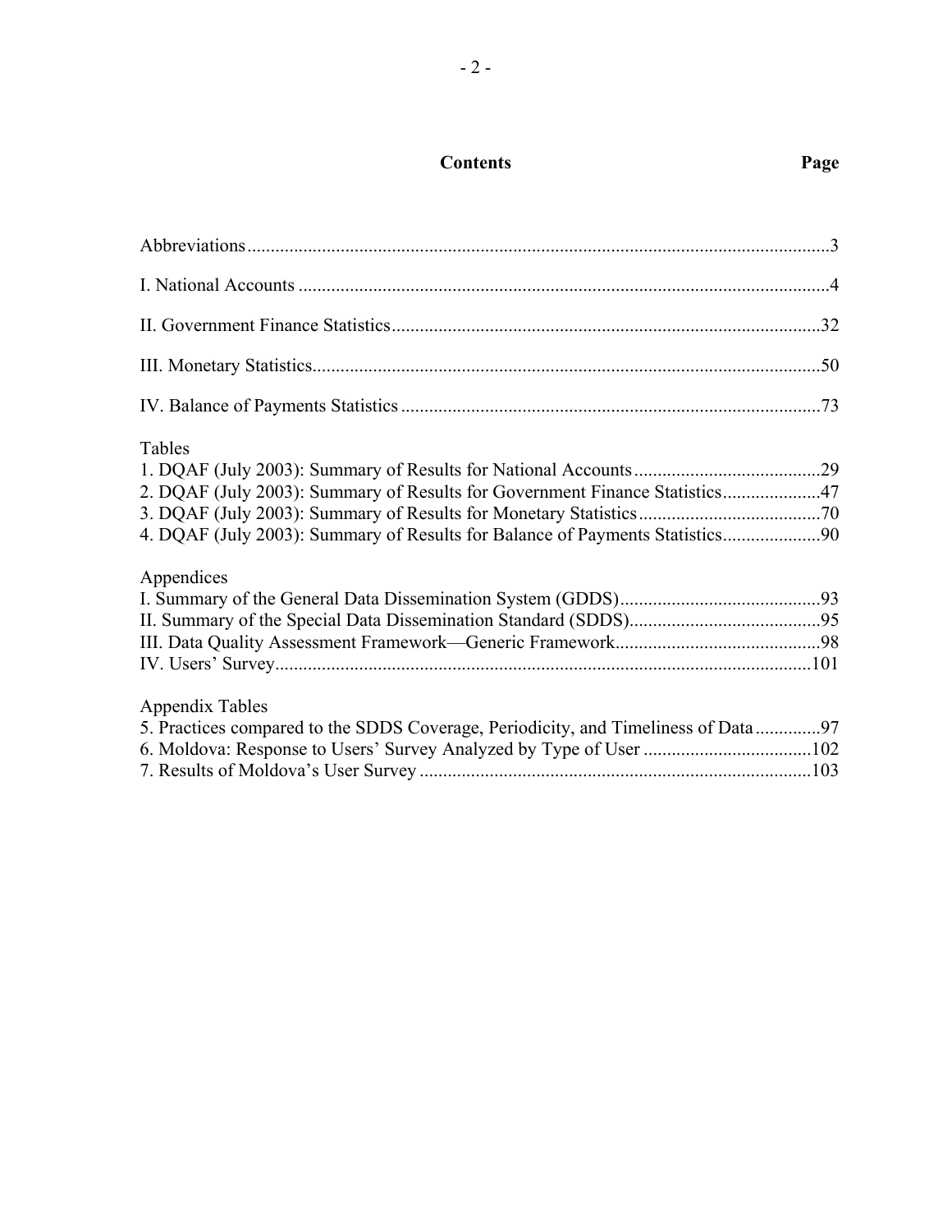# Contents

| | Page |
|---|---|
| Abbreviations | 3 |
| I. National Accounts | 4 |
| II. Government Finance Statistics | 32 |
| III. Monetary Statistics | 50 |
| IV. Balance of Payments Statistics | 73 |
| **Tables** | |
| 1. DQAF (July 2003): Summary of Results for National Accounts | 29 |
| 2. DQAF (July 2003): Summary of Results for Government Finance Statistics | 47 |
| 3. DQAF (July 2003): Summary of Results for Monetary Statistics | 70 |
| 4. DQAF (July 2003): Summary of Results for Balance of Payments Statistics | 90 |
| **Appendices** | |
| I. Summary of the General Data Dissemination System (GDDS) | 93 |
| II. Summary of the Special Data Dissemination Standard (SDDS) | 95 |
| III. Data Quality Assessment Framework—Generic Framework | 98 |
| IV. Users' Survey | 101 |
| **Appendix Tables** | |
| 5. Practices compared to the SDDS Coverage, Periodicity, and Timeliness of Data | 97 |
| 6. Moldova: Response to Users' Survey Analyzed by Type of User | 102 |
| 7. Results of Moldova's User Survey | 103 |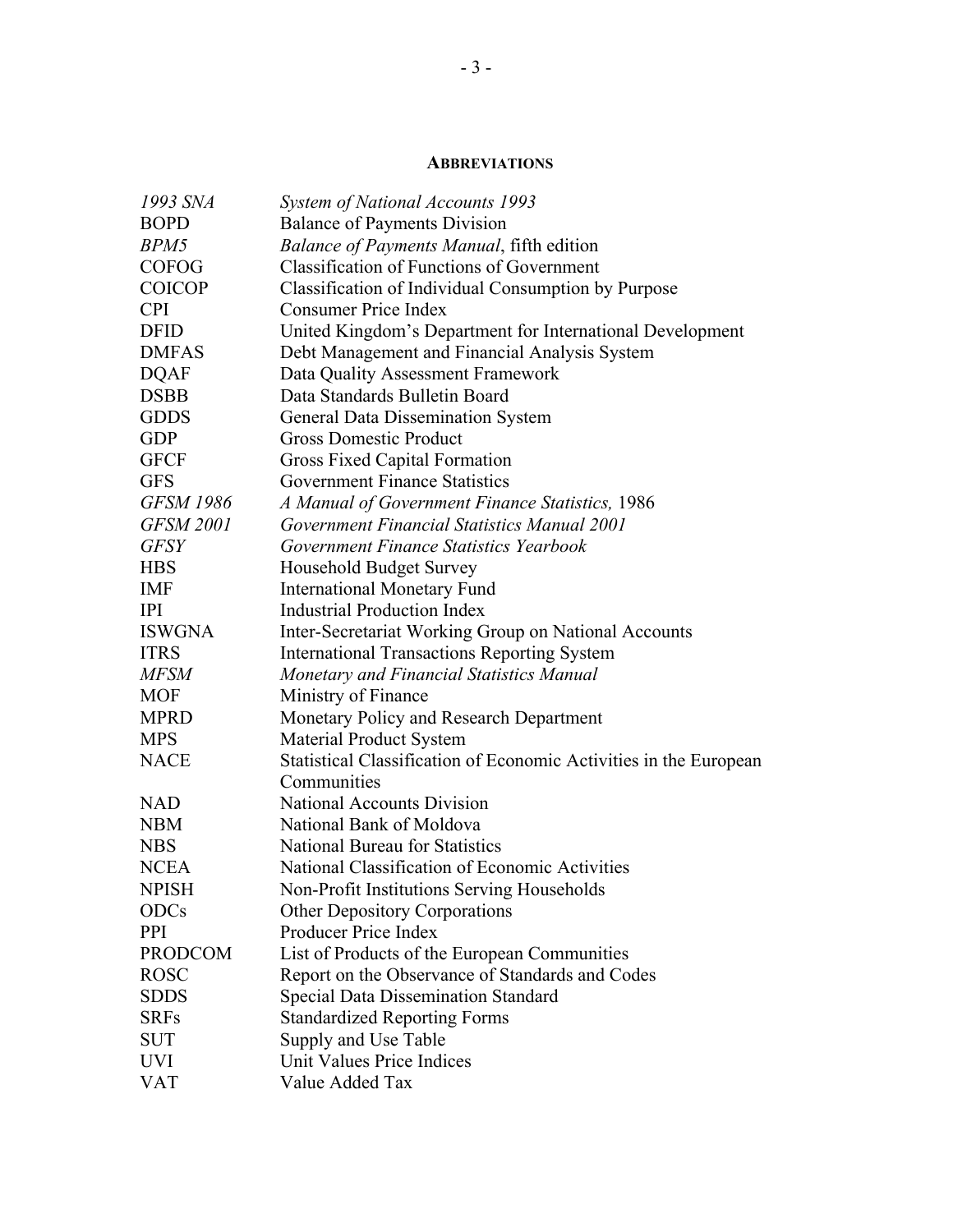## ABBREVIATIONS

| | |
|---|---|
| *1993 SNA* | *System of National Accounts 1993* |
| BOPD | Balance of Payments Division |
| *BPM5* | *Balance of Payments Manual*, fifth edition |
| COFOG | Classification of Functions of Government |
| COICOP | Classification of Individual Consumption by Purpose |
| CPI | Consumer Price Index |
| DFID | United Kingdom's Department for International Development |
| DMFAS | Debt Management and Financial Analysis System |
| DQAF | Data Quality Assessment Framework |
| DSBB | Data Standards Bulletin Board |
| GDDS | General Data Dissemination System |
| GDP | Gross Domestic Product |
| GFCF | Gross Fixed Capital Formation |
| GFS | Government Finance Statistics |
| *GFSM 1986* | *A Manual of Government Finance Statistics,* 1986 |
| *GFSM 2001* | *Government Financial Statistics Manual 2001* |
| *GFSY* | *Government Finance Statistics Yearbook* |
| HBS | Household Budget Survey |
| IMF | International Monetary Fund |
| IPI | Industrial Production Index |
| ISWGNA | Inter-Secretariat Working Group on National Accounts |
| ITRS | International Transactions Reporting System |
| *MFSM* | *Monetary and Financial Statistics Manual* |
| MOF | Ministry of Finance |
| MPRD | Monetary Policy and Research Department |
| MPS | Material Product System |
| NACE | Statistical Classification of Economic Activities in the European Communities |
| NAD | National Accounts Division |
| NBM | National Bank of Moldova |
| NBS | National Bureau for Statistics |
| NCEA | National Classification of Economic Activities |
| NPISH | Non-Profit Institutions Serving Households |
| ODCs | Other Depository Corporations |
| PPI | Producer Price Index |
| PRODCOM | List of Products of the European Communities |
| ROSC | Report on the Observance of Standards and Codes |
| SDDS | Special Data Dissemination Standard |
| SRFs | Standardized Reporting Forms |
| SUT | Supply and Use Table |
| UVI | Unit Values Price Indices |
| VAT | Value Added Tax |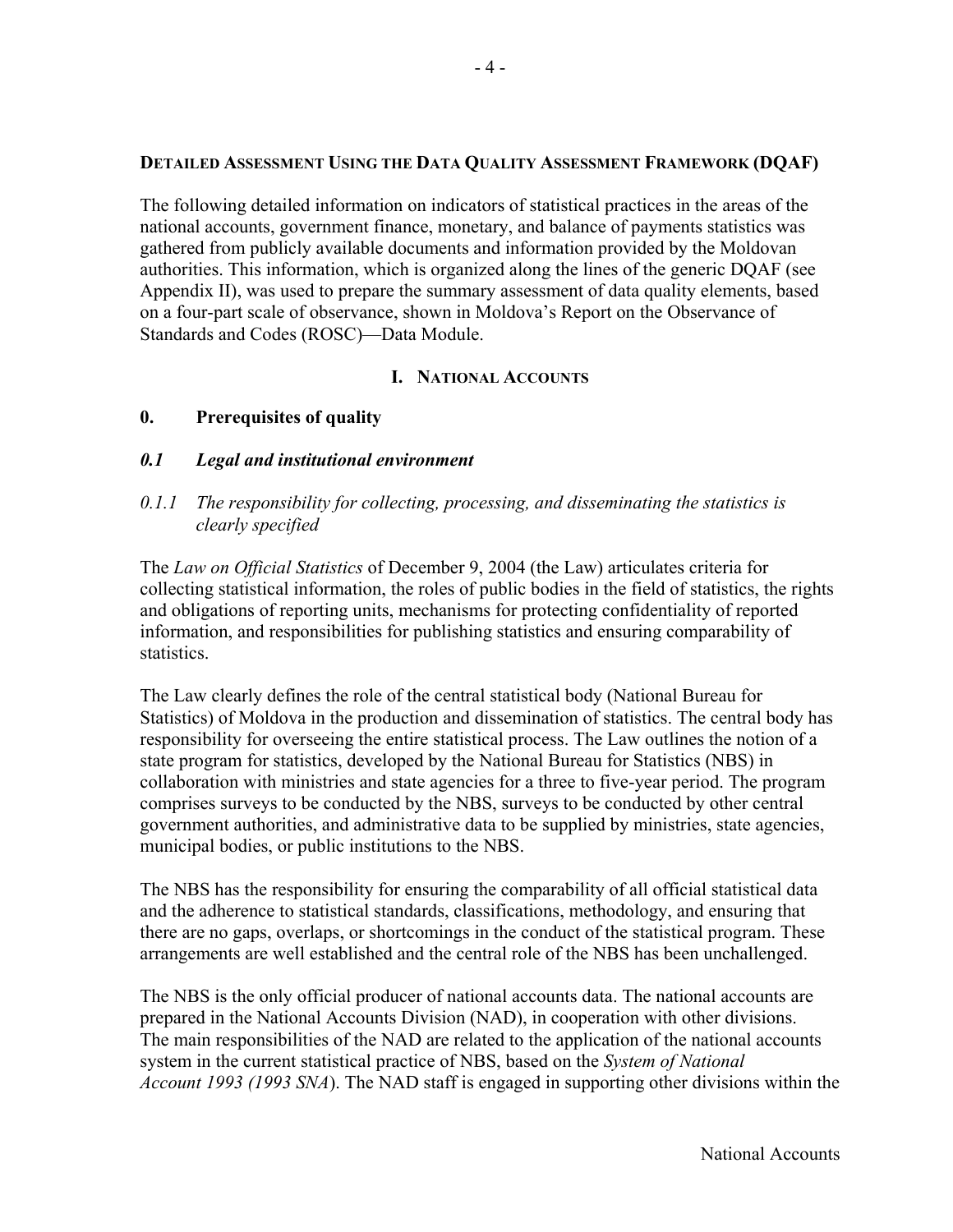## Detailed Assessment Using the Data Quality Assessment Framework (DQAF)

The following detailed information on indicators of statistical practices in the areas of the national accounts, government finance, monetary, and balance of payments statistics was gathered from publicly available documents and information provided by the Moldovan authorities. This information, which is organized along the lines of the generic DQAF (see Appendix II), was used to prepare the summary assessment of data quality elements, based on a four-part scale of observance, shown in Moldova's Report on the Observance of Standards and Codes (ROSC)—Data Module.

## I. National Accounts

### 0. Prerequisites of quality

### *0.1 Legal and institutional environment*

#### *0.1.1 The responsibility for collecting, processing, and disseminating the statistics is clearly specified*

The *Law on Official Statistics* of December 9, 2004 (the Law) articulates criteria for collecting statistical information, the roles of public bodies in the field of statistics, the rights and obligations of reporting units, mechanisms for protecting confidentiality of reported information, and responsibilities for publishing statistics and ensuring comparability of statistics.

The Law clearly defines the role of the central statistical body (National Bureau for Statistics) of Moldova in the production and dissemination of statistics. The central body has responsibility for overseeing the entire statistical process. The Law outlines the notion of a state program for statistics, developed by the National Bureau for Statistics (NBS) in collaboration with ministries and state agencies for a three to five-year period. The program comprises surveys to be conducted by the NBS, surveys to be conducted by other central government authorities, and administrative data to be supplied by ministries, state agencies, municipal bodies, or public institutions to the NBS.

The NBS has the responsibility for ensuring the comparability of all official statistical data and the adherence to statistical standards, classifications, methodology, and ensuring that there are no gaps, overlaps, or shortcomings in the conduct of the statistical program. These arrangements are well established and the central role of the NBS has been unchallenged.

The NBS is the only official producer of national accounts data. The national accounts are prepared in the National Accounts Division (NAD), in cooperation with other divisions. The main responsibilities of the NAD are related to the application of the national accounts system in the current statistical practice of NBS, based on the *System of National Account 1993 (1993 SNA*). The NAD staff is engaged in supporting other divisions within the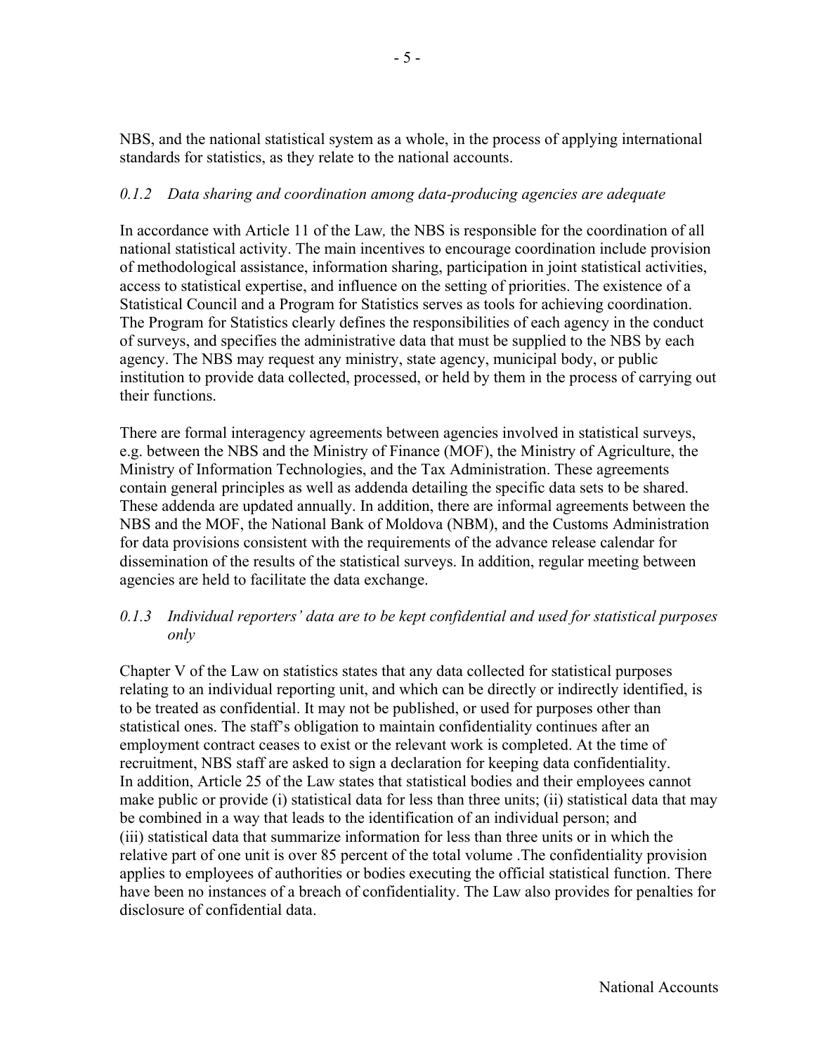NBS, and the national statistical system as a whole, in the process of applying international standards for statistics, as they relate to the national accounts.

### *0.1.2 Data sharing and coordination among data-producing agencies are adequate*

In accordance with Article 11 of the Law*,* the NBS is responsible for the coordination of all national statistical activity. The main incentives to encourage coordination include provision of methodological assistance, information sharing, participation in joint statistical activities, access to statistical expertise, and influence on the setting of priorities. The existence of a Statistical Council and a Program for Statistics serves as tools for achieving coordination. The Program for Statistics clearly defines the responsibilities of each agency in the conduct of surveys, and specifies the administrative data that must be supplied to the NBS by each agency. The NBS may request any ministry, state agency, municipal body, or public institution to provide data collected, processed, or held by them in the process of carrying out their functions.

There are formal interagency agreements between agencies involved in statistical surveys, e.g. between the NBS and the Ministry of Finance (MOF), the Ministry of Agriculture, the Ministry of Information Technologies, and the Tax Administration. These agreements contain general principles as well as addenda detailing the specific data sets to be shared. These addenda are updated annually. In addition, there are informal agreements between the NBS and the MOF, the National Bank of Moldova (NBM), and the Customs Administration for data provisions consistent with the requirements of the advance release calendar for dissemination of the results of the statistical surveys. In addition, regular meeting between agencies are held to facilitate the data exchange.

### *0.1.3 Individual reporters' data are to be kept confidential and used for statistical purposes only*

Chapter V of the Law on statistics states that any data collected for statistical purposes relating to an individual reporting unit, and which can be directly or indirectly identified, is to be treated as confidential. It may not be published, or used for purposes other than statistical ones. The staff's obligation to maintain confidentiality continues after an employment contract ceases to exist or the relevant work is completed. At the time of recruitment, NBS staff are asked to sign a declaration for keeping data confidentiality. In addition, Article 25 of the Law states that statistical bodies and their employees cannot make public or provide (i) statistical data for less than three units; (ii) statistical data that may be combined in a way that leads to the identification of an individual person; and (iii) statistical data that summarize information for less than three units or in which the relative part of one unit is over 85 percent of the total volume .The confidentiality provision applies to employees of authorities or bodies executing the official statistical function. There have been no instances of a breach of confidentiality. The Law also provides for penalties for disclosure of confidential data.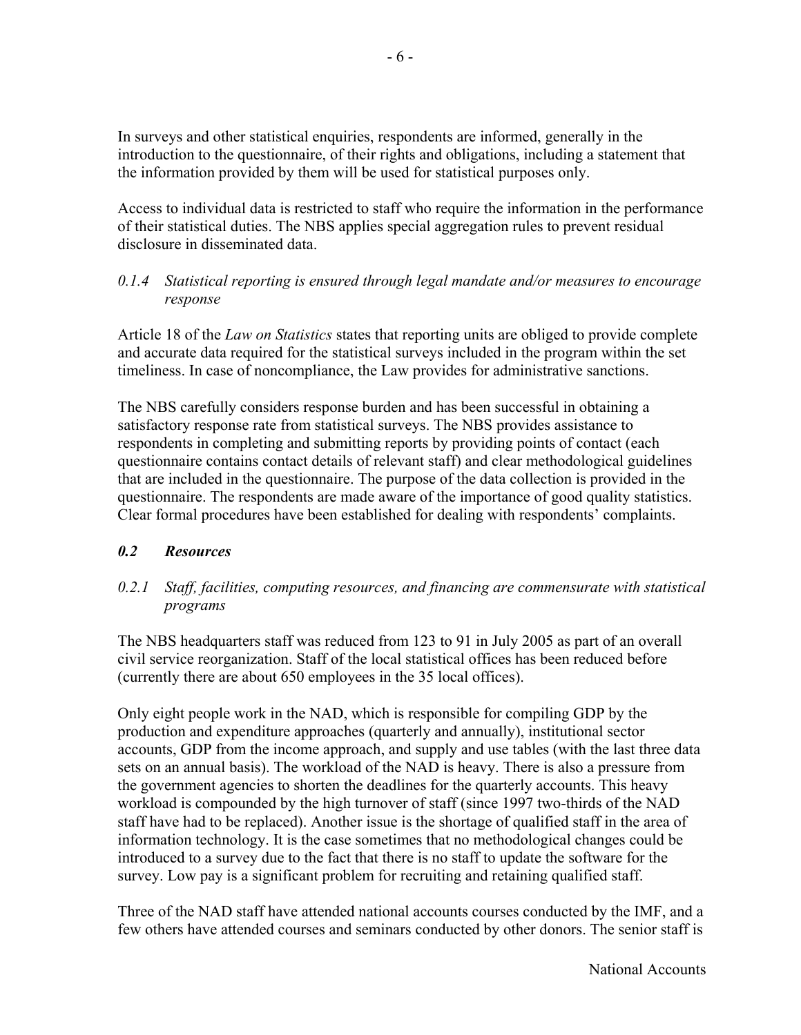In surveys and other statistical enquiries, respondents are informed, generally in the introduction to the questionnaire, of their rights and obligations, including a statement that the information provided by them will be used for statistical purposes only.

Access to individual data is restricted to staff who require the information in the performance of their statistical duties. The NBS applies special aggregation rules to prevent residual disclosure in disseminated data.

*0.1.4 Statistical reporting is ensured through legal mandate and/or measures to encourage response*

Article 18 of the *Law on Statistics* states that reporting units are obliged to provide complete and accurate data required for the statistical surveys included in the program within the set timeliness. In case of noncompliance, the Law provides for administrative sanctions.

The NBS carefully considers response burden and has been successful in obtaining a satisfactory response rate from statistical surveys. The NBS provides assistance to respondents in completing and submitting reports by providing points of contact (each questionnaire contains contact details of relevant staff) and clear methodological guidelines that are included in the questionnaire. The purpose of the data collection is provided in the questionnaire. The respondents are made aware of the importance of good quality statistics. Clear formal procedures have been established for dealing with respondents' complaints.

### *0.2 Resources*

*0.2.1 Staff, facilities, computing resources, and financing are commensurate with statistical programs*

The NBS headquarters staff was reduced from 123 to 91 in July 2005 as part of an overall civil service reorganization. Staff of the local statistical offices has been reduced before (currently there are about 650 employees in the 35 local offices).

Only eight people work in the NAD, which is responsible for compiling GDP by the production and expenditure approaches (quarterly and annually), institutional sector accounts, GDP from the income approach, and supply and use tables (with the last three data sets on an annual basis). The workload of the NAD is heavy. There is also a pressure from the government agencies to shorten the deadlines for the quarterly accounts. This heavy workload is compounded by the high turnover of staff (since 1997 two-thirds of the NAD staff have had to be replaced). Another issue is the shortage of qualified staff in the area of information technology. It is the case sometimes that no methodological changes could be introduced to a survey due to the fact that there is no staff to update the software for the survey. Low pay is a significant problem for recruiting and retaining qualified staff.

Three of the NAD staff have attended national accounts courses conducted by the IMF, and a few others have attended courses and seminars conducted by other donors. The senior staff is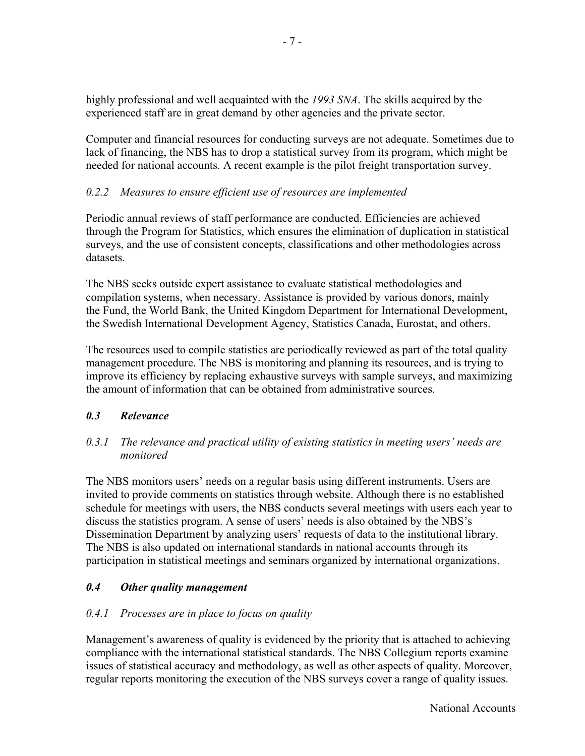highly professional and well acquainted with the *1993 SNA*. The skills acquired by the experienced staff are in great demand by other agencies and the private sector.

Computer and financial resources for conducting surveys are not adequate. Sometimes due to lack of financing, the NBS has to drop a statistical survey from its program, which might be needed for national accounts. A recent example is the pilot freight transportation survey.

*0.2.2 Measures to ensure efficient use of resources are implemented*

Periodic annual reviews of staff performance are conducted. Efficiencies are achieved through the Program for Statistics, which ensures the elimination of duplication in statistical surveys, and the use of consistent concepts, classifications and other methodologies across datasets.

The NBS seeks outside expert assistance to evaluate statistical methodologies and compilation systems, when necessary. Assistance is provided by various donors, mainly the Fund, the World Bank, the United Kingdom Department for International Development, the Swedish International Development Agency, Statistics Canada, Eurostat, and others.

The resources used to compile statistics are periodically reviewed as part of the total quality management procedure. The NBS is monitoring and planning its resources, and is trying to improve its efficiency by replacing exhaustive surveys with sample surveys, and maximizing the amount of information that can be obtained from administrative sources.

### *0.3 Relevance*

*0.3.1 The relevance and practical utility of existing statistics in meeting users' needs are monitored*

The NBS monitors users' needs on a regular basis using different instruments. Users are invited to provide comments on statistics through website. Although there is no established schedule for meetings with users, the NBS conducts several meetings with users each year to discuss the statistics program. A sense of users' needs is also obtained by the NBS's Dissemination Department by analyzing users' requests of data to the institutional library. The NBS is also updated on international standards in national accounts through its participation in statistical meetings and seminars organized by international organizations.

### *0.4 Other quality management*

*0.4.1 Processes are in place to focus on quality*

Management's awareness of quality is evidenced by the priority that is attached to achieving compliance with the international statistical standards. The NBS Collegium reports examine issues of statistical accuracy and methodology, as well as other aspects of quality. Moreover, regular reports monitoring the execution of the NBS surveys cover a range of quality issues.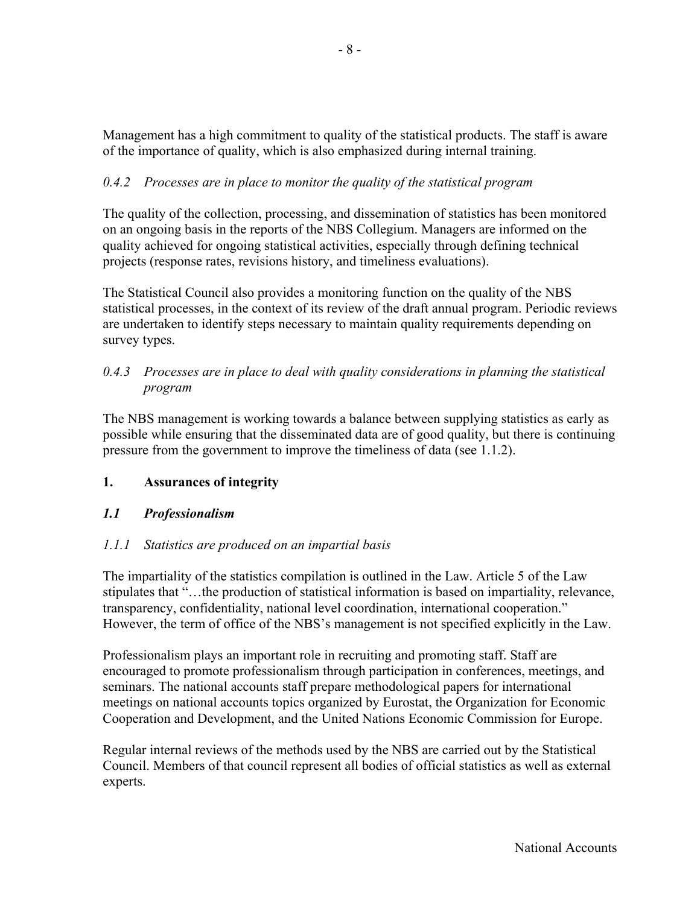Management has a high commitment to quality of the statistical products. The staff is aware of the importance of quality, which is also emphasized during internal training.

*0.4.2 Processes are in place to monitor the quality of the statistical program*

The quality of the collection, processing, and dissemination of statistics has been monitored on an ongoing basis in the reports of the NBS Collegium. Managers are informed on the quality achieved for ongoing statistical activities, especially through defining technical projects (response rates, revisions history, and timeliness evaluations).

The Statistical Council also provides a monitoring function on the quality of the NBS statistical processes, in the context of its review of the draft annual program. Periodic reviews are undertaken to identify steps necessary to maintain quality requirements depending on survey types.

*0.4.3 Processes are in place to deal with quality considerations in planning the statistical program*

The NBS management is working towards a balance between supplying statistics as early as possible while ensuring that the disseminated data are of good quality, but there is continuing pressure from the government to improve the timeliness of data (see 1.1.2).

## 1. Assurances of integrity

### *1.1 Professionalism*

*1.1.1 Statistics are produced on an impartial basis*

The impartiality of the statistics compilation is outlined in the Law. Article 5 of the Law stipulates that "…the production of statistical information is based on impartiality, relevance, transparency, confidentiality, national level coordination, international cooperation." However, the term of office of the NBS's management is not specified explicitly in the Law.

Professionalism plays an important role in recruiting and promoting staff. Staff are encouraged to promote professionalism through participation in conferences, meetings, and seminars. The national accounts staff prepare methodological papers for international meetings on national accounts topics organized by Eurostat, the Organization for Economic Cooperation and Development, and the United Nations Economic Commission for Europe.

Regular internal reviews of the methods used by the NBS are carried out by the Statistical Council. Members of that council represent all bodies of official statistics as well as external experts.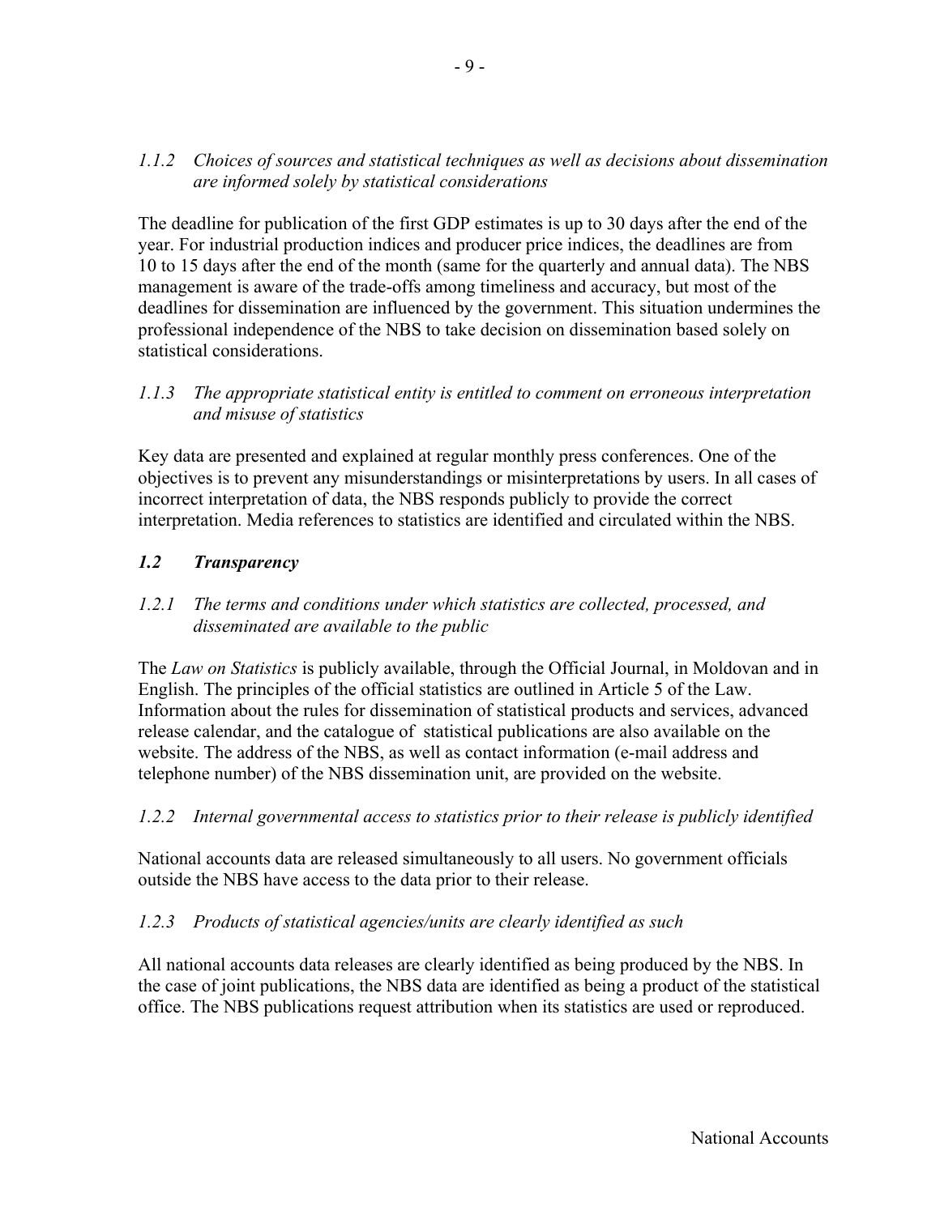*1.1.2 Choices of sources and statistical techniques as well as decisions about dissemination are informed solely by statistical considerations*

The deadline for publication of the first GDP estimates is up to 30 days after the end of the year. For industrial production indices and producer price indices, the deadlines are from 10 to 15 days after the end of the month (same for the quarterly and annual data). The NBS management is aware of the trade-offs among timeliness and accuracy, but most of the deadlines for dissemination are influenced by the government. This situation undermines the professional independence of the NBS to take decision on dissemination based solely on statistical considerations.

*1.1.3 The appropriate statistical entity is entitled to comment on erroneous interpretation and misuse of statistics*

Key data are presented and explained at regular monthly press conferences. One of the objectives is to prevent any misunderstandings or misinterpretations by users. In all cases of incorrect interpretation of data, the NBS responds publicly to provide the correct interpretation. Media references to statistics are identified and circulated within the NBS.

## *1.2 Transparency*

*1.2.1 The terms and conditions under which statistics are collected, processed, and disseminated are available to the public*

The *Law on Statistics* is publicly available, through the Official Journal, in Moldovan and in English. The principles of the official statistics are outlined in Article 5 of the Law. Information about the rules for dissemination of statistical products and services, advanced release calendar, and the catalogue of statistical publications are also available on the website. The address of the NBS, as well as contact information (e-mail address and telephone number) of the NBS dissemination unit, are provided on the website.

*1.2.2 Internal governmental access to statistics prior to their release is publicly identified*

National accounts data are released simultaneously to all users. No government officials outside the NBS have access to the data prior to their release.

*1.2.3 Products of statistical agencies/units are clearly identified as such*

All national accounts data releases are clearly identified as being produced by the NBS. In the case of joint publications, the NBS data are identified as being a product of the statistical office. The NBS publications request attribution when its statistics are used or reproduced.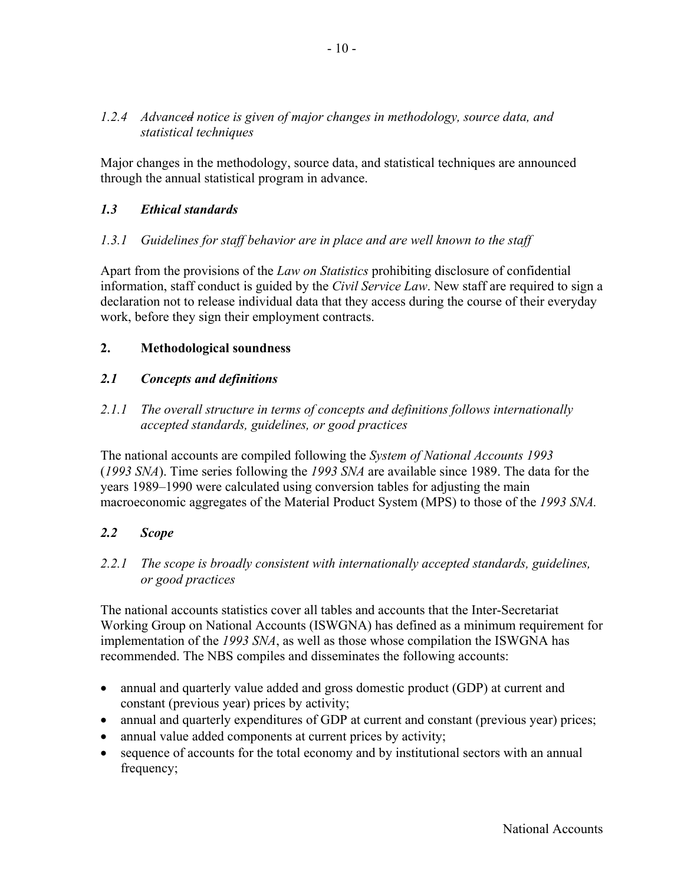*1.2.4 Advanced notice is given of major changes in methodology, source data, and statistical techniques*

Major changes in the methodology, source data, and statistical techniques are announced through the annual statistical program in advance.

### *1.3 Ethical standards*

*1.3.1 Guidelines for staff behavior are in place and are well known to the staff*

Apart from the provisions of the *Law on Statistics* prohibiting disclosure of confidential information, staff conduct is guided by the *Civil Service Law*. New staff are required to sign a declaration not to release individual data that they access during the course of their everyday work, before they sign their employment contracts.

## 2. Methodological soundness

### *2.1 Concepts and definitions*

*2.1.1 The overall structure in terms of concepts and definitions follows internationally accepted standards, guidelines, or good practices*

The national accounts are compiled following the *System of National Accounts 1993* (*1993 SNA*). Time series following the *1993 SNA* are available since 1989. The data for the years 1989–1990 were calculated using conversion tables for adjusting the main macroeconomic aggregates of the Material Product System (MPS) to those of the *1993 SNA.*

### *2.2 Scope*

*2.2.1 The scope is broadly consistent with internationally accepted standards, guidelines, or good practices*

The national accounts statistics cover all tables and accounts that the Inter-Secretariat Working Group on National Accounts (ISWGNA) has defined as a minimum requirement for implementation of the *1993 SNA*, as well as those whose compilation the ISWGNA has recommended. The NBS compiles and disseminates the following accounts:

- annual and quarterly value added and gross domestic product (GDP) at current and constant (previous year) prices by activity;
- annual and quarterly expenditures of GDP at current and constant (previous year) prices;
- annual value added components at current prices by activity;
- sequence of accounts for the total economy and by institutional sectors with an annual frequency;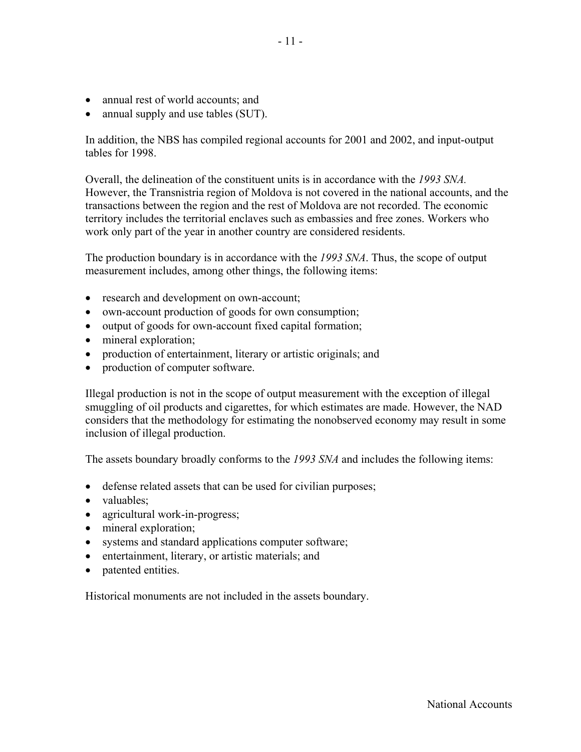- annual rest of world accounts; and
- annual supply and use tables (SUT).

In addition, the NBS has compiled regional accounts for 2001 and 2002, and input-output tables for 1998.

Overall, the delineation of the constituent units is in accordance with the *1993 SNA.* However, the Transnistria region of Moldova is not covered in the national accounts, and the transactions between the region and the rest of Moldova are not recorded. The economic territory includes the territorial enclaves such as embassies and free zones. Workers who work only part of the year in another country are considered residents.

The production boundary is in accordance with the *1993 SNA*. Thus, the scope of output measurement includes, among other things, the following items:

- research and development on own-account;
- own-account production of goods for own consumption;
- output of goods for own-account fixed capital formation;
- mineral exploration;
- production of entertainment, literary or artistic originals; and
- production of computer software.

Illegal production is not in the scope of output measurement with the exception of illegal smuggling of oil products and cigarettes, for which estimates are made. However, the NAD considers that the methodology for estimating the nonobserved economy may result in some inclusion of illegal production.

The assets boundary broadly conforms to the *1993 SNA* and includes the following items:

- defense related assets that can be used for civilian purposes;
- valuables;
- agricultural work-in-progress;
- mineral exploration;
- systems and standard applications computer software;
- entertainment, literary, or artistic materials; and
- patented entities.

Historical monuments are not included in the assets boundary.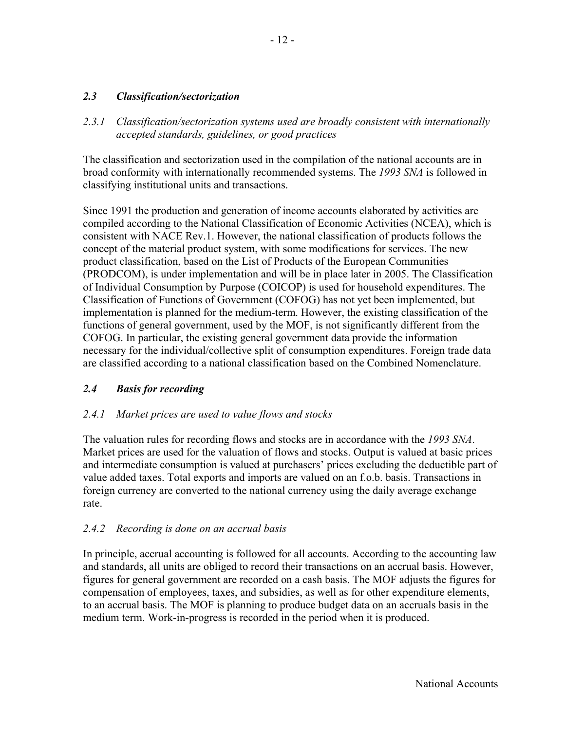### *2.3 Classification/sectorization*

#### *2.3.1 Classification/sectorization systems used are broadly consistent with internationally accepted standards, guidelines, or good practices*

The classification and sectorization used in the compilation of the national accounts are in broad conformity with internationally recommended systems. The *1993 SNA* is followed in classifying institutional units and transactions.

Since 1991 the production and generation of income accounts elaborated by activities are compiled according to the National Classification of Economic Activities (NCEA), which is consistent with NACE Rev.1. However, the national classification of products follows the concept of the material product system, with some modifications for services. The new product classification, based on the List of Products of the European Communities (PRODCOM), is under implementation and will be in place later in 2005. The Classification of Individual Consumption by Purpose (COICOP) is used for household expenditures. The Classification of Functions of Government (COFOG) has not yet been implemented, but implementation is planned for the medium-term. However, the existing classification of the functions of general government, used by the MOF, is not significantly different from the COFOG. In particular, the existing general government data provide the information necessary for the individual/collective split of consumption expenditures. Foreign trade data are classified according to a national classification based on the Combined Nomenclature.

### *2.4 Basis for recording*

#### *2.4.1 Market prices are used to value flows and stocks*

The valuation rules for recording flows and stocks are in accordance with the *1993 SNA*. Market prices are used for the valuation of flows and stocks. Output is valued at basic prices and intermediate consumption is valued at purchasers' prices excluding the deductible part of value added taxes. Total exports and imports are valued on an f.o.b. basis. Transactions in foreign currency are converted to the national currency using the daily average exchange rate.

#### *2.4.2 Recording is done on an accrual basis*

In principle, accrual accounting is followed for all accounts. According to the accounting law and standards, all units are obliged to record their transactions on an accrual basis. However, figures for general government are recorded on a cash basis. The MOF adjusts the figures for compensation of employees, taxes, and subsidies, as well as for other expenditure elements, to an accrual basis. The MOF is planning to produce budget data on an accruals basis in the medium term. Work-in-progress is recorded in the period when it is produced.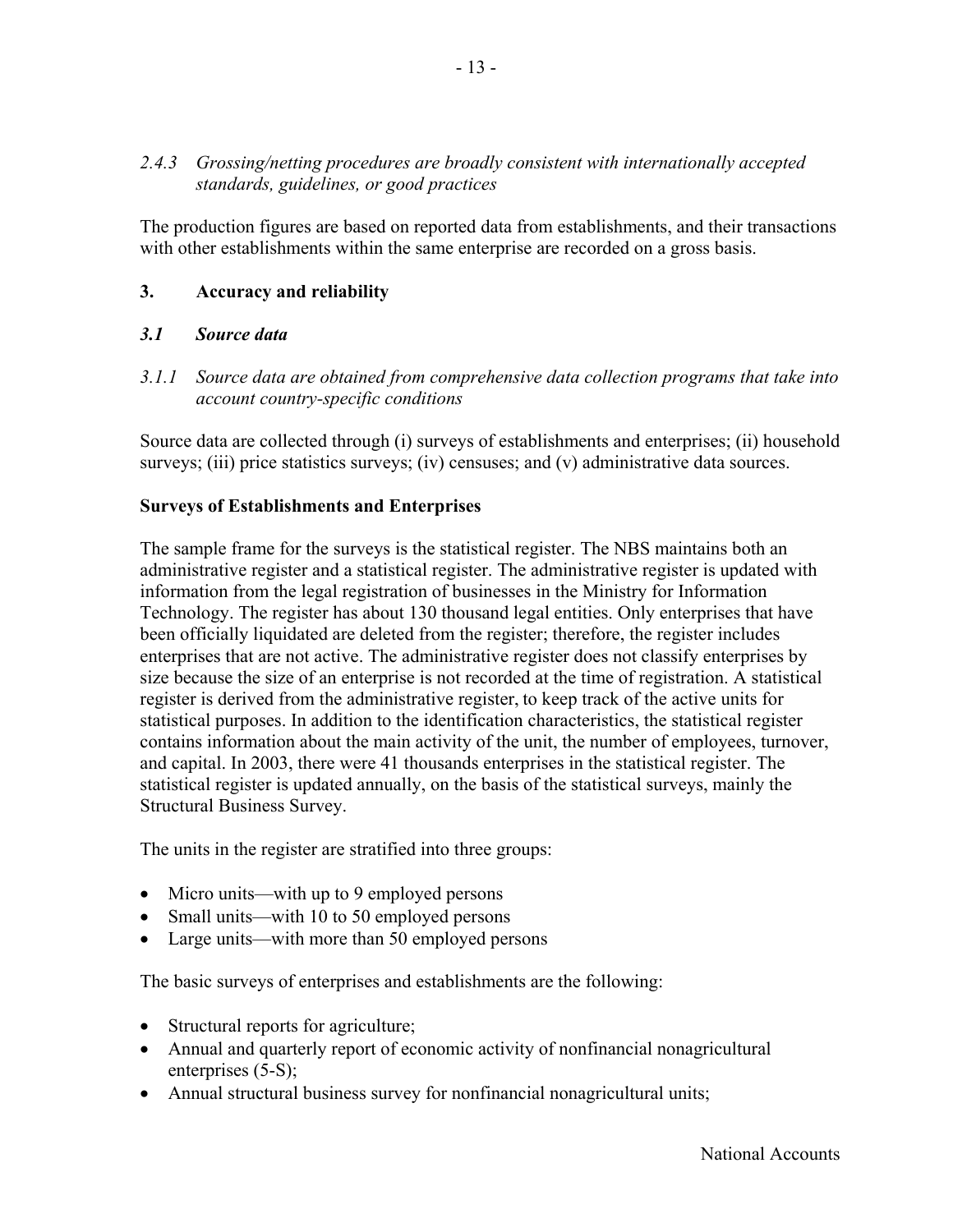*2.4.3 Grossing/netting procedures are broadly consistent with internationally accepted standards, guidelines, or good practices*

The production figures are based on reported data from establishments, and their transactions with other establishments within the same enterprise are recorded on a gross basis.

## 3. Accuracy and reliability

### *3.1 Source data*

*3.1.1 Source data are obtained from comprehensive data collection programs that take into account country-specific conditions*

Source data are collected through (i) surveys of establishments and enterprises; (ii) household surveys; (iii) price statistics surveys; (iv) censuses; and (v) administrative data sources.

**Surveys of Establishments and Enterprises**

The sample frame for the surveys is the statistical register. The NBS maintains both an administrative register and a statistical register. The administrative register is updated with information from the legal registration of businesses in the Ministry for Information Technology. The register has about 130 thousand legal entities. Only enterprises that have been officially liquidated are deleted from the register; therefore, the register includes enterprises that are not active. The administrative register does not classify enterprises by size because the size of an enterprise is not recorded at the time of registration. A statistical register is derived from the administrative register, to keep track of the active units for statistical purposes. In addition to the identification characteristics, the statistical register contains information about the main activity of the unit, the number of employees, turnover, and capital. In 2003, there were 41 thousands enterprises in the statistical register. The statistical register is updated annually, on the basis of the statistical surveys, mainly the Structural Business Survey.

The units in the register are stratified into three groups:

- Micro units—with up to 9 employed persons
- Small units—with 10 to 50 employed persons
- Large units—with more than 50 employed persons

The basic surveys of enterprises and establishments are the following:

- Structural reports for agriculture;
- Annual and quarterly report of economic activity of nonfinancial nonagricultural enterprises (5-S);
- Annual structural business survey for nonfinancial nonagricultural units;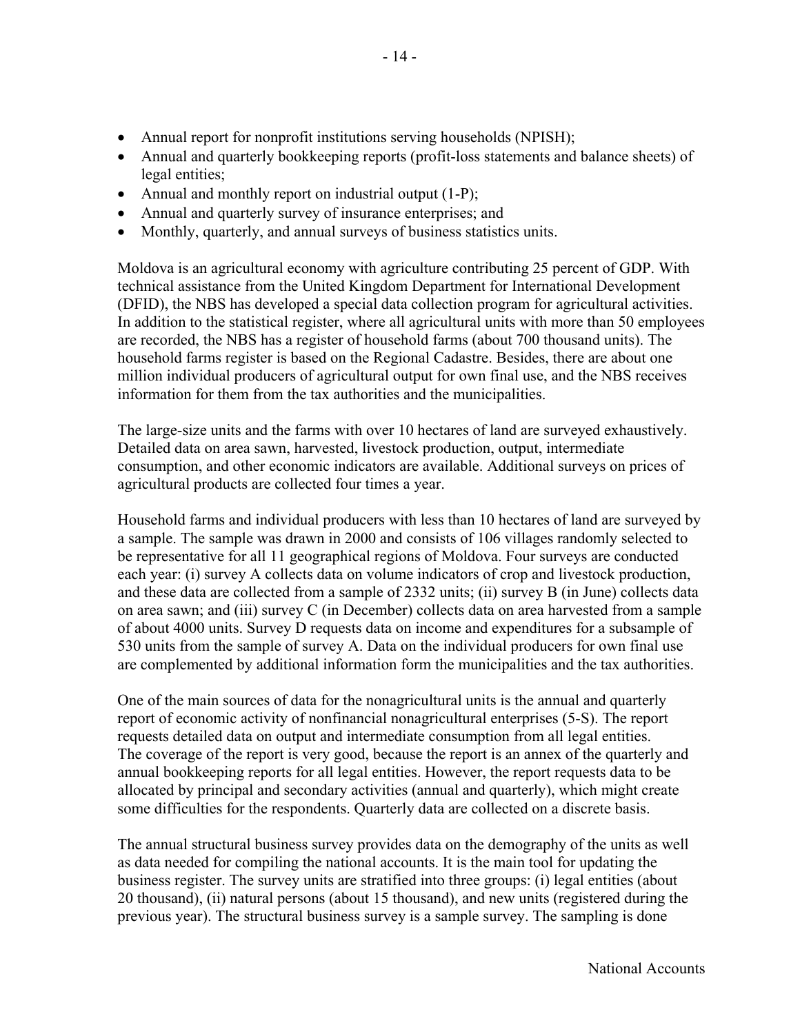- Annual report for nonprofit institutions serving households (NPISH);
- Annual and quarterly bookkeeping reports (profit-loss statements and balance sheets) of legal entities;
- Annual and monthly report on industrial output (1-P);
- Annual and quarterly survey of insurance enterprises; and
- Monthly, quarterly, and annual surveys of business statistics units.

Moldova is an agricultural economy with agriculture contributing 25 percent of GDP. With technical assistance from the United Kingdom Department for International Development (DFID), the NBS has developed a special data collection program for agricultural activities. In addition to the statistical register, where all agricultural units with more than 50 employees are recorded, the NBS has a register of household farms (about 700 thousand units). The household farms register is based on the Regional Cadastre. Besides, there are about one million individual producers of agricultural output for own final use, and the NBS receives information for them from the tax authorities and the municipalities.

The large-size units and the farms with over 10 hectares of land are surveyed exhaustively. Detailed data on area sawn, harvested, livestock production, output, intermediate consumption, and other economic indicators are available. Additional surveys on prices of agricultural products are collected four times a year.

Household farms and individual producers with less than 10 hectares of land are surveyed by a sample. The sample was drawn in 2000 and consists of 106 villages randomly selected to be representative for all 11 geographical regions of Moldova. Four surveys are conducted each year: (i) survey A collects data on volume indicators of crop and livestock production, and these data are collected from a sample of 2332 units; (ii) survey B (in June) collects data on area sawn; and (iii) survey C (in December) collects data on area harvested from a sample of about 4000 units. Survey D requests data on income and expenditures for a subsample of 530 units from the sample of survey A. Data on the individual producers for own final use are complemented by additional information form the municipalities and the tax authorities.

One of the main sources of data for the nonagricultural units is the annual and quarterly report of economic activity of nonfinancial nonagricultural enterprises (5-S). The report requests detailed data on output and intermediate consumption from all legal entities. The coverage of the report is very good, because the report is an annex of the quarterly and annual bookkeeping reports for all legal entities. However, the report requests data to be allocated by principal and secondary activities (annual and quarterly), which might create some difficulties for the respondents. Quarterly data are collected on a discrete basis.

The annual structural business survey provides data on the demography of the units as well as data needed for compiling the national accounts. It is the main tool for updating the business register. The survey units are stratified into three groups: (i) legal entities (about 20 thousand), (ii) natural persons (about 15 thousand), and new units (registered during the previous year). The structural business survey is a sample survey. The sampling is done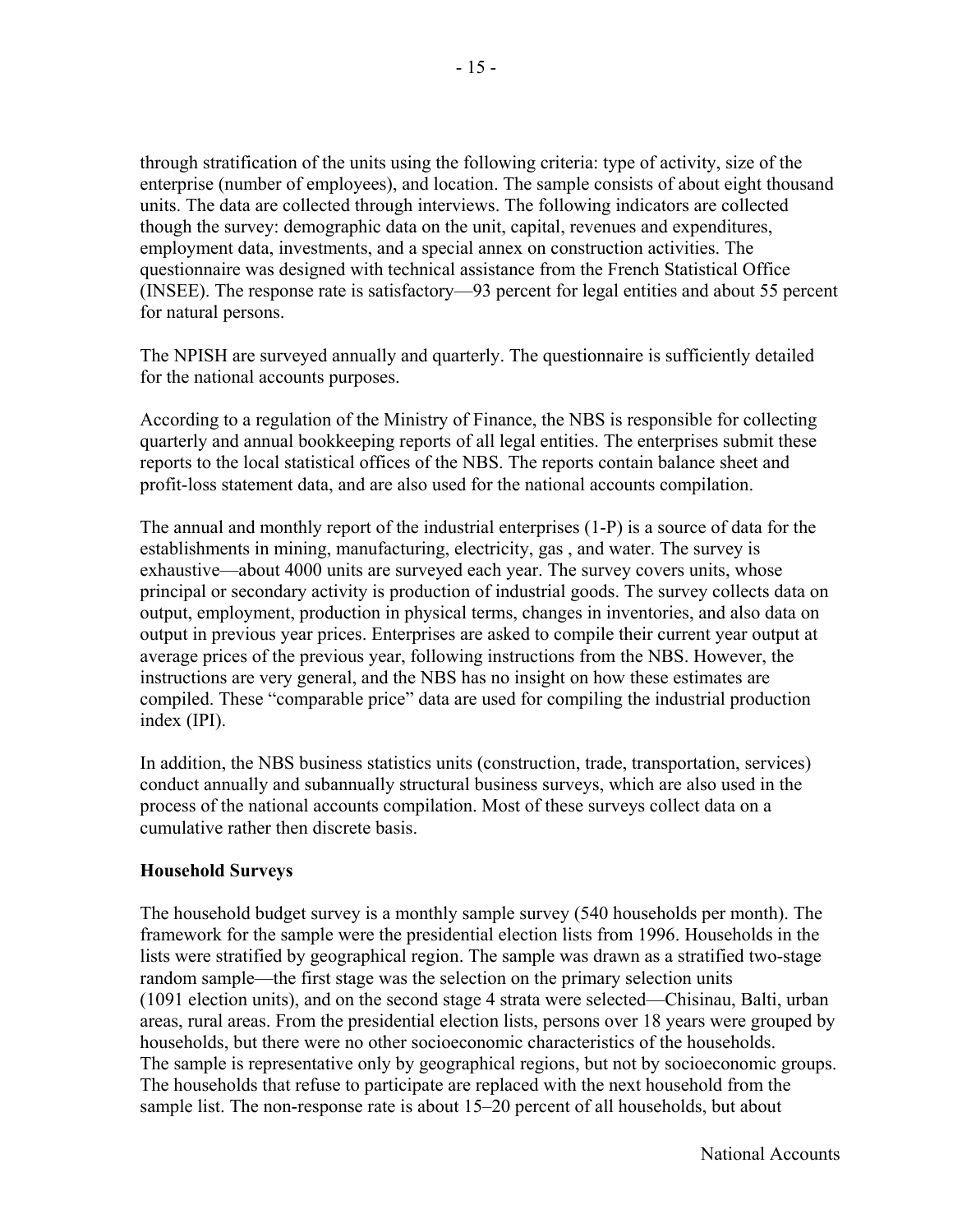through stratification of the units using the following criteria: type of activity, size of the enterprise (number of employees), and location. The sample consists of about eight thousand units. The data are collected through interviews. The following indicators are collected though the survey: demographic data on the unit, capital, revenues and expenditures, employment data, investments, and a special annex on construction activities. The questionnaire was designed with technical assistance from the French Statistical Office (INSEE). The response rate is satisfactory—93 percent for legal entities and about 55 percent for natural persons.

The NPISH are surveyed annually and quarterly. The questionnaire is sufficiently detailed for the national accounts purposes.

According to a regulation of the Ministry of Finance, the NBS is responsible for collecting quarterly and annual bookkeeping reports of all legal entities. The enterprises submit these reports to the local statistical offices of the NBS. The reports contain balance sheet and profit-loss statement data, and are also used for the national accounts compilation.

The annual and monthly report of the industrial enterprises (1-P) is a source of data for the establishments in mining, manufacturing, electricity, gas , and water. The survey is exhaustive—about 4000 units are surveyed each year. The survey covers units, whose principal or secondary activity is production of industrial goods. The survey collects data on output, employment, production in physical terms, changes in inventories, and also data on output in previous year prices. Enterprises are asked to compile their current year output at average prices of the previous year, following instructions from the NBS. However, the instructions are very general, and the NBS has no insight on how these estimates are compiled. These "comparable price" data are used for compiling the industrial production index (IPI).

In addition, the NBS business statistics units (construction, trade, transportation, services) conduct annually and subannually structural business surveys, which are also used in the process of the national accounts compilation. Most of these surveys collect data on a cumulative rather then discrete basis.

**Household Surveys**

The household budget survey is a monthly sample survey (540 households per month). The framework for the sample were the presidential election lists from 1996. Households in the lists were stratified by geographical region. The sample was drawn as a stratified two-stage random sample—the first stage was the selection on the primary selection units (1091 election units), and on the second stage 4 strata were selected—Chisinau, Balti, urban areas, rural areas. From the presidential election lists, persons over 18 years were grouped by households, but there were no other socioeconomic characteristics of the households. The sample is representative only by geographical regions, but not by socioeconomic groups. The households that refuse to participate are replaced with the next household from the sample list. The non-response rate is about 15–20 percent of all households, but about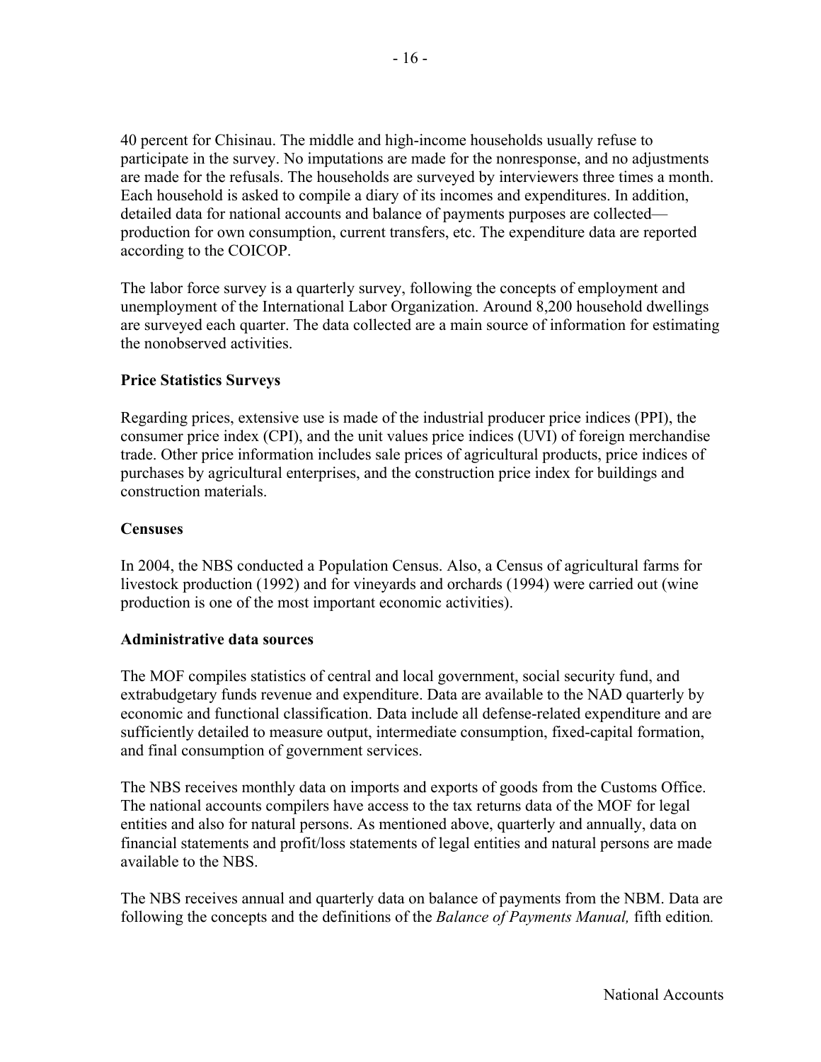40 percent for Chisinau. The middle and high-income households usually refuse to participate in the survey. No imputations are made for the nonresponse, and no adjustments are made for the refusals. The households are surveyed by interviewers three times a month. Each household is asked to compile a diary of its incomes and expenditures. In addition, detailed data for national accounts and balance of payments purposes are collected—production for own consumption, current transfers, etc. The expenditure data are reported according to the COICOP.

The labor force survey is a quarterly survey, following the concepts of employment and unemployment of the International Labor Organization. Around 8,200 household dwellings are surveyed each quarter. The data collected are a main source of information for estimating the nonobserved activities.

### Price Statistics Surveys

Regarding prices, extensive use is made of the industrial producer price indices (PPI), the consumer price index (CPI), and the unit values price indices (UVI) of foreign merchandise trade. Other price information includes sale prices of agricultural products, price indices of purchases by agricultural enterprises, and the construction price index for buildings and construction materials.

### Censuses

In 2004, the NBS conducted a Population Census. Also, a Census of agricultural farms for livestock production (1992) and for vineyards and orchards (1994) were carried out (wine production is one of the most important economic activities).

### Administrative data sources

The MOF compiles statistics of central and local government, social security fund, and extrabudgetary funds revenue and expenditure. Data are available to the NAD quarterly by economic and functional classification. Data include all defense-related expenditure and are sufficiently detailed to measure output, intermediate consumption, fixed-capital formation, and final consumption of government services.

The NBS receives monthly data on imports and exports of goods from the Customs Office. The national accounts compilers have access to the tax returns data of the MOF for legal entities and also for natural persons. As mentioned above, quarterly and annually, data on financial statements and profit/loss statements of legal entities and natural persons are made available to the NBS.

The NBS receives annual and quarterly data on balance of payments from the NBM. Data are following the concepts and the definitions of the *Balance of Payments Manual,* fifth edition*.*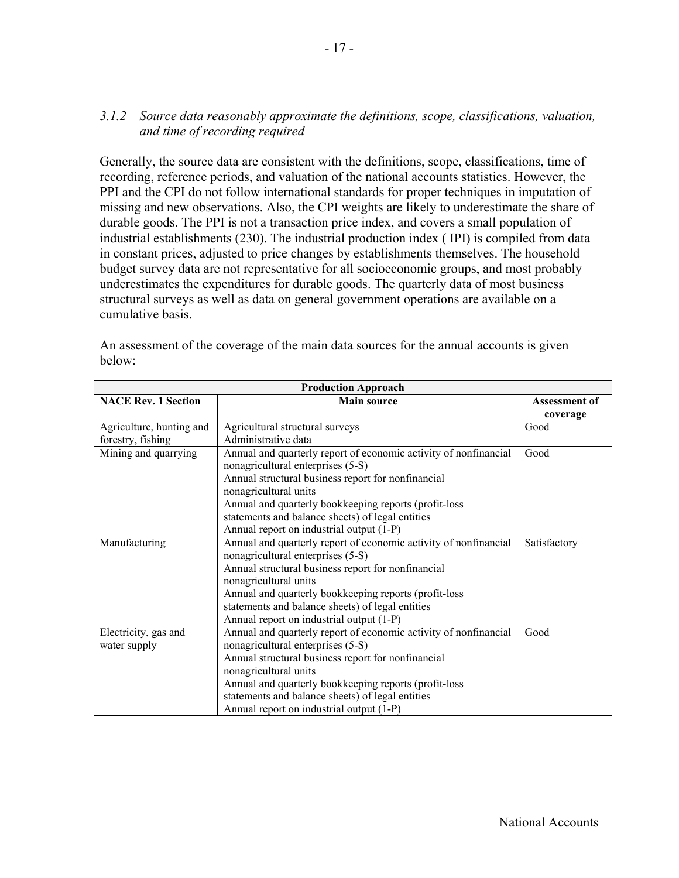*3.1.2 Source data reasonably approximate the definitions, scope, classifications, valuation, and time of recording required*

Generally, the source data are consistent with the definitions, scope, classifications, time of recording, reference periods, and valuation of the national accounts statistics. However, the PPI and the CPI do not follow international standards for proper techniques in imputation of missing and new observations. Also, the CPI weights are likely to underestimate the share of durable goods. The PPI is not a transaction price index, and covers a small population of industrial establishments (230). The industrial production index ( IPI) is compiled from data in constant prices, adjusted to price changes by establishments themselves. The household budget survey data are not representative for all socioeconomic groups, and most probably underestimates the expenditures for durable goods. The quarterly data of most business structural surveys as well as data on general government operations are available on a cumulative basis.

An assessment of the coverage of the main data sources for the annual accounts is given below:

| **Production Approach** | | |
|---|---|---|
| **NACE Rev. 1 Section** | **Main source** | **Assessment of coverage** |
| Agriculture, hunting and forestry, fishing | Agricultural structural surveys<br>Administrative data | Good |
| Mining and quarrying | Annual and quarterly report of economic activity of nonfinancial nonagricultural enterprises (5-S)<br>Annual structural business report for nonfinancial nonagricultural units<br>Annual and quarterly bookkeeping reports (profit-loss statements and balance sheets) of legal entities<br>Annual report on industrial output (1-P) | Good |
| Manufacturing | Annual and quarterly report of economic activity of nonfinancial nonagricultural enterprises (5-S)<br>Annual structural business report for nonfinancial nonagricultural units<br>Annual and quarterly bookkeeping reports (profit-loss statements and balance sheets) of legal entities<br>Annual report on industrial output (1-P) | Satisfactory |
| Electricity, gas and water supply | Annual and quarterly report of economic activity of nonfinancial nonagricultural enterprises (5-S)<br>Annual structural business report for nonfinancial nonagricultural units<br>Annual and quarterly bookkeeping reports (profit-loss statements and balance sheets) of legal entities<br>Annual report on industrial output (1-P) | Good |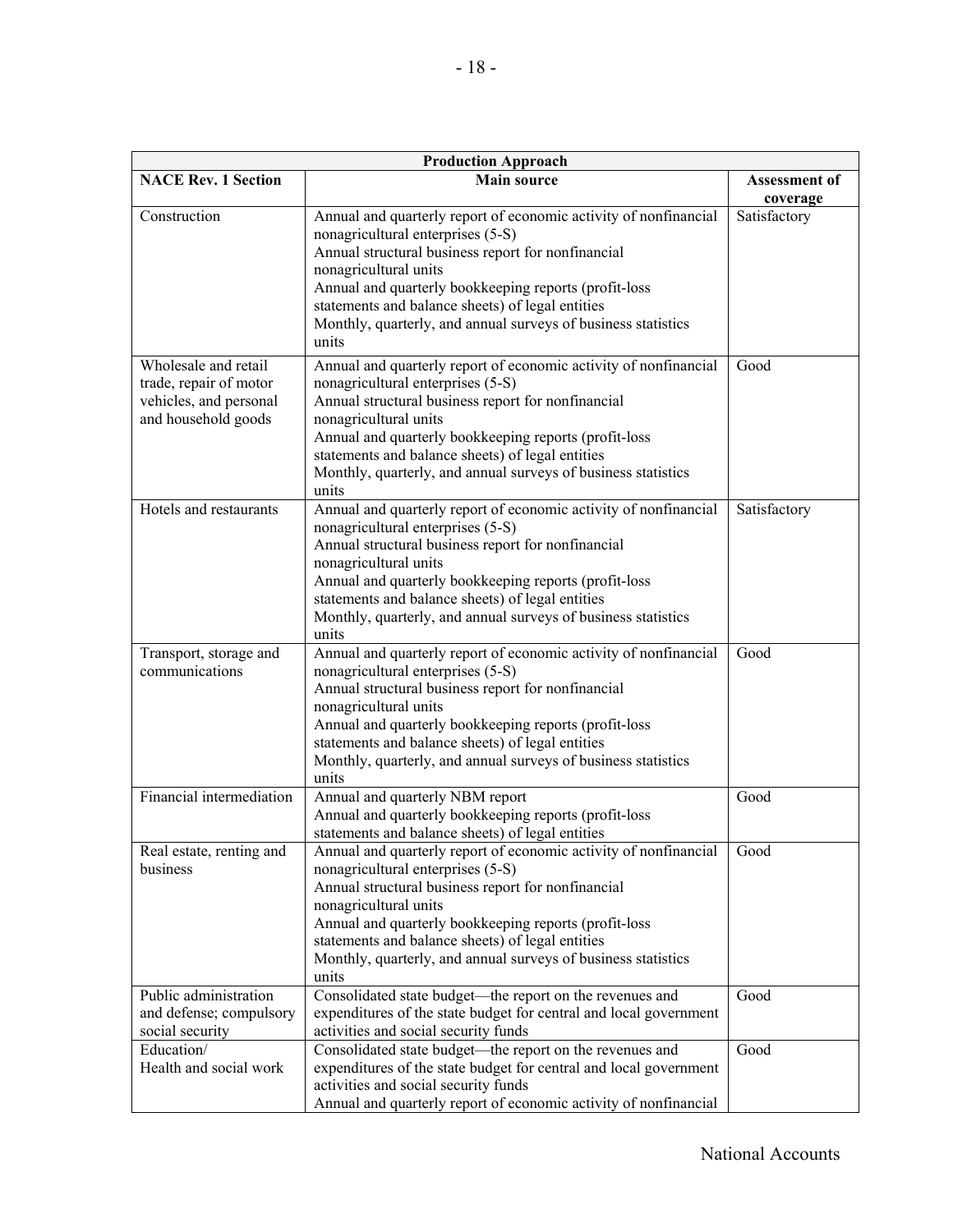| Production Approach | | |
|---|---|---|
| **NACE Rev. 1 Section** | **Main source** | **Assessment of coverage** |
| Construction | Annual and quarterly report of economic activity of nonfinancial nonagricultural enterprises (5-S)<br>Annual structural business report for nonfinancial nonagricultural units<br>Annual and quarterly bookkeeping reports (profit-loss statements and balance sheets) of legal entities<br>Monthly, quarterly, and annual surveys of business statistics units | Satisfactory |
| Wholesale and retail trade, repair of motor vehicles, and personal and household goods | Annual and quarterly report of economic activity of nonfinancial nonagricultural enterprises (5-S)<br>Annual structural business report for nonfinancial nonagricultural units<br>Annual and quarterly bookkeeping reports (profit-loss statements and balance sheets) of legal entities<br>Monthly, quarterly, and annual surveys of business statistics units | Good |
| Hotels and restaurants | Annual and quarterly report of economic activity of nonfinancial nonagricultural enterprises (5-S)<br>Annual structural business report for nonfinancial nonagricultural units<br>Annual and quarterly bookkeeping reports (profit-loss statements and balance sheets) of legal entities<br>Monthly, quarterly, and annual surveys of business statistics units | Satisfactory |
| Transport, storage and communications | Annual and quarterly report of economic activity of nonfinancial nonagricultural enterprises (5-S)<br>Annual structural business report for nonfinancial nonagricultural units<br>Annual and quarterly bookkeeping reports (profit-loss statements and balance sheets) of legal entities<br>Monthly, quarterly, and annual surveys of business statistics units | Good |
| Financial intermediation | Annual and quarterly NBM report<br>Annual and quarterly bookkeeping reports (profit-loss statements and balance sheets) of legal entities | Good |
| Real estate, renting and business | Annual and quarterly report of economic activity of nonfinancial nonagricultural enterprises (5-S)<br>Annual structural business report for nonfinancial nonagricultural units<br>Annual and quarterly bookkeeping reports (profit-loss statements and balance sheets) of legal entities<br>Monthly, quarterly, and annual surveys of business statistics units | Good |
| Public administration and defense; compulsory social security | Consolidated state budget—the report on the revenues and expenditures of the state budget for central and local government activities and social security funds | Good |
| Education/<br>Health and social work | Consolidated state budget—the report on the revenues and expenditures of the state budget for central and local government activities and social security funds<br>Annual and quarterly report of economic activity of nonfinancial | Good |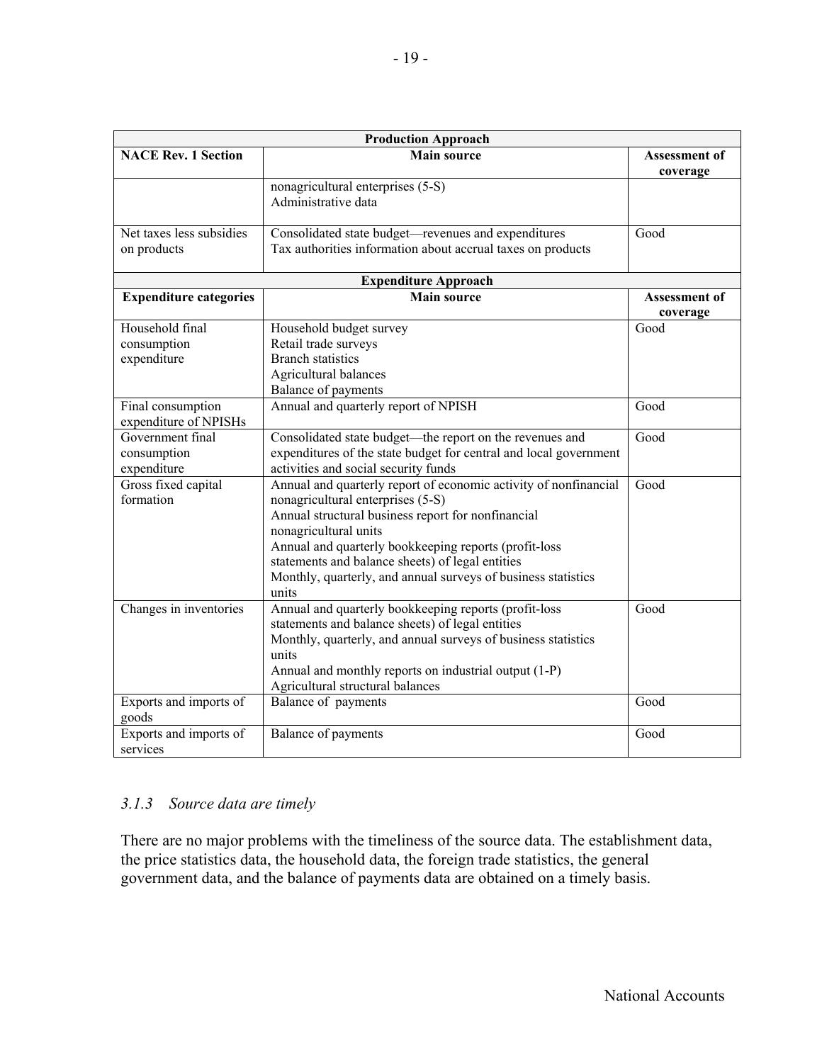| Production Approach | | |
|---|---|---|
| **NACE Rev. 1 Section** | **Main source** | **Assessment of coverage** |
| | nonagricultural enterprises (5-S)<br>Administrative data | |
| Net taxes less subsidies on products | Consolidated state budget—revenues and expenditures<br>Tax authorities information about accrual taxes on products | Good |
| **Expenditure Approach** | | |
| **Expenditure categories** | **Main source** | **Assessment of coverage** |
| Household final consumption expenditure | Household budget survey<br>Retail trade surveys<br>Branch statistics<br>Agricultural balances<br>Balance of payments | Good |
| Final consumption expenditure of NPISHs | Annual and quarterly report of NPISH | Good |
| Government final consumption expenditure | Consolidated state budget—the report on the revenues and expenditures of the state budget for central and local government activities and social security funds | Good |
| Gross fixed capital formation | Annual and quarterly report of economic activity of nonfinancial nonagricultural enterprises (5-S)<br>Annual structural business report for nonfinancial nonagricultural units<br>Annual and quarterly bookkeeping reports (profit-loss statements and balance sheets) of legal entities<br>Monthly, quarterly, and annual surveys of business statistics units | Good |
| Changes in inventories | Annual and quarterly bookkeeping reports (profit-loss statements and balance sheets) of legal entities<br>Monthly, quarterly, and annual surveys of business statistics units<br>Annual and monthly reports on industrial output (1-P)<br>Agricultural structural balances | Good |
| Exports and imports of goods | Balance of payments | Good |
| Exports and imports of services | Balance of payments | Good |

### *3.1.3 Source data are timely*

There are no major problems with the timeliness of the source data. The establishment data, the price statistics data, the household data, the foreign trade statistics, the general government data, and the balance of payments data are obtained on a timely basis.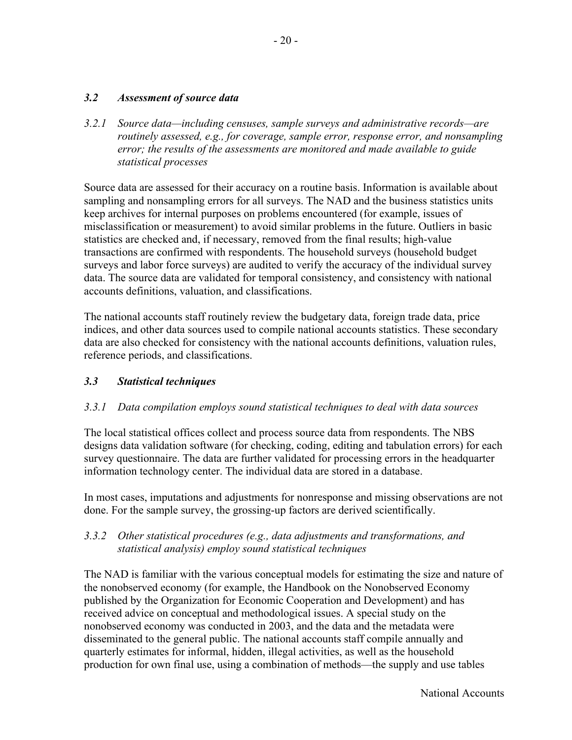### *3.2 Assessment of source data*

*3.2.1 Source data—including censuses, sample surveys and administrative records—are routinely assessed, e.g., for coverage, sample error, response error, and nonsampling error; the results of the assessments are monitored and made available to guide statistical processes*

Source data are assessed for their accuracy on a routine basis. Information is available about sampling and nonsampling errors for all surveys. The NAD and the business statistics units keep archives for internal purposes on problems encountered (for example, issues of misclassification or measurement) to avoid similar problems in the future. Outliers in basic statistics are checked and, if necessary, removed from the final results; high-value transactions are confirmed with respondents. The household surveys (household budget surveys and labor force surveys) are audited to verify the accuracy of the individual survey data. The source data are validated for temporal consistency, and consistency with national accounts definitions, valuation, and classifications.

The national accounts staff routinely review the budgetary data, foreign trade data, price indices, and other data sources used to compile national accounts statistics. These secondary data are also checked for consistency with the national accounts definitions, valuation rules, reference periods, and classifications.

### *3.3 Statistical techniques*

*3.3.1 Data compilation employs sound statistical techniques to deal with data sources*

The local statistical offices collect and process source data from respondents. The NBS designs data validation software (for checking, coding, editing and tabulation errors) for each survey questionnaire. The data are further validated for processing errors in the headquarter information technology center. The individual data are stored in a database.

In most cases, imputations and adjustments for nonresponse and missing observations are not done. For the sample survey, the grossing-up factors are derived scientifically.

*3.3.2 Other statistical procedures (e.g., data adjustments and transformations, and statistical analysis) employ sound statistical techniques*

The NAD is familiar with the various conceptual models for estimating the size and nature of the nonobserved economy (for example, the Handbook on the Nonobserved Economy published by the Organization for Economic Cooperation and Development) and has received advice on conceptual and methodological issues. A special study on the nonobserved economy was conducted in 2003, and the data and the metadata were disseminated to the general public. The national accounts staff compile annually and quarterly estimates for informal, hidden, illegal activities, as well as the household production for own final use, using a combination of methods—the supply and use tables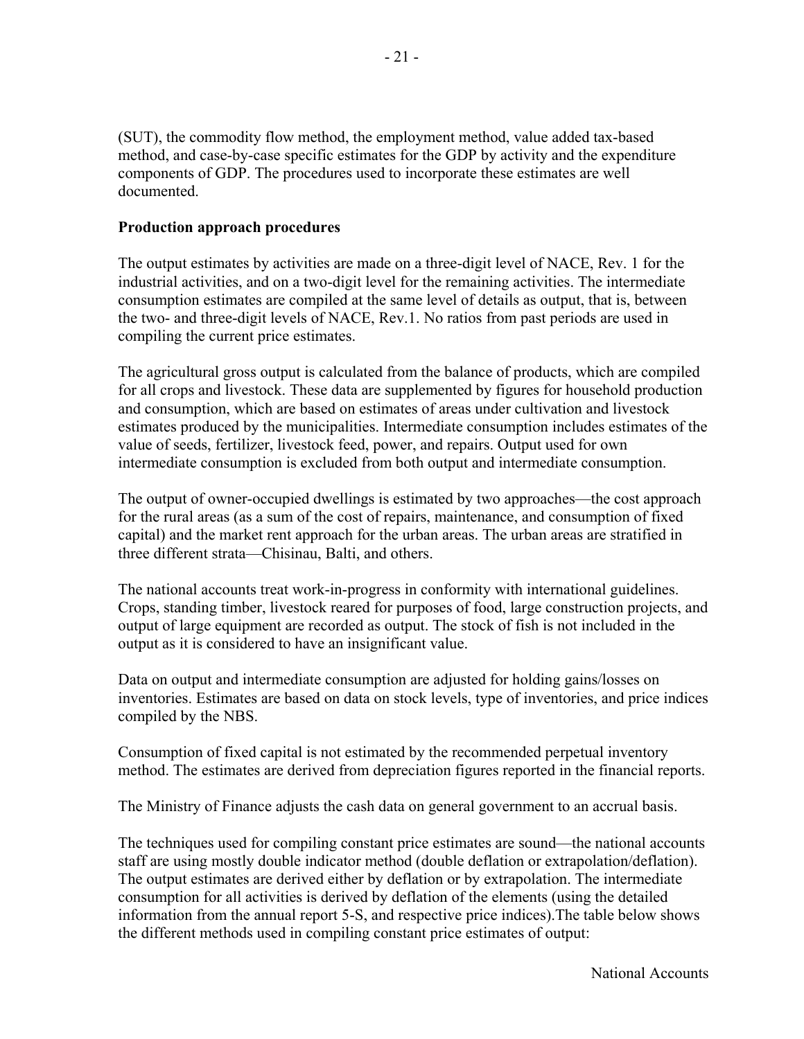(SUT), the commodity flow method, the employment method, value added tax-based method, and case-by-case specific estimates for the GDP by activity and the expenditure components of GDP. The procedures used to incorporate these estimates are well documented.

**Production approach procedures**

The output estimates by activities are made on a three-digit level of NACE, Rev. 1 for the industrial activities, and on a two-digit level for the remaining activities. The intermediate consumption estimates are compiled at the same level of details as output, that is, between the two- and three-digit levels of NACE, Rev.1. No ratios from past periods are used in compiling the current price estimates.

The agricultural gross output is calculated from the balance of products, which are compiled for all crops and livestock. These data are supplemented by figures for household production and consumption, which are based on estimates of areas under cultivation and livestock estimates produced by the municipalities. Intermediate consumption includes estimates of the value of seeds, fertilizer, livestock feed, power, and repairs. Output used for own intermediate consumption is excluded from both output and intermediate consumption.

The output of owner-occupied dwellings is estimated by two approaches—the cost approach for the rural areas (as a sum of the cost of repairs, maintenance, and consumption of fixed capital) and the market rent approach for the urban areas. The urban areas are stratified in three different strata—Chisinau, Balti, and others.

The national accounts treat work-in-progress in conformity with international guidelines. Crops, standing timber, livestock reared for purposes of food, large construction projects, and output of large equipment are recorded as output. The stock of fish is not included in the output as it is considered to have an insignificant value.

Data on output and intermediate consumption are adjusted for holding gains/losses on inventories. Estimates are based on data on stock levels, type of inventories, and price indices compiled by the NBS.

Consumption of fixed capital is not estimated by the recommended perpetual inventory method. The estimates are derived from depreciation figures reported in the financial reports.

The Ministry of Finance adjusts the cash data on general government to an accrual basis.

The techniques used for compiling constant price estimates are sound—the national accounts staff are using mostly double indicator method (double deflation or extrapolation/deflation). The output estimates are derived either by deflation or by extrapolation. The intermediate consumption for all activities is derived by deflation of the elements (using the detailed information from the annual report 5-S, and respective price indices).The table below shows the different methods used in compiling constant price estimates of output: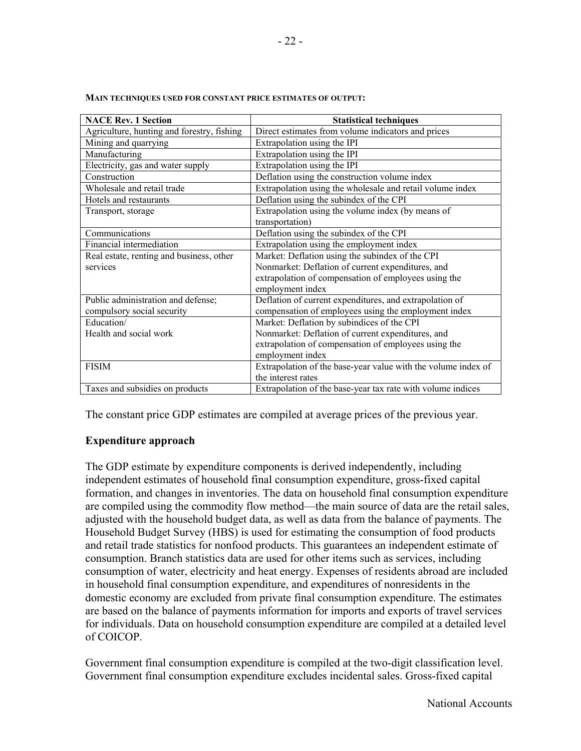**MAIN TECHNIQUES USED FOR CONSTANT PRICE ESTIMATES OF OUTPUT:**

| NACE Rev. 1 Section | Statistical techniques |
|---|---|
| Agriculture, hunting and forestry, fishing | Direct estimates from volume indicators and prices |
| Mining and quarrying | Extrapolation using the IPI |
| Manufacturing | Extrapolation using the IPI |
| Electricity, gas and water supply | Extrapolation using the IPI |
| Construction | Deflation using the construction volume index |
| Wholesale and retail trade | Extrapolation using the wholesale and retail volume index |
| Hotels and restaurants | Deflation using the subindex of the CPI |
| Transport, storage | Extrapolation using the volume index (by means of transportation) |
| Communications | Deflation using the subindex of the CPI |
| Financial intermediation | Extrapolation using the employment index |
| Real estate, renting and business, other services | Market: Deflation using the subindex of the CPI<br>Nonmarket: Deflation of current expenditures, and extrapolation of compensation of employees using the employment index |
| Public administration and defense; compulsory social security | Deflation of current expenditures, and extrapolation of compensation of employees using the employment index |
| Education/<br>Health and social work | Market: Deflation by subindices of the CPI<br>Nonmarket: Deflation of current expenditures, and extrapolation of compensation of employees using the employment index |
| FISIM | Extrapolation of the base-year value with the volume index of the interest rates |
| Taxes and subsidies on products | Extrapolation of the base-year tax rate with volume indices |

The constant price GDP estimates are compiled at average prices of the previous year.

**Expenditure approach**

The GDP estimate by expenditure components is derived independently, including independent estimates of household final consumption expenditure, gross-fixed capital formation, and changes in inventories. The data on household final consumption expenditure are compiled using the commodity flow method—the main source of data are the retail sales, adjusted with the household budget data, as well as data from the balance of payments. The Household Budget Survey (HBS) is used for estimating the consumption of food products and retail trade statistics for nonfood products. This guarantees an independent estimate of consumption. Branch statistics data are used for other items such as services, including consumption of water, electricity and heat energy. Expenses of residents abroad are included in household final consumption expenditure, and expenditures of nonresidents in the domestic economy are excluded from private final consumption expenditure. The estimates are based on the balance of payments information for imports and exports of travel services for individuals. Data on household consumption expenditure are compiled at a detailed level of COICOP.

Government final consumption expenditure is compiled at the two-digit classification level. Government final consumption expenditure excludes incidental sales. Gross-fixed capital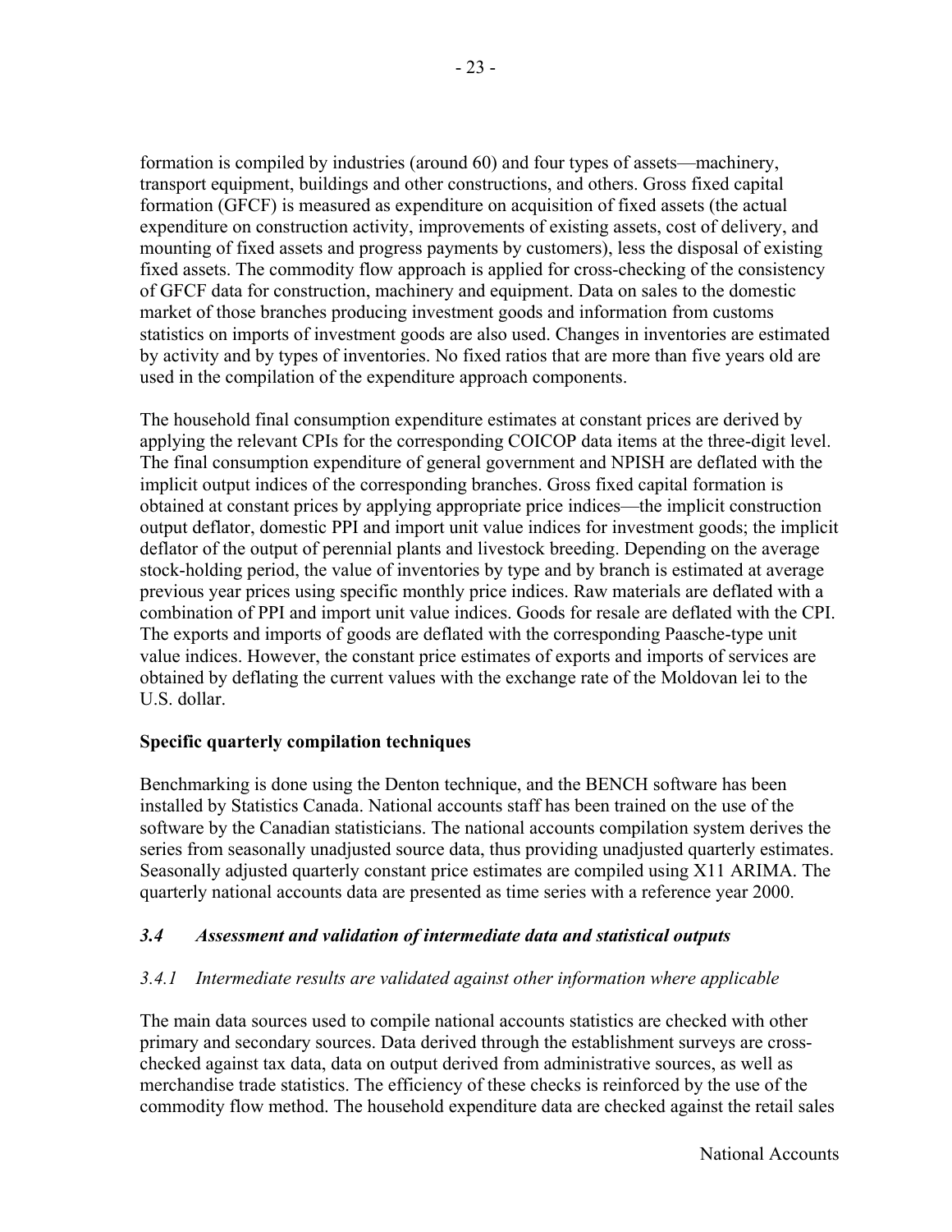formation is compiled by industries (around 60) and four types of assets—machinery, transport equipment, buildings and other constructions, and others. Gross fixed capital formation (GFCF) is measured as expenditure on acquisition of fixed assets (the actual expenditure on construction activity, improvements of existing assets, cost of delivery, and mounting of fixed assets and progress payments by customers), less the disposal of existing fixed assets. The commodity flow approach is applied for cross-checking of the consistency of GFCF data for construction, machinery and equipment. Data on sales to the domestic market of those branches producing investment goods and information from customs statistics on imports of investment goods are also used. Changes in inventories are estimated by activity and by types of inventories. No fixed ratios that are more than five years old are used in the compilation of the expenditure approach components.

The household final consumption expenditure estimates at constant prices are derived by applying the relevant CPIs for the corresponding COICOP data items at the three-digit level. The final consumption expenditure of general government and NPISH are deflated with the implicit output indices of the corresponding branches. Gross fixed capital formation is obtained at constant prices by applying appropriate price indices—the implicit construction output deflator, domestic PPI and import unit value indices for investment goods; the implicit deflator of the output of perennial plants and livestock breeding. Depending on the average stock-holding period, the value of inventories by type and by branch is estimated at average previous year prices using specific monthly price indices. Raw materials are deflated with a combination of PPI and import unit value indices. Goods for resale are deflated with the CPI. The exports and imports of goods are deflated with the corresponding Paasche-type unit value indices. However, the constant price estimates of exports and imports of services are obtained by deflating the current values with the exchange rate of the Moldovan lei to the U.S. dollar.

**Specific quarterly compilation techniques**

Benchmarking is done using the Denton technique, and the BENCH software has been installed by Statistics Canada. National accounts staff has been trained on the use of the software by the Canadian statisticians. The national accounts compilation system derives the series from seasonally unadjusted source data, thus providing unadjusted quarterly estimates. Seasonally adjusted quarterly constant price estimates are compiled using X11 ARIMA. The quarterly national accounts data are presented as time series with a reference year 2000.

### *3.4 Assessment and validation of intermediate data and statistical outputs*

#### *3.4.1 Intermediate results are validated against other information where applicable*

The main data sources used to compile national accounts statistics are checked with other primary and secondary sources. Data derived through the establishment surveys are cross-checked against tax data, data on output derived from administrative sources, as well as merchandise trade statistics. The efficiency of these checks is reinforced by the use of the commodity flow method. The household expenditure data are checked against the retail sales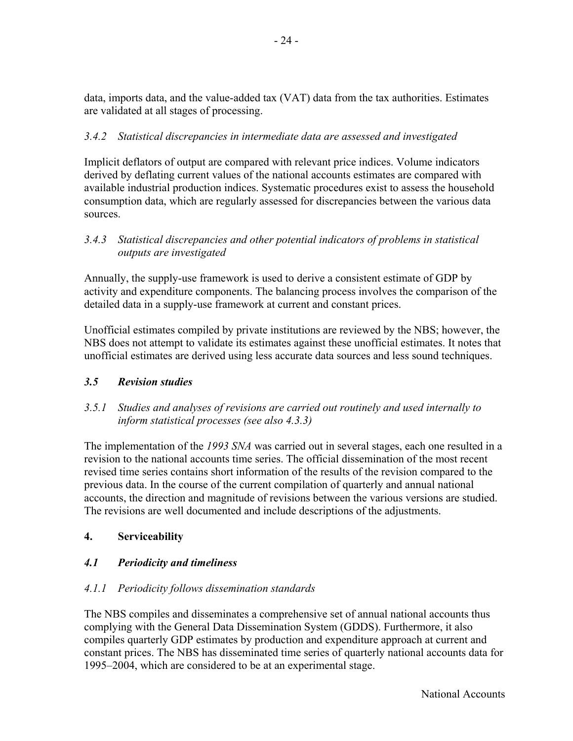data, imports data, and the value-added tax (VAT) data from the tax authorities. Estimates are validated at all stages of processing.

*3.4.2 Statistical discrepancies in intermediate data are assessed and investigated*

Implicit deflators of output are compared with relevant price indices. Volume indicators derived by deflating current values of the national accounts estimates are compared with available industrial production indices. Systematic procedures exist to assess the household consumption data, which are regularly assessed for discrepancies between the various data sources.

*3.4.3 Statistical discrepancies and other potential indicators of problems in statistical outputs are investigated*

Annually, the supply-use framework is used to derive a consistent estimate of GDP by activity and expenditure components. The balancing process involves the comparison of the detailed data in a supply-use framework at current and constant prices.

Unofficial estimates compiled by private institutions are reviewed by the NBS; however, the NBS does not attempt to validate its estimates against these unofficial estimates. It notes that unofficial estimates are derived using less accurate data sources and less sound techniques.

### *3.5 Revision studies*

*3.5.1 Studies and analyses of revisions are carried out routinely and used internally to inform statistical processes (see also 4.3.3)*

The implementation of the *1993 SNA* was carried out in several stages, each one resulted in a revision to the national accounts time series. The official dissemination of the most recent revised time series contains short information of the results of the revision compared to the previous data. In the course of the current compilation of quarterly and annual national accounts, the direction and magnitude of revisions between the various versions are studied. The revisions are well documented and include descriptions of the adjustments.

## 4. Serviceability

### *4.1 Periodicity and timeliness*

*4.1.1 Periodicity follows dissemination standards*

The NBS compiles and disseminates a comprehensive set of annual national accounts thus complying with the General Data Dissemination System (GDDS). Furthermore, it also compiles quarterly GDP estimates by production and expenditure approach at current and constant prices. The NBS has disseminated time series of quarterly national accounts data for 1995–2004, which are considered to be at an experimental stage.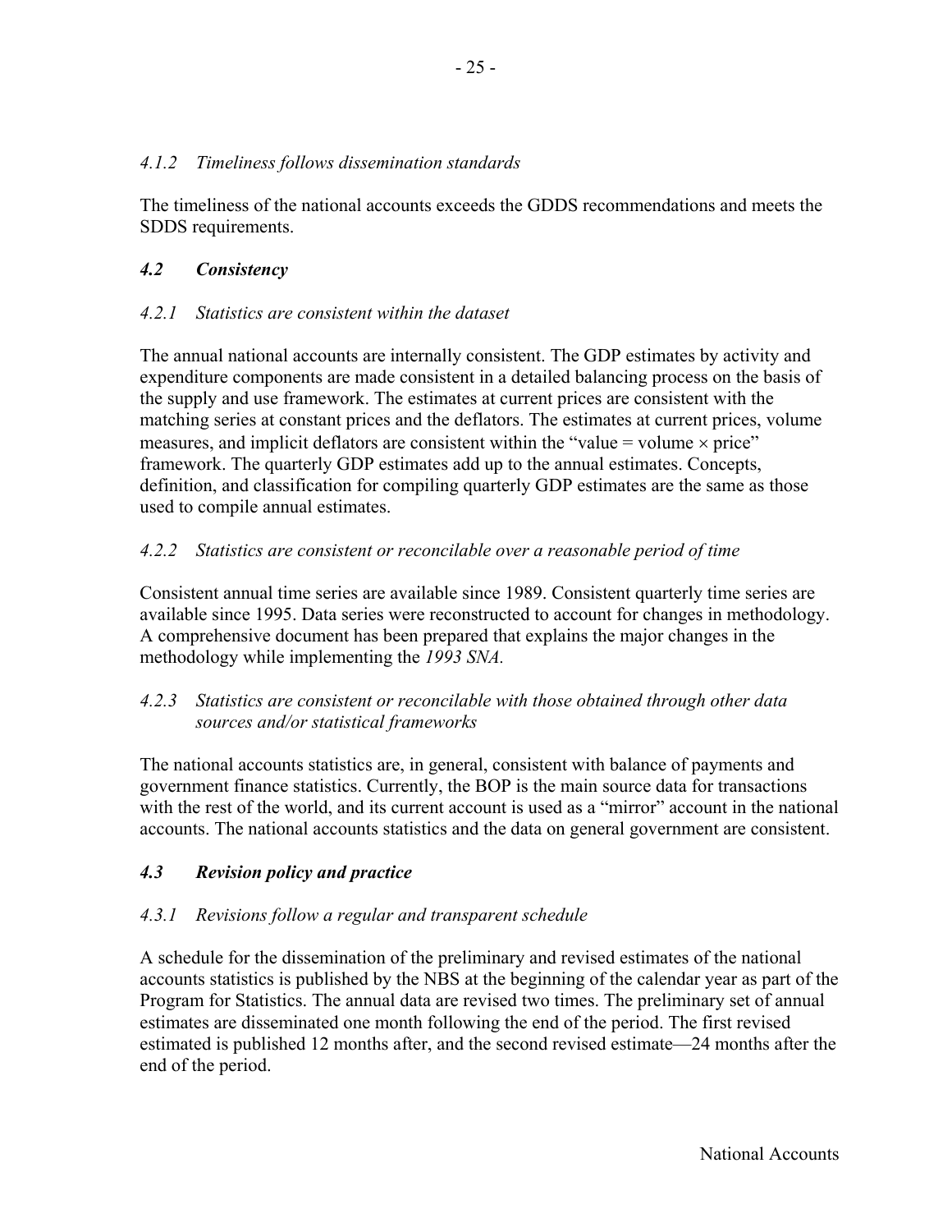*4.1.2 Timeliness follows dissemination standards*

The timeliness of the national accounts exceeds the GDDS recommendations and meets the SDDS requirements.

### *4.2 Consistency*

*4.2.1 Statistics are consistent within the dataset*

The annual national accounts are internally consistent. The GDP estimates by activity and expenditure components are made consistent in a detailed balancing process on the basis of the supply and use framework. The estimates at current prices are consistent with the matching series at constant prices and the deflators. The estimates at current prices, volume measures, and implicit deflators are consistent within the "value = volume × price" framework. The quarterly GDP estimates add up to the annual estimates. Concepts, definition, and classification for compiling quarterly GDP estimates are the same as those used to compile annual estimates.

*4.2.2 Statistics are consistent or reconcilable over a reasonable period of time*

Consistent annual time series are available since 1989. Consistent quarterly time series are available since 1995. Data series were reconstructed to account for changes in methodology. A comprehensive document has been prepared that explains the major changes in the methodology while implementing the *1993 SNA.*

*4.2.3 Statistics are consistent or reconcilable with those obtained through other data sources and/or statistical frameworks*

The national accounts statistics are, in general, consistent with balance of payments and government finance statistics. Currently, the BOP is the main source data for transactions with the rest of the world, and its current account is used as a "mirror" account in the national accounts. The national accounts statistics and the data on general government are consistent.

### *4.3 Revision policy and practice*

*4.3.1 Revisions follow a regular and transparent schedule*

A schedule for the dissemination of the preliminary and revised estimates of the national accounts statistics is published by the NBS at the beginning of the calendar year as part of the Program for Statistics. The annual data are revised two times. The preliminary set of annual estimates are disseminated one month following the end of the period. The first revised estimated is published 12 months after, and the second revised estimate—24 months after the end of the period.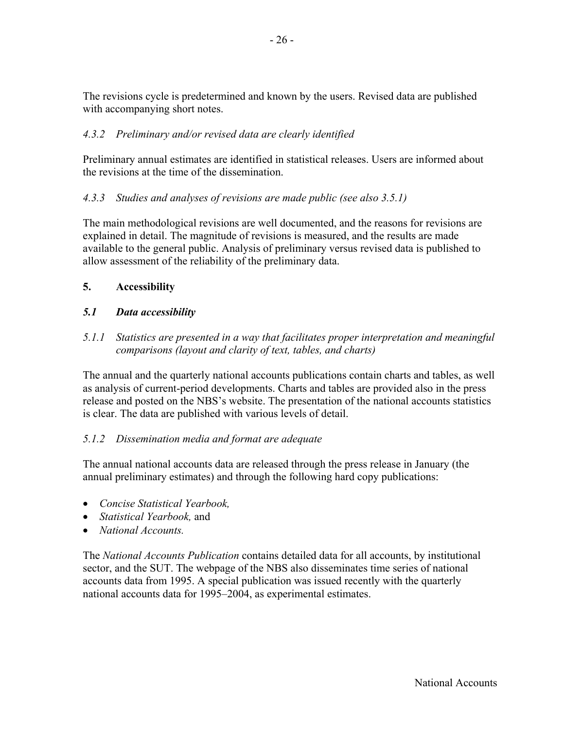The revisions cycle is predetermined and known by the users. Revised data are published with accompanying short notes.

*4.3.2 Preliminary and/or revised data are clearly identified*

Preliminary annual estimates are identified in statistical releases. Users are informed about the revisions at the time of the dissemination.

*4.3.3 Studies and analyses of revisions are made public (see also 3.5.1)*

The main methodological revisions are well documented, and the reasons for revisions are explained in detail. The magnitude of revisions is measured, and the results are made available to the general public. Analysis of preliminary versus revised data is published to allow assessment of the reliability of the preliminary data.

## 5. Accessibility

### *5.1 Data accessibility*

*5.1.1 Statistics are presented in a way that facilitates proper interpretation and meaningful comparisons (layout and clarity of text, tables, and charts)*

The annual and the quarterly national accounts publications contain charts and tables, as well as analysis of current-period developments. Charts and tables are provided also in the press release and posted on the NBS's website. The presentation of the national accounts statistics is clear. The data are published with various levels of detail.

*5.1.2 Dissemination media and format are adequate*

The annual national accounts data are released through the press release in January (the annual preliminary estimates) and through the following hard copy publications:

- *Concise Statistical Yearbook,*
- *Statistical Yearbook,* and
- *National Accounts.*

The *National Accounts Publication* contains detailed data for all accounts, by institutional sector, and the SUT. The webpage of the NBS also disseminates time series of national accounts data from 1995. A special publication was issued recently with the quarterly national accounts data for 1995–2004, as experimental estimates.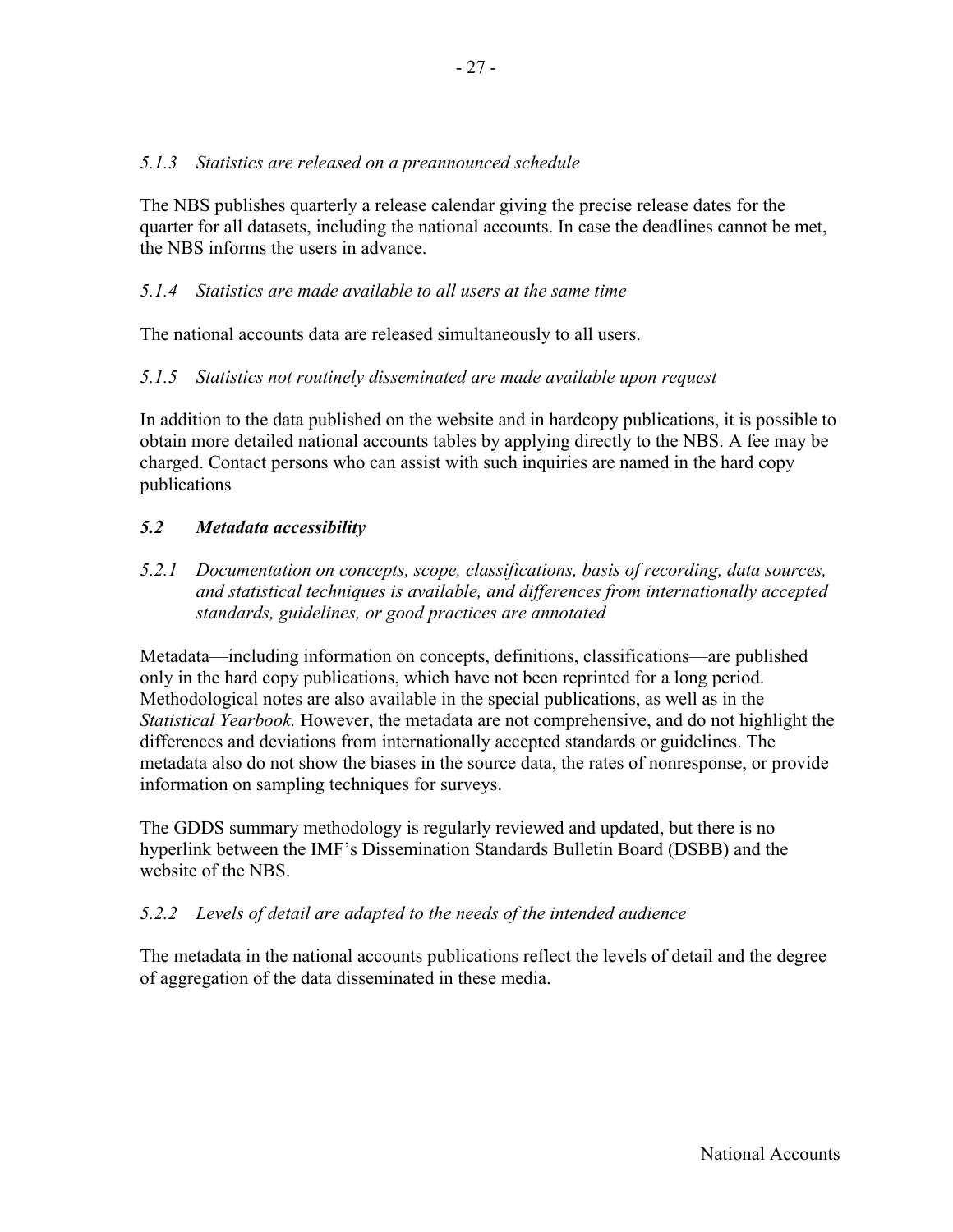*5.1.3 Statistics are released on a preannounced schedule*

The NBS publishes quarterly a release calendar giving the precise release dates for the quarter for all datasets, including the national accounts. In case the deadlines cannot be met, the NBS informs the users in advance.

*5.1.4 Statistics are made available to all users at the same time*

The national accounts data are released simultaneously to all users.

*5.1.5 Statistics not routinely disseminated are made available upon request*

In addition to the data published on the website and in hardcopy publications, it is possible to obtain more detailed national accounts tables by applying directly to the NBS. A fee may be charged. Contact persons who can assist with such inquiries are named in the hard copy publications

### *5.2 Metadata accessibility*

*5.2.1 Documentation on concepts, scope, classifications, basis of recording, data sources, and statistical techniques is available, and differences from internationally accepted standards, guidelines, or good practices are annotated*

Metadata—including information on concepts, definitions, classifications—are published only in the hard copy publications, which have not been reprinted for a long period. Methodological notes are also available in the special publications, as well as in the *Statistical Yearbook.* However, the metadata are not comprehensive, and do not highlight the differences and deviations from internationally accepted standards or guidelines. The metadata also do not show the biases in the source data, the rates of nonresponse, or provide information on sampling techniques for surveys.

The GDDS summary methodology is regularly reviewed and updated, but there is no hyperlink between the IMF's Dissemination Standards Bulletin Board (DSBB) and the website of the NBS.

*5.2.2 Levels of detail are adapted to the needs of the intended audience*

The metadata in the national accounts publications reflect the levels of detail and the degree of aggregation of the data disseminated in these media.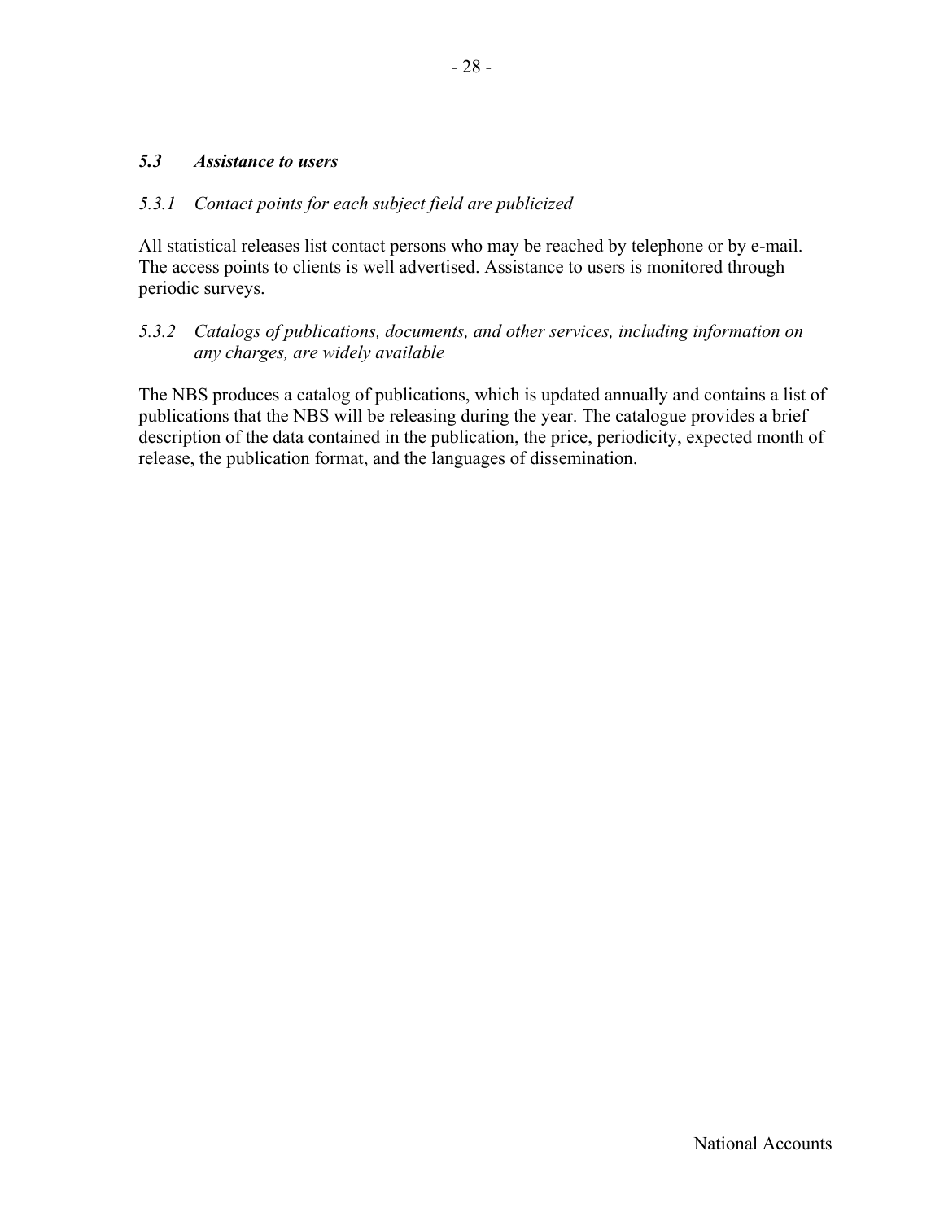### *5.3 Assistance to users*

*5.3.1 Contact points for each subject field are publicized*

All statistical releases list contact persons who may be reached by telephone or by e-mail. The access points to clients is well advertised. Assistance to users is monitored through periodic surveys.

*5.3.2 Catalogs of publications, documents, and other services, including information on any charges, are widely available*

The NBS produces a catalog of publications, which is updated annually and contains a list of publications that the NBS will be releasing during the year. The catalogue provides a brief description of the data contained in the publication, the price, periodicity, expected month of release, the publication format, and the languages of dissemination.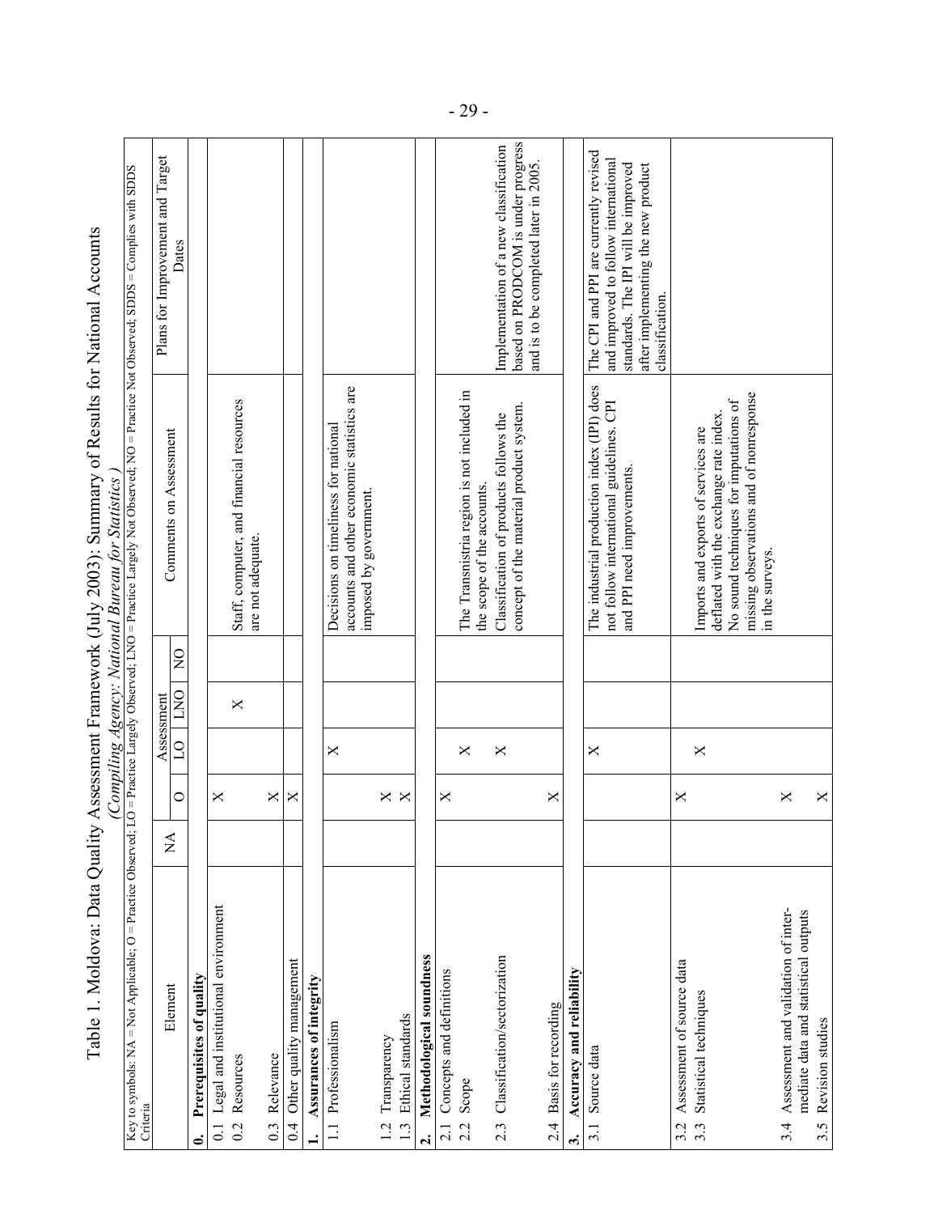# Table 1. Moldova: Data Quality Assessment Framework (July 2003): Summary of Results for National Accounts

*(Compiling Agency: National Bureau for Statistics)*

Key to symbols: NA = Not Applicable; O = Practice Observed; LO = Practice Largely Observed; LNO = Practice Largely Not Observed; NO = Practice Not Observed; SDDS = Complies with SDDS Criteria

| Element | NA | Assessment O | LO | LNO | NO | Comments on Assessment | Plans for Improvement and Target Dates |
|---|---|---|---|---|---|---|---|
| **0. Prerequisites of quality** | | | | | | | |
| 0.1 Legal and institutional environment | | X | | | | | |
| 0.2 Resources | | | | X | | Staff, computer, and financial resources are not adequate. | |
| 0.3 Relevance | | X | | | | | |
| 0.4 Other quality management | | X | | | | | |
| **1. Assurances of integrity** | | | | | | | |
| 1.1 Professionalism | | | X | | | Decisions on timeliness for national accounts and other economic statistics are imposed by government. | |
| 1.2 Transparency | | X | | | | | |
| 1.3 Ethical standards | | X | | | | | |
| **2. Methodological soundness** | | | | | | | |
| 2.1 Concepts and definitions | | X | | | | | |
| 2.2 Scope | | | X | | | The Transnistria region is not included in the scope of the accounts. | |
| 2.3 Classification/sectorization | | | X | | | Classification of products follows the concept of the material product system. | Implementation of a new classification based on PRODCOM is under progress and is to be completed later in 2005. |
| 2.4 Basis for recording | | X | | | | | |
| **3. Accuracy and reliability** | | | | | | | |
| 3.1 Source data | | | X | | | The industrial production index (IPI) does not follow international guidelines. CPI and PPI need improvements. | The CPI and PPI are currently revised and improved to follow international standards. The IPI will be improved after implementing the new product classification. |
| 3.2 Assessment of source data | | X | | | | | |
| 3.3 Statistical techniques | | | X | | | Imports and exports of services are deflated with the exchange rate index. No sound techniques for imputations of missing observations and of nonresponse in the surveys. | |
| 3.4 Assessment and validation of intermediate data and statistical outputs | | X | | | | | |
| 3.5 Revision studies | | X | | | | | |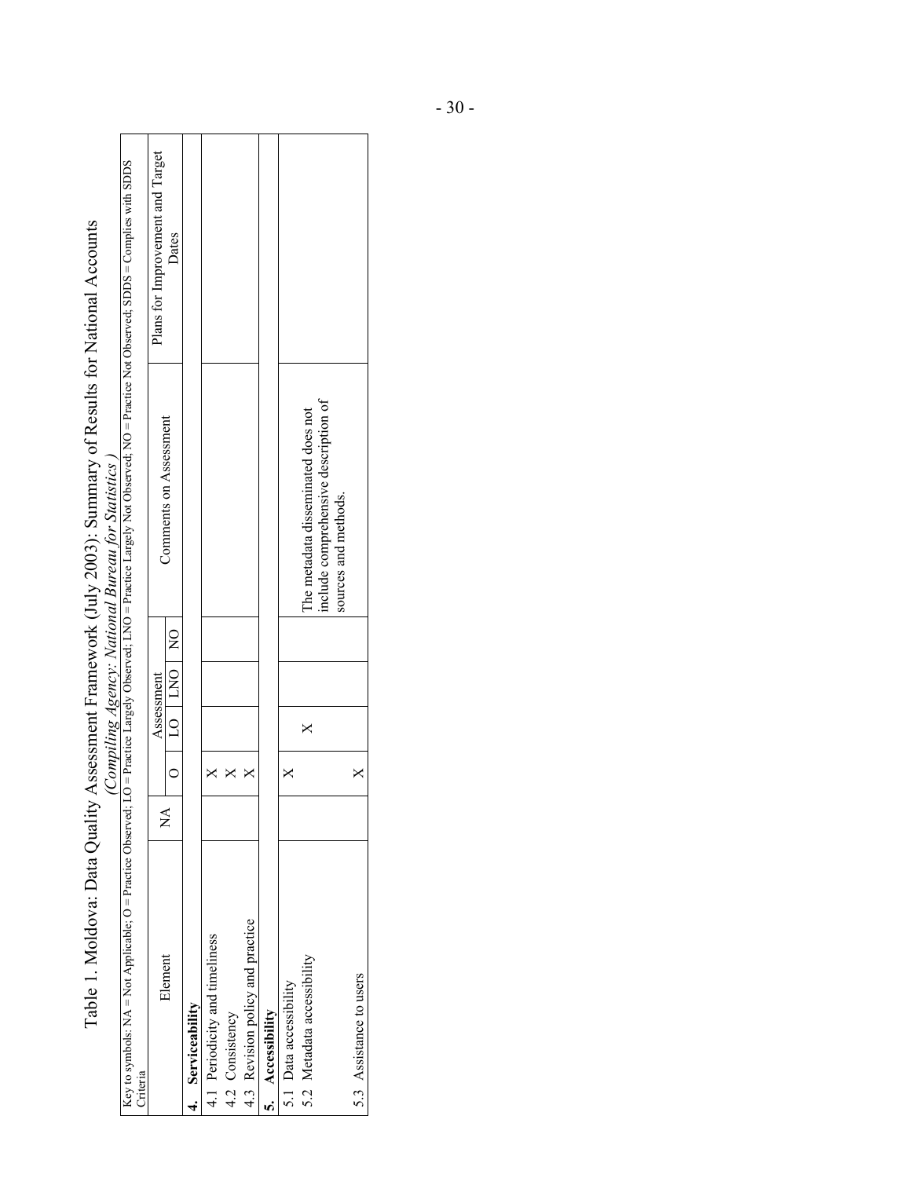# Table 1. Moldova: Data Quality Assessment Framework (July 2003): Summary of Results for National Accounts

*(Compiling Agency: National Bureau for Statistics)*

| Key to symbols: NA = Not Applicable; O = Practice Observed; LO = Practice Largely Observed; LNO = Practice Largely Not Observed; NO = Practice Not Observed; SDDS = Complies with SDDS Criteria | | | | | | | |
|---|---|---|---|---|---|---|---|
| Element | NA | Assessment | | | | Comments on Assessment | Plans for Improvement and Target Dates |
| | | O | LO | LNO | NO | | |
| **4. Serviceability** | | | | | | | |
| 4.1 Periodicity and timeliness | | X | | | | | |
| 4.2 Consistency | | X | | | | | |
| 4.3 Revision policy and practice | | X | | | | | |
| **5. Accessibility** | | | | | | | |
| 5.1 Data accessibility | | X | | | | | |
| 5.2 Metadata accessibility | | | X | | | The metadata disseminated does not include comprehensive description of sources and methods. | |
| 5.3 Assistance to users | | X | | | | | |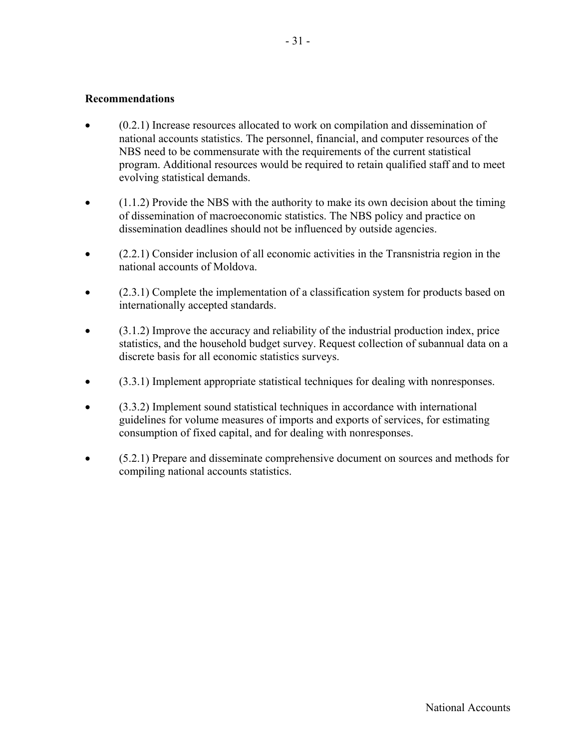**Recommendations**

- (0.2.1) Increase resources allocated to work on compilation and dissemination of national accounts statistics. The personnel, financial, and computer resources of the NBS need to be commensurate with the requirements of the current statistical program. Additional resources would be required to retain qualified staff and to meet evolving statistical demands.

- (1.1.2) Provide the NBS with the authority to make its own decision about the timing of dissemination of macroeconomic statistics. The NBS policy and practice on dissemination deadlines should not be influenced by outside agencies.

- (2.2.1) Consider inclusion of all economic activities in the Transnistria region in the national accounts of Moldova.

- (2.3.1) Complete the implementation of a classification system for products based on internationally accepted standards.

- (3.1.2) Improve the accuracy and reliability of the industrial production index, price statistics, and the household budget survey. Request collection of subannual data on a discrete basis for all economic statistics surveys.

- (3.3.1) Implement appropriate statistical techniques for dealing with nonresponses.

- (3.3.2) Implement sound statistical techniques in accordance with international guidelines for volume measures of imports and exports of services, for estimating consumption of fixed capital, and for dealing with nonresponses.

- (5.2.1) Prepare and disseminate comprehensive document on sources and methods for compiling national accounts statistics.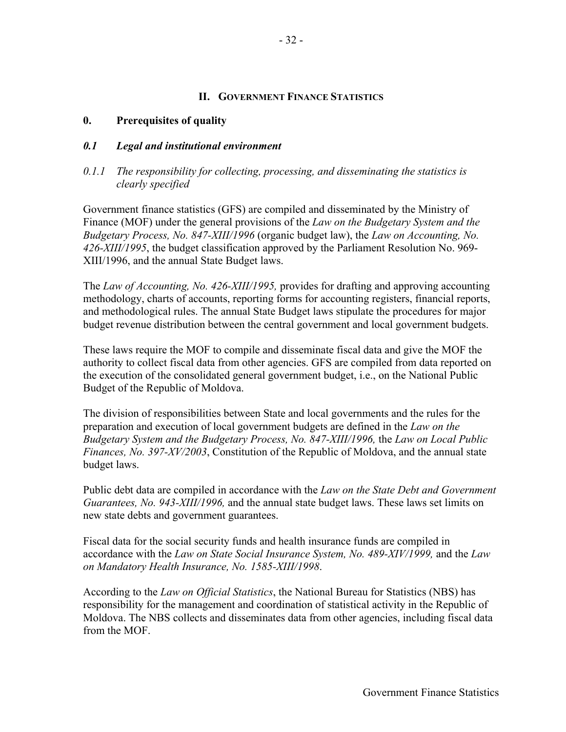## II. GOVERNMENT FINANCE STATISTICS

### 0. Prerequisites of quality

#### *0.1 Legal and institutional environment*

*0.1.1 The responsibility for collecting, processing, and disseminating the statistics is clearly specified*

Government finance statistics (GFS) are compiled and disseminated by the Ministry of Finance (MOF) under the general provisions of the *Law on the Budgetary System and the Budgetary Process, No. 847-XIII/1996* (organic budget law), the *Law on Accounting, No. 426-XIII/1995*, the budget classification approved by the Parliament Resolution No. 969-XIII/1996, and the annual State Budget laws.

The *Law of Accounting, No. 426-XIII/1995,* provides for drafting and approving accounting methodology, charts of accounts, reporting forms for accounting registers, financial reports, and methodological rules. The annual State Budget laws stipulate the procedures for major budget revenue distribution between the central government and local government budgets.

These laws require the MOF to compile and disseminate fiscal data and give the MOF the authority to collect fiscal data from other agencies. GFS are compiled from data reported on the execution of the consolidated general government budget, i.e., on the National Public Budget of the Republic of Moldova.

The division of responsibilities between State and local governments and the rules for the preparation and execution of local government budgets are defined in the *Law on the Budgetary System and the Budgetary Process, No. 847-XIII/1996,* the *Law on Local Public Finances, No. 397-XV/2003*, Constitution of the Republic of Moldova, and the annual state budget laws.

Public debt data are compiled in accordance with the *Law on the State Debt and Government Guarantees, No. 943-XIII/1996,* and the annual state budget laws. These laws set limits on new state debts and government guarantees.

Fiscal data for the social security funds and health insurance funds are compiled in accordance with the *Law on State Social Insurance System, No. 489-XIV/1999,* and the *Law on Mandatory Health Insurance, No. 1585-XIII/1998*.

According to the *Law on Official Statistics*, the National Bureau for Statistics (NBS) has responsibility for the management and coordination of statistical activity in the Republic of Moldova. The NBS collects and disseminates data from other agencies, including fiscal data from the MOF.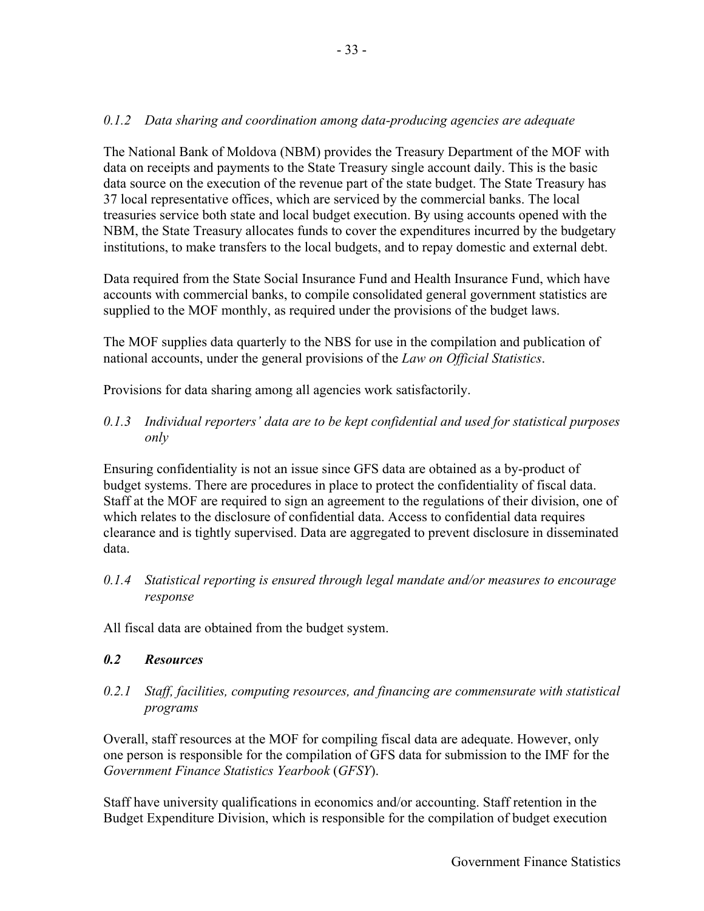*0.1.2 Data sharing and coordination among data-producing agencies are adequate*

The National Bank of Moldova (NBM) provides the Treasury Department of the MOF with data on receipts and payments to the State Treasury single account daily. This is the basic data source on the execution of the revenue part of the state budget. The State Treasury has 37 local representative offices, which are serviced by the commercial banks. The local treasuries service both state and local budget execution. By using accounts opened with the NBM, the State Treasury allocates funds to cover the expenditures incurred by the budgetary institutions, to make transfers to the local budgets, and to repay domestic and external debt.

Data required from the State Social Insurance Fund and Health Insurance Fund, which have accounts with commercial banks, to compile consolidated general government statistics are supplied to the MOF monthly, as required under the provisions of the budget laws.

The MOF supplies data quarterly to the NBS for use in the compilation and publication of national accounts, under the general provisions of the *Law on Official Statistics*.

Provisions for data sharing among all agencies work satisfactorily.

*0.1.3 Individual reporters' data are to be kept confidential and used for statistical purposes only*

Ensuring confidentiality is not an issue since GFS data are obtained as a by-product of budget systems. There are procedures in place to protect the confidentiality of fiscal data. Staff at the MOF are required to sign an agreement to the regulations of their division, one of which relates to the disclosure of confidential data. Access to confidential data requires clearance and is tightly supervised. Data are aggregated to prevent disclosure in disseminated data.

*0.1.4 Statistical reporting is ensured through legal mandate and/or measures to encourage response*

All fiscal data are obtained from the budget system.

***0.2 Resources***

*0.2.1 Staff, facilities, computing resources, and financing are commensurate with statistical programs*

Overall, staff resources at the MOF for compiling fiscal data are adequate. However, only one person is responsible for the compilation of GFS data for submission to the IMF for the *Government Finance Statistics Yearbook* (*GFSY*).

Staff have university qualifications in economics and/or accounting. Staff retention in the Budget Expenditure Division, which is responsible for the compilation of budget execution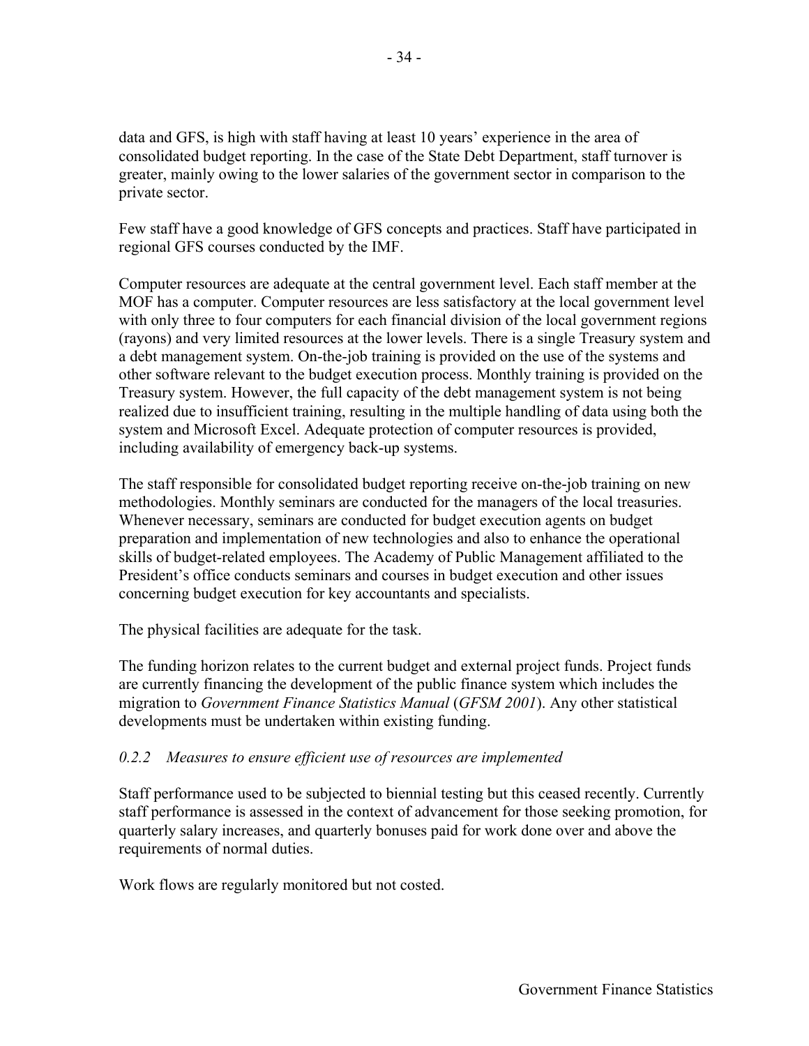data and GFS, is high with staff having at least 10 years' experience in the area of consolidated budget reporting. In the case of the State Debt Department, staff turnover is greater, mainly owing to the lower salaries of the government sector in comparison to the private sector.

Few staff have a good knowledge of GFS concepts and practices. Staff have participated in regional GFS courses conducted by the IMF.

Computer resources are adequate at the central government level. Each staff member at the MOF has a computer. Computer resources are less satisfactory at the local government level with only three to four computers for each financial division of the local government regions (rayons) and very limited resources at the lower levels. There is a single Treasury system and a debt management system. On-the-job training is provided on the use of the systems and other software relevant to the budget execution process. Monthly training is provided on the Treasury system. However, the full capacity of the debt management system is not being realized due to insufficient training, resulting in the multiple handling of data using both the system and Microsoft Excel. Adequate protection of computer resources is provided, including availability of emergency back-up systems.

The staff responsible for consolidated budget reporting receive on-the-job training on new methodologies. Monthly seminars are conducted for the managers of the local treasuries. Whenever necessary, seminars are conducted for budget execution agents on budget preparation and implementation of new technologies and also to enhance the operational skills of budget-related employees. The Academy of Public Management affiliated to the President's office conducts seminars and courses in budget execution and other issues concerning budget execution for key accountants and specialists.

The physical facilities are adequate for the task.

The funding horizon relates to the current budget and external project funds. Project funds are currently financing the development of the public finance system which includes the migration to *Government Finance Statistics Manual* (*GFSM 2001*). Any other statistical developments must be undertaken within existing funding.

*0.2.2 Measures to ensure efficient use of resources are implemented*

Staff performance used to be subjected to biennial testing but this ceased recently. Currently staff performance is assessed in the context of advancement for those seeking promotion, for quarterly salary increases, and quarterly bonuses paid for work done over and above the requirements of normal duties.

Work flows are regularly monitored but not costed.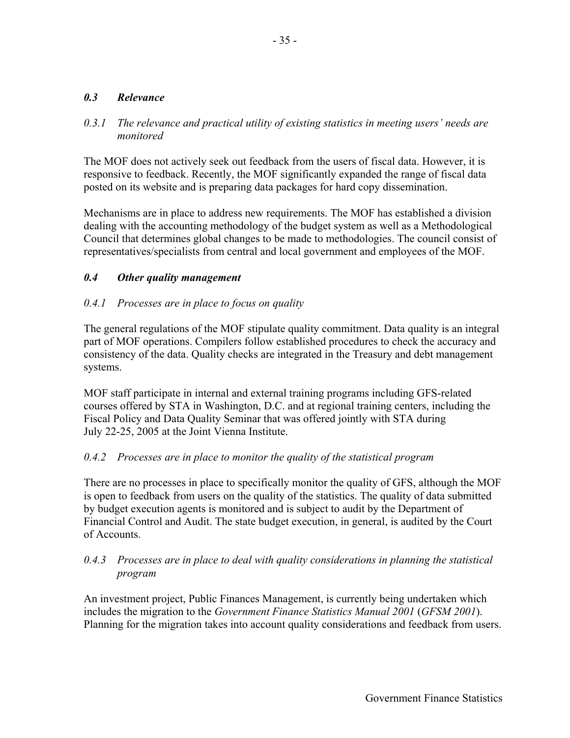### *0.3 Relevance*

#### *0.3.1 The relevance and practical utility of existing statistics in meeting users' needs are monitored*

The MOF does not actively seek out feedback from the users of fiscal data. However, it is responsive to feedback. Recently, the MOF significantly expanded the range of fiscal data posted on its website and is preparing data packages for hard copy dissemination.

Mechanisms are in place to address new requirements. The MOF has established a division dealing with the accounting methodology of the budget system as well as a Methodological Council that determines global changes to be made to methodologies. The council consist of representatives/specialists from central and local government and employees of the MOF.

### *0.4 Other quality management*

#### *0.4.1 Processes are in place to focus on quality*

The general regulations of the MOF stipulate quality commitment. Data quality is an integral part of MOF operations. Compilers follow established procedures to check the accuracy and consistency of the data. Quality checks are integrated in the Treasury and debt management systems.

MOF staff participate in internal and external training programs including GFS-related courses offered by STA in Washington, D.C. and at regional training centers, including the Fiscal Policy and Data Quality Seminar that was offered jointly with STA during July 22-25, 2005 at the Joint Vienna Institute.

#### *0.4.2 Processes are in place to monitor the quality of the statistical program*

There are no processes in place to specifically monitor the quality of GFS, although the MOF is open to feedback from users on the quality of the statistics. The quality of data submitted by budget execution agents is monitored and is subject to audit by the Department of Financial Control and Audit. The state budget execution, in general, is audited by the Court of Accounts.

#### *0.4.3 Processes are in place to deal with quality considerations in planning the statistical program*

An investment project, Public Finances Management, is currently being undertaken which includes the migration to the *Government Finance Statistics Manual 2001* (*GFSM 2001*). Planning for the migration takes into account quality considerations and feedback from users.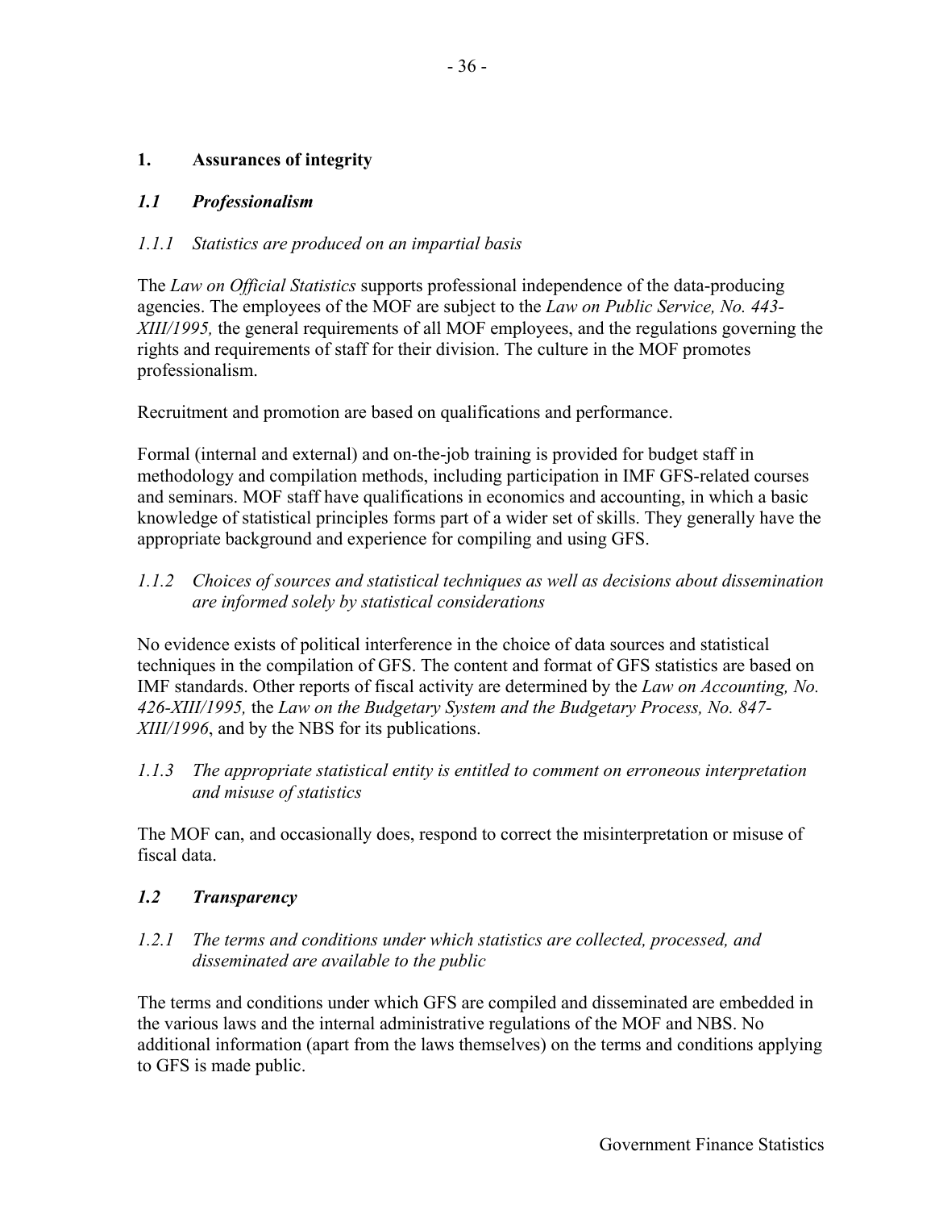## 1. Assurances of integrity

### *1.1 Professionalism*

#### *1.1.1 Statistics are produced on an impartial basis*

The *Law on Official Statistics* supports professional independence of the data-producing agencies. The employees of the MOF are subject to the *Law on Public Service, No. 443-XIII/1995,* the general requirements of all MOF employees, and the regulations governing the rights and requirements of staff for their division. The culture in the MOF promotes professionalism.

Recruitment and promotion are based on qualifications and performance.

Formal (internal and external) and on-the-job training is provided for budget staff in methodology and compilation methods, including participation in IMF GFS-related courses and seminars. MOF staff have qualifications in economics and accounting, in which a basic knowledge of statistical principles forms part of a wider set of skills. They generally have the appropriate background and experience for compiling and using GFS.

#### *1.1.2 Choices of sources and statistical techniques as well as decisions about dissemination are informed solely by statistical considerations*

No evidence exists of political interference in the choice of data sources and statistical techniques in the compilation of GFS. The content and format of GFS statistics are based on IMF standards. Other reports of fiscal activity are determined by the *Law on Accounting, No. 426-XIII/1995,* the *Law on the Budgetary System and the Budgetary Process, No. 847-XIII/1996*, and by the NBS for its publications.

#### *1.1.3 The appropriate statistical entity is entitled to comment on erroneous interpretation and misuse of statistics*

The MOF can, and occasionally does, respond to correct the misinterpretation or misuse of fiscal data.

### *1.2 Transparency*

#### *1.2.1 The terms and conditions under which statistics are collected, processed, and disseminated are available to the public*

The terms and conditions under which GFS are compiled and disseminated are embedded in the various laws and the internal administrative regulations of the MOF and NBS. No additional information (apart from the laws themselves) on the terms and conditions applying to GFS is made public.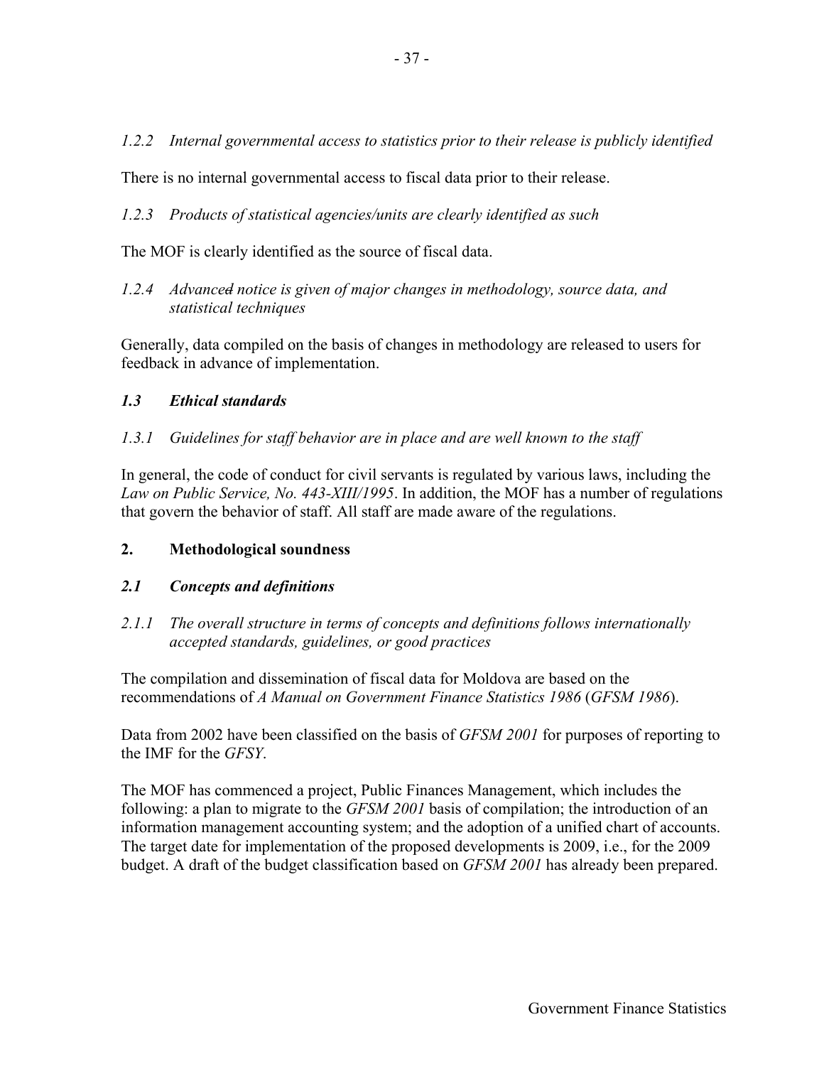*1.2.2 Internal governmental access to statistics prior to their release is publicly identified*

There is no internal governmental access to fiscal data prior to their release.

*1.2.3 Products of statistical agencies/units are clearly identified as such*

The MOF is clearly identified as the source of fiscal data.

*1.2.4 Advanced notice is given of major changes in methodology, source data, and statistical techniques*

Generally, data compiled on the basis of changes in methodology are released to users for feedback in advance of implementation.

### *1.3 Ethical standards*

*1.3.1 Guidelines for staff behavior are in place and are well known to the staff*

In general, the code of conduct for civil servants is regulated by various laws, including the *Law on Public Service, No. 443-XIII/1995*. In addition, the MOF has a number of regulations that govern the behavior of staff. All staff are made aware of the regulations.

## 2. Methodological soundness

### *2.1 Concepts and definitions*

*2.1.1 The overall structure in terms of concepts and definitions follows internationally accepted standards, guidelines, or good practices*

The compilation and dissemination of fiscal data for Moldova are based on the recommendations of *A Manual on Government Finance Statistics 1986* (*GFSM 1986*).

Data from 2002 have been classified on the basis of *GFSM 2001* for purposes of reporting to the IMF for the *GFSY*.

The MOF has commenced a project, Public Finances Management, which includes the following: a plan to migrate to the *GFSM 2001* basis of compilation; the introduction of an information management accounting system; and the adoption of a unified chart of accounts. The target date for implementation of the proposed developments is 2009, i.e., for the 2009 budget. A draft of the budget classification based on *GFSM 2001* has already been prepared.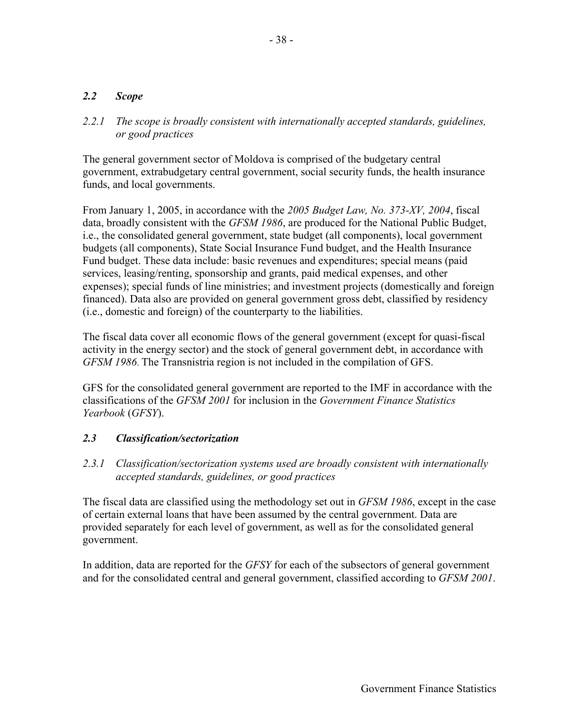## *2.2 Scope*

### *2.2.1 The scope is broadly consistent with internationally accepted standards, guidelines, or good practices*

The general government sector of Moldova is comprised of the budgetary central government, extrabudgetary central government, social security funds, the health insurance funds, and local governments.

From January 1, 2005, in accordance with the *2005 Budget Law, No. 373-XV, 2004*, fiscal data, broadly consistent with the *GFSM 1986*, are produced for the National Public Budget, i.e., the consolidated general government, state budget (all components), local government budgets (all components), State Social Insurance Fund budget, and the Health Insurance Fund budget. These data include: basic revenues and expenditures; special means (paid services, leasing/renting, sponsorship and grants, paid medical expenses, and other expenses); special funds of line ministries; and investment projects (domestically and foreign financed). Data also are provided on general government gross debt, classified by residency (i.e., domestic and foreign) of the counterparty to the liabilities.

The fiscal data cover all economic flows of the general government (except for quasi-fiscal activity in the energy sector) and the stock of general government debt, in accordance with *GFSM 1986*. The Transnistria region is not included in the compilation of GFS.

GFS for the consolidated general government are reported to the IMF in accordance with the classifications of the *GFSM 2001* for inclusion in the *Government Finance Statistics Yearbook* (*GFSY*).

## *2.3 Classification/sectorization*

### *2.3.1 Classification/sectorization systems used are broadly consistent with internationally accepted standards, guidelines, or good practices*

The fiscal data are classified using the methodology set out in *GFSM 1986*, except in the case of certain external loans that have been assumed by the central government. Data are provided separately for each level of government, as well as for the consolidated general government.

In addition, data are reported for the *GFSY* for each of the subsectors of general government and for the consolidated central and general government, classified according to *GFSM 2001*.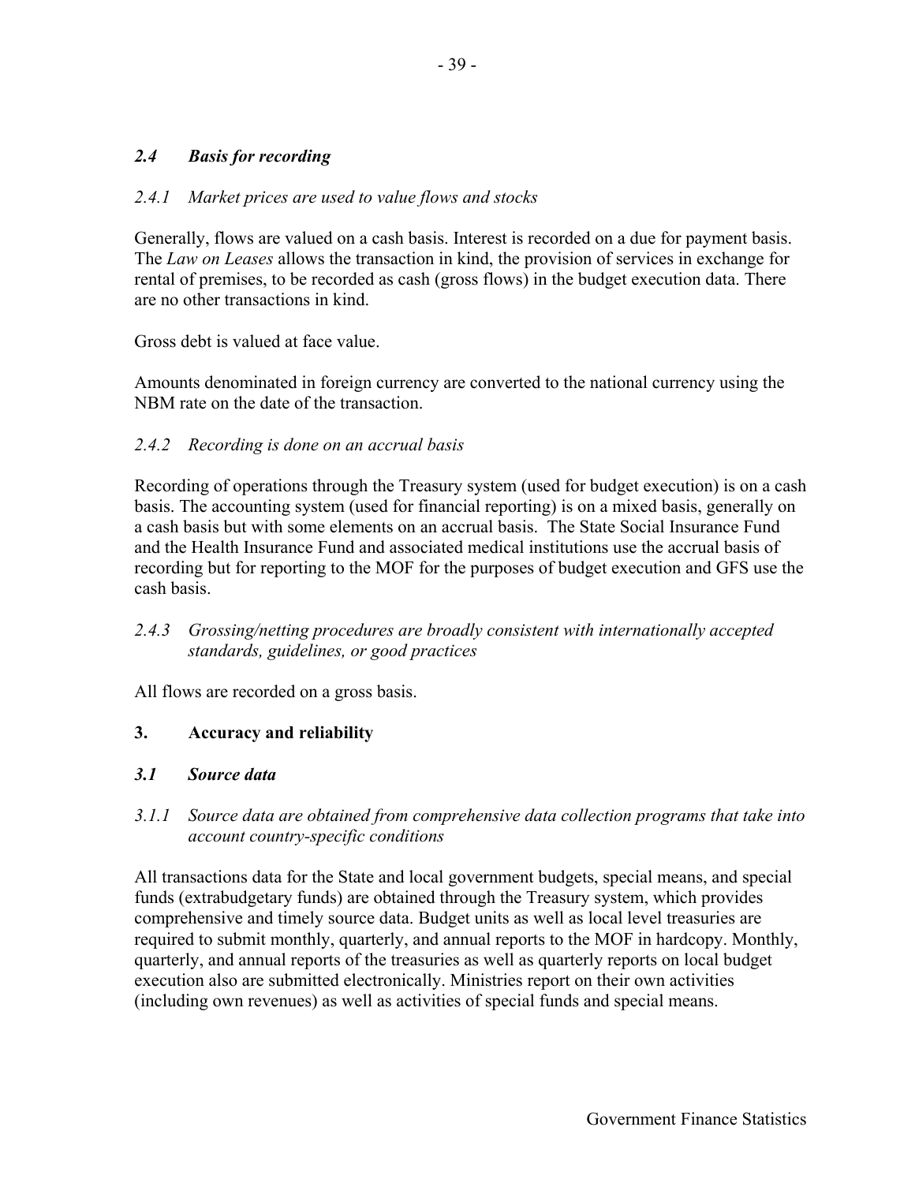### *2.4 Basis for recording*

*2.4.1 Market prices are used to value flows and stocks*

Generally, flows are valued on a cash basis. Interest is recorded on a due for payment basis. The *Law on Leases* allows the transaction in kind, the provision of services in exchange for rental of premises, to be recorded as cash (gross flows) in the budget execution data. There are no other transactions in kind.

Gross debt is valued at face value.

Amounts denominated in foreign currency are converted to the national currency using the NBM rate on the date of the transaction.

*2.4.2 Recording is done on an accrual basis*

Recording of operations through the Treasury system (used for budget execution) is on a cash basis. The accounting system (used for financial reporting) is on a mixed basis, generally on a cash basis but with some elements on an accrual basis. The State Social Insurance Fund and the Health Insurance Fund and associated medical institutions use the accrual basis of recording but for reporting to the MOF for the purposes of budget execution and GFS use the cash basis.

*2.4.3 Grossing/netting procedures are broadly consistent with internationally accepted standards, guidelines, or good practices*

All flows are recorded on a gross basis.

## 3. Accuracy and reliability

### *3.1 Source data*

*3.1.1 Source data are obtained from comprehensive data collection programs that take into account country-specific conditions*

All transactions data for the State and local government budgets, special means, and special funds (extrabudgetary funds) are obtained through the Treasury system, which provides comprehensive and timely source data. Budget units as well as local level treasuries are required to submit monthly, quarterly, and annual reports to the MOF in hardcopy. Monthly, quarterly, and annual reports of the treasuries as well as quarterly reports on local budget execution also are submitted electronically. Ministries report on their own activities (including own revenues) as well as activities of special funds and special means.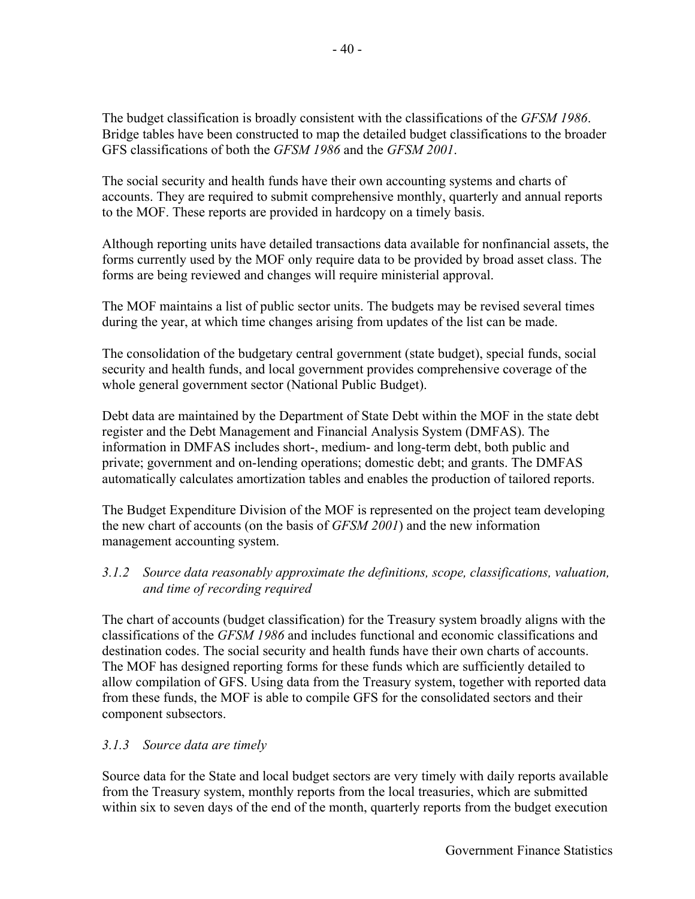The budget classification is broadly consistent with the classifications of the *GFSM 1986*. Bridge tables have been constructed to map the detailed budget classifications to the broader GFS classifications of both the *GFSM 1986* and the *GFSM 2001*.

The social security and health funds have their own accounting systems and charts of accounts. They are required to submit comprehensive monthly, quarterly and annual reports to the MOF. These reports are provided in hardcopy on a timely basis.

Although reporting units have detailed transactions data available for nonfinancial assets, the forms currently used by the MOF only require data to be provided by broad asset class. The forms are being reviewed and changes will require ministerial approval.

The MOF maintains a list of public sector units. The budgets may be revised several times during the year, at which time changes arising from updates of the list can be made.

The consolidation of the budgetary central government (state budget), special funds, social security and health funds, and local government provides comprehensive coverage of the whole general government sector (National Public Budget).

Debt data are maintained by the Department of State Debt within the MOF in the state debt register and the Debt Management and Financial Analysis System (DMFAS). The information in DMFAS includes short-, medium- and long-term debt, both public and private; government and on-lending operations; domestic debt; and grants. The DMFAS automatically calculates amortization tables and enables the production of tailored reports.

The Budget Expenditure Division of the MOF is represented on the project team developing the new chart of accounts (on the basis of *GFSM 2001*) and the new information management accounting system.

### *3.1.2 Source data reasonably approximate the definitions, scope, classifications, valuation, and time of recording required*

The chart of accounts (budget classification) for the Treasury system broadly aligns with the classifications of the *GFSM 1986* and includes functional and economic classifications and destination codes. The social security and health funds have their own charts of accounts. The MOF has designed reporting forms for these funds which are sufficiently detailed to allow compilation of GFS. Using data from the Treasury system, together with reported data from these funds, the MOF is able to compile GFS for the consolidated sectors and their component subsectors.

### *3.1.3 Source data are timely*

Source data for the State and local budget sectors are very timely with daily reports available from the Treasury system, monthly reports from the local treasuries, which are submitted within six to seven days of the end of the month, quarterly reports from the budget execution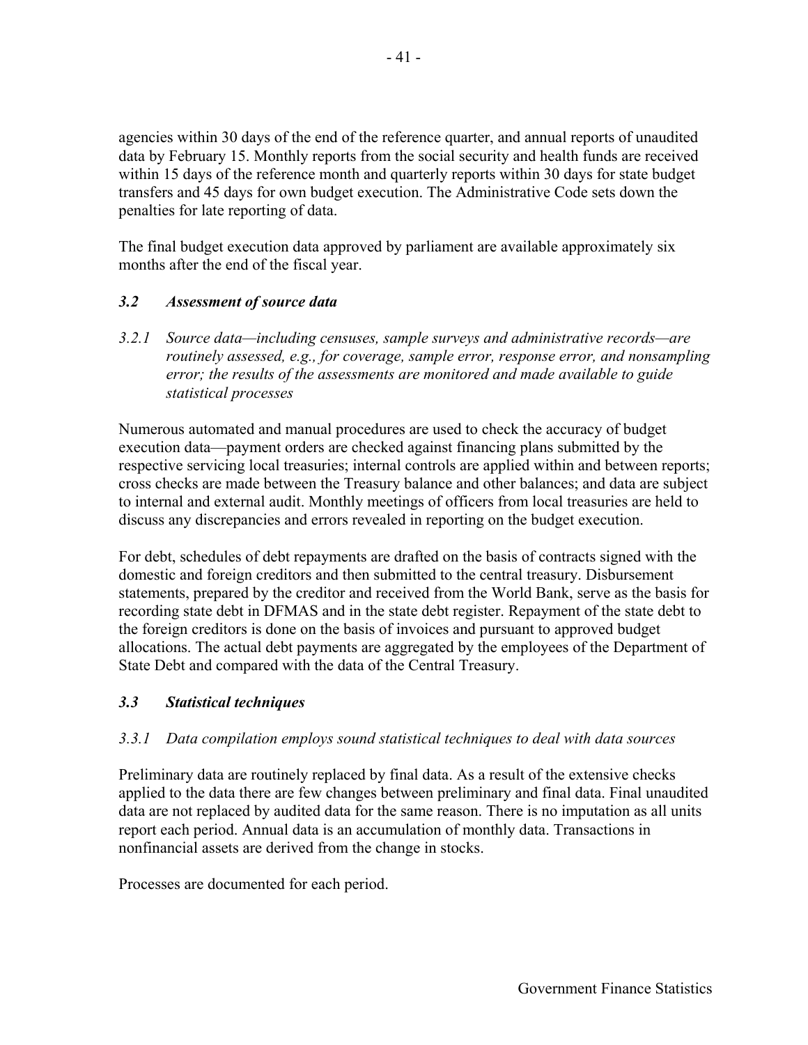agencies within 30 days of the end of the reference quarter, and annual reports of unaudited data by February 15. Monthly reports from the social security and health funds are received within 15 days of the reference month and quarterly reports within 30 days for state budget transfers and 45 days for own budget execution. The Administrative Code sets down the penalties for late reporting of data.

The final budget execution data approved by parliament are available approximately six months after the end of the fiscal year.

### *3.2 Assessment of source data*

*3.2.1 Source data—including censuses, sample surveys and administrative records—are routinely assessed, e.g., for coverage, sample error, response error, and nonsampling error; the results of the assessments are monitored and made available to guide statistical processes*

Numerous automated and manual procedures are used to check the accuracy of budget execution data—payment orders are checked against financing plans submitted by the respective servicing local treasuries; internal controls are applied within and between reports; cross checks are made between the Treasury balance and other balances; and data are subject to internal and external audit. Monthly meetings of officers from local treasuries are held to discuss any discrepancies and errors revealed in reporting on the budget execution.

For debt, schedules of debt repayments are drafted on the basis of contracts signed with the domestic and foreign creditors and then submitted to the central treasury. Disbursement statements, prepared by the creditor and received from the World Bank, serve as the basis for recording state debt in DFMAS and in the state debt register. Repayment of the state debt to the foreign creditors is done on the basis of invoices and pursuant to approved budget allocations. The actual debt payments are aggregated by the employees of the Department of State Debt and compared with the data of the Central Treasury.

### *3.3 Statistical techniques*

*3.3.1 Data compilation employs sound statistical techniques to deal with data sources*

Preliminary data are routinely replaced by final data. As a result of the extensive checks applied to the data there are few changes between preliminary and final data. Final unaudited data are not replaced by audited data for the same reason. There is no imputation as all units report each period. Annual data is an accumulation of monthly data. Transactions in nonfinancial assets are derived from the change in stocks.

Processes are documented for each period.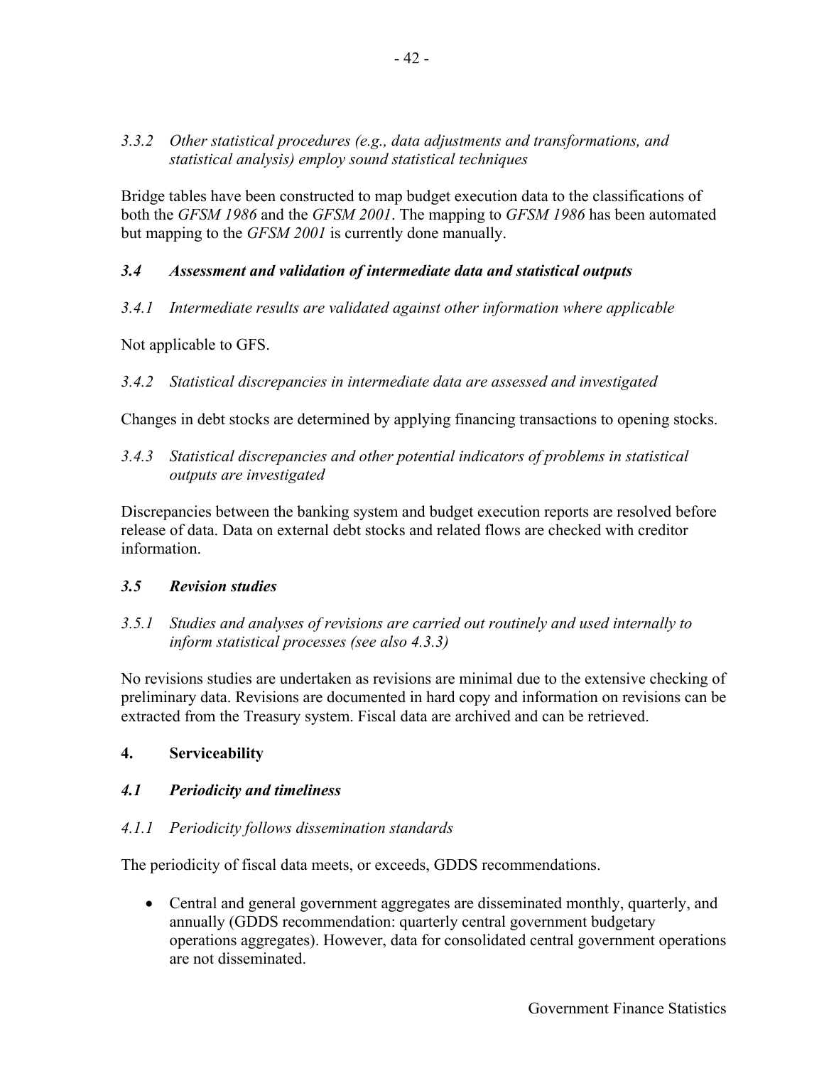*3.3.2 Other statistical procedures (e.g., data adjustments and transformations, and statistical analysis) employ sound statistical techniques*

Bridge tables have been constructed to map budget execution data to the classifications of both the *GFSM 1986* and the *GFSM 2001*. The mapping to *GFSM 1986* has been automated but mapping to the *GFSM 2001* is currently done manually.

### *3.4 Assessment and validation of intermediate data and statistical outputs*

*3.4.1 Intermediate results are validated against other information where applicable*

Not applicable to GFS.

*3.4.2 Statistical discrepancies in intermediate data are assessed and investigated*

Changes in debt stocks are determined by applying financing transactions to opening stocks.

*3.4.3 Statistical discrepancies and other potential indicators of problems in statistical outputs are investigated*

Discrepancies between the banking system and budget execution reports are resolved before release of data. Data on external debt stocks and related flows are checked with creditor information.

### *3.5 Revision studies*

*3.5.1 Studies and analyses of revisions are carried out routinely and used internally to inform statistical processes (see also 4.3.3)*

No revisions studies are undertaken as revisions are minimal due to the extensive checking of preliminary data. Revisions are documented in hard copy and information on revisions can be extracted from the Treasury system. Fiscal data are archived and can be retrieved.

## 4. Serviceability

### *4.1 Periodicity and timeliness*

*4.1.1 Periodicity follows dissemination standards*

The periodicity of fiscal data meets, or exceeds, GDDS recommendations.

- Central and general government aggregates are disseminated monthly, quarterly, and annually (GDDS recommendation: quarterly central government budgetary operations aggregates). However, data for consolidated central government operations are not disseminated.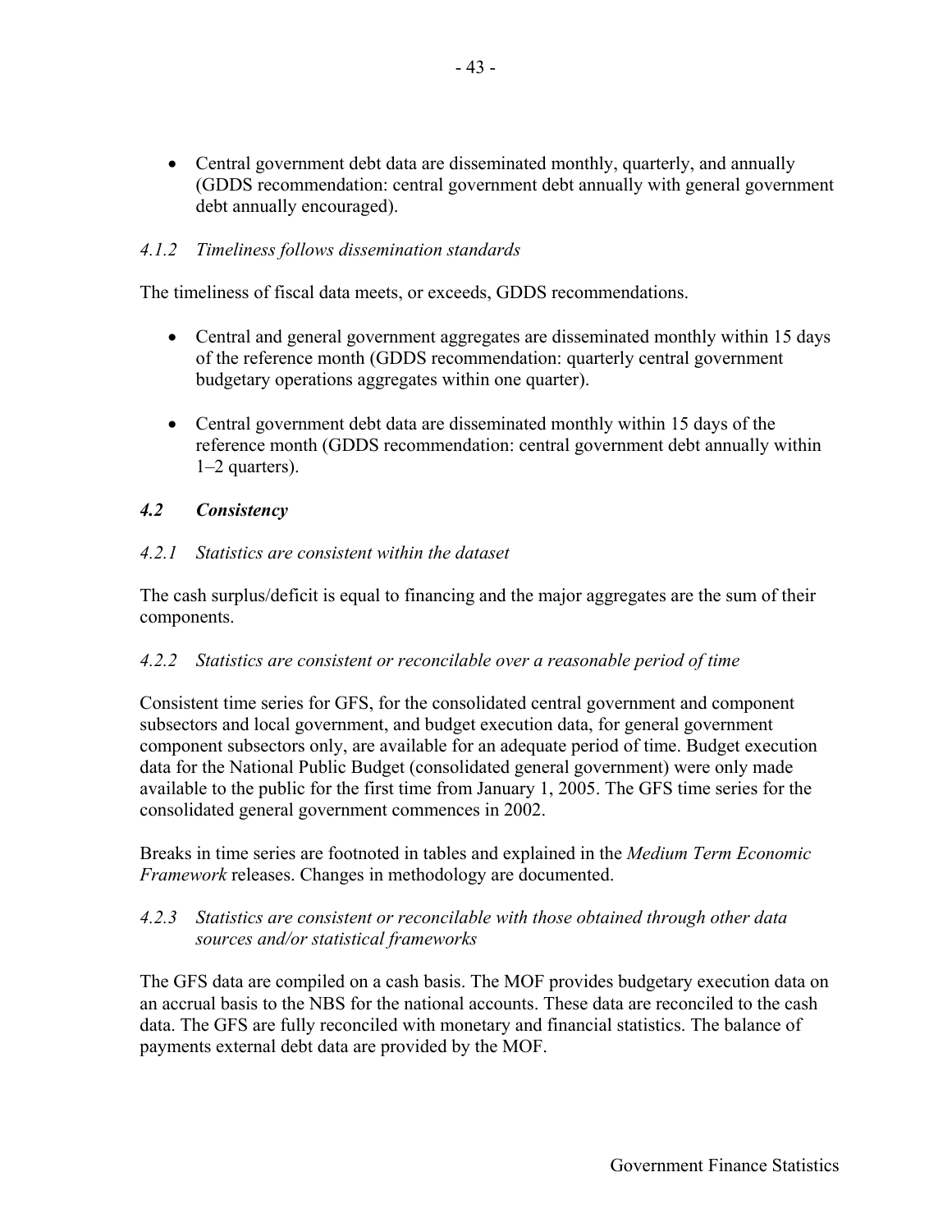- Central government debt data are disseminated monthly, quarterly, and annually (GDDS recommendation: central government debt annually with general government debt annually encouraged).

*4.1.2 Timeliness follows dissemination standards*

The timeliness of fiscal data meets, or exceeds, GDDS recommendations.

- Central and general government aggregates are disseminated monthly within 15 days of the reference month (GDDS recommendation: quarterly central government budgetary operations aggregates within one quarter).

- Central government debt data are disseminated monthly within 15 days of the reference month (GDDS recommendation: central government debt annually within 1–2 quarters).

### *4.2 Consistency*

*4.2.1 Statistics are consistent within the dataset*

The cash surplus/deficit is equal to financing and the major aggregates are the sum of their components.

*4.2.2 Statistics are consistent or reconcilable over a reasonable period of time*

Consistent time series for GFS, for the consolidated central government and component subsectors and local government, and budget execution data, for general government component subsectors only, are available for an adequate period of time. Budget execution data for the National Public Budget (consolidated general government) were only made available to the public for the first time from January 1, 2005. The GFS time series for the consolidated general government commences in 2002.

Breaks in time series are footnoted in tables and explained in the *Medium Term Economic Framework* releases. Changes in methodology are documented.

*4.2.3 Statistics are consistent or reconcilable with those obtained through other data sources and/or statistical frameworks*

The GFS data are compiled on a cash basis. The MOF provides budgetary execution data on an accrual basis to the NBS for the national accounts. These data are reconciled to the cash data. The GFS are fully reconciled with monetary and financial statistics. The balance of payments external debt data are provided by the MOF.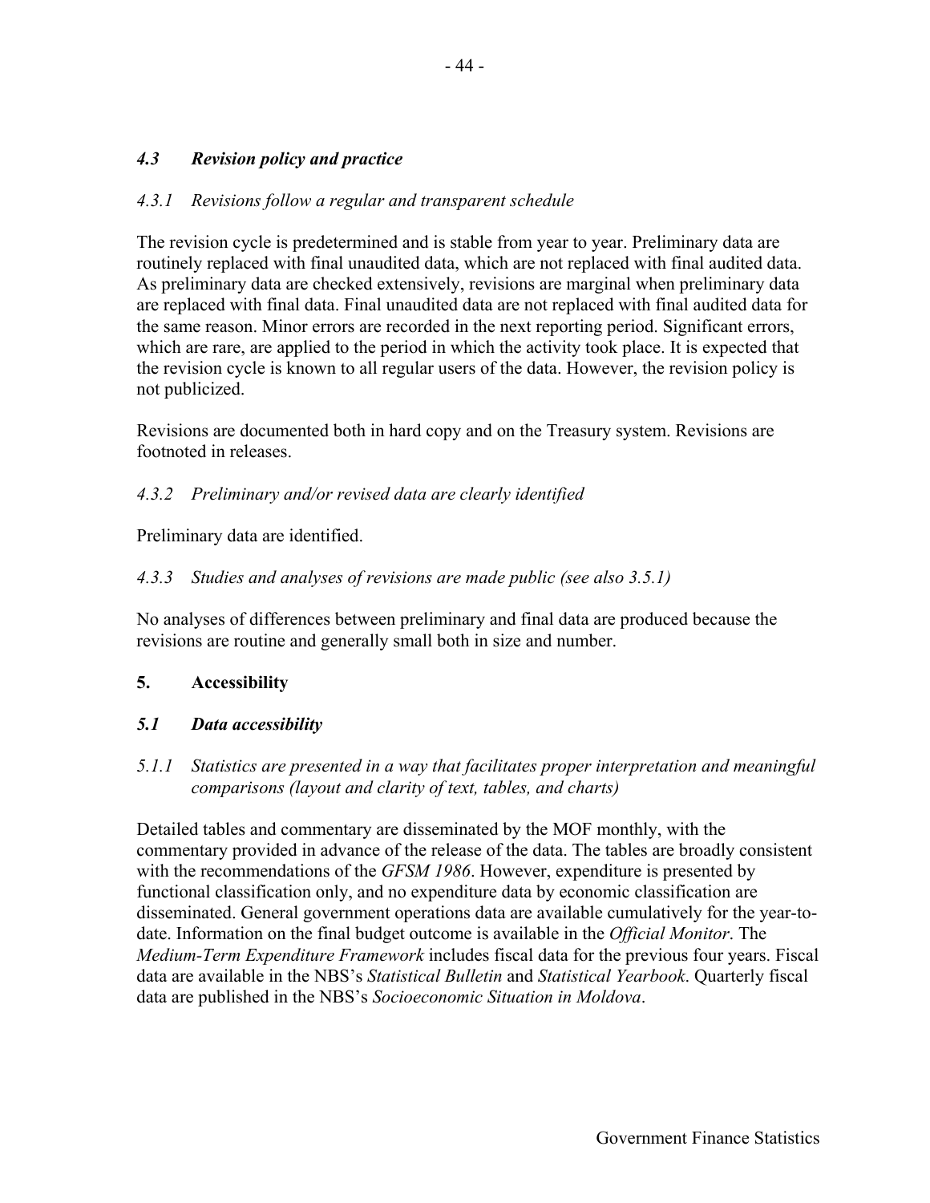### *4.3 Revision policy and practice*

*4.3.1 Revisions follow a regular and transparent schedule*

The revision cycle is predetermined and is stable from year to year. Preliminary data are routinely replaced with final unaudited data, which are not replaced with final audited data. As preliminary data are checked extensively, revisions are marginal when preliminary data are replaced with final data. Final unaudited data are not replaced with final audited data for the same reason. Minor errors are recorded in the next reporting period. Significant errors, which are rare, are applied to the period in which the activity took place. It is expected that the revision cycle is known to all regular users of the data. However, the revision policy is not publicized.

Revisions are documented both in hard copy and on the Treasury system. Revisions are footnoted in releases.

*4.3.2 Preliminary and/or revised data are clearly identified*

Preliminary data are identified.

*4.3.3 Studies and analyses of revisions are made public (see also 3.5.1)*

No analyses of differences between preliminary and final data are produced because the revisions are routine and generally small both in size and number.

## 5. Accessibility

### *5.1 Data accessibility*

*5.1.1 Statistics are presented in a way that facilitates proper interpretation and meaningful comparisons (layout and clarity of text, tables, and charts)*

Detailed tables and commentary are disseminated by the MOF monthly, with the commentary provided in advance of the release of the data. The tables are broadly consistent with the recommendations of the *GFSM 1986*. However, expenditure is presented by functional classification only, and no expenditure data by economic classification are disseminated. General government operations data are available cumulatively for the year-to-date. Information on the final budget outcome is available in the *Official Monitor*. The *Medium-Term Expenditure Framework* includes fiscal data for the previous four years. Fiscal data are available in the NBS's *Statistical Bulletin* and *Statistical Yearbook*. Quarterly fiscal data are published in the NBS's *Socioeconomic Situation in Moldova*.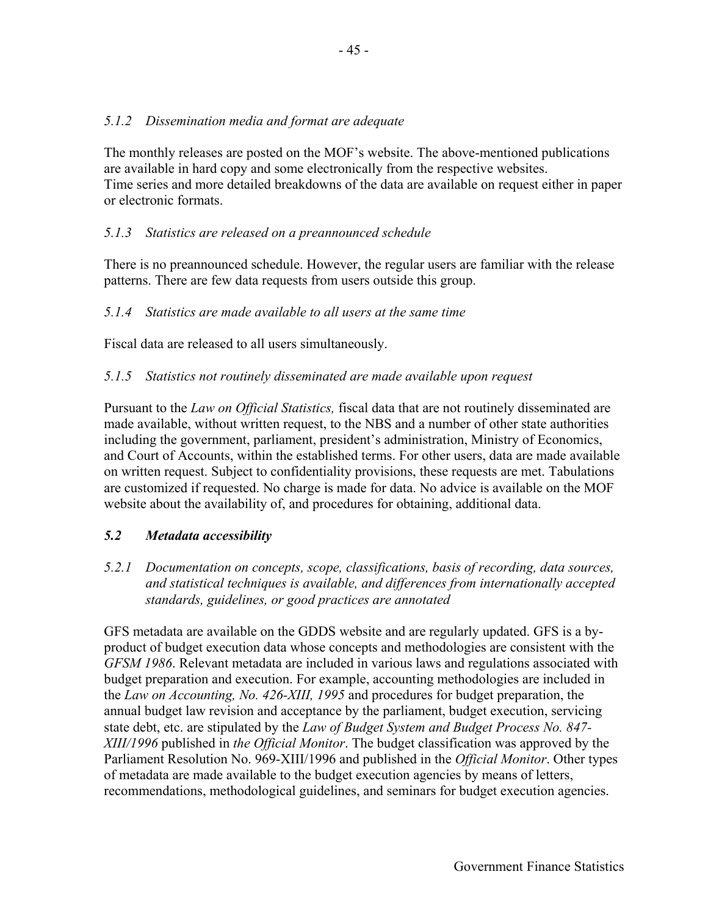*5.1.2 Dissemination media and format are adequate*

The monthly releases are posted on the MOF's website. The above-mentioned publications are available in hard copy and some electronically from the respective websites. Time series and more detailed breakdowns of the data are available on request either in paper or electronic formats.

*5.1.3 Statistics are released on a preannounced schedule*

There is no preannounced schedule. However, the regular users are familiar with the release patterns. There are few data requests from users outside this group.

*5.1.4 Statistics are made available to all users at the same time*

Fiscal data are released to all users simultaneously.

*5.1.5 Statistics not routinely disseminated are made available upon request*

Pursuant to the *Law on Official Statistics,* fiscal data that are not routinely disseminated are made available, without written request, to the NBS and a number of other state authorities including the government, parliament, president's administration, Ministry of Economics, and Court of Accounts, within the established terms. For other users, data are made available on written request. Subject to confidentiality provisions, these requests are met. Tabulations are customized if requested. No charge is made for data. No advice is available on the MOF website about the availability of, and procedures for obtaining, additional data.

### *5.2 Metadata accessibility*

*5.2.1 Documentation on concepts, scope, classifications, basis of recording, data sources, and statistical techniques is available, and differences from internationally accepted standards, guidelines, or good practices are annotated*

GFS metadata are available on the GDDS website and are regularly updated. GFS is a by-product of budget execution data whose concepts and methodologies are consistent with the *GFSM 1986*. Relevant metadata are included in various laws and regulations associated with budget preparation and execution. For example, accounting methodologies are included in the *Law on Accounting, No. 426-XIII, 1995* and procedures for budget preparation, the annual budget law revision and acceptance by the parliament, budget execution, servicing state debt, etc. are stipulated by the *Law of Budget System and Budget Process No. 847-XIII/1996* published in *the Official Monitor*. The budget classification was approved by the Parliament Resolution No. 969-XIII/1996 and published in the *Official Monitor*. Other types of metadata are made available to the budget execution agencies by means of letters, recommendations, methodological guidelines, and seminars for budget execution agencies.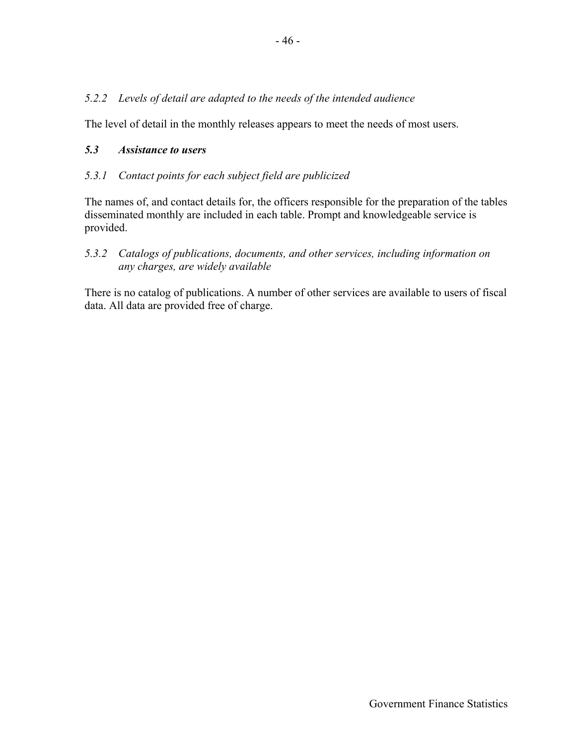*5.2.2 Levels of detail are adapted to the needs of the intended audience*

The level of detail in the monthly releases appears to meet the needs of most users.

### ***5.3 Assistance to users***

*5.3.1 Contact points for each subject field are publicized*

The names of, and contact details for, the officers responsible for the preparation of the tables disseminated monthly are included in each table. Prompt and knowledgeable service is provided.

*5.3.2 Catalogs of publications, documents, and other services, including information on any charges, are widely available*

There is no catalog of publications. A number of other services are available to users of fiscal data. All data are provided free of charge.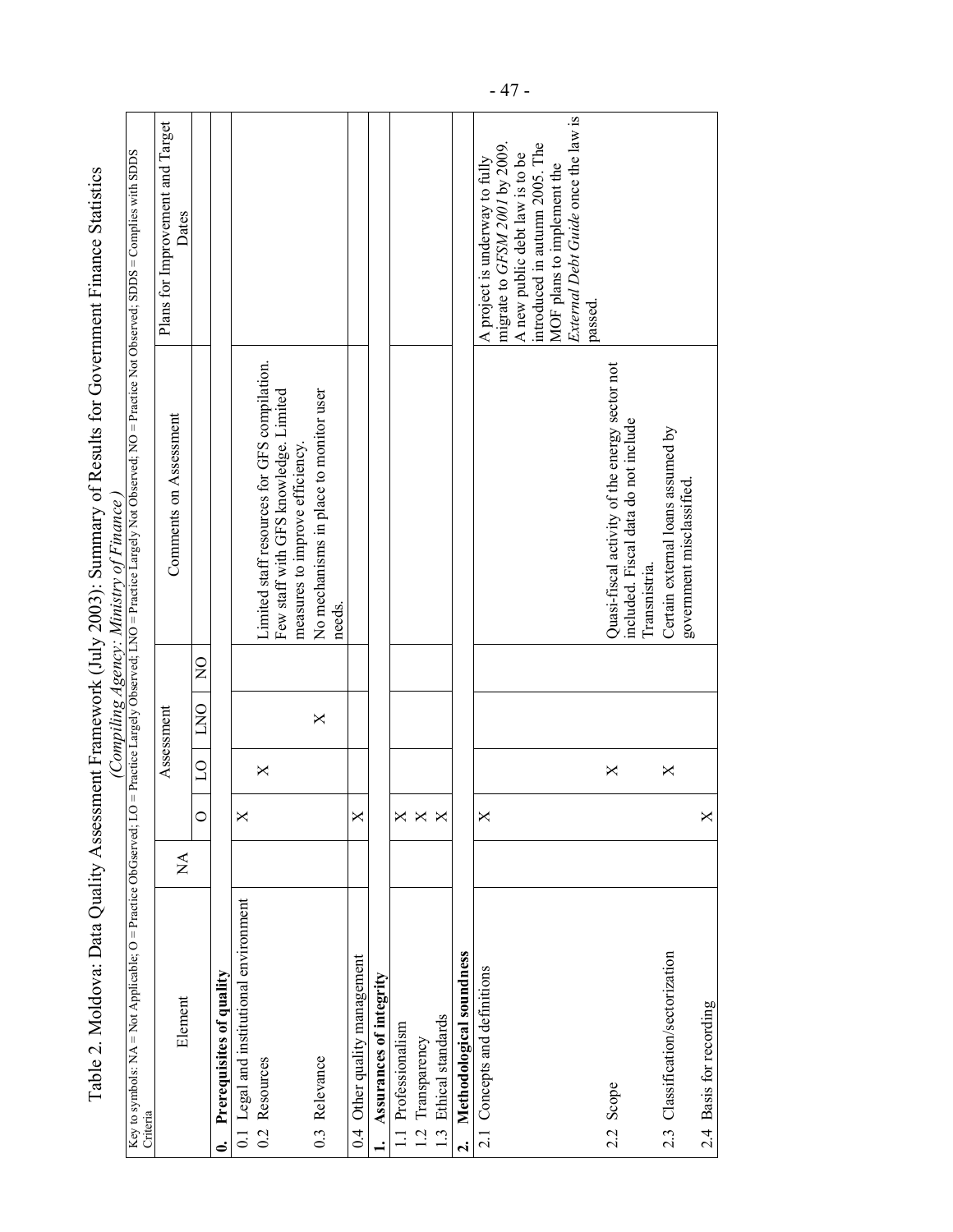# Table 2. Moldova: Data Quality Assessment Framework (July 2003): Summary of Results for Government Finance Statistics

*(Compiling Agency: Ministry of Finance)*

Key to symbols: NA = Not Applicable; O = Practice ObGserved; LO = Practice Largely Observed; LNO = Practice Largely Not Observed; NO = Practice Not Observed; SDDS = Complies with SDDS Criteria

| Element | NA | Assessment | | | | Comments on Assessment | Plans for Improvement and Target Dates |
|---|---|---|---|---|---|---|---|
| | | O | LO | LNO | NO | | |
| **0. Prerequisites of quality** | | | | | | | |
| 0.1 Legal and institutional environment | | X | | | | | |
| 0.2 Resources | | | X | | | Limited staff resources for GFS compilation. Few staff with GFS knowledge. Limited measures to improve efficiency. | |
| 0.3 Relevance | | | | X | | No mechanisms in place to monitor user needs. | |
| 0.4 Other quality management | | X | | | | | |
| **1. Assurances of integrity** | | | | | | | |
| 1.1 Professionalism | | X | | | | | |
| 1.2 Transparency | | X | | | | | |
| 1.3 Ethical standards | | X | | | | | |
| **2. Methodological soundness** | | | | | | | |
| 2.1 Concepts and definitions | | X | | | | | A project is underway to fully migrate to *GFSM 2001* by 2009. A new public debt law is to be introduced in autumn 2005. The MOF plans to implement the *External Debt Guide* once the law is passed. |
| 2.2 Scope | | | X | | | Quasi-fiscal activity of the energy sector not included. Fiscal data do not include Transnistria. | |
| 2.3 Classification/sectorization | | | X | | | Certain external loans assumed by government misclassified. | |
| 2.4 Basis for recording | | X | | | | | |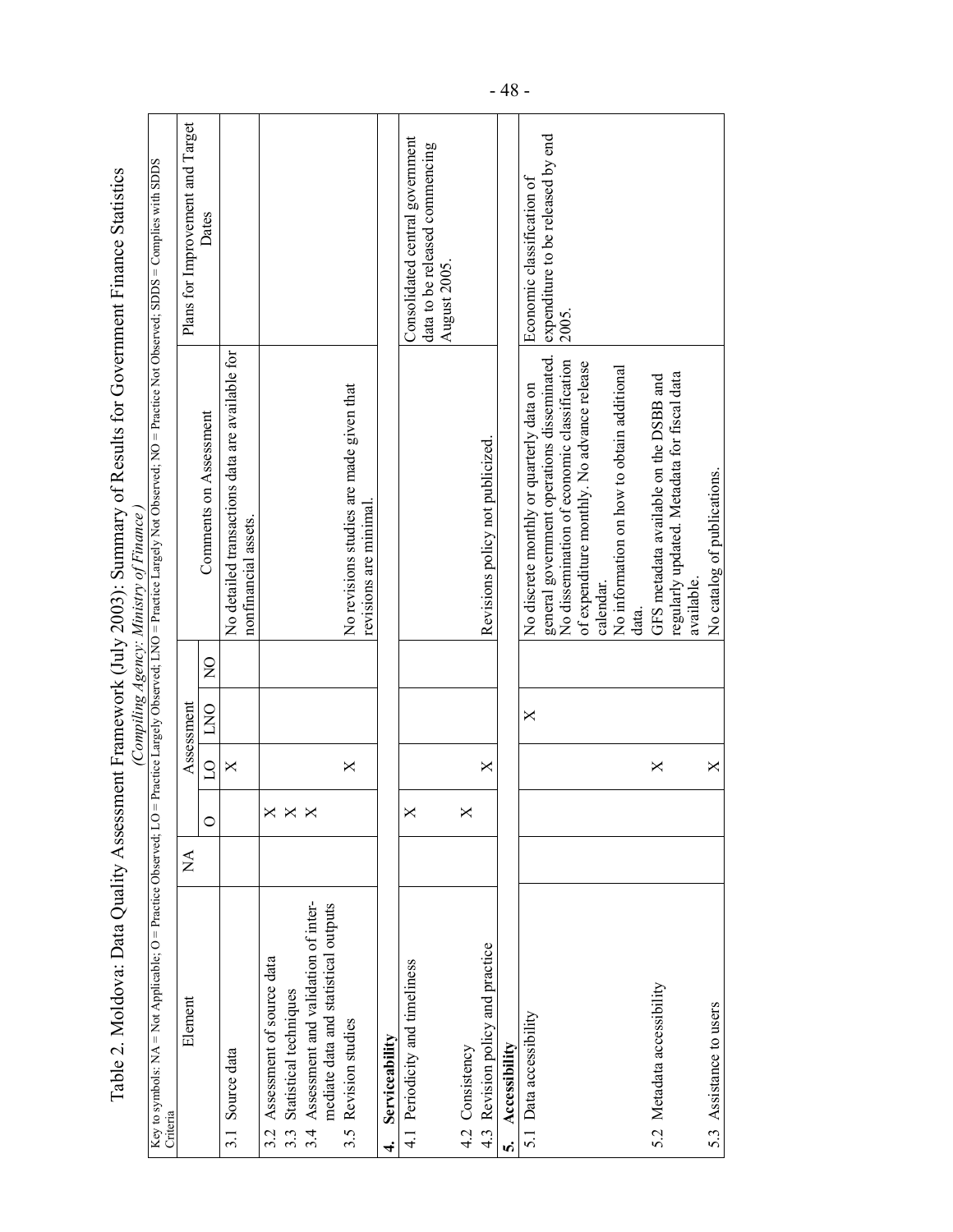# Table 2. Moldova: Data Quality Assessment Framework (July 2003): Summary of Results for Government Finance Statistics

*(Compiling Agency: Ministry of Finance)*

Key to symbols: NA = Not Applicable; O = Practice Observed; LO = Practice Largely Observed; LNO = Practice Largely Not Observed; NO = Practice Not Observed; SDDS = Complies with SDDS Criteria

| Element | NA | Assessment | | | | Comments on Assessment | Plans for Improvement and Target Dates |
|---|---|---|---|---|---|---|---|
| | | O | LO | LNO | NO | | |
| 3.1 Source data | | | X | | | No detailed transactions data are available for nonfinancial assets. | |
| 3.2 Assessment of source data | | X | | | | | |
| 3.3 Statistical techniques | | X | | | | | |
| 3.4 Assessment and validation of intermediate data and statistical outputs | | X | | | | | |
| 3.5 Revision studies | | | X | | | No revisions studies are made given that revisions are minimal. | |
| **4. Serviceability** | | | | | | | |
| 4.1 Periodicity and timeliness | | X | | | | | Consolidated central government data to be released commencing August 2005. |
| 4.2 Consistency | | X | | | | | |
| 4.3 Revision policy and practice | | | X | | | Revisions policy not publicized. | |
| **5. Accessibility** | | | | | | | |
| 5.1 Data accessibility | | | | X | | No discrete monthly or quarterly data on general government operations disseminated. No dissemination of economic classification of expenditure monthly. No advance release calendar. No information on how to obtain additional data. | Economic classification of expenditure to be released by end 2005. |
| 5.2 Metadata accessibility | | | X | | | GFS metadata available on the DSBB and regularly updated. Metadata for fiscal data available. | |
| 5.3 Assistance to users | | | X | | | No catalog of publications. | |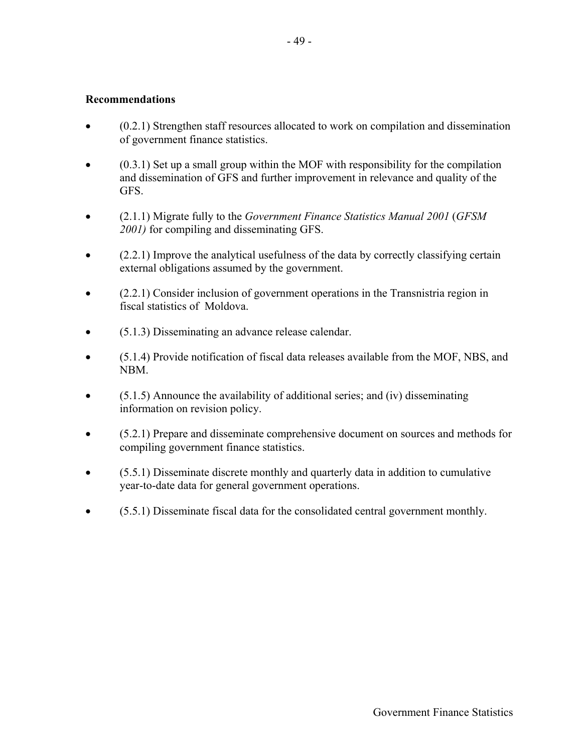**Recommendations**

- (0.2.1) Strengthen staff resources allocated to work on compilation and dissemination of government finance statistics.
- (0.3.1) Set up a small group within the MOF with responsibility for the compilation and dissemination of GFS and further improvement in relevance and quality of the GFS.
- (2.1.1) Migrate fully to the *Government Finance Statistics Manual 2001* (*GFSM 2001)* for compiling and disseminating GFS.
- (2.2.1) Improve the analytical usefulness of the data by correctly classifying certain external obligations assumed by the government.
- (2.2.1) Consider inclusion of government operations in the Transnistria region in fiscal statistics of Moldova.
- (5.1.3) Disseminating an advance release calendar.
- (5.1.4) Provide notification of fiscal data releases available from the MOF, NBS, and NBM.
- (5.1.5) Announce the availability of additional series; and (iv) disseminating information on revision policy.
- (5.2.1) Prepare and disseminate comprehensive document on sources and methods for compiling government finance statistics.
- (5.5.1) Disseminate discrete monthly and quarterly data in addition to cumulative year-to-date data for general government operations.
- (5.5.1) Disseminate fiscal data for the consolidated central government monthly.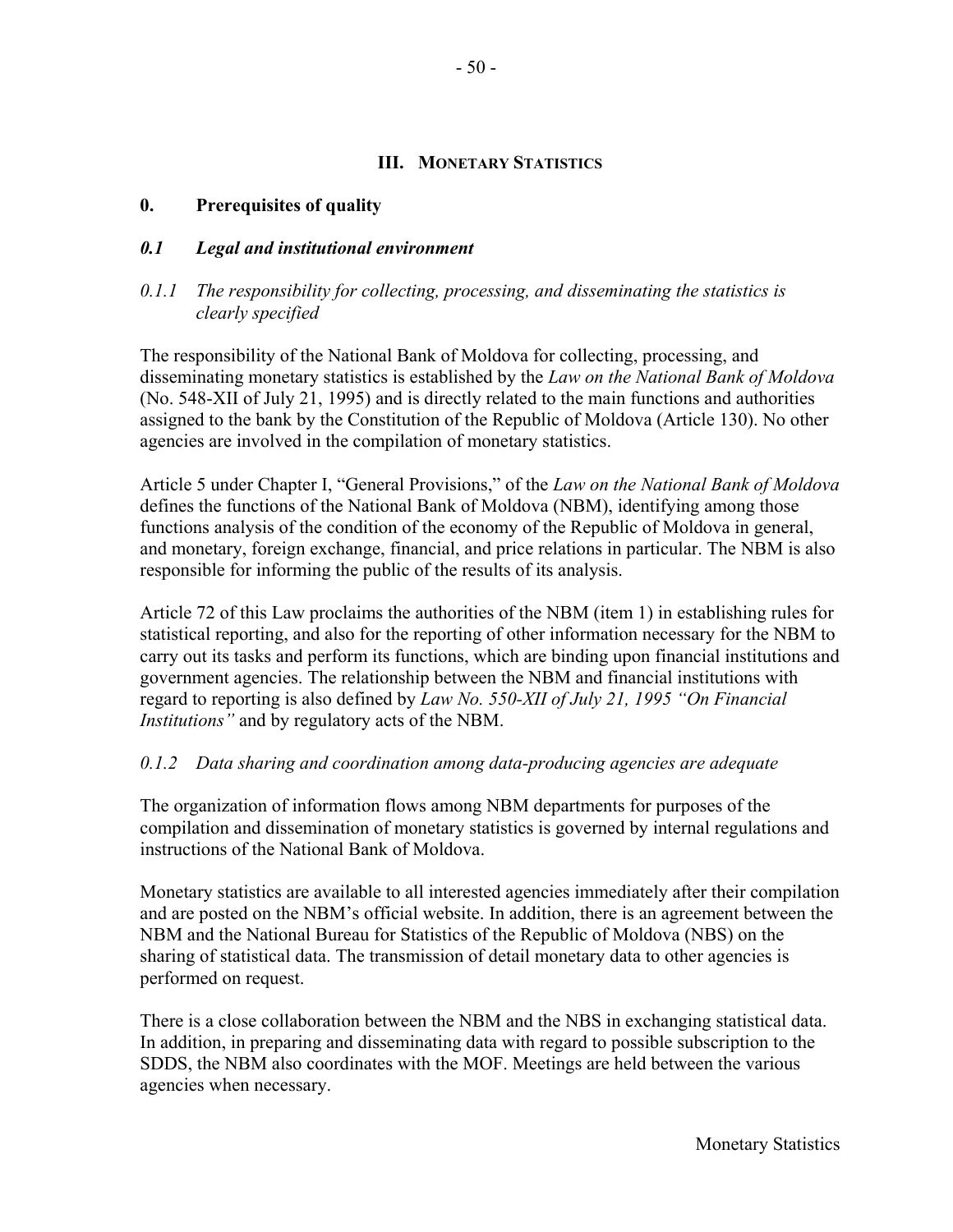## III. MONETARY STATISTICS

### 0. Prerequisites of quality

### *0.1 Legal and institutional environment*

#### *0.1.1 The responsibility for collecting, processing, and disseminating the statistics is clearly specified*

The responsibility of the National Bank of Moldova for collecting, processing, and disseminating monetary statistics is established by the *Law on the National Bank of Moldova* (No. 548-XII of July 21, 1995) and is directly related to the main functions and authorities assigned to the bank by the Constitution of the Republic of Moldova (Article 130). No other agencies are involved in the compilation of monetary statistics.

Article 5 under Chapter I, "General Provisions," of the *Law on the National Bank of Moldova* defines the functions of the National Bank of Moldova (NBM), identifying among those functions analysis of the condition of the economy of the Republic of Moldova in general, and monetary, foreign exchange, financial, and price relations in particular. The NBM is also responsible for informing the public of the results of its analysis.

Article 72 of this Law proclaims the authorities of the NBM (item 1) in establishing rules for statistical reporting, and also for the reporting of other information necessary for the NBM to carry out its tasks and perform its functions, which are binding upon financial institutions and government agencies. The relationship between the NBM and financial institutions with regard to reporting is also defined by *Law No. 550-XII of July 21, 1995 "On Financial Institutions"* and by regulatory acts of the NBM.

#### *0.1.2 Data sharing and coordination among data-producing agencies are adequate*

The organization of information flows among NBM departments for purposes of the compilation and dissemination of monetary statistics is governed by internal regulations and instructions of the National Bank of Moldova.

Monetary statistics are available to all interested agencies immediately after their compilation and are posted on the NBM's official website. In addition, there is an agreement between the NBM and the National Bureau for Statistics of the Republic of Moldova (NBS) on the sharing of statistical data. The transmission of detail monetary data to other agencies is performed on request.

There is a close collaboration between the NBM and the NBS in exchanging statistical data. In addition, in preparing and disseminating data with regard to possible subscription to the SDDS, the NBM also coordinates with the MOF. Meetings are held between the various agencies when necessary.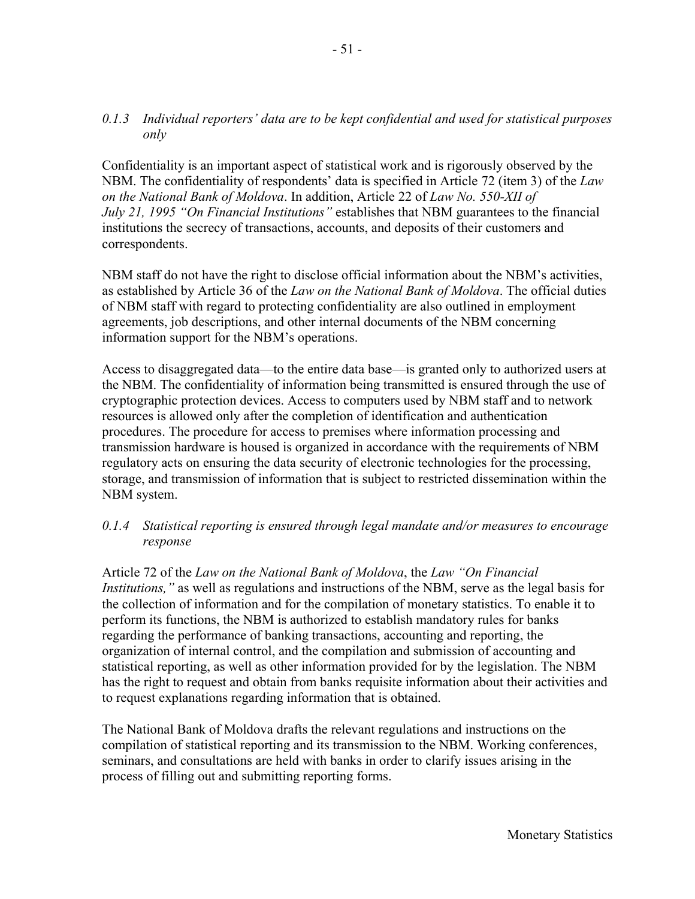### *0.1.3 Individual reporters' data are to be kept confidential and used for statistical purposes only*

Confidentiality is an important aspect of statistical work and is rigorously observed by the NBM. The confidentiality of respondents' data is specified in Article 72 (item 3) of the *Law on the National Bank of Moldova*. In addition, Article 22 of *Law No. 550-XII of July 21, 1995 "On Financial Institutions"* establishes that NBM guarantees to the financial institutions the secrecy of transactions, accounts, and deposits of their customers and correspondents.

NBM staff do not have the right to disclose official information about the NBM's activities, as established by Article 36 of the *Law on the National Bank of Moldova*. The official duties of NBM staff with regard to protecting confidentiality are also outlined in employment agreements, job descriptions, and other internal documents of the NBM concerning information support for the NBM's operations.

Access to disaggregated data—to the entire data base—is granted only to authorized users at the NBM. The confidentiality of information being transmitted is ensured through the use of cryptographic protection devices. Access to computers used by NBM staff and to network resources is allowed only after the completion of identification and authentication procedures. The procedure for access to premises where information processing and transmission hardware is housed is organized in accordance with the requirements of NBM regulatory acts on ensuring the data security of electronic technologies for the processing, storage, and transmission of information that is subject to restricted dissemination within the NBM system.

### *0.1.4 Statistical reporting is ensured through legal mandate and/or measures to encourage response*

Article 72 of the *Law on the National Bank of Moldova*, the *Law "On Financial Institutions,"* as well as regulations and instructions of the NBM, serve as the legal basis for the collection of information and for the compilation of monetary statistics. To enable it to perform its functions, the NBM is authorized to establish mandatory rules for banks regarding the performance of banking transactions, accounting and reporting, the organization of internal control, and the compilation and submission of accounting and statistical reporting, as well as other information provided for by the legislation. The NBM has the right to request and obtain from banks requisite information about their activities and to request explanations regarding information that is obtained.

The National Bank of Moldova drafts the relevant regulations and instructions on the compilation of statistical reporting and its transmission to the NBM. Working conferences, seminars, and consultations are held with banks in order to clarify issues arising in the process of filling out and submitting reporting forms.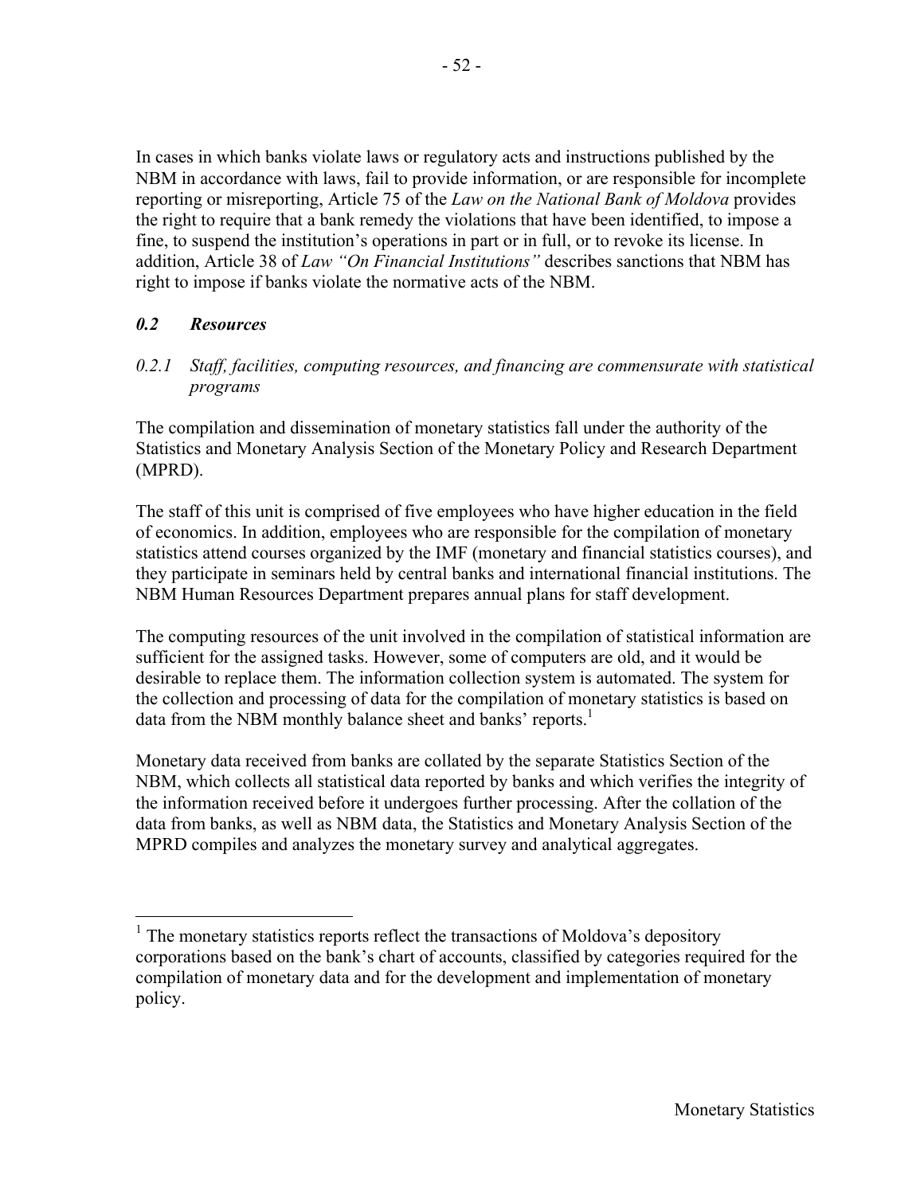In cases in which banks violate laws or regulatory acts and instructions published by the NBM in accordance with laws, fail to provide information, or are responsible for incomplete reporting or misreporting, Article 75 of the *Law on the National Bank of Moldova* provides the right to require that a bank remedy the violations that have been identified, to impose a fine, to suspend the institution's operations in part or in full, or to revoke its license. In addition, Article 38 of *Law "On Financial Institutions"* describes sanctions that NBM has right to impose if banks violate the normative acts of the NBM.

### *0.2 Resources*

#### *0.2.1 Staff, facilities, computing resources, and financing are commensurate with statistical programs*

The compilation and dissemination of monetary statistics fall under the authority of the Statistics and Monetary Analysis Section of the Monetary Policy and Research Department (MPRD).

The staff of this unit is comprised of five employees who have higher education in the field of economics. In addition, employees who are responsible for the compilation of monetary statistics attend courses organized by the IMF (monetary and financial statistics courses), and they participate in seminars held by central banks and international financial institutions. The NBM Human Resources Department prepares annual plans for staff development.

The computing resources of the unit involved in the compilation of statistical information are sufficient for the assigned tasks. However, some of computers are old, and it would be desirable to replace them. The information collection system is automated. The system for the collection and processing of data for the compilation of monetary statistics is based on data from the NBM monthly balance sheet and banks' reports.[1]

Monetary data received from banks are collated by the separate Statistics Section of the NBM, which collects all statistical data reported by banks and which verifies the integrity of the information received before it undergoes further processing. After the collation of the data from banks, as well as NBM data, the Statistics and Monetary Analysis Section of the MPRD compiles and analyzes the monetary survey and analytical aggregates.

---

[1] The monetary statistics reports reflect the transactions of Moldova's depository corporations based on the bank's chart of accounts, classified by categories required for the compilation of monetary data and for the development and implementation of monetary policy.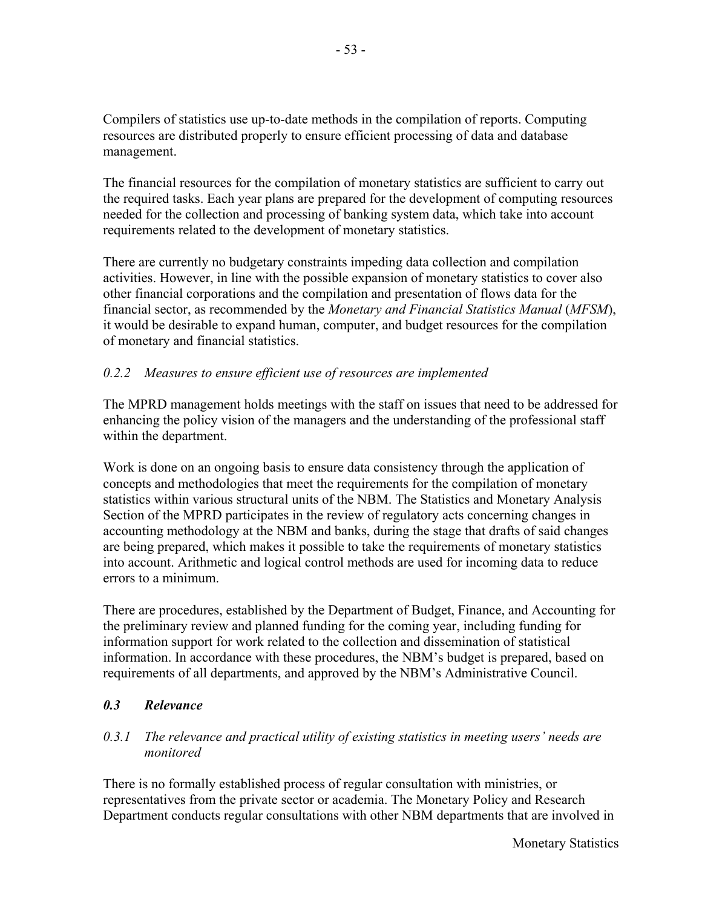Compilers of statistics use up-to-date methods in the compilation of reports. Computing resources are distributed properly to ensure efficient processing of data and database management.

The financial resources for the compilation of monetary statistics are sufficient to carry out the required tasks. Each year plans are prepared for the development of computing resources needed for the collection and processing of banking system data, which take into account requirements related to the development of monetary statistics.

There are currently no budgetary constraints impeding data collection and compilation activities. However, in line with the possible expansion of monetary statistics to cover also other financial corporations and the compilation and presentation of flows data for the financial sector, as recommended by the *Monetary and Financial Statistics Manual* (*MFSM*), it would be desirable to expand human, computer, and budget resources for the compilation of monetary and financial statistics.

#### *0.2.2 Measures to ensure efficient use of resources are implemented*

The MPRD management holds meetings with the staff on issues that need to be addressed for enhancing the policy vision of the managers and the understanding of the professional staff within the department.

Work is done on an ongoing basis to ensure data consistency through the application of concepts and methodologies that meet the requirements for the compilation of monetary statistics within various structural units of the NBM. The Statistics and Monetary Analysis Section of the MPRD participates in the review of regulatory acts concerning changes in accounting methodology at the NBM and banks, during the stage that drafts of said changes are being prepared, which makes it possible to take the requirements of monetary statistics into account. Arithmetic and logical control methods are used for incoming data to reduce errors to a minimum.

There are procedures, established by the Department of Budget, Finance, and Accounting for the preliminary review and planned funding for the coming year, including funding for information support for work related to the collection and dissemination of statistical information. In accordance with these procedures, the NBM's budget is prepared, based on requirements of all departments, and approved by the NBM's Administrative Council.

### ***0.3 Relevance***

#### *0.3.1 The relevance and practical utility of existing statistics in meeting users' needs are monitored*

There is no formally established process of regular consultation with ministries, or representatives from the private sector or academia. The Monetary Policy and Research Department conducts regular consultations with other NBM departments that are involved in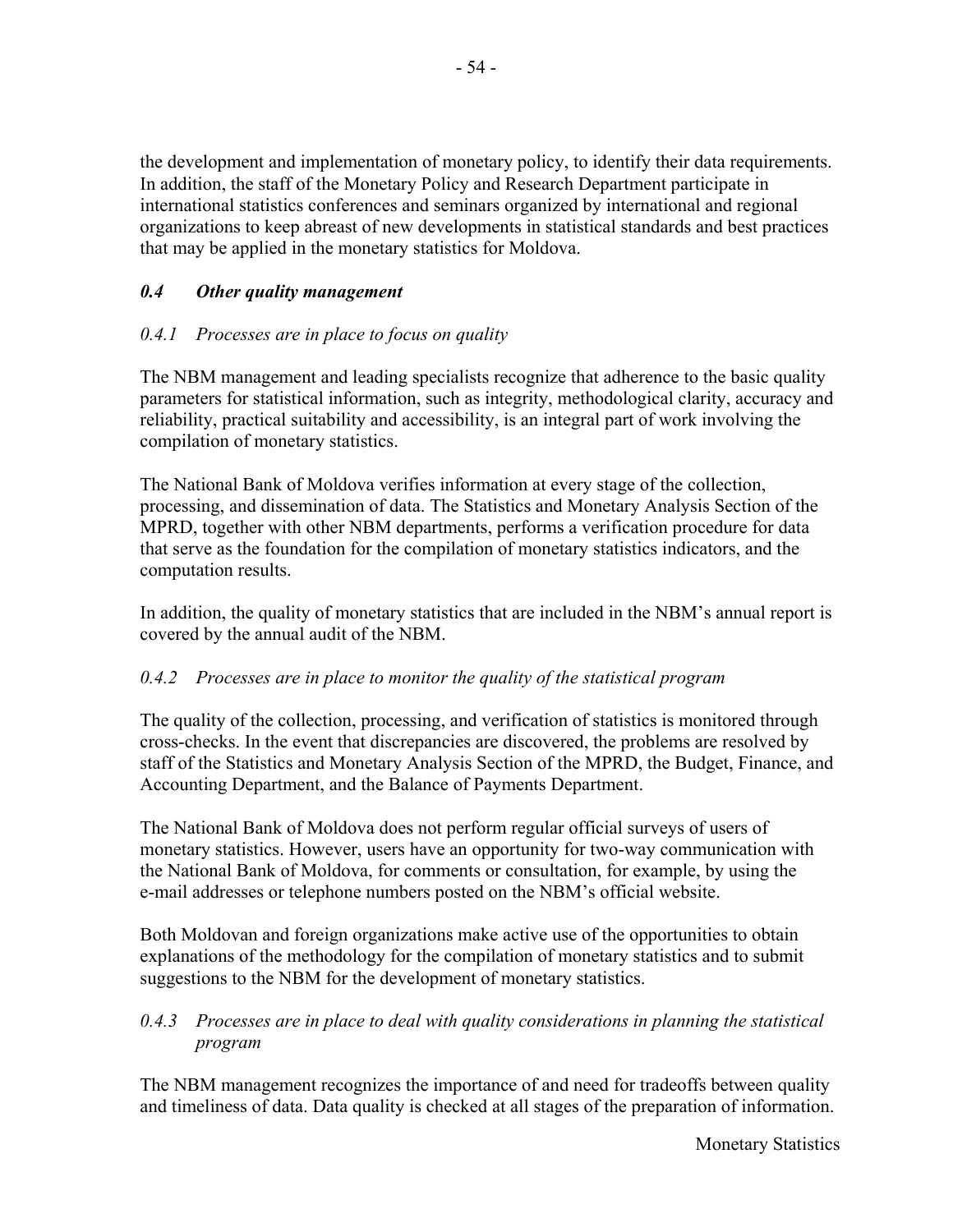the development and implementation of monetary policy, to identify their data requirements. In addition, the staff of the Monetary Policy and Research Department participate in international statistics conferences and seminars organized by international and regional organizations to keep abreast of new developments in statistical standards and best practices that may be applied in the monetary statistics for Moldova.

### *0.4 Other quality management*

#### *0.4.1 Processes are in place to focus on quality*

The NBM management and leading specialists recognize that adherence to the basic quality parameters for statistical information, such as integrity, methodological clarity, accuracy and reliability, practical suitability and accessibility, is an integral part of work involving the compilation of monetary statistics.

The National Bank of Moldova verifies information at every stage of the collection, processing, and dissemination of data. The Statistics and Monetary Analysis Section of the MPRD, together with other NBM departments, performs a verification procedure for data that serve as the foundation for the compilation of monetary statistics indicators, and the computation results.

In addition, the quality of monetary statistics that are included in the NBM's annual report is covered by the annual audit of the NBM.

#### *0.4.2 Processes are in place to monitor the quality of the statistical program*

The quality of the collection, processing, and verification of statistics is monitored through cross-checks. In the event that discrepancies are discovered, the problems are resolved by staff of the Statistics and Monetary Analysis Section of the MPRD, the Budget, Finance, and Accounting Department, and the Balance of Payments Department.

The National Bank of Moldova does not perform regular official surveys of users of monetary statistics. However, users have an opportunity for two-way communication with the National Bank of Moldova, for comments or consultation, for example, by using the e-mail addresses or telephone numbers posted on the NBM's official website.

Both Moldovan and foreign organizations make active use of the opportunities to obtain explanations of the methodology for the compilation of monetary statistics and to submit suggestions to the NBM for the development of monetary statistics.

#### *0.4.3 Processes are in place to deal with quality considerations in planning the statistical program*

The NBM management recognizes the importance of and need for tradeoffs between quality and timeliness of data. Data quality is checked at all stages of the preparation of information.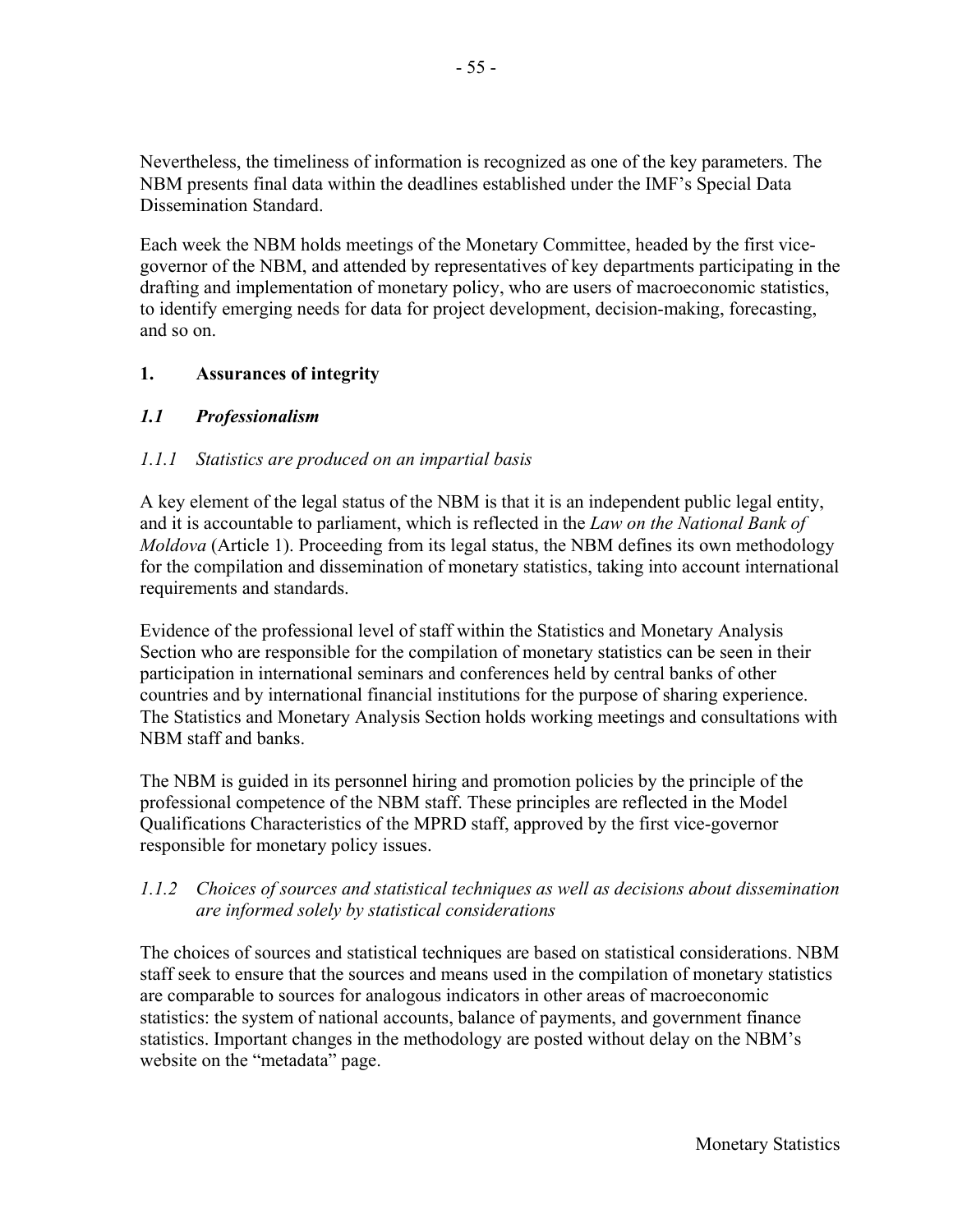Nevertheless, the timeliness of information is recognized as one of the key parameters. The NBM presents final data within the deadlines established under the IMF's Special Data Dissemination Standard.

Each week the NBM holds meetings of the Monetary Committee, headed by the first vice-governor of the NBM, and attended by representatives of key departments participating in the drafting and implementation of monetary policy, who are users of macroeconomic statistics, to identify emerging needs for data for project development, decision-making, forecasting, and so on.

## 1. Assurances of integrity

### *1.1 Professionalism*

#### *1.1.1 Statistics are produced on an impartial basis*

A key element of the legal status of the NBM is that it is an independent public legal entity, and it is accountable to parliament, which is reflected in the *Law on the National Bank of Moldova* (Article 1). Proceeding from its legal status, the NBM defines its own methodology for the compilation and dissemination of monetary statistics, taking into account international requirements and standards.

Evidence of the professional level of staff within the Statistics and Monetary Analysis Section who are responsible for the compilation of monetary statistics can be seen in their participation in international seminars and conferences held by central banks of other countries and by international financial institutions for the purpose of sharing experience. The Statistics and Monetary Analysis Section holds working meetings and consultations with NBM staff and banks.

The NBM is guided in its personnel hiring and promotion policies by the principle of the professional competence of the NBM staff. These principles are reflected in the Model Qualifications Characteristics of the MPRD staff, approved by the first vice-governor responsible for monetary policy issues.

#### *1.1.2 Choices of sources and statistical techniques as well as decisions about dissemination are informed solely by statistical considerations*

The choices of sources and statistical techniques are based on statistical considerations. NBM staff seek to ensure that the sources and means used in the compilation of monetary statistics are comparable to sources for analogous indicators in other areas of macroeconomic statistics: the system of national accounts, balance of payments, and government finance statistics. Important changes in the methodology are posted without delay on the NBM's website on the "metadata" page.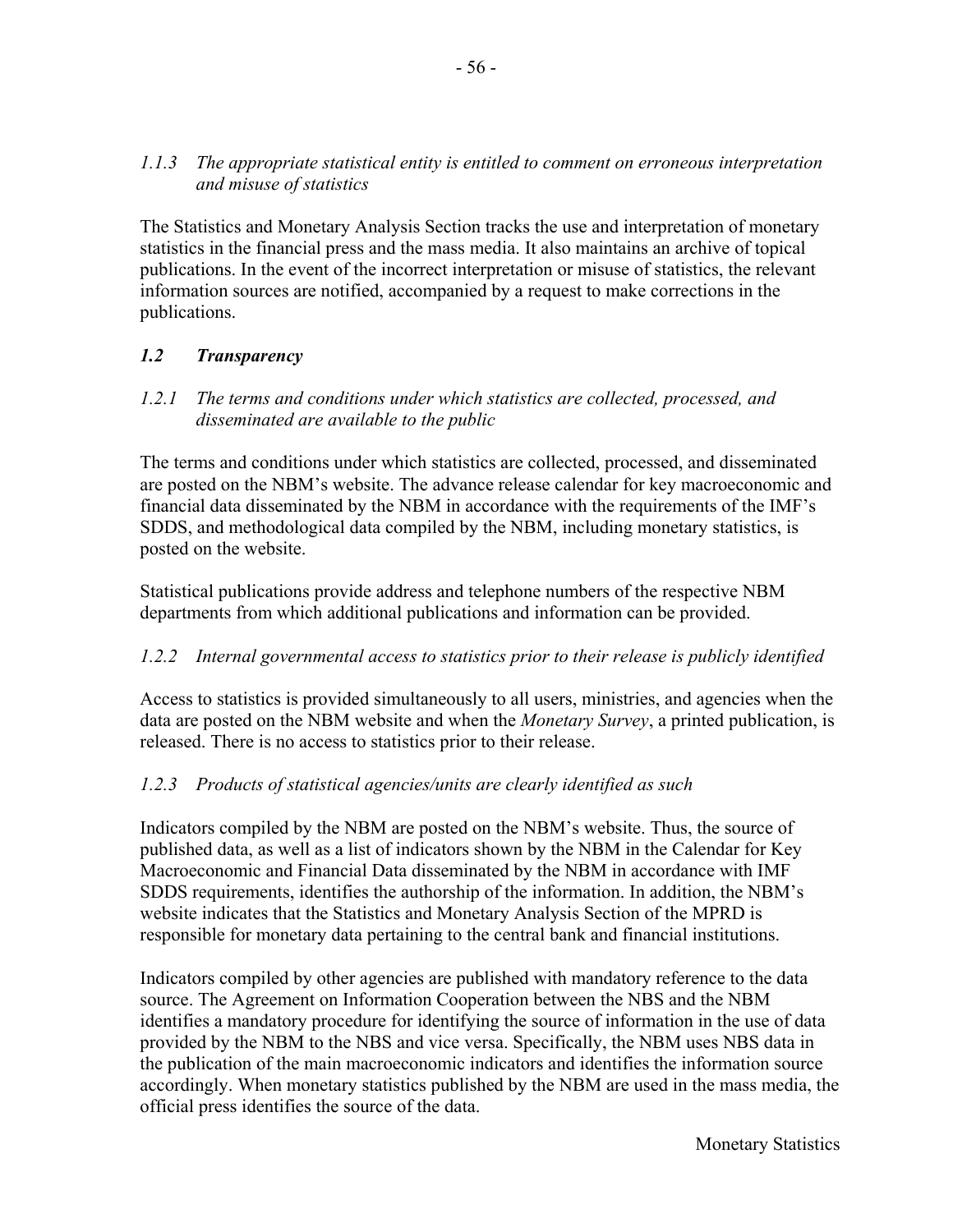### *1.1.3 The appropriate statistical entity is entitled to comment on erroneous interpretation and misuse of statistics*

The Statistics and Monetary Analysis Section tracks the use and interpretation of monetary statistics in the financial press and the mass media. It also maintains an archive of topical publications. In the event of the incorrect interpretation or misuse of statistics, the relevant information sources are notified, accompanied by a request to make corrections in the publications.

## *1.2 Transparency*

### *1.2.1 The terms and conditions under which statistics are collected, processed, and disseminated are available to the public*

The terms and conditions under which statistics are collected, processed, and disseminated are posted on the NBM's website. The advance release calendar for key macroeconomic and financial data disseminated by the NBM in accordance with the requirements of the IMF's SDDS, and methodological data compiled by the NBM, including monetary statistics, is posted on the website.

Statistical publications provide address and telephone numbers of the respective NBM departments from which additional publications and information can be provided.

### *1.2.2 Internal governmental access to statistics prior to their release is publicly identified*

Access to statistics is provided simultaneously to all users, ministries, and agencies when the data are posted on the NBM website and when the *Monetary Survey*, a printed publication, is released. There is no access to statistics prior to their release.

### *1.2.3 Products of statistical agencies/units are clearly identified as such*

Indicators compiled by the NBM are posted on the NBM's website. Thus, the source of published data, as well as a list of indicators shown by the NBM in the Calendar for Key Macroeconomic and Financial Data disseminated by the NBM in accordance with IMF SDDS requirements, identifies the authorship of the information. In addition, the NBM's website indicates that the Statistics and Monetary Analysis Section of the MPRD is responsible for monetary data pertaining to the central bank and financial institutions.

Indicators compiled by other agencies are published with mandatory reference to the data source. The Agreement on Information Cooperation between the NBS and the NBM identifies a mandatory procedure for identifying the source of information in the use of data provided by the NBM to the NBS and vice versa. Specifically, the NBM uses NBS data in the publication of the main macroeconomic indicators and identifies the information source accordingly. When monetary statistics published by the NBM are used in the mass media, the official press identifies the source of the data.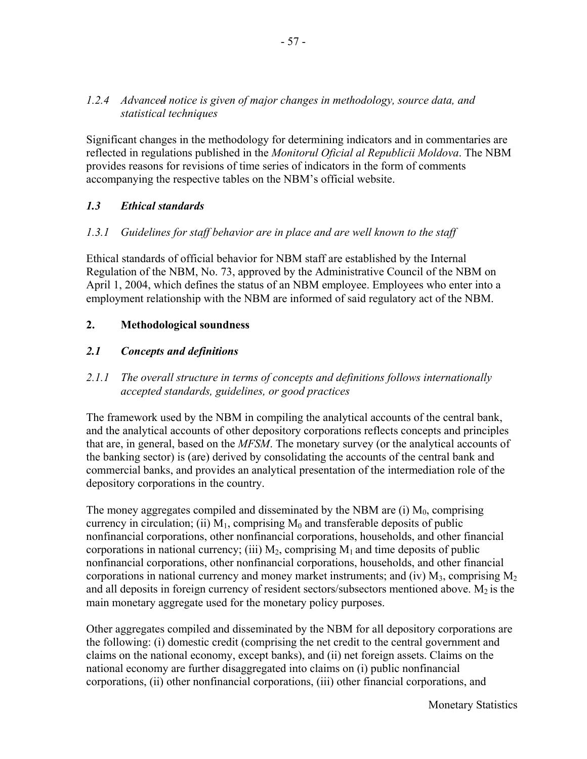### *1.2.4 Advanced notice is given of major changes in methodology, source data, and statistical techniques*

Significant changes in the methodology for determining indicators and in commentaries are reflected in regulations published in the *Monitorul Oficial al Republicii Moldova*. The NBM provides reasons for revisions of time series of indicators in the form of comments accompanying the respective tables on the NBM's official website.

### *1.3 Ethical standards*

### *1.3.1 Guidelines for staff behavior are in place and are well known to the staff*

Ethical standards of official behavior for NBM staff are established by the Internal Regulation of the NBM, No. 73, approved by the Administrative Council of the NBM on April 1, 2004, which defines the status of an NBM employee. Employees who enter into a employment relationship with the NBM are informed of said regulatory act of the NBM.

## 2. Methodological soundness

### *2.1 Concepts and definitions*

### *2.1.1 The overall structure in terms of concepts and definitions follows internationally accepted standards, guidelines, or good practices*

The framework used by the NBM in compiling the analytical accounts of the central bank, and the analytical accounts of other depository corporations reflects concepts and principles that are, in general, based on the *MFSM*. The monetary survey (or the analytical accounts of the banking sector) is (are) derived by consolidating the accounts of the central bank and commercial banks, and provides an analytical presentation of the intermediation role of the depository corporations in the country.

The money aggregates compiled and disseminated by the NBM are (i) $M_0$, comprising currency in circulation; (ii) $M_1$, comprising $M_0$ and transferable deposits of public nonfinancial corporations, other nonfinancial corporations, households, and other financial corporations in national currency; (iii) $M_2$, comprising $M_1$ and time deposits of public nonfinancial corporations, other nonfinancial corporations, households, and other financial corporations in national currency and money market instruments; and (iv) $M_3$, comprising $M_2$ and all deposits in foreign currency of resident sectors/subsectors mentioned above. $M_2$ is the main monetary aggregate used for the monetary policy purposes.

Other aggregates compiled and disseminated by the NBM for all depository corporations are the following: (i) domestic credit (comprising the net credit to the central government and claims on the national economy, except banks), and (ii) net foreign assets. Claims on the national economy are further disaggregated into claims on (i) public nonfinancial corporations, (ii) other nonfinancial corporations, (iii) other financial corporations, and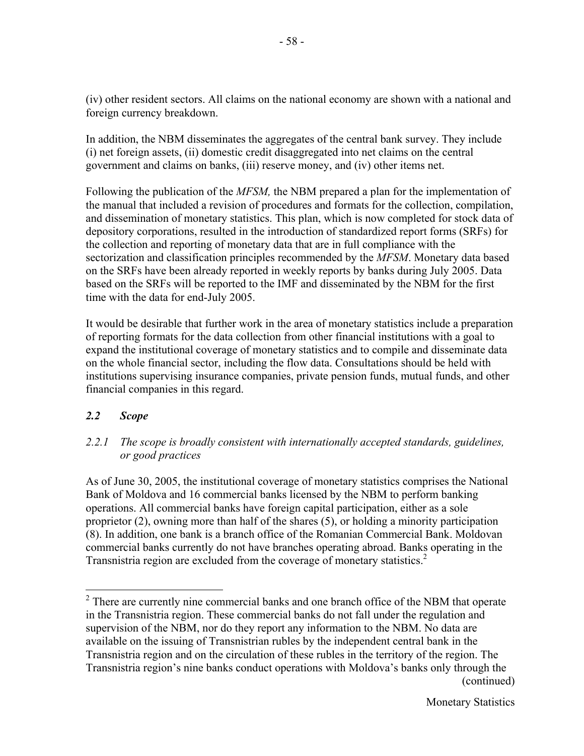(iv) other resident sectors. All claims on the national economy are shown with a national and foreign currency breakdown.

In addition, the NBM disseminates the aggregates of the central bank survey. They include (i) net foreign assets, (ii) domestic credit disaggregated into net claims on the central government and claims on banks, (iii) reserve money, and (iv) other items net.

Following the publication of the *MFSM,* the NBM prepared a plan for the implementation of the manual that included a revision of procedures and formats for the collection, compilation, and dissemination of monetary statistics. This plan, which is now completed for stock data of depository corporations, resulted in the introduction of standardized report forms (SRFs) for the collection and reporting of monetary data that are in full compliance with the sectorization and classification principles recommended by the *MFSM*. Monetary data based on the SRFs have been already reported in weekly reports by banks during July 2005. Data based on the SRFs will be reported to the IMF and disseminated by the NBM for the first time with the data for end-July 2005.

It would be desirable that further work in the area of monetary statistics include a preparation of reporting formats for the data collection from other financial institutions with a goal to expand the institutional coverage of monetary statistics and to compile and disseminate data on the whole financial sector, including the flow data. Consultations should be held with institutions supervising insurance companies, private pension funds, mutual funds, and other financial companies in this regard.

## *2.2 Scope*

### *2.2.1 The scope is broadly consistent with internationally accepted standards, guidelines, or good practices*

As of June 30, 2005, the institutional coverage of monetary statistics comprises the National Bank of Moldova and 16 commercial banks licensed by the NBM to perform banking operations. All commercial banks have foreign capital participation, either as a sole proprietor (2), owning more than half of the shares (5), or holding a minority participation (8). In addition, one bank is a branch office of the Romanian Commercial Bank. Moldovan commercial banks currently do not have branches operating abroad. Banks operating in the Transnistria region are excluded from the coverage of monetary statistics.[2]

[2] There are currently nine commercial banks and one branch office of the NBM that operate in the Transnistria region. These commercial banks do not fall under the regulation and supervision of the NBM, nor do they report any information to the NBM. No data are available on the issuing of Transnistrian rubles by the independent central bank in the Transnistria region and on the circulation of these rubles in the territory of the region. The Transnistria region's nine banks conduct operations with Moldova's banks only through the (continued)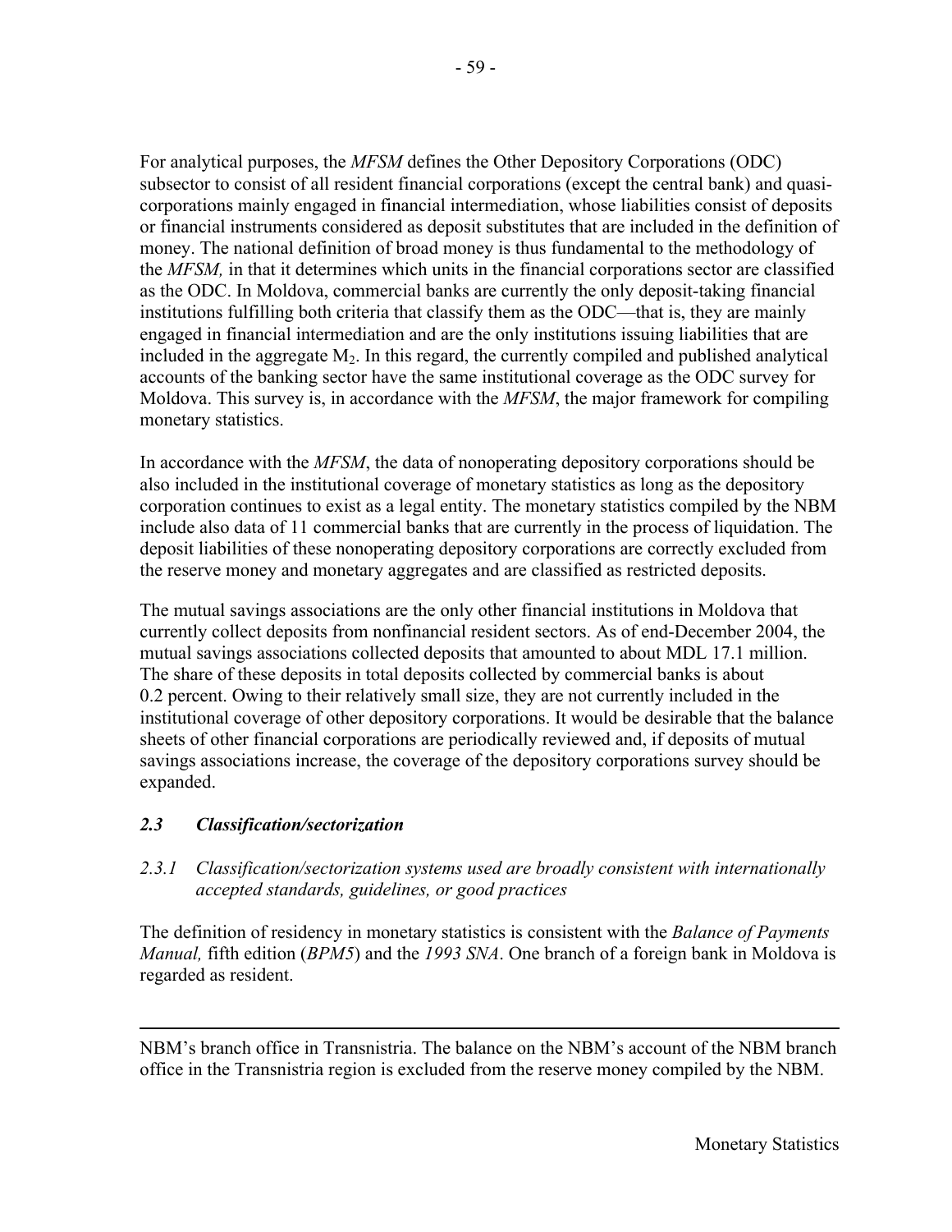For analytical purposes, the *MFSM* defines the Other Depository Corporations (ODC) subsector to consist of all resident financial corporations (except the central bank) and quasi-corporations mainly engaged in financial intermediation, whose liabilities consist of deposits or financial instruments considered as deposit substitutes that are included in the definition of money. The national definition of broad money is thus fundamental to the methodology of the *MFSM,* in that it determines which units in the financial corporations sector are classified as the ODC. In Moldova, commercial banks are currently the only deposit-taking financial institutions fulfilling both criteria that classify them as the ODC—that is, they are mainly engaged in financial intermediation and are the only institutions issuing liabilities that are included in the aggregate $M_2$. In this regard, the currently compiled and published analytical accounts of the banking sector have the same institutional coverage as the ODC survey for Moldova. This survey is, in accordance with the *MFSM*, the major framework for compiling monetary statistics.

In accordance with the *MFSM*, the data of nonoperating depository corporations should be also included in the institutional coverage of monetary statistics as long as the depository corporation continues to exist as a legal entity. The monetary statistics compiled by the NBM include also data of 11 commercial banks that are currently in the process of liquidation. The deposit liabilities of these nonoperating depository corporations are correctly excluded from the reserve money and monetary aggregates and are classified as restricted deposits.

The mutual savings associations are the only other financial institutions in Moldova that currently collect deposits from nonfinancial resident sectors. As of end-December 2004, the mutual savings associations collected deposits that amounted to about MDL 17.1 million. The share of these deposits in total deposits collected by commercial banks is about 0.2 percent. Owing to their relatively small size, they are not currently included in the institutional coverage of other depository corporations. It would be desirable that the balance sheets of other financial corporations are periodically reviewed and, if deposits of mutual savings associations increase, the coverage of the depository corporations survey should be expanded.

### *2.3 Classification/sectorization*

#### *2.3.1 Classification/sectorization systems used are broadly consistent with internationally accepted standards, guidelines, or good practices*

The definition of residency in monetary statistics is consistent with the *Balance of Payments Manual,* fifth edition (*BPM5*) and the *1993 SNA*. One branch of a foreign bank in Moldova is regarded as resident.

---

NBM's branch office in Transnistria. The balance on the NBM's account of the NBM branch office in the Transnistria region is excluded from the reserve money compiled by the NBM.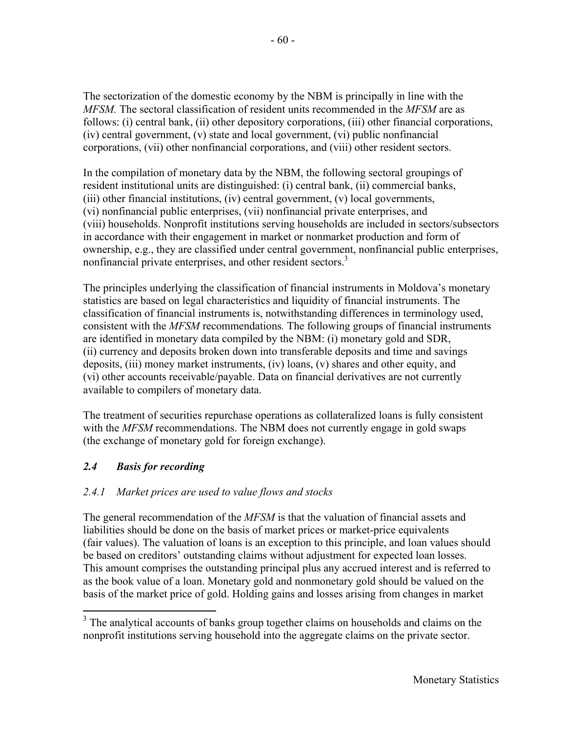The sectorization of the domestic economy by the NBM is principally in line with the *MFSM.* The sectoral classification of resident units recommended in the *MFSM* are as follows: (i) central bank, (ii) other depository corporations, (iii) other financial corporations, (iv) central government, (v) state and local government, (vi) public nonfinancial corporations, (vii) other nonfinancial corporations, and (viii) other resident sectors.

In the compilation of monetary data by the NBM, the following sectoral groupings of resident institutional units are distinguished: (i) central bank, (ii) commercial banks, (iii) other financial institutions, (iv) central government, (v) local governments, (vi) nonfinancial public enterprises, (vii) nonfinancial private enterprises, and (viii) households. Nonprofit institutions serving households are included in sectors/subsectors in accordance with their engagement in market or nonmarket production and form of ownership, e.g., they are classified under central government, nonfinancial public enterprises, nonfinancial private enterprises, and other resident sectors.[3]

The principles underlying the classification of financial instruments in Moldova's monetary statistics are based on legal characteristics and liquidity of financial instruments. The classification of financial instruments is, notwithstanding differences in terminology used, consistent with the *MFSM* recommendations*.* The following groups of financial instruments are identified in monetary data compiled by the NBM: (i) monetary gold and SDR, (ii) currency and deposits broken down into transferable deposits and time and savings deposits, (iii) money market instruments, (iv) loans, (v) shares and other equity, and (vi) other accounts receivable/payable. Data on financial derivatives are not currently available to compilers of monetary data.

The treatment of securities repurchase operations as collateralized loans is fully consistent with the *MFSM* recommendations. The NBM does not currently engage in gold swaps (the exchange of monetary gold for foreign exchange).

### *2.4 Basis for recording*

#### *2.4.1 Market prices are used to value flows and stocks*

The general recommendation of the *MFSM* is that the valuation of financial assets and liabilities should be done on the basis of market prices or market-price equivalents (fair values). The valuation of loans is an exception to this principle, and loan values should be based on creditors' outstanding claims without adjustment for expected loan losses. This amount comprises the outstanding principal plus any accrued interest and is referred to as the book value of a loan. Monetary gold and nonmonetary gold should be valued on the basis of the market price of gold. Holding gains and losses arising from changes in market

---

[3] The analytical accounts of banks group together claims on households and claims on the nonprofit institutions serving household into the aggregate claims on the private sector.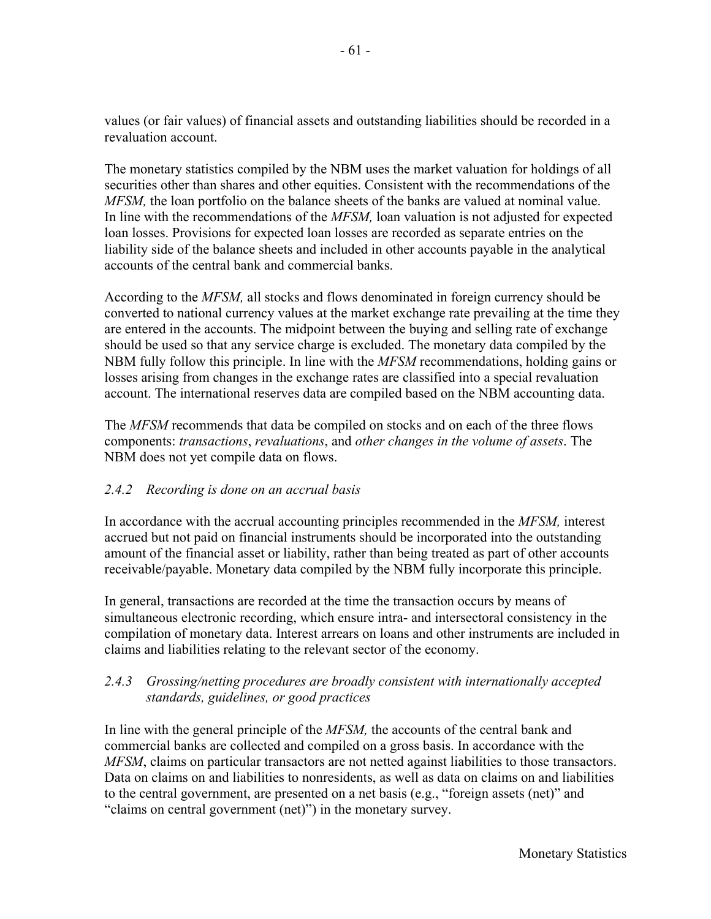values (or fair values) of financial assets and outstanding liabilities should be recorded in a revaluation account.

The monetary statistics compiled by the NBM uses the market valuation for holdings of all securities other than shares and other equities. Consistent with the recommendations of the *MFSM,* the loan portfolio on the balance sheets of the banks are valued at nominal value. In line with the recommendations of the *MFSM,* loan valuation is not adjusted for expected loan losses. Provisions for expected loan losses are recorded as separate entries on the liability side of the balance sheets and included in other accounts payable in the analytical accounts of the central bank and commercial banks.

According to the *MFSM,* all stocks and flows denominated in foreign currency should be converted to national currency values at the market exchange rate prevailing at the time they are entered in the accounts. The midpoint between the buying and selling rate of exchange should be used so that any service charge is excluded. The monetary data compiled by the NBM fully follow this principle. In line with the *MFSM* recommendations, holding gains or losses arising from changes in the exchange rates are classified into a special revaluation account. The international reserves data are compiled based on the NBM accounting data.

The *MFSM* recommends that data be compiled on stocks and on each of the three flows components: *transactions*, *revaluations*, and *other changes in the volume of assets*. The NBM does not yet compile data on flows.

### *2.4.2 Recording is done on an accrual basis*

In accordance with the accrual accounting principles recommended in the *MFSM,* interest accrued but not paid on financial instruments should be incorporated into the outstanding amount of the financial asset or liability, rather than being treated as part of other accounts receivable/payable. Monetary data compiled by the NBM fully incorporate this principle.

In general, transactions are recorded at the time the transaction occurs by means of simultaneous electronic recording, which ensure intra- and intersectoral consistency in the compilation of monetary data. Interest arrears on loans and other instruments are included in claims and liabilities relating to the relevant sector of the economy.

### *2.4.3 Grossing/netting procedures are broadly consistent with internationally accepted standards, guidelines, or good practices*

In line with the general principle of the *MFSM,* the accounts of the central bank and commercial banks are collected and compiled on a gross basis. In accordance with the *MFSM*, claims on particular transactors are not netted against liabilities to those transactors. Data on claims on and liabilities to nonresidents, as well as data on claims on and liabilities to the central government, are presented on a net basis (e.g., "foreign assets (net)" and "claims on central government (net)") in the monetary survey.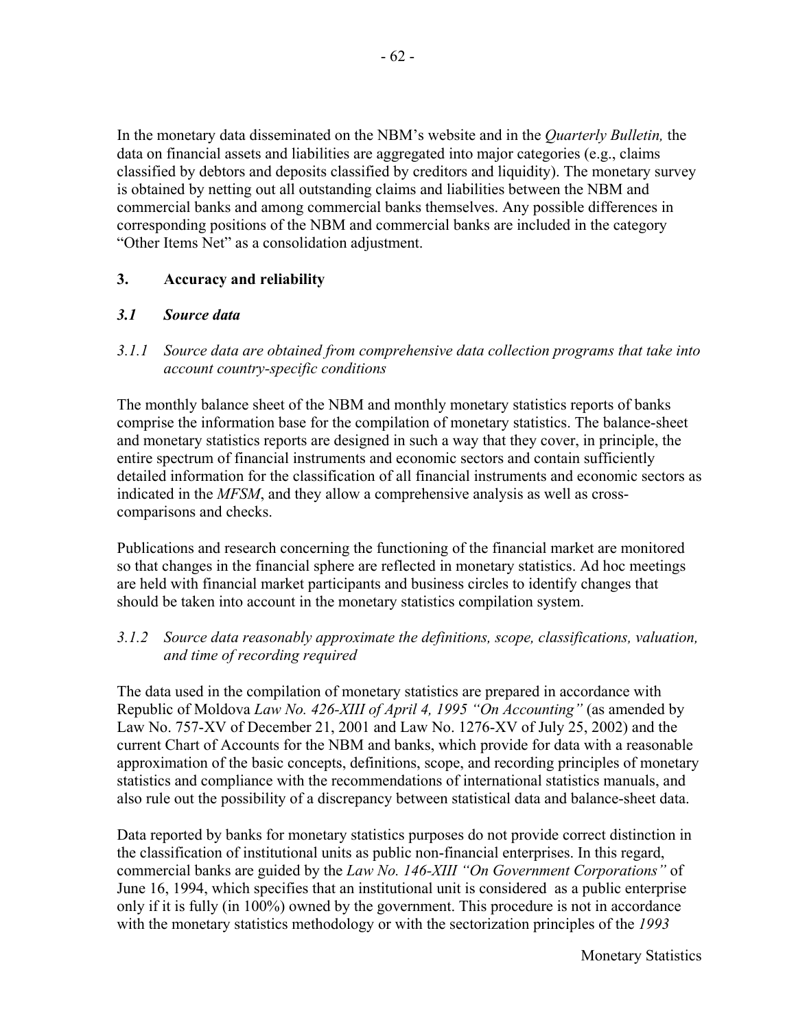In the monetary data disseminated on the NBM's website and in the *Quarterly Bulletin,* the data on financial assets and liabilities are aggregated into major categories (e.g., claims classified by debtors and deposits classified by creditors and liquidity). The monetary survey is obtained by netting out all outstanding claims and liabilities between the NBM and commercial banks and among commercial banks themselves. Any possible differences in corresponding positions of the NBM and commercial banks are included in the category "Other Items Net" as a consolidation adjustment.

## 3. Accuracy and reliability

### *3.1 Source data*

#### *3.1.1 Source data are obtained from comprehensive data collection programs that take into account country-specific conditions*

The monthly balance sheet of the NBM and monthly monetary statistics reports of banks comprise the information base for the compilation of monetary statistics. The balance-sheet and monetary statistics reports are designed in such a way that they cover, in principle, the entire spectrum of financial instruments and economic sectors and contain sufficiently detailed information for the classification of all financial instruments and economic sectors as indicated in the *MFSM*, and they allow a comprehensive analysis as well as cross-comparisons and checks.

Publications and research concerning the functioning of the financial market are monitored so that changes in the financial sphere are reflected in monetary statistics. Ad hoc meetings are held with financial market participants and business circles to identify changes that should be taken into account in the monetary statistics compilation system.

#### *3.1.2 Source data reasonably approximate the definitions, scope, classifications, valuation, and time of recording required*

The data used in the compilation of monetary statistics are prepared in accordance with Republic of Moldova *Law No. 426-XIII of April 4, 1995 "On Accounting"* (as amended by Law No. 757-XV of December 21, 2001 and Law No. 1276-XV of July 25, 2002) and the current Chart of Accounts for the NBM and banks, which provide for data with a reasonable approximation of the basic concepts, definitions, scope, and recording principles of monetary statistics and compliance with the recommendations of international statistics manuals, and also rule out the possibility of a discrepancy between statistical data and balance-sheet data.

Data reported by banks for monetary statistics purposes do not provide correct distinction in the classification of institutional units as public non-financial enterprises. In this regard, commercial banks are guided by the *Law No. 146-XIII "On Government Corporations"* of June 16, 1994, which specifies that an institutional unit is considered as a public enterprise only if it is fully (in 100%) owned by the government. This procedure is not in accordance with the monetary statistics methodology or with the sectorization principles of the *1993*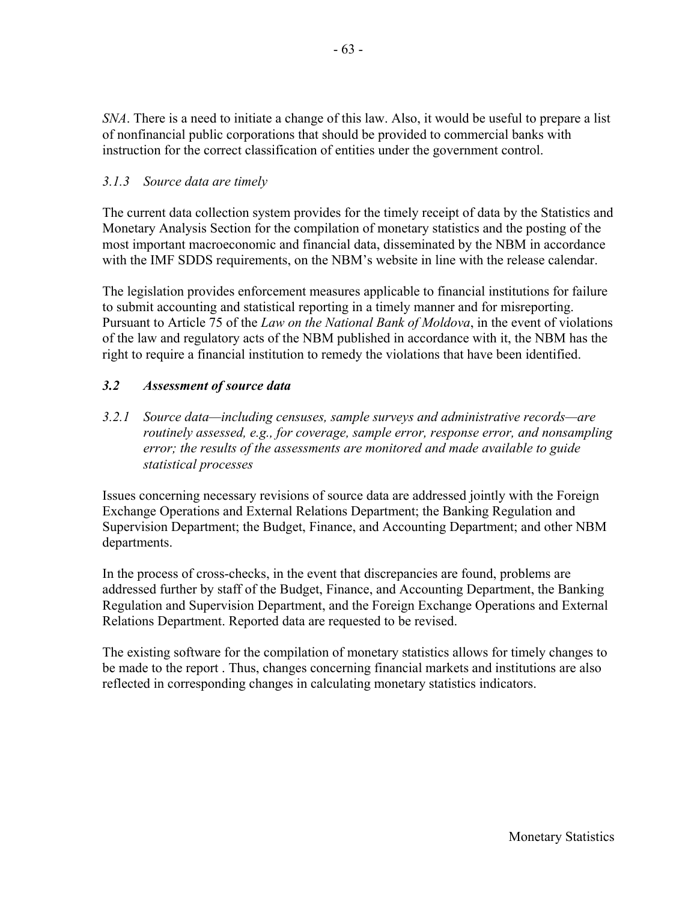*SNA*. There is a need to initiate a change of this law. Also, it would be useful to prepare a list of nonfinancial public corporations that should be provided to commercial banks with instruction for the correct classification of entities under the government control.

### *3.1.3 Source data are timely*

The current data collection system provides for the timely receipt of data by the Statistics and Monetary Analysis Section for the compilation of monetary statistics and the posting of the most important macroeconomic and financial data, disseminated by the NBM in accordance with the IMF SDDS requirements, on the NBM's website in line with the release calendar.

The legislation provides enforcement measures applicable to financial institutions for failure to submit accounting and statistical reporting in a timely manner and for misreporting. Pursuant to Article 75 of the *Law on the National Bank of Moldova*, in the event of violations of the law and regulatory acts of the NBM published in accordance with it, the NBM has the right to require a financial institution to remedy the violations that have been identified.

## ***3.2 Assessment of source data***

### *3.2.1 Source data—including censuses, sample surveys and administrative records—are routinely assessed, e.g., for coverage, sample error, response error, and nonsampling error; the results of the assessments are monitored and made available to guide statistical processes*

Issues concerning necessary revisions of source data are addressed jointly with the Foreign Exchange Operations and External Relations Department; the Banking Regulation and Supervision Department; the Budget, Finance, and Accounting Department; and other NBM departments.

In the process of cross-checks, in the event that discrepancies are found, problems are addressed further by staff of the Budget, Finance, and Accounting Department, the Banking Regulation and Supervision Department, and the Foreign Exchange Operations and External Relations Department. Reported data are requested to be revised.

The existing software for the compilation of monetary statistics allows for timely changes to be made to the report . Thus, changes concerning financial markets and institutions are also reflected in corresponding changes in calculating monetary statistics indicators.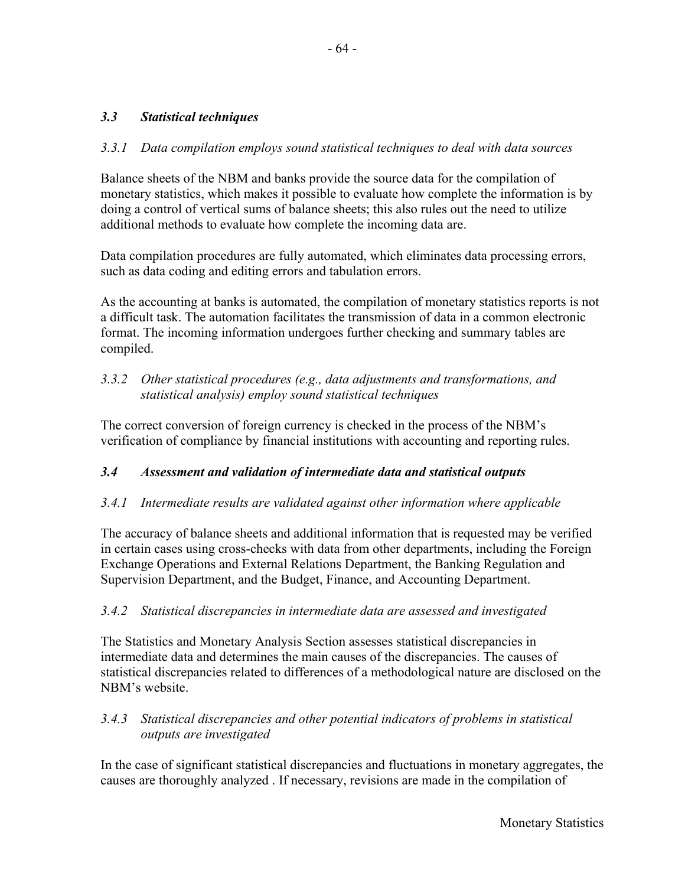### *3.3 Statistical techniques*

*3.3.1 Data compilation employs sound statistical techniques to deal with data sources*

Balance sheets of the NBM and banks provide the source data for the compilation of monetary statistics, which makes it possible to evaluate how complete the information is by doing a control of vertical sums of balance sheets; this also rules out the need to utilize additional methods to evaluate how complete the incoming data are.

Data compilation procedures are fully automated, which eliminates data processing errors, such as data coding and editing errors and tabulation errors.

As the accounting at banks is automated, the compilation of monetary statistics reports is not a difficult task. The automation facilitates the transmission of data in a common electronic format. The incoming information undergoes further checking and summary tables are compiled.

*3.3.2 Other statistical procedures (e.g., data adjustments and transformations, and statistical analysis) employ sound statistical techniques*

The correct conversion of foreign currency is checked in the process of the NBM's verification of compliance by financial institutions with accounting and reporting rules.

### *3.4 Assessment and validation of intermediate data and statistical outputs*

*3.4.1 Intermediate results are validated against other information where applicable*

The accuracy of balance sheets and additional information that is requested may be verified in certain cases using cross-checks with data from other departments, including the Foreign Exchange Operations and External Relations Department, the Banking Regulation and Supervision Department, and the Budget, Finance, and Accounting Department.

*3.4.2 Statistical discrepancies in intermediate data are assessed and investigated*

The Statistics and Monetary Analysis Section assesses statistical discrepancies in intermediate data and determines the main causes of the discrepancies. The causes of statistical discrepancies related to differences of a methodological nature are disclosed on the NBM's website.

*3.4.3 Statistical discrepancies and other potential indicators of problems in statistical outputs are investigated*

In the case of significant statistical discrepancies and fluctuations in monetary aggregates, the causes are thoroughly analyzed . If necessary, revisions are made in the compilation of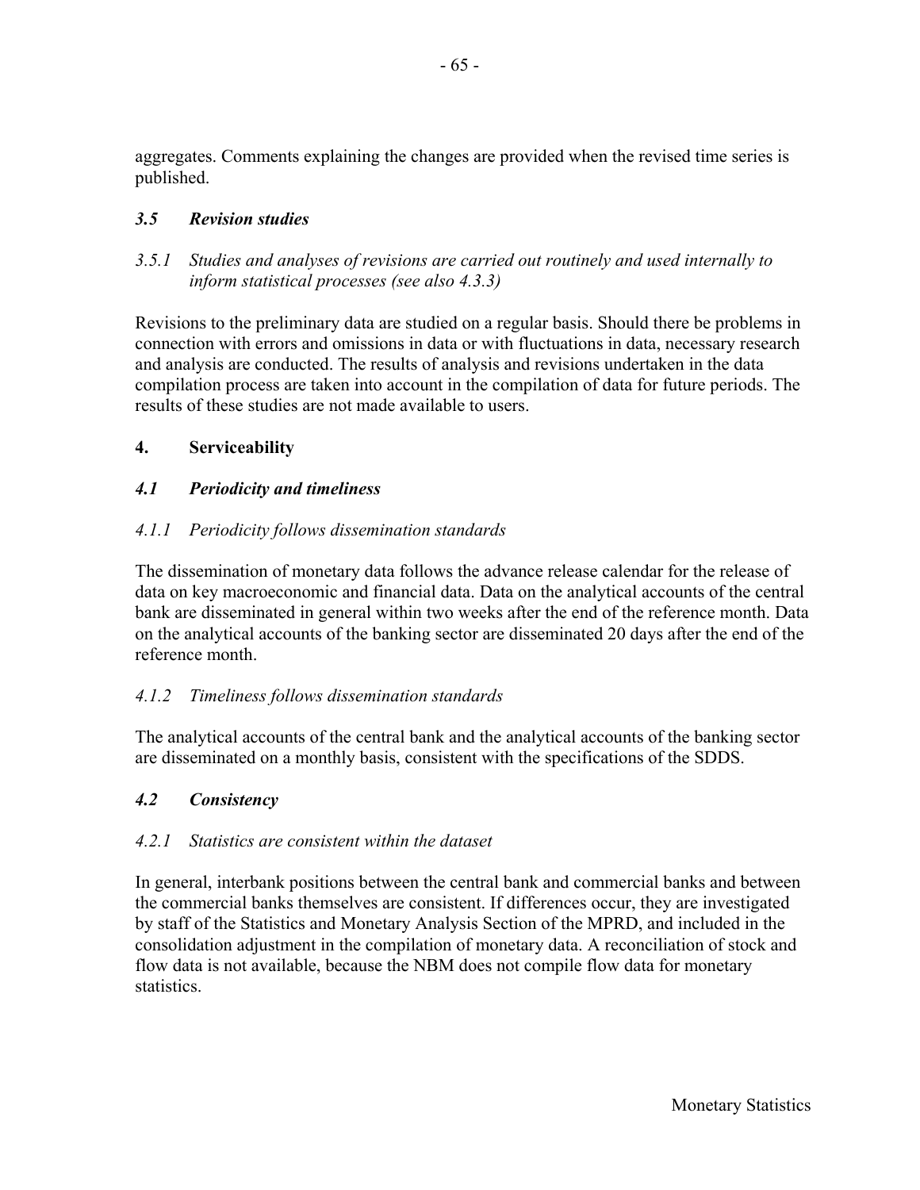aggregates. Comments explaining the changes are provided when the revised time series is published.

### *3.5 Revision studies*

*3.5.1 Studies and analyses of revisions are carried out routinely and used internally to inform statistical processes (see also 4.3.3)*

Revisions to the preliminary data are studied on a regular basis. Should there be problems in connection with errors and omissions in data or with fluctuations in data, necessary research and analysis are conducted. The results of analysis and revisions undertaken in the data compilation process are taken into account in the compilation of data for future periods. The results of these studies are not made available to users.

## 4. Serviceability

### *4.1 Periodicity and timeliness*

*4.1.1 Periodicity follows dissemination standards*

The dissemination of monetary data follows the advance release calendar for the release of data on key macroeconomic and financial data. Data on the analytical accounts of the central bank are disseminated in general within two weeks after the end of the reference month. Data on the analytical accounts of the banking sector are disseminated 20 days after the end of the reference month.

*4.1.2 Timeliness follows dissemination standards*

The analytical accounts of the central bank and the analytical accounts of the banking sector are disseminated on a monthly basis, consistent with the specifications of the SDDS.

### *4.2 Consistency*

*4.2.1 Statistics are consistent within the dataset*

In general, interbank positions between the central bank and commercial banks and between the commercial banks themselves are consistent. If differences occur, they are investigated by staff of the Statistics and Monetary Analysis Section of the MPRD, and included in the consolidation adjustment in the compilation of monetary data. A reconciliation of stock and flow data is not available, because the NBM does not compile flow data for monetary statistics.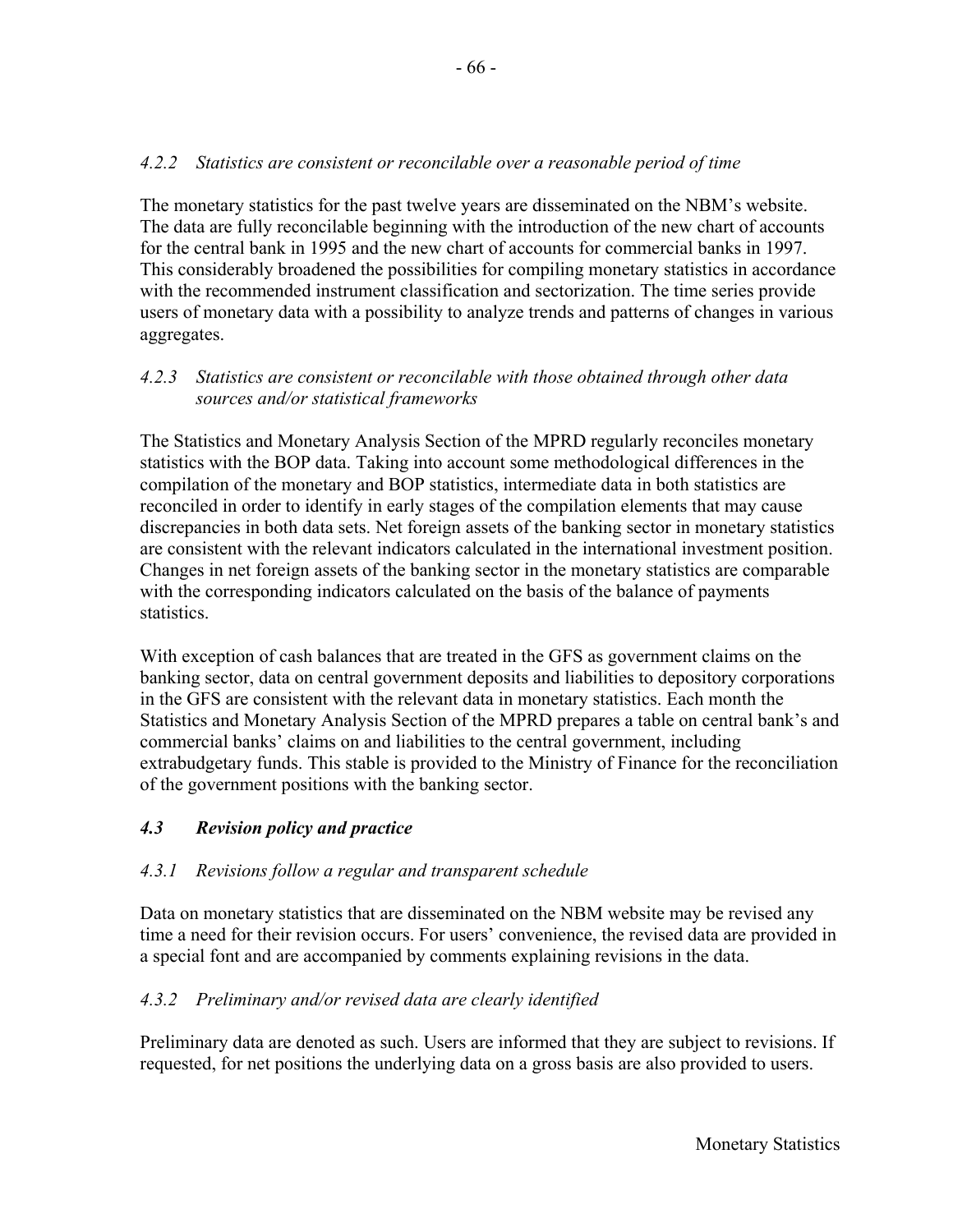### *4.2.2 Statistics are consistent or reconcilable over a reasonable period of time*

The monetary statistics for the past twelve years are disseminated on the NBM's website. The data are fully reconcilable beginning with the introduction of the new chart of accounts for the central bank in 1995 and the new chart of accounts for commercial banks in 1997. This considerably broadened the possibilities for compiling monetary statistics in accordance with the recommended instrument classification and sectorization. The time series provide users of monetary data with a possibility to analyze trends and patterns of changes in various aggregates.

### *4.2.3 Statistics are consistent or reconcilable with those obtained through other data sources and/or statistical frameworks*

The Statistics and Monetary Analysis Section of the MPRD regularly reconciles monetary statistics with the BOP data. Taking into account some methodological differences in the compilation of the monetary and BOP statistics, intermediate data in both statistics are reconciled in order to identify in early stages of the compilation elements that may cause discrepancies in both data sets. Net foreign assets of the banking sector in monetary statistics are consistent with the relevant indicators calculated in the international investment position. Changes in net foreign assets of the banking sector in the monetary statistics are comparable with the corresponding indicators calculated on the basis of the balance of payments statistics.

With exception of cash balances that are treated in the GFS as government claims on the banking sector, data on central government deposits and liabilities to depository corporations in the GFS are consistent with the relevant data in monetary statistics. Each month the Statistics and Monetary Analysis Section of the MPRD prepares a table on central bank's and commercial banks' claims on and liabilities to the central government, including extrabudgetary funds. This stable is provided to the Ministry of Finance for the reconciliation of the government positions with the banking sector.

## *4.3 Revision policy and practice*

### *4.3.1 Revisions follow a regular and transparent schedule*

Data on monetary statistics that are disseminated on the NBM website may be revised any time a need for their revision occurs. For users' convenience, the revised data are provided in a special font and are accompanied by comments explaining revisions in the data.

### *4.3.2 Preliminary and/or revised data are clearly identified*

Preliminary data are denoted as such. Users are informed that they are subject to revisions. If requested, for net positions the underlying data on a gross basis are also provided to users.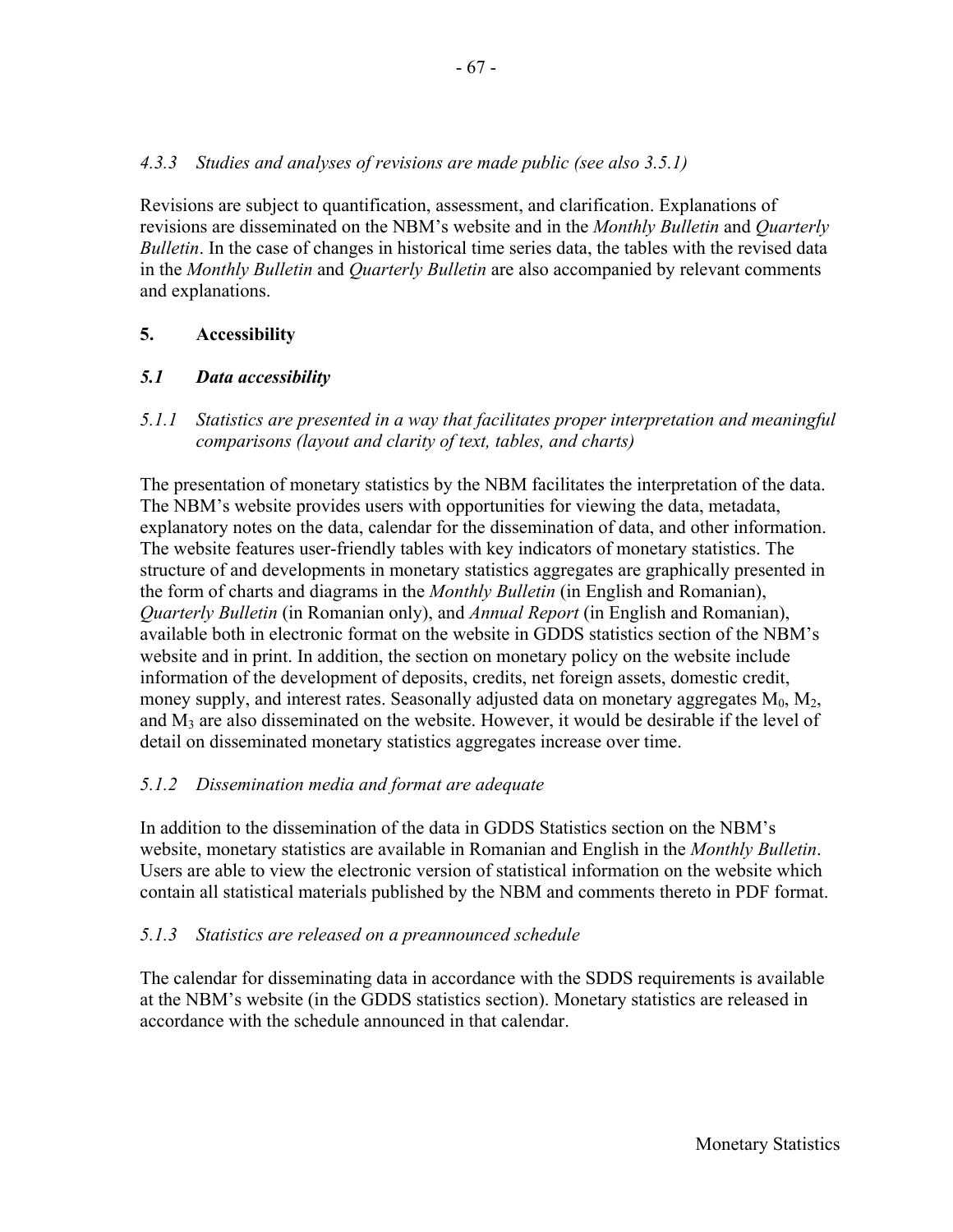*4.3.3 Studies and analyses of revisions are made public (see also 3.5.1)*

Revisions are subject to quantification, assessment, and clarification. Explanations of revisions are disseminated on the NBM's website and in the *Monthly Bulletin* and *Quarterly Bulletin*. In the case of changes in historical time series data, the tables with the revised data in the *Monthly Bulletin* and *Quarterly Bulletin* are also accompanied by relevant comments and explanations.

## 5. Accessibility

### *5.1 Data accessibility*

*5.1.1 Statistics are presented in a way that facilitates proper interpretation and meaningful comparisons (layout and clarity of text, tables, and charts)*

The presentation of monetary statistics by the NBM facilitates the interpretation of the data. The NBM's website provides users with opportunities for viewing the data, metadata, explanatory notes on the data, calendar for the dissemination of data, and other information. The website features user-friendly tables with key indicators of monetary statistics. The structure of and developments in monetary statistics aggregates are graphically presented in the form of charts and diagrams in the *Monthly Bulletin* (in English and Romanian), *Quarterly Bulletin* (in Romanian only), and *Annual Report* (in English and Romanian), available both in electronic format on the website in GDDS statistics section of the NBM's website and in print. In addition, the section on monetary policy on the website include information of the development of deposits, credits, net foreign assets, domestic credit, money supply, and interest rates. Seasonally adjusted data on monetary aggregates $M_0$, $M_2$, and $M_3$ are also disseminated on the website. However, it would be desirable if the level of detail on disseminated monetary statistics aggregates increase over time.

*5.1.2 Dissemination media and format are adequate*

In addition to the dissemination of the data in GDDS Statistics section on the NBM's website, monetary statistics are available in Romanian and English in the *Monthly Bulletin*. Users are able to view the electronic version of statistical information on the website which contain all statistical materials published by the NBM and comments thereto in PDF format.

*5.1.3 Statistics are released on a preannounced schedule*

The calendar for disseminating data in accordance with the SDDS requirements is available at the NBM's website (in the GDDS statistics section). Monetary statistics are released in accordance with the schedule announced in that calendar.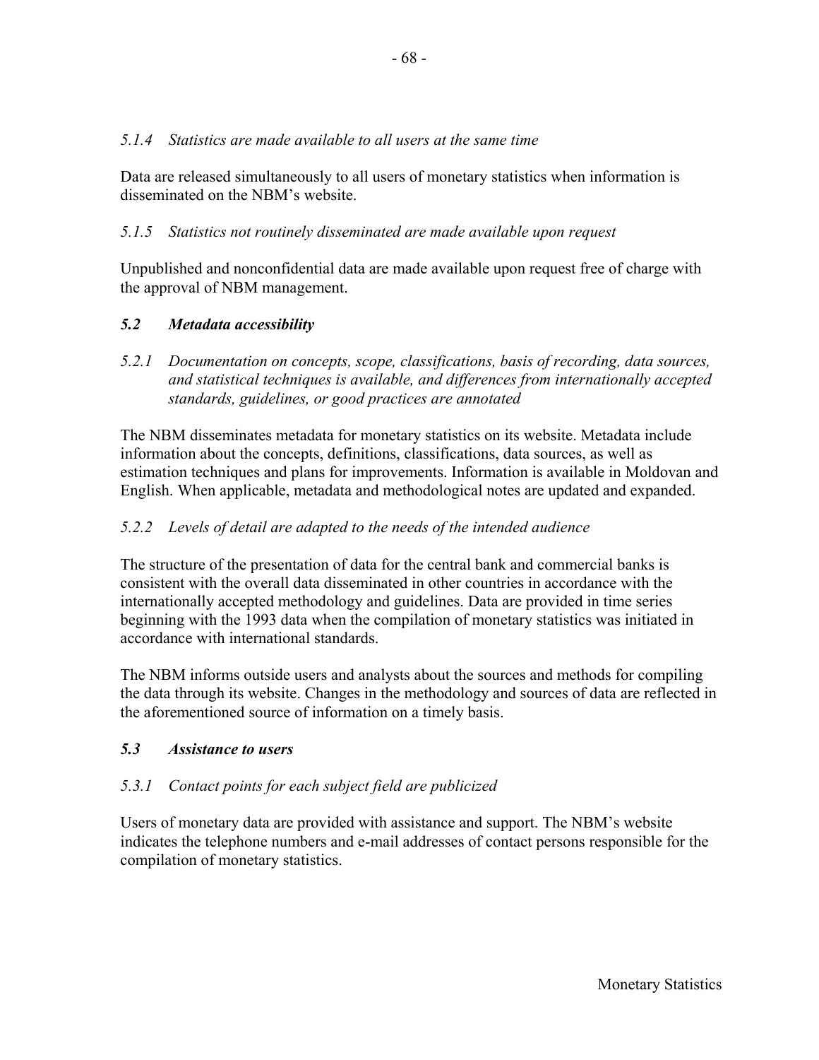*5.1.4 Statistics are made available to all users at the same time*

Data are released simultaneously to all users of monetary statistics when information is disseminated on the NBM's website.

*5.1.5 Statistics not routinely disseminated are made available upon request*

Unpublished and nonconfidential data are made available upon request free of charge with the approval of NBM management.

### *5.2 Metadata accessibility*

*5.2.1 Documentation on concepts, scope, classifications, basis of recording, data sources, and statistical techniques is available, and differences from internationally accepted standards, guidelines, or good practices are annotated*

The NBM disseminates metadata for monetary statistics on its website. Metadata include information about the concepts, definitions, classifications, data sources, as well as estimation techniques and plans for improvements. Information is available in Moldovan and English. When applicable, metadata and methodological notes are updated and expanded.

*5.2.2 Levels of detail are adapted to the needs of the intended audience*

The structure of the presentation of data for the central bank and commercial banks is consistent with the overall data disseminated in other countries in accordance with the internationally accepted methodology and guidelines. Data are provided in time series beginning with the 1993 data when the compilation of monetary statistics was initiated in accordance with international standards.

The NBM informs outside users and analysts about the sources and methods for compiling the data through its website. Changes in the methodology and sources of data are reflected in the aforementioned source of information on a timely basis.

### *5.3 Assistance to users*

*5.3.1 Contact points for each subject field are publicized*

Users of monetary data are provided with assistance and support. The NBM's website indicates the telephone numbers and e-mail addresses of contact persons responsible for the compilation of monetary statistics.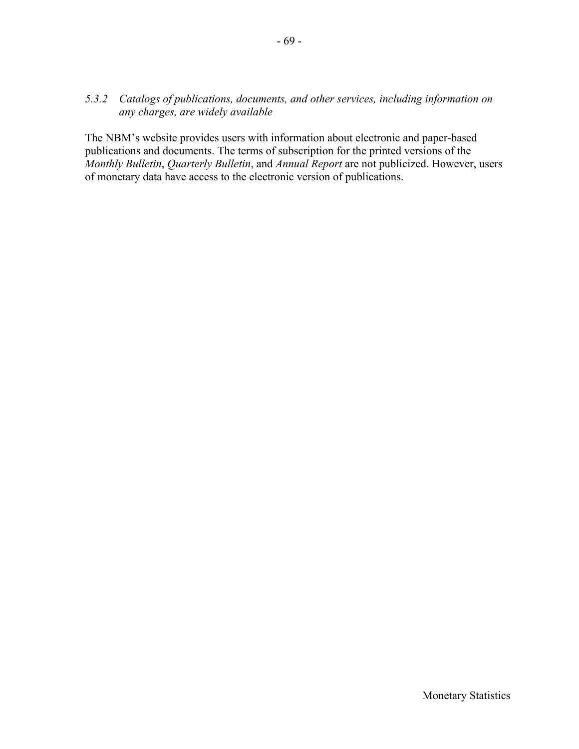*5.3.2 Catalogs of publications, documents, and other services, including information on any charges, are widely available*

The NBM's website provides users with information about electronic and paper-based publications and documents. The terms of subscription for the printed versions of the *Monthly Bulletin*, *Quarterly Bulletin*, and *Annual Report* are not publicized. However, users of monetary data have access to the electronic version of publications.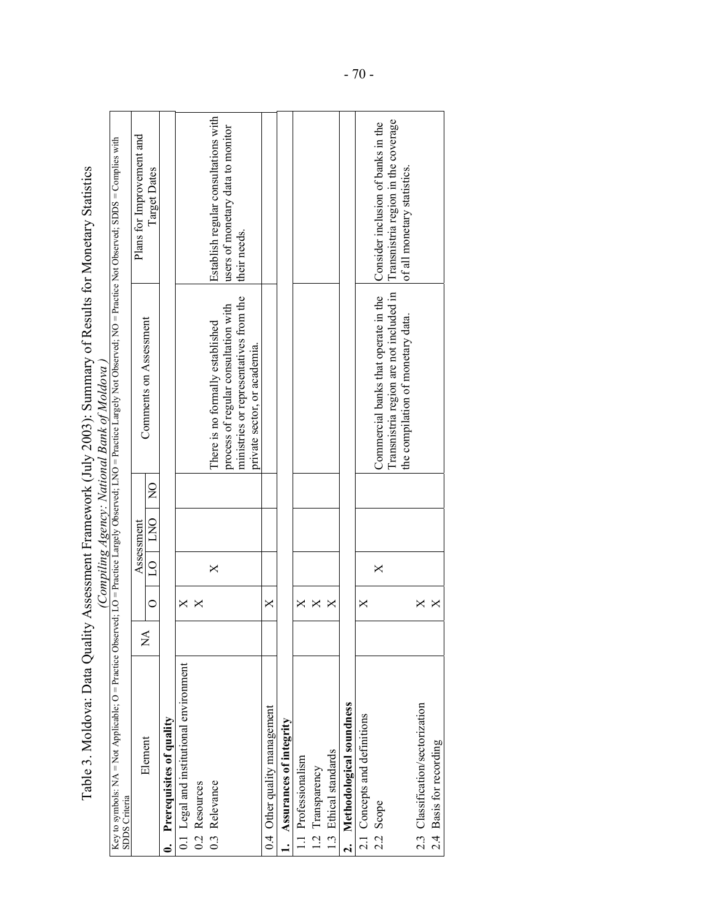# Table 3. Moldova: Data Quality Assessment Framework (July 2003): Summary of Results for Monetary Statistics

*(Compiling Agency: National Bank of Moldova)*

Key to symbols: NA = Not Applicable; O = Practice Observed; LO = Practice Largely Observed; LNO = Practice Largely Not Observed; NO = Practice Not Observed; SDDS = Complies with SDDS Criteria

| Element | NA | Assessment | | | | Comments on Assessment | Plans for Improvement and Target Dates |
|---|---|---|---|---|---|---|---|
| | | O | LO | LNO | NO | | |
| **0. Prerequisites of quality** | | | | | | | |
| 0.1 Legal and institutional environment | | X | | | | | |
| 0.2 Resources | | X | | | | | |
| 0.3 Relevance | | | X | | | There is no formally established process of regular consultation with ministries or representatives from the private sector, or academia. | Establish regular consultations with users of monetary data to monitor their needs. |
| 0.4 Other quality management | | X | | | | | |
| **1. Assurances of integrity** | | | | | | | |
| 1.1 Professionalism | | X | | | | | |
| 1.2 Transparency | | X | | | | | |
| 1.3 Ethical standards | | X | | | | | |
| **2. Methodological soundness** | | | | | | | |
| 2.1 Concepts and definitions | | X | | | | | |
| 2.2 Scope | | | X | | | Commercial banks that operate in the Transnistria region are not included in the compilation of monetary data. | Consider inclusion of banks in the Transnistria region in the coverage of all monetary statistics. |
| 2.3 Classification/sectorization | | X | | | | | |
| 2.4 Basis for recording | | X | | | | | |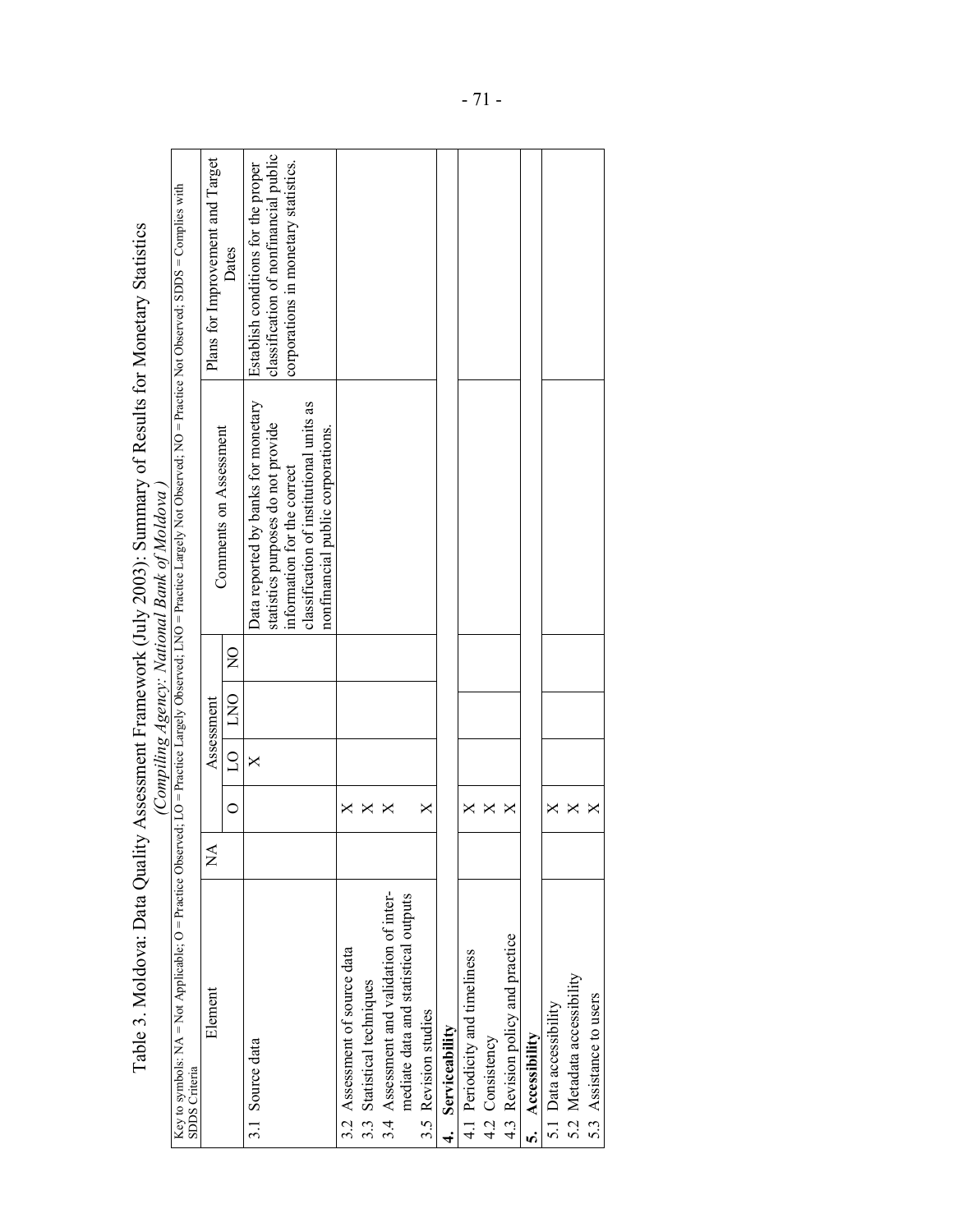# Table 3. Moldova: Data Quality Assessment Framework (July 2003): Summary of Results for Monetary Statistics

*(Compiling Agency: National Bank of Moldova)*

Key to symbols: NA = Not Applicable; O = Practice Observed; LO = Practice Largely Observed; LNO = Practice Largely Not Observed; NO = Practice Not Observed; SDDS = Complies with SDDS Criteria

| Element | NA | Assessment | | | | Comments on Assessment | Plans for Improvement and Target Dates |
|---|---|---|---|---|---|---|---|
| | | O | LO | LNO | NO | | |
| 3.1 Source data | | | X | | | Data reported by banks for monetary statistics purposes do not provide information for the correct classification of institutional units as nonfinancial public corporations. | Establish conditions for the proper classification of nonfinancial public corporations in monetary statistics. |
| 3.2 Assessment of source data | | X | | | | | |
| 3.3 Statistical techniques | | X | | | | | |
| 3.4 Assessment and validation of intermediate data and statistical outputs | | X | | | | | |
| 3.5 Revision studies | | X | | | | | |
| **4. Serviceability** | | | | | | | |
| 4.1 Periodicity and timeliness | | X | | | | | |
| 4.2 Consistency | | X | | | | | |
| 4.3 Revision policy and practice | | X | | | | | |
| **5. Accessibility** | | | | | | | |
| 5.1 Data accessibility | | X | | | | | |
| 5.2 Metadata accessibility | | X | | | | | |
| 5.3 Assistance to users | | X | | | | | |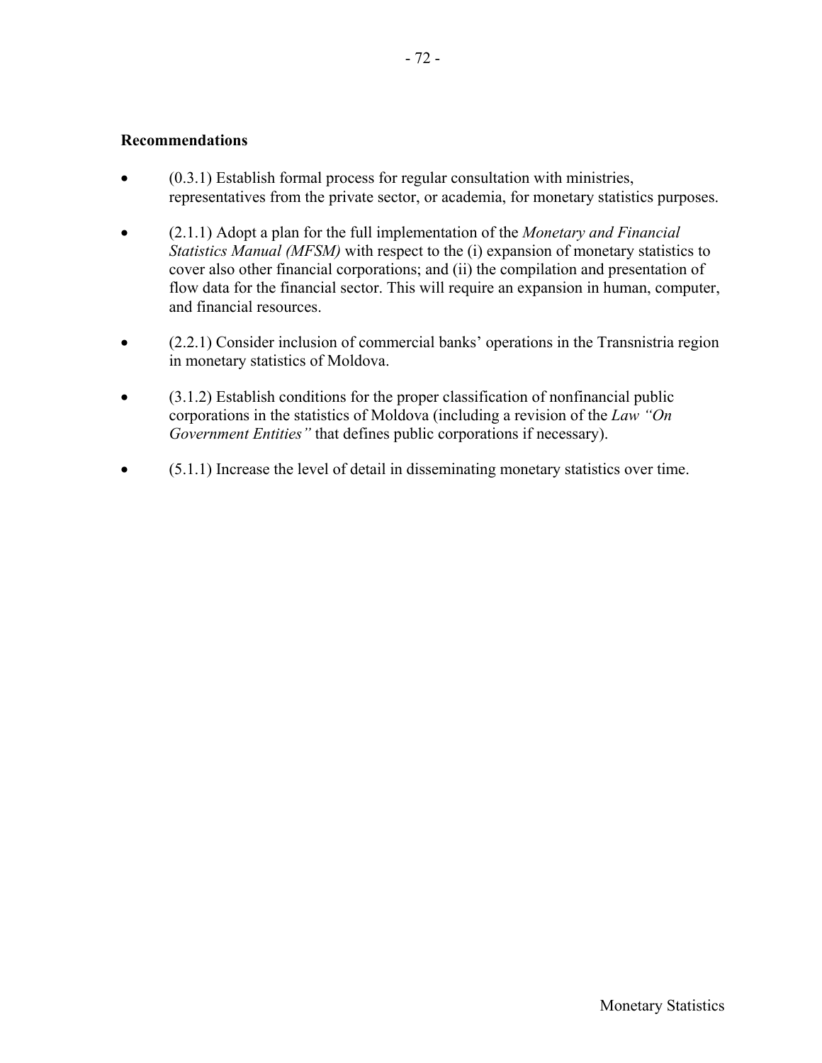**Recommendations**

- (0.3.1) Establish formal process for regular consultation with ministries, representatives from the private sector, or academia, for monetary statistics purposes.
- (2.1.1) Adopt a plan for the full implementation of the *Monetary and Financial Statistics Manual (MFSM)* with respect to the (i) expansion of monetary statistics to cover also other financial corporations; and (ii) the compilation and presentation of flow data for the financial sector. This will require an expansion in human, computer, and financial resources.
- (2.2.1) Consider inclusion of commercial banks' operations in the Transnistria region in monetary statistics of Moldova.
- (3.1.2) Establish conditions for the proper classification of nonfinancial public corporations in the statistics of Moldova (including a revision of the *Law "On Government Entities"* that defines public corporations if necessary).
- (5.1.1) Increase the level of detail in disseminating monetary statistics over time.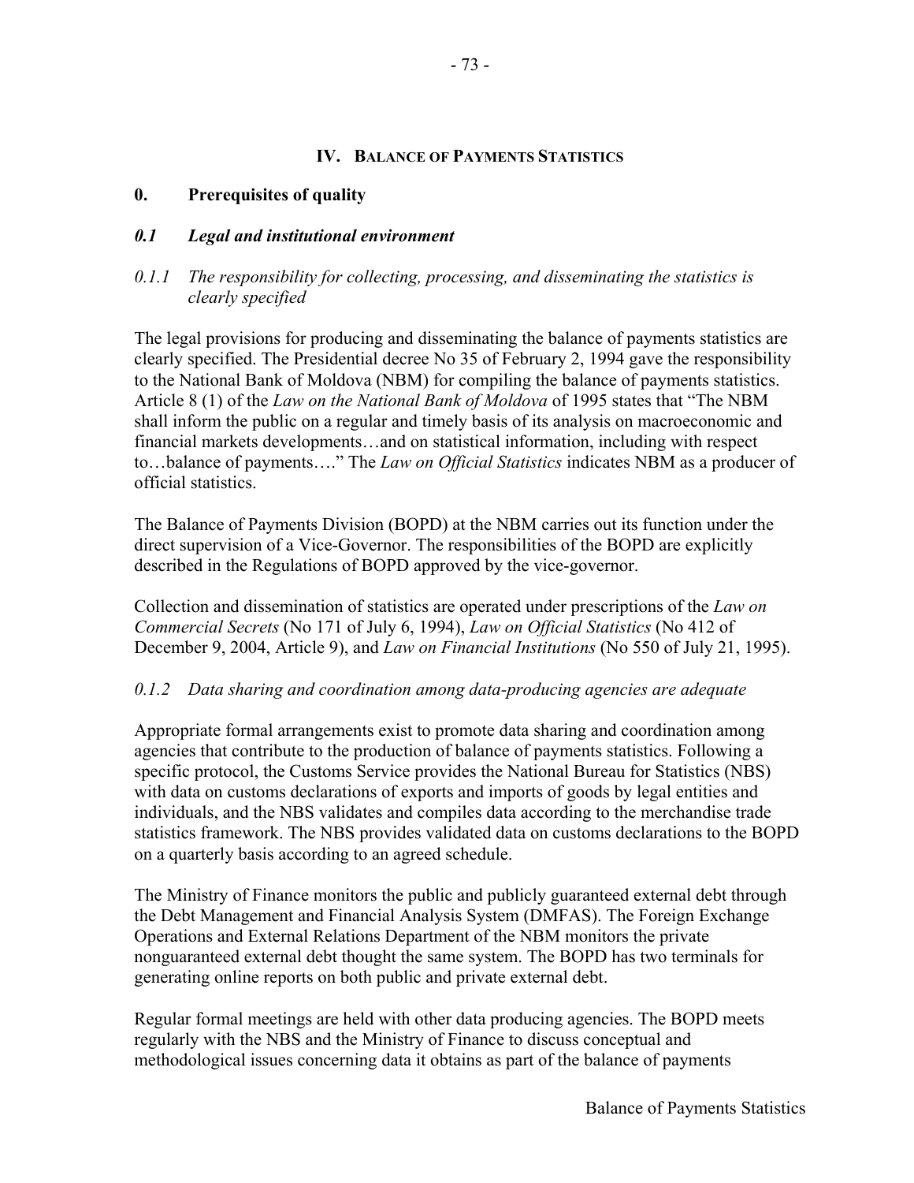# IV. Balance of Payments Statistics

## 0. Prerequisites of quality

### *0.1 Legal and institutional environment*

#### *0.1.1 The responsibility for collecting, processing, and disseminating the statistics is clearly specified*

The legal provisions for producing and disseminating the balance of payments statistics are clearly specified. The Presidential decree No 35 of February 2, 1994 gave the responsibility to the National Bank of Moldova (NBM) for compiling the balance of payments statistics. Article 8 (1) of the *Law on the National Bank of Moldova* of 1995 states that "The NBM shall inform the public on a regular and timely basis of its analysis on macroeconomic and financial markets developments…and on statistical information, including with respect to…balance of payments…." The *Law on Official Statistics* indicates NBM as a producer of official statistics.

The Balance of Payments Division (BOPD) at the NBM carries out its function under the direct supervision of a Vice-Governor. The responsibilities of the BOPD are explicitly described in the Regulations of BOPD approved by the vice-governor.

Collection and dissemination of statistics are operated under prescriptions of the *Law on Commercial Secrets* (No 171 of July 6, 1994), *Law on Official Statistics* (No 412 of December 9, 2004, Article 9), and *Law on Financial Institutions* (No 550 of July 21, 1995).

#### *0.1.2 Data sharing and coordination among data-producing agencies are adequate*

Appropriate formal arrangements exist to promote data sharing and coordination among agencies that contribute to the production of balance of payments statistics. Following a specific protocol, the Customs Service provides the National Bureau for Statistics (NBS) with data on customs declarations of exports and imports of goods by legal entities and individuals, and the NBS validates and compiles data according to the merchandise trade statistics framework. The NBS provides validated data on customs declarations to the BOPD on a quarterly basis according to an agreed schedule.

The Ministry of Finance monitors the public and publicly guaranteed external debt through the Debt Management and Financial Analysis System (DMFAS). The Foreign Exchange Operations and External Relations Department of the NBM monitors the private nonguaranteed external debt thought the same system. The BOPD has two terminals for generating online reports on both public and private external debt.

Regular formal meetings are held with other data producing agencies. The BOPD meets regularly with the NBS and the Ministry of Finance to discuss conceptual and methodological issues concerning data it obtains as part of the balance of payments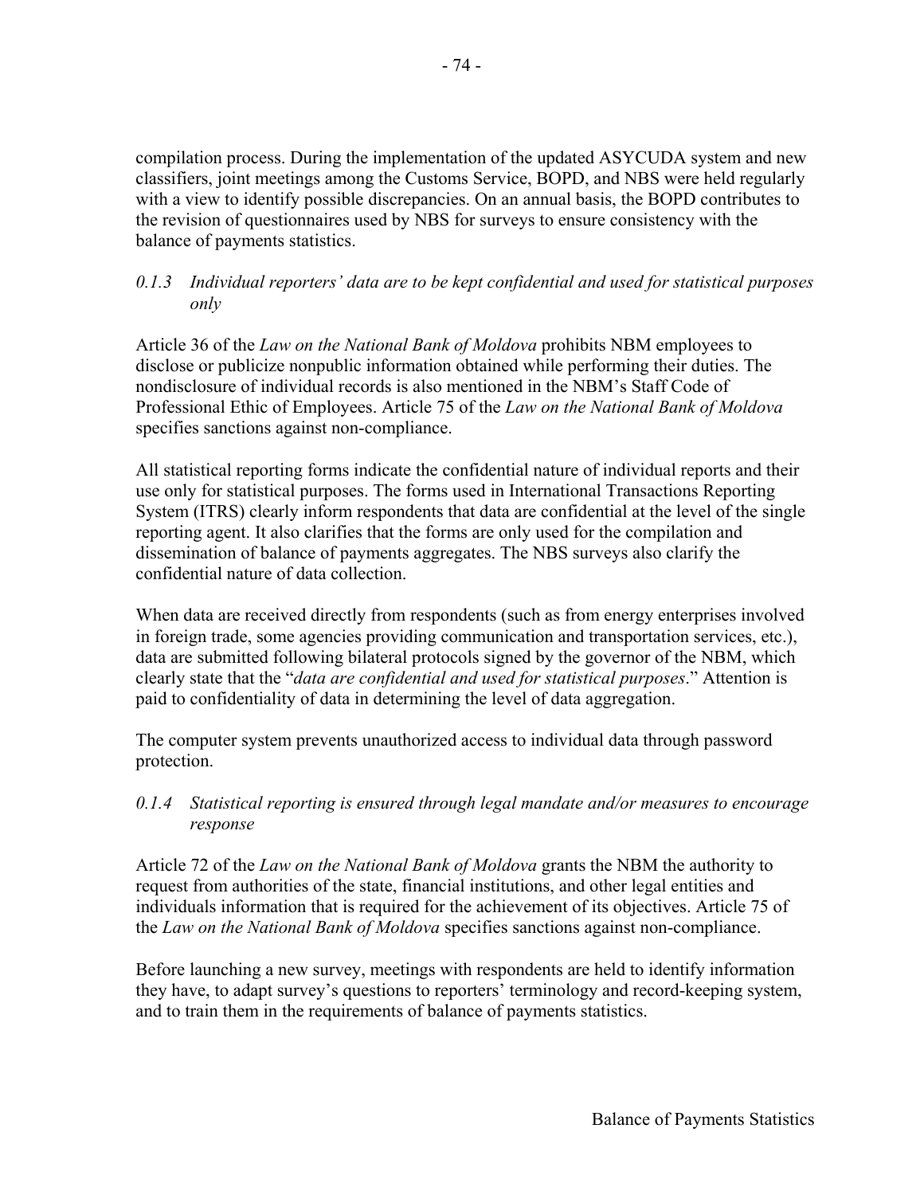compilation process. During the implementation of the updated ASYCUDA system and new classifiers, joint meetings among the Customs Service, BOPD, and NBS were held regularly with a view to identify possible discrepancies. On an annual basis, the BOPD contributes to the revision of questionnaires used by NBS for surveys to ensure consistency with the balance of payments statistics.

*0.1.3 Individual reporters' data are to be kept confidential and used for statistical purposes only*

Article 36 of the *Law on the National Bank of Moldova* prohibits NBM employees to disclose or publicize nonpublic information obtained while performing their duties. The nondisclosure of individual records is also mentioned in the NBM's Staff Code of Professional Ethic of Employees. Article 75 of the *Law on the National Bank of Moldova* specifies sanctions against non-compliance.

All statistical reporting forms indicate the confidential nature of individual reports and their use only for statistical purposes. The forms used in International Transactions Reporting System (ITRS) clearly inform respondents that data are confidential at the level of the single reporting agent. It also clarifies that the forms are only used for the compilation and dissemination of balance of payments aggregates. The NBS surveys also clarify the confidential nature of data collection.

When data are received directly from respondents (such as from energy enterprises involved in foreign trade, some agencies providing communication and transportation services, etc.), data are submitted following bilateral protocols signed by the governor of the NBM, which clearly state that the "*data are confidential and used for statistical purposes*." Attention is paid to confidentiality of data in determining the level of data aggregation.

The computer system prevents unauthorized access to individual data through password protection.

*0.1.4 Statistical reporting is ensured through legal mandate and/or measures to encourage response*

Article 72 of the *Law on the National Bank of Moldova* grants the NBM the authority to request from authorities of the state, financial institutions, and other legal entities and individuals information that is required for the achievement of its objectives. Article 75 of the *Law on the National Bank of Moldova* specifies sanctions against non-compliance.

Before launching a new survey, meetings with respondents are held to identify information they have, to adapt survey's questions to reporters' terminology and record-keeping system, and to train them in the requirements of balance of payments statistics.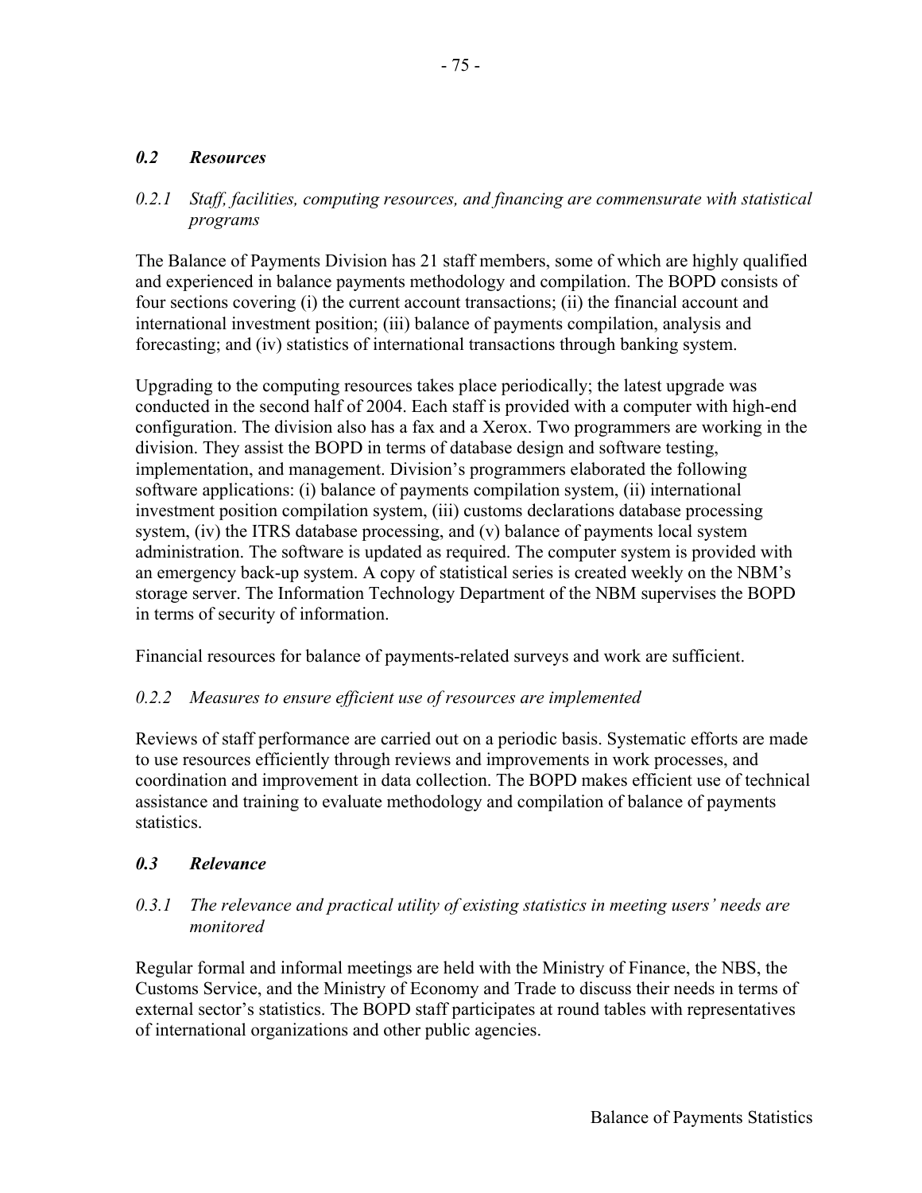### *0.2 Resources*

*0.2.1 Staff, facilities, computing resources, and financing are commensurate with statistical programs*

The Balance of Payments Division has 21 staff members, some of which are highly qualified and experienced in balance payments methodology and compilation. The BOPD consists of four sections covering (i) the current account transactions; (ii) the financial account and international investment position; (iii) balance of payments compilation, analysis and forecasting; and (iv) statistics of international transactions through banking system.

Upgrading to the computing resources takes place periodically; the latest upgrade was conducted in the second half of 2004. Each staff is provided with a computer with high-end configuration. The division also has a fax and a Xerox. Two programmers are working in the division. They assist the BOPD in terms of database design and software testing, implementation, and management. Division's programmers elaborated the following software applications: (i) balance of payments compilation system, (ii) international investment position compilation system, (iii) customs declarations database processing system, (iv) the ITRS database processing, and (v) balance of payments local system administration. The software is updated as required. The computer system is provided with an emergency back-up system. A copy of statistical series is created weekly on the NBM's storage server. The Information Technology Department of the NBM supervises the BOPD in terms of security of information.

Financial resources for balance of payments-related surveys and work are sufficient.

*0.2.2 Measures to ensure efficient use of resources are implemented*

Reviews of staff performance are carried out on a periodic basis. Systematic efforts are made to use resources efficiently through reviews and improvements in work processes, and coordination and improvement in data collection. The BOPD makes efficient use of technical assistance and training to evaluate methodology and compilation of balance of payments statistics.

### *0.3 Relevance*

*0.3.1 The relevance and practical utility of existing statistics in meeting users' needs are monitored*

Regular formal and informal meetings are held with the Ministry of Finance, the NBS, the Customs Service, and the Ministry of Economy and Trade to discuss their needs in terms of external sector's statistics. The BOPD staff participates at round tables with representatives of international organizations and other public agencies.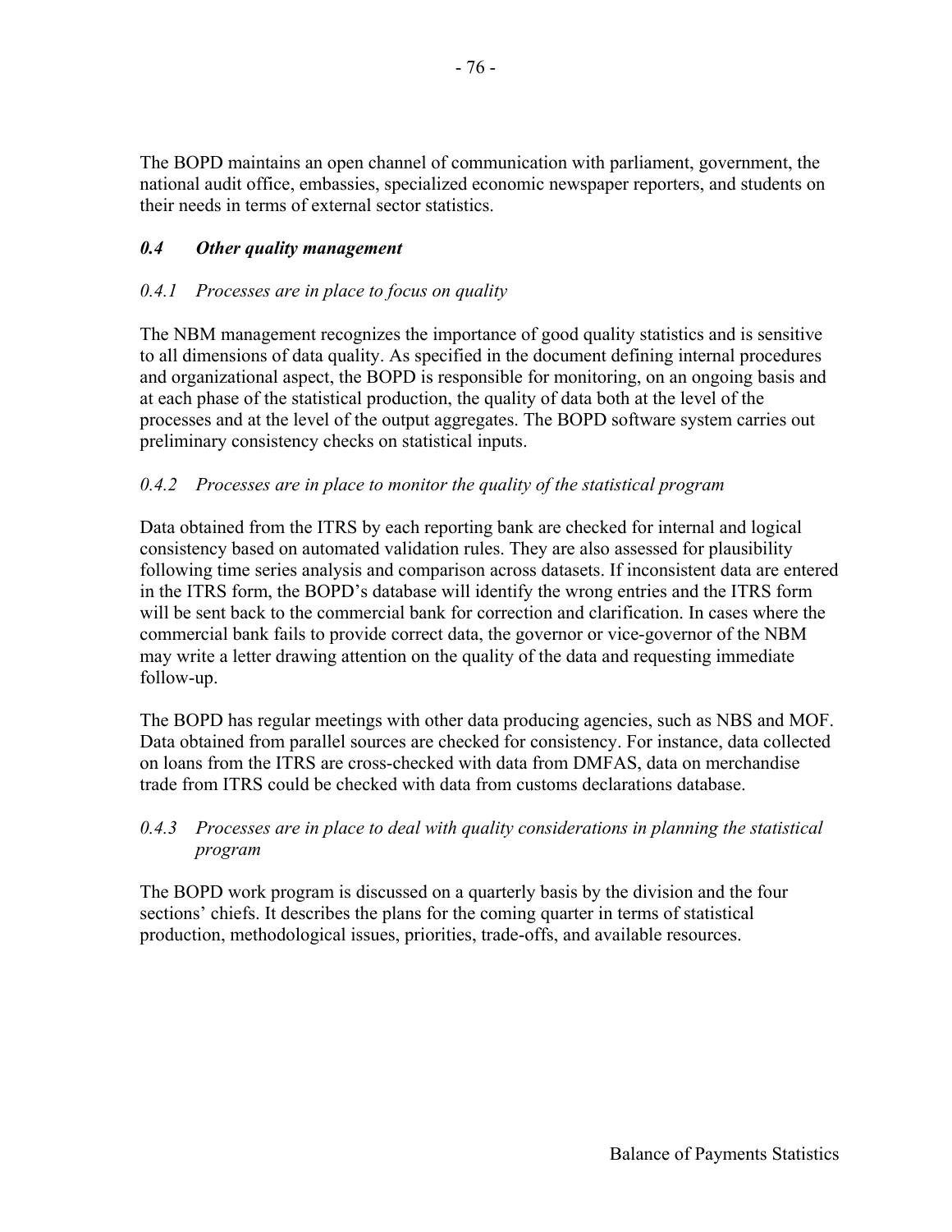The BOPD maintains an open channel of communication with parliament, government, the national audit office, embassies, specialized economic newspaper reporters, and students on their needs in terms of external sector statistics.

### *0.4 Other quality management*

*0.4.1 Processes are in place to focus on quality*

The NBM management recognizes the importance of good quality statistics and is sensitive to all dimensions of data quality. As specified in the document defining internal procedures and organizational aspect, the BOPD is responsible for monitoring, on an ongoing basis and at each phase of the statistical production, the quality of data both at the level of the processes and at the level of the output aggregates. The BOPD software system carries out preliminary consistency checks on statistical inputs.

*0.4.2 Processes are in place to monitor the quality of the statistical program*

Data obtained from the ITRS by each reporting bank are checked for internal and logical consistency based on automated validation rules. They are also assessed for plausibility following time series analysis and comparison across datasets. If inconsistent data are entered in the ITRS form, the BOPD's database will identify the wrong entries and the ITRS form will be sent back to the commercial bank for correction and clarification. In cases where the commercial bank fails to provide correct data, the governor or vice-governor of the NBM may write a letter drawing attention on the quality of the data and requesting immediate follow-up.

The BOPD has regular meetings with other data producing agencies, such as NBS and MOF. Data obtained from parallel sources are checked for consistency. For instance, data collected on loans from the ITRS are cross-checked with data from DMFAS, data on merchandise trade from ITRS could be checked with data from customs declarations database.

*0.4.3 Processes are in place to deal with quality considerations in planning the statistical program*

The BOPD work program is discussed on a quarterly basis by the division and the four sections' chiefs. It describes the plans for the coming quarter in terms of statistical production, methodological issues, priorities, trade-offs, and available resources.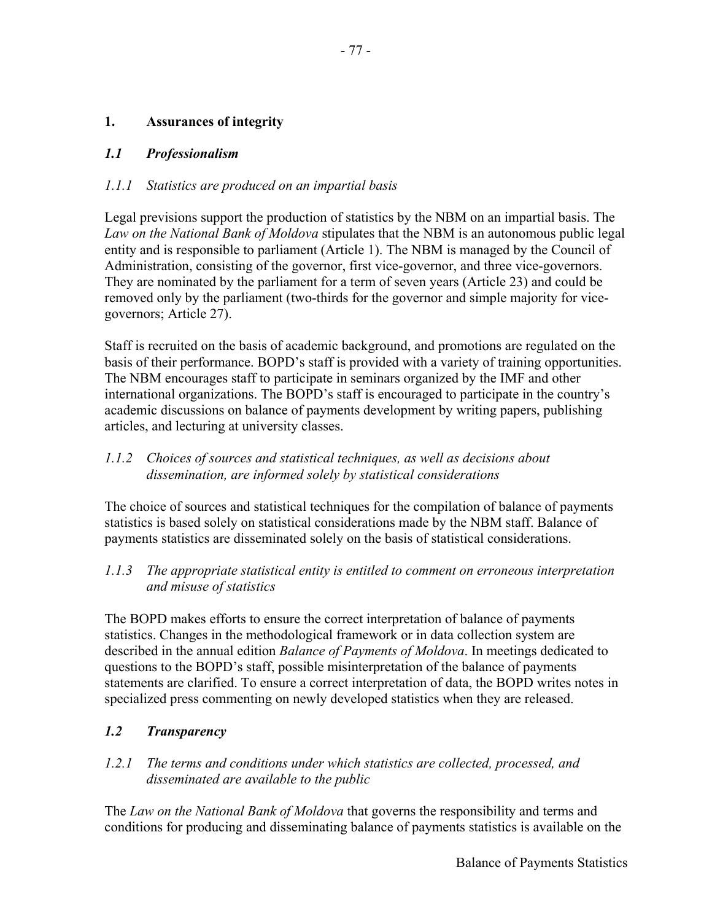## 1. Assurances of integrity

### *1.1 Professionalism*

#### *1.1.1 Statistics are produced on an impartial basis*

Legal previsions support the production of statistics by the NBM on an impartial basis. The *Law on the National Bank of Moldova* stipulates that the NBM is an autonomous public legal entity and is responsible to parliament (Article 1). The NBM is managed by the Council of Administration, consisting of the governor, first vice-governor, and three vice-governors. They are nominated by the parliament for a term of seven years (Article 23) and could be removed only by the parliament (two-thirds for the governor and simple majority for vice-governors; Article 27).

Staff is recruited on the basis of academic background, and promotions are regulated on the basis of their performance. BOPD's staff is provided with a variety of training opportunities. The NBM encourages staff to participate in seminars organized by the IMF and other international organizations. The BOPD's staff is encouraged to participate in the country's academic discussions on balance of payments development by writing papers, publishing articles, and lecturing at university classes.

#### *1.1.2 Choices of sources and statistical techniques, as well as decisions about dissemination, are informed solely by statistical considerations*

The choice of sources and statistical techniques for the compilation of balance of payments statistics is based solely on statistical considerations made by the NBM staff. Balance of payments statistics are disseminated solely on the basis of statistical considerations.

#### *1.1.3 The appropriate statistical entity is entitled to comment on erroneous interpretation and misuse of statistics*

The BOPD makes efforts to ensure the correct interpretation of balance of payments statistics. Changes in the methodological framework or in data collection system are described in the annual edition *Balance of Payments of Moldova*. In meetings dedicated to questions to the BOPD's staff, possible misinterpretation of the balance of payments statements are clarified. To ensure a correct interpretation of data, the BOPD writes notes in specialized press commenting on newly developed statistics when they are released.

### *1.2 Transparency*

#### *1.2.1 The terms and conditions under which statistics are collected, processed, and disseminated are available to the public*

The *Law on the National Bank of Moldova* that governs the responsibility and terms and conditions for producing and disseminating balance of payments statistics is available on the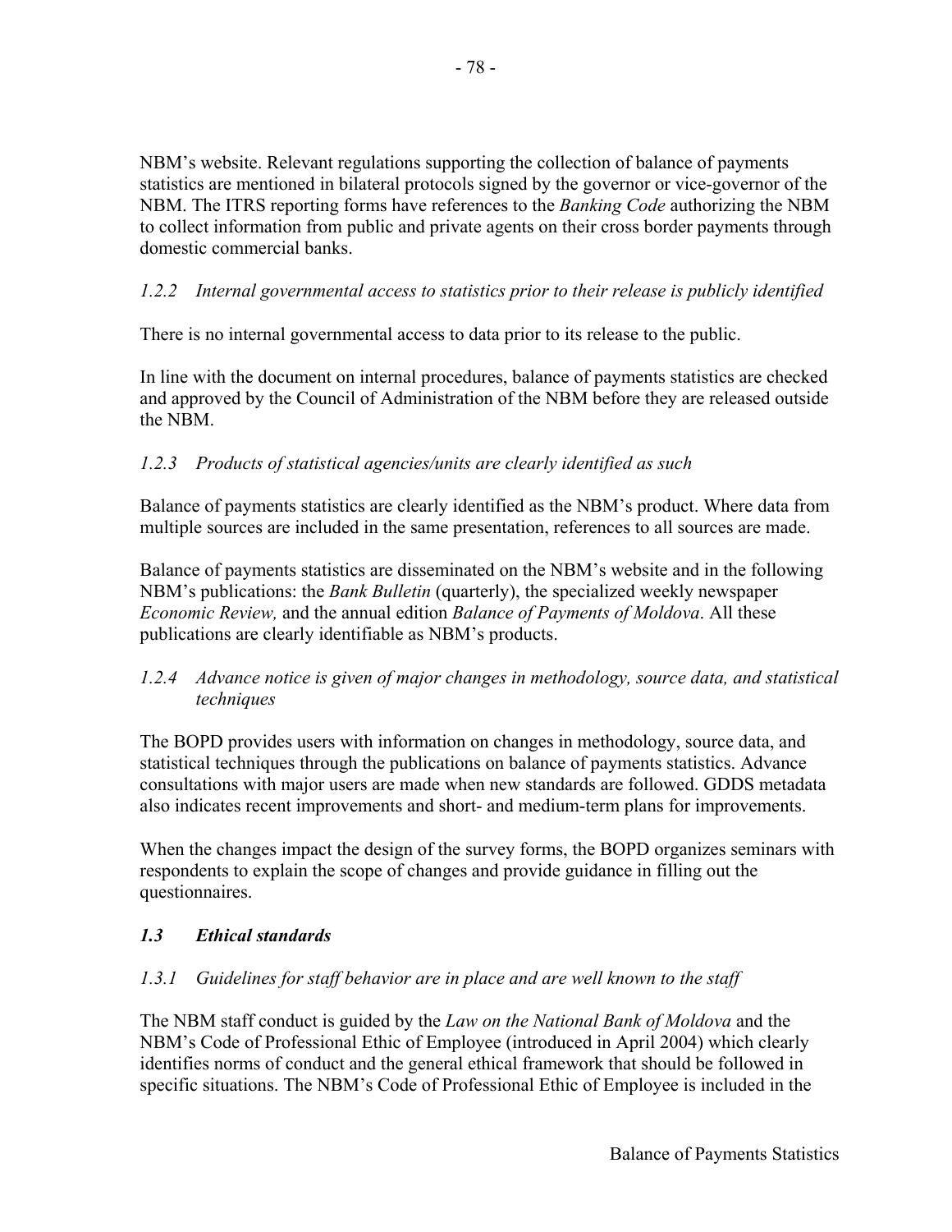NBM's website. Relevant regulations supporting the collection of balance of payments statistics are mentioned in bilateral protocols signed by the governor or vice-governor of the NBM. The ITRS reporting forms have references to the *Banking Code* authorizing the NBM to collect information from public and private agents on their cross border payments through domestic commercial banks.

*1.2.2 Internal governmental access to statistics prior to their release is publicly identified*

There is no internal governmental access to data prior to its release to the public.

In line with the document on internal procedures, balance of payments statistics are checked and approved by the Council of Administration of the NBM before they are released outside the NBM.

*1.2.3 Products of statistical agencies/units are clearly identified as such*

Balance of payments statistics are clearly identified as the NBM's product. Where data from multiple sources are included in the same presentation, references to all sources are made.

Balance of payments statistics are disseminated on the NBM's website and in the following NBM's publications: the *Bank Bulletin* (quarterly), the specialized weekly newspaper *Economic Review,* and the annual edition *Balance of Payments of Moldova*. All these publications are clearly identifiable as NBM's products.

*1.2.4 Advance notice is given of major changes in methodology, source data, and statistical techniques*

The BOPD provides users with information on changes in methodology, source data, and statistical techniques through the publications on balance of payments statistics. Advance consultations with major users are made when new standards are followed. GDDS metadata also indicates recent improvements and short- and medium-term plans for improvements.

When the changes impact the design of the survey forms, the BOPD organizes seminars with respondents to explain the scope of changes and provide guidance in filling out the questionnaires.

### *1.3 Ethical standards*

*1.3.1 Guidelines for staff behavior are in place and are well known to the staff*

The NBM staff conduct is guided by the *Law on the National Bank of Moldova* and the NBM's Code of Professional Ethic of Employee (introduced in April 2004) which clearly identifies norms of conduct and the general ethical framework that should be followed in specific situations. The NBM's Code of Professional Ethic of Employee is included in the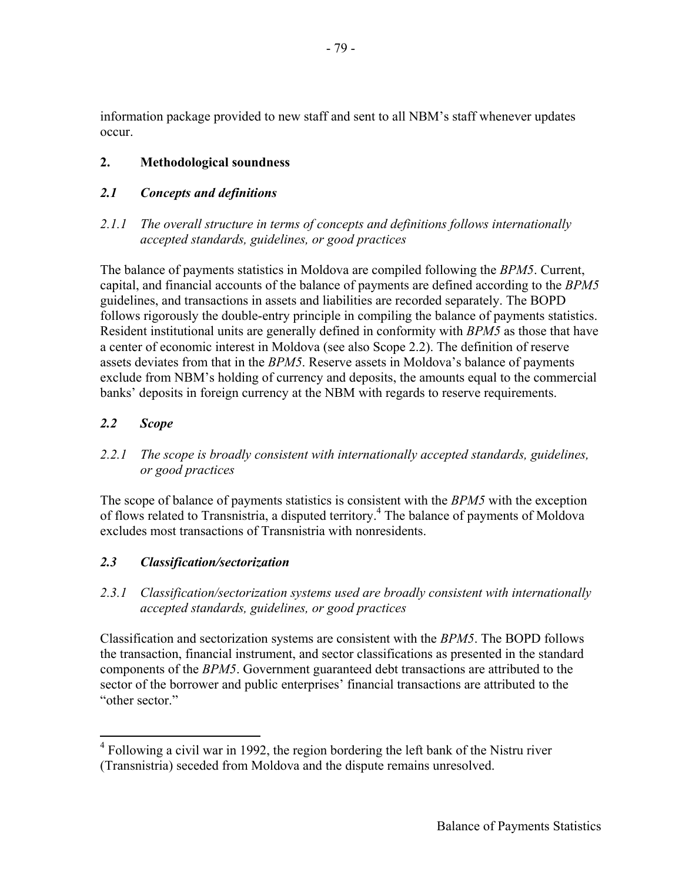information package provided to new staff and sent to all NBM's staff whenever updates occur.

## 2. Methodological soundness

### *2.1 Concepts and definitions*

*2.1.1 The overall structure in terms of concepts and definitions follows internationally accepted standards, guidelines, or good practices*

The balance of payments statistics in Moldova are compiled following the *BPM5*. Current, capital, and financial accounts of the balance of payments are defined according to the *BPM5* guidelines, and transactions in assets and liabilities are recorded separately. The BOPD follows rigorously the double-entry principle in compiling the balance of payments statistics. Resident institutional units are generally defined in conformity with *BPM5* as those that have a center of economic interest in Moldova (see also Scope 2.2). The definition of reserve assets deviates from that in the *BPM5*. Reserve assets in Moldova's balance of payments exclude from NBM's holding of currency and deposits, the amounts equal to the commercial banks' deposits in foreign currency at the NBM with regards to reserve requirements.

### *2.2 Scope*

*2.2.1 The scope is broadly consistent with internationally accepted standards, guidelines, or good practices*

The scope of balance of payments statistics is consistent with the *BPM5* with the exception of flows related to Transnistria, a disputed territory.[4] The balance of payments of Moldova excludes most transactions of Transnistria with nonresidents.

### *2.3 Classification/sectorization*

*2.3.1 Classification/sectorization systems used are broadly consistent with internationally accepted standards, guidelines, or good practices*

Classification and sectorization systems are consistent with the *BPM5*. The BOPD follows the transaction, financial instrument, and sector classifications as presented in the standard components of the *BPM5*. Government guaranteed debt transactions are attributed to the sector of the borrower and public enterprises' financial transactions are attributed to the "other sector."

---

[4] Following a civil war in 1992, the region bordering the left bank of the Nistru river (Transnistria) seceded from Moldova and the dispute remains unresolved.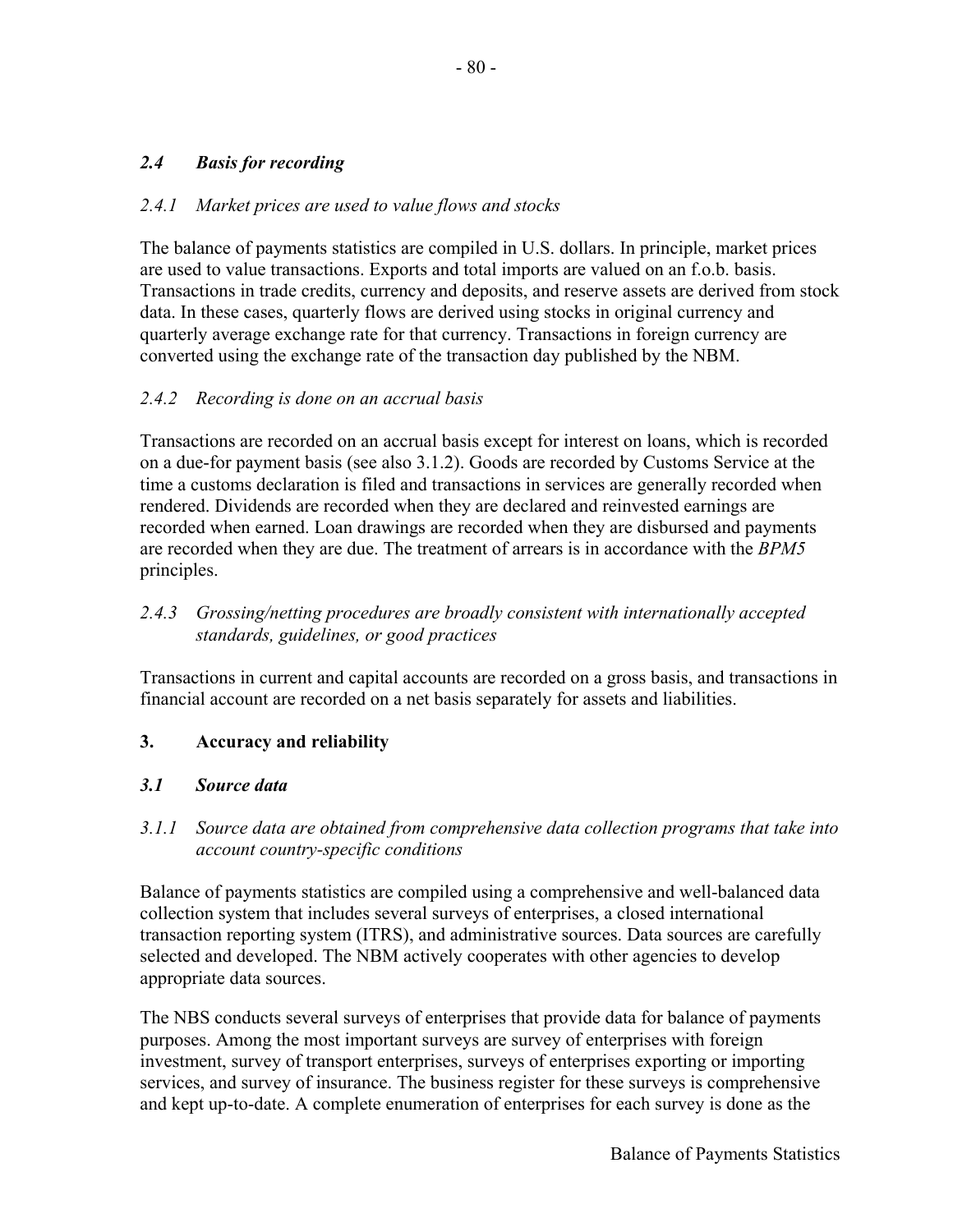## *2.4 Basis for recording*

### *2.4.1 Market prices are used to value flows and stocks*

The balance of payments statistics are compiled in U.S. dollars. In principle, market prices are used to value transactions. Exports and total imports are valued on an f.o.b. basis. Transactions in trade credits, currency and deposits, and reserve assets are derived from stock data. In these cases, quarterly flows are derived using stocks in original currency and quarterly average exchange rate for that currency. Transactions in foreign currency are converted using the exchange rate of the transaction day published by the NBM.

### *2.4.2 Recording is done on an accrual basis*

Transactions are recorded on an accrual basis except for interest on loans, which is recorded on a due-for payment basis (see also 3.1.2). Goods are recorded by Customs Service at the time a customs declaration is filed and transactions in services are generally recorded when rendered. Dividends are recorded when they are declared and reinvested earnings are recorded when earned. Loan drawings are recorded when they are disbursed and payments are recorded when they are due. The treatment of arrears is in accordance with the *BPM5* principles.

### *2.4.3 Grossing/netting procedures are broadly consistent with internationally accepted standards, guidelines, or good practices*

Transactions in current and capital accounts are recorded on a gross basis, and transactions in financial account are recorded on a net basis separately for assets and liabilities.

## **3. Accuracy and reliability**

## *3.1 Source data*

### *3.1.1 Source data are obtained from comprehensive data collection programs that take into account country-specific conditions*

Balance of payments statistics are compiled using a comprehensive and well-balanced data collection system that includes several surveys of enterprises, a closed international transaction reporting system (ITRS), and administrative sources. Data sources are carefully selected and developed. The NBM actively cooperates with other agencies to develop appropriate data sources.

The NBS conducts several surveys of enterprises that provide data for balance of payments purposes. Among the most important surveys are survey of enterprises with foreign investment, survey of transport enterprises, surveys of enterprises exporting or importing services, and survey of insurance. The business register for these surveys is comprehensive and kept up-to-date. A complete enumeration of enterprises for each survey is done as the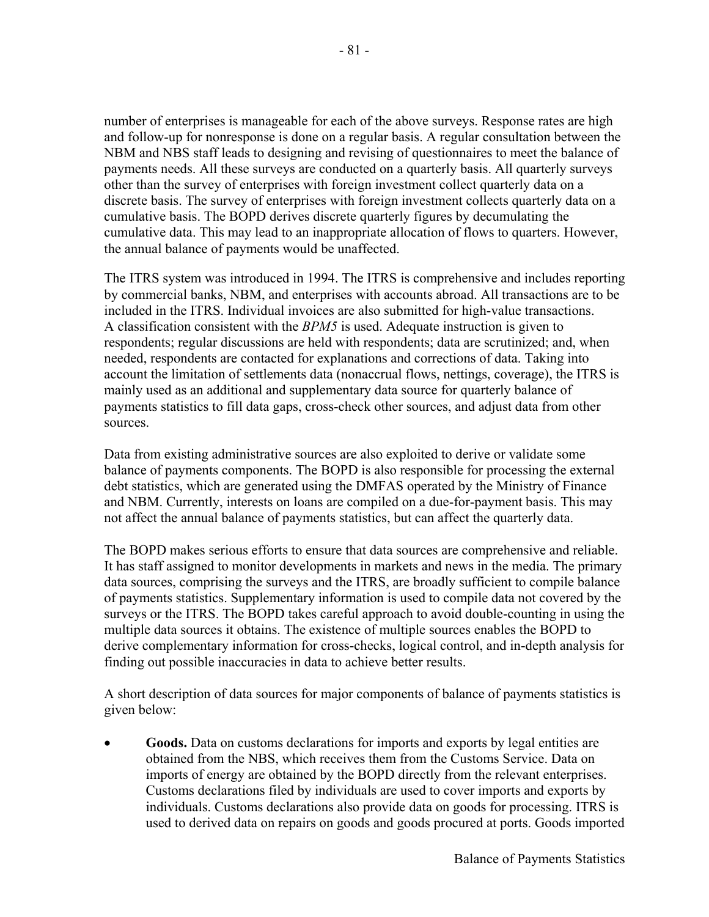number of enterprises is manageable for each of the above surveys. Response rates are high and follow-up for nonresponse is done on a regular basis. A regular consultation between the NBM and NBS staff leads to designing and revising of questionnaires to meet the balance of payments needs. All these surveys are conducted on a quarterly basis. All quarterly surveys other than the survey of enterprises with foreign investment collect quarterly data on a discrete basis. The survey of enterprises with foreign investment collects quarterly data on a cumulative basis. The BOPD derives discrete quarterly figures by decumulating the cumulative data. This may lead to an inappropriate allocation of flows to quarters. However, the annual balance of payments would be unaffected.

The ITRS system was introduced in 1994. The ITRS is comprehensive and includes reporting by commercial banks, NBM, and enterprises with accounts abroad. All transactions are to be included in the ITRS. Individual invoices are also submitted for high-value transactions. A classification consistent with the *BPM5* is used. Adequate instruction is given to respondents; regular discussions are held with respondents; data are scrutinized; and, when needed, respondents are contacted for explanations and corrections of data. Taking into account the limitation of settlements data (nonaccrual flows, nettings, coverage), the ITRS is mainly used as an additional and supplementary data source for quarterly balance of payments statistics to fill data gaps, cross-check other sources, and adjust data from other sources.

Data from existing administrative sources are also exploited to derive or validate some balance of payments components. The BOPD is also responsible for processing the external debt statistics, which are generated using the DMFAS operated by the Ministry of Finance and NBM. Currently, interests on loans are compiled on a due-for-payment basis. This may not affect the annual balance of payments statistics, but can affect the quarterly data.

The BOPD makes serious efforts to ensure that data sources are comprehensive and reliable. It has staff assigned to monitor developments in markets and news in the media. The primary data sources, comprising the surveys and the ITRS, are broadly sufficient to compile balance of payments statistics. Supplementary information is used to compile data not covered by the surveys or the ITRS. The BOPD takes careful approach to avoid double-counting in using the multiple data sources it obtains. The existence of multiple sources enables the BOPD to derive complementary information for cross-checks, logical control, and in-depth analysis for finding out possible inaccuracies in data to achieve better results.

A short description of data sources for major components of balance of payments statistics is given below:

- **Goods.** Data on customs declarations for imports and exports by legal entities are obtained from the NBS, which receives them from the Customs Service. Data on imports of energy are obtained by the BOPD directly from the relevant enterprises. Customs declarations filed by individuals are used to cover imports and exports by individuals. Customs declarations also provide data on goods for processing. ITRS is used to derived data on repairs on goods and goods procured at ports. Goods imported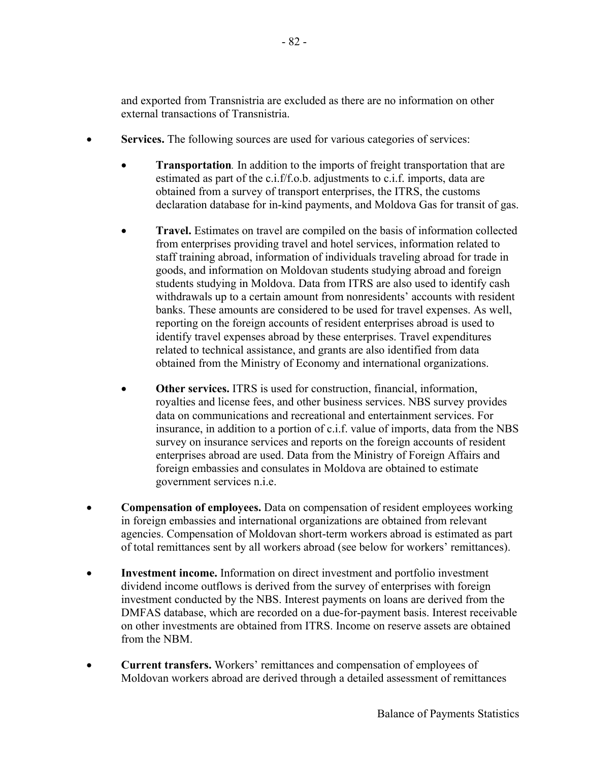and exported from Transnistria are excluded as there are no information on other external transactions of Transnistria.

- **Services.** The following sources are used for various categories of services:

    - **Transportation**. In addition to the imports of freight transportation that are estimated as part of the c.i.f/f.o.b. adjustments to c.i.f. imports, data are obtained from a survey of transport enterprises, the ITRS, the customs declaration database for in-kind payments, and Moldova Gas for transit of gas.

    - **Travel.** Estimates on travel are compiled on the basis of information collected from enterprises providing travel and hotel services, information related to staff training abroad, information of individuals traveling abroad for trade in goods, and information on Moldovan students studying abroad and foreign students studying in Moldova. Data from ITRS are also used to identify cash withdrawals up to a certain amount from nonresidents' accounts with resident banks. These amounts are considered to be used for travel expenses. As well, reporting on the foreign accounts of resident enterprises abroad is used to identify travel expenses abroad by these enterprises. Travel expenditures related to technical assistance, and grants are also identified from data obtained from the Ministry of Economy and international organizations.

    - **Other services.** ITRS is used for construction, financial, information, royalties and license fees, and other business services. NBS survey provides data on communications and recreational and entertainment services. For insurance, in addition to a portion of c.i.f. value of imports, data from the NBS survey on insurance services and reports on the foreign accounts of resident enterprises abroad are used. Data from the Ministry of Foreign Affairs and foreign embassies and consulates in Moldova are obtained to estimate government services n.i.e.

- **Compensation of employees.** Data on compensation of resident employees working in foreign embassies and international organizations are obtained from relevant agencies. Compensation of Moldovan short-term workers abroad is estimated as part of total remittances sent by all workers abroad (see below for workers' remittances).

- **Investment income.** Information on direct investment and portfolio investment dividend income outflows is derived from the survey of enterprises with foreign investment conducted by the NBS. Interest payments on loans are derived from the DMFAS database, which are recorded on a due-for-payment basis. Interest receivable on other investments are obtained from ITRS. Income on reserve assets are obtained from the NBM.

- **Current transfers.** Workers' remittances and compensation of employees of Moldovan workers abroad are derived through a detailed assessment of remittances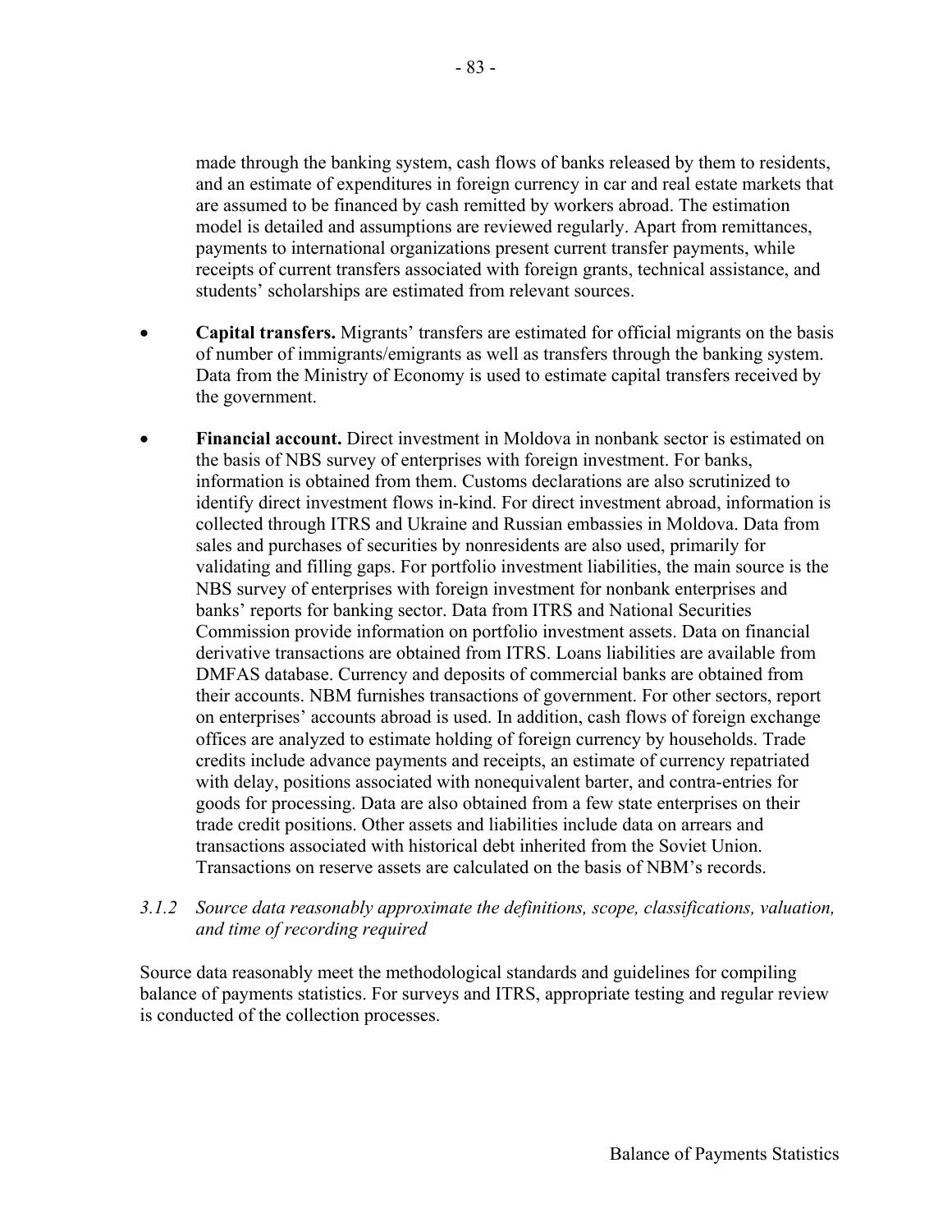made through the banking system, cash flows of banks released by them to residents, and an estimate of expenditures in foreign currency in car and real estate markets that are assumed to be financed by cash remitted by workers abroad. The estimation model is detailed and assumptions are reviewed regularly. Apart from remittances, payments to international organizations present current transfer payments, while receipts of current transfers associated with foreign grants, technical assistance, and students' scholarships are estimated from relevant sources.

- **Capital transfers.** Migrants' transfers are estimated for official migrants on the basis of number of immigrants/emigrants as well as transfers through the banking system. Data from the Ministry of Economy is used to estimate capital transfers received by the government.

- **Financial account.** Direct investment in Moldova in nonbank sector is estimated on the basis of NBS survey of enterprises with foreign investment. For banks, information is obtained from them. Customs declarations are also scrutinized to identify direct investment flows in-kind. For direct investment abroad, information is collected through ITRS and Ukraine and Russian embassies in Moldova. Data from sales and purchases of securities by nonresidents are also used, primarily for validating and filling gaps. For portfolio investment liabilities, the main source is the NBS survey of enterprises with foreign investment for nonbank enterprises and banks' reports for banking sector. Data from ITRS and National Securities Commission provide information on portfolio investment assets. Data on financial derivative transactions are obtained from ITRS. Loans liabilities are available from DMFAS database. Currency and deposits of commercial banks are obtained from their accounts. NBM furnishes transactions of government. For other sectors, report on enterprises' accounts abroad is used. In addition, cash flows of foreign exchange offices are analyzed to estimate holding of foreign currency by households. Trade credits include advance payments and receipts, an estimate of currency repatriated with delay, positions associated with nonequivalent barter, and contra-entries for goods for processing. Data are also obtained from a few state enterprises on their trade credit positions. Other assets and liabilities include data on arrears and transactions associated with historical debt inherited from the Soviet Union. Transactions on reserve assets are calculated on the basis of NBM's records.

*3.1.2 Source data reasonably approximate the definitions, scope, classifications, valuation, and time of recording required*

Source data reasonably meet the methodological standards and guidelines for compiling balance of payments statistics. For surveys and ITRS, appropriate testing and regular review is conducted of the collection processes.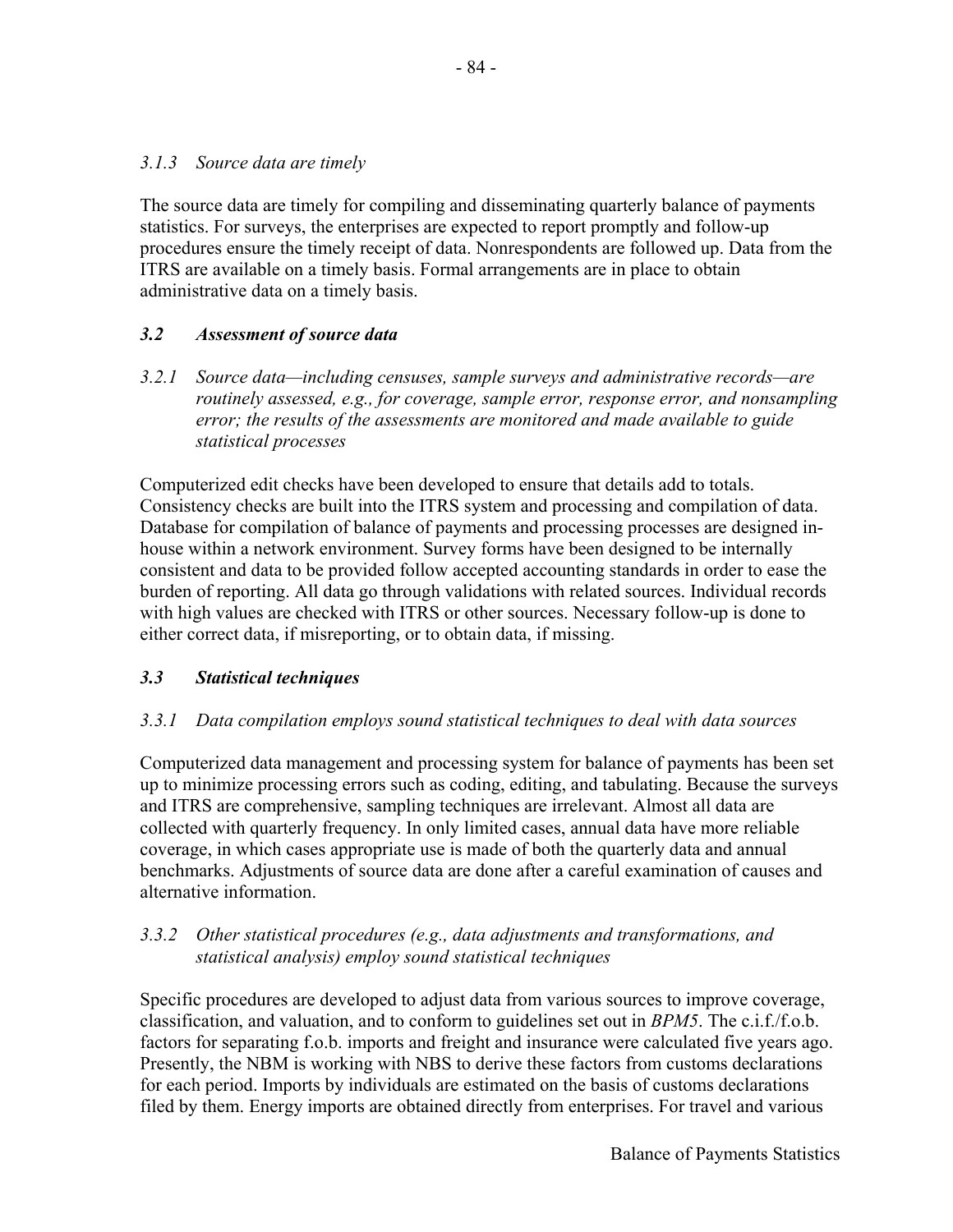*3.1.3 Source data are timely*

The source data are timely for compiling and disseminating quarterly balance of payments statistics. For surveys, the enterprises are expected to report promptly and follow-up procedures ensure the timely receipt of data. Nonrespondents are followed up. Data from the ITRS are available on a timely basis. Formal arrangements are in place to obtain administrative data on a timely basis.

### *3.2 Assessment of source data*

*3.2.1 Source data—including censuses, sample surveys and administrative records—are routinely assessed, e.g., for coverage, sample error, response error, and nonsampling error; the results of the assessments are monitored and made available to guide statistical processes*

Computerized edit checks have been developed to ensure that details add to totals. Consistency checks are built into the ITRS system and processing and compilation of data. Database for compilation of balance of payments and processing processes are designed in-house within a network environment. Survey forms have been designed to be internally consistent and data to be provided follow accepted accounting standards in order to ease the burden of reporting. All data go through validations with related sources. Individual records with high values are checked with ITRS or other sources. Necessary follow-up is done to either correct data, if misreporting, or to obtain data, if missing.

### *3.3 Statistical techniques*

*3.3.1 Data compilation employs sound statistical techniques to deal with data sources*

Computerized data management and processing system for balance of payments has been set up to minimize processing errors such as coding, editing, and tabulating. Because the surveys and ITRS are comprehensive, sampling techniques are irrelevant. Almost all data are collected with quarterly frequency. In only limited cases, annual data have more reliable coverage, in which cases appropriate use is made of both the quarterly data and annual benchmarks. Adjustments of source data are done after a careful examination of causes and alternative information.

*3.3.2 Other statistical procedures (e.g., data adjustments and transformations, and statistical analysis) employ sound statistical techniques*

Specific procedures are developed to adjust data from various sources to improve coverage, classification, and valuation, and to conform to guidelines set out in *BPM5*. The c.i.f./f.o.b. factors for separating f.o.b. imports and freight and insurance were calculated five years ago. Presently, the NBM is working with NBS to derive these factors from customs declarations for each period. Imports by individuals are estimated on the basis of customs declarations filed by them. Energy imports are obtained directly from enterprises. For travel and various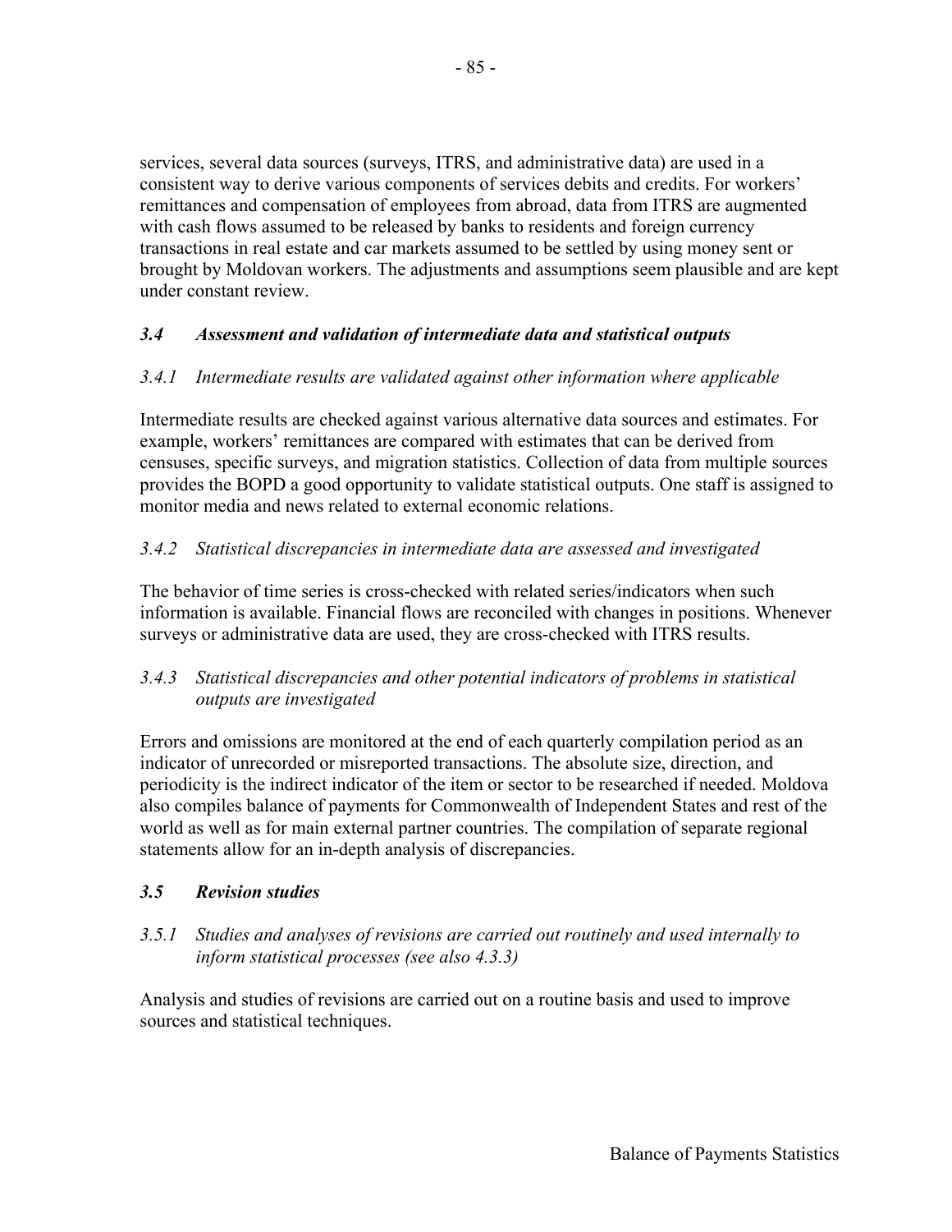services, several data sources (surveys, ITRS, and administrative data) are used in a consistent way to derive various components of services debits and credits. For workers' remittances and compensation of employees from abroad, data from ITRS are augmented with cash flows assumed to be released by banks to residents and foreign currency transactions in real estate and car markets assumed to be settled by using money sent or brought by Moldovan workers. The adjustments and assumptions seem plausible and are kept under constant review.

### *3.4 Assessment and validation of intermediate data and statistical outputs*

#### *3.4.1 Intermediate results are validated against other information where applicable*

Intermediate results are checked against various alternative data sources and estimates. For example, workers' remittances are compared with estimates that can be derived from censuses, specific surveys, and migration statistics. Collection of data from multiple sources provides the BOPD a good opportunity to validate statistical outputs. One staff is assigned to monitor media and news related to external economic relations.

#### *3.4.2 Statistical discrepancies in intermediate data are assessed and investigated*

The behavior of time series is cross-checked with related series/indicators when such information is available. Financial flows are reconciled with changes in positions. Whenever surveys or administrative data are used, they are cross-checked with ITRS results.

#### *3.4.3 Statistical discrepancies and other potential indicators of problems in statistical outputs are investigated*

Errors and omissions are monitored at the end of each quarterly compilation period as an indicator of unrecorded or misreported transactions. The absolute size, direction, and periodicity is the indirect indicator of the item or sector to be researched if needed. Moldova also compiles balance of payments for Commonwealth of Independent States and rest of the world as well as for main external partner countries. The compilation of separate regional statements allow for an in-depth analysis of discrepancies.

### *3.5 Revision studies*

#### *3.5.1 Studies and analyses of revisions are carried out routinely and used internally to inform statistical processes (see also 4.3.3)*

Analysis and studies of revisions are carried out on a routine basis and used to improve sources and statistical techniques.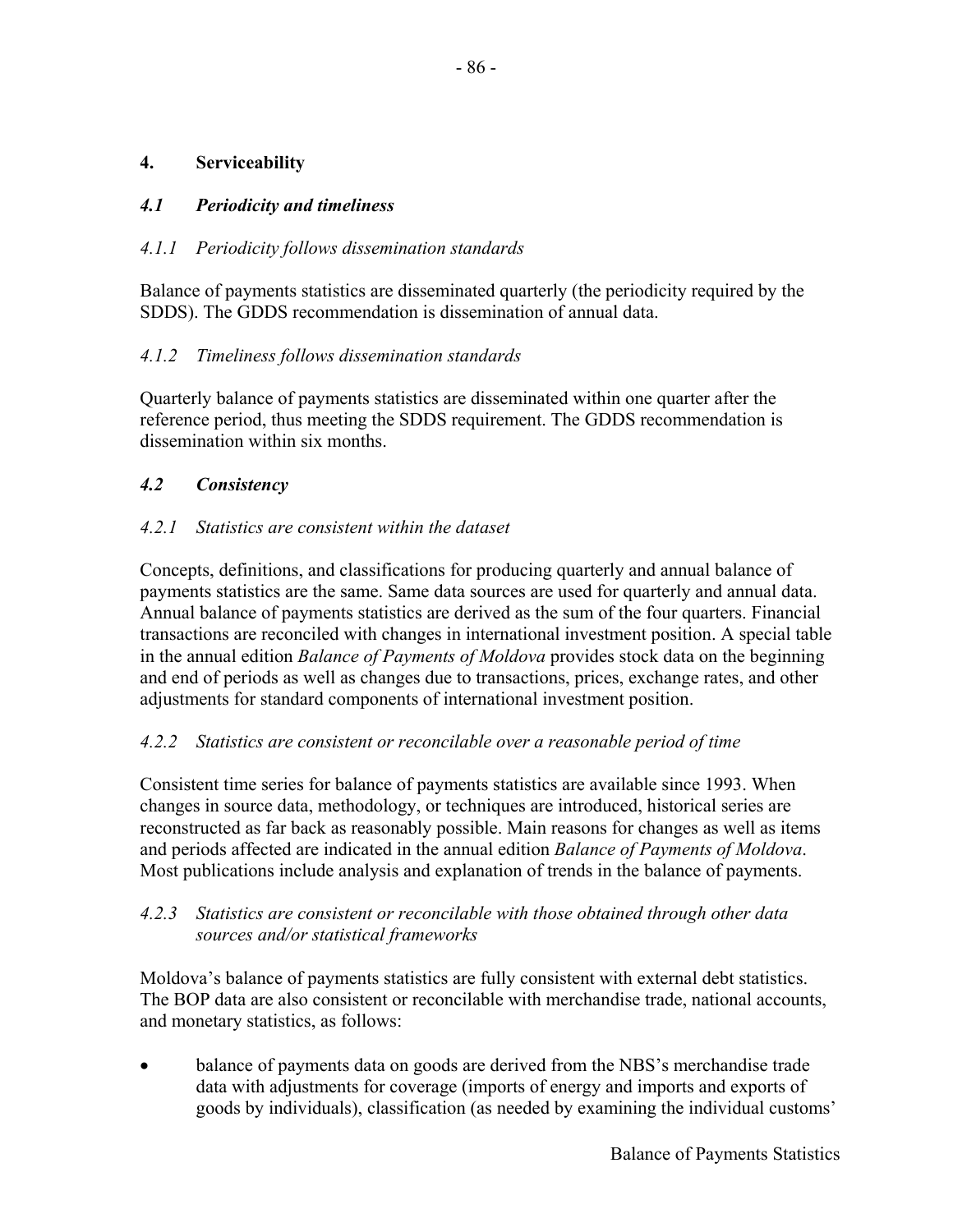## 4. Serviceability

### *4.1 Periodicity and timeliness*

#### *4.1.1 Periodicity follows dissemination standards*

Balance of payments statistics are disseminated quarterly (the periodicity required by the SDDS). The GDDS recommendation is dissemination of annual data.

#### *4.1.2 Timeliness follows dissemination standards*

Quarterly balance of payments statistics are disseminated within one quarter after the reference period, thus meeting the SDDS requirement. The GDDS recommendation is dissemination within six months.

### *4.2 Consistency*

#### *4.2.1 Statistics are consistent within the dataset*

Concepts, definitions, and classifications for producing quarterly and annual balance of payments statistics are the same. Same data sources are used for quarterly and annual data. Annual balance of payments statistics are derived as the sum of the four quarters. Financial transactions are reconciled with changes in international investment position. A special table in the annual edition *Balance of Payments of Moldova* provides stock data on the beginning and end of periods as well as changes due to transactions, prices, exchange rates, and other adjustments for standard components of international investment position.

#### *4.2.2 Statistics are consistent or reconcilable over a reasonable period of time*

Consistent time series for balance of payments statistics are available since 1993. When changes in source data, methodology, or techniques are introduced, historical series are reconstructed as far back as reasonably possible. Main reasons for changes as well as items and periods affected are indicated in the annual edition *Balance of Payments of Moldova*. Most publications include analysis and explanation of trends in the balance of payments.

#### *4.2.3 Statistics are consistent or reconcilable with those obtained through other data sources and/or statistical frameworks*

Moldova's balance of payments statistics are fully consistent with external debt statistics. The BOP data are also consistent or reconcilable with merchandise trade, national accounts, and monetary statistics, as follows:

- balance of payments data on goods are derived from the NBS's merchandise trade data with adjustments for coverage (imports of energy and imports and exports of goods by individuals), classification (as needed by examining the individual customs'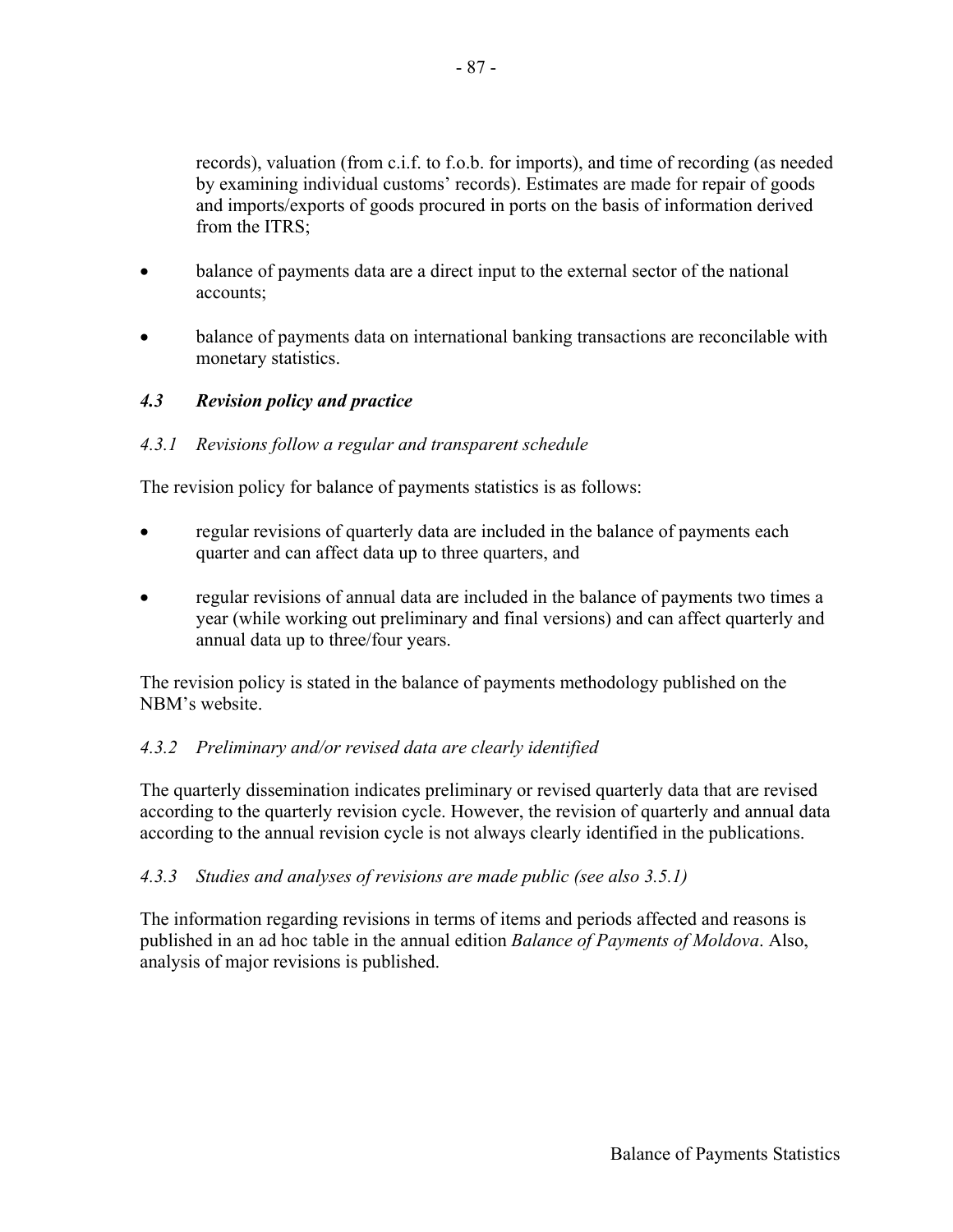records), valuation (from c.i.f. to f.o.b. for imports), and time of recording (as needed by examining individual customs' records). Estimates are made for repair of goods and imports/exports of goods procured in ports on the basis of information derived from the ITRS;

- balance of payments data are a direct input to the external sector of the national accounts;
- balance of payments data on international banking transactions are reconcilable with monetary statistics.

### *4.3 Revision policy and practice*

#### *4.3.1 Revisions follow a regular and transparent schedule*

The revision policy for balance of payments statistics is as follows:

- regular revisions of quarterly data are included in the balance of payments each quarter and can affect data up to three quarters, and
- regular revisions of annual data are included in the balance of payments two times a year (while working out preliminary and final versions) and can affect quarterly and annual data up to three/four years.

The revision policy is stated in the balance of payments methodology published on the NBM's website.

#### *4.3.2 Preliminary and/or revised data are clearly identified*

The quarterly dissemination indicates preliminary or revised quarterly data that are revised according to the quarterly revision cycle. However, the revision of quarterly and annual data according to the annual revision cycle is not always clearly identified in the publications.

#### *4.3.3 Studies and analyses of revisions are made public (see also 3.5.1)*

The information regarding revisions in terms of items and periods affected and reasons is published in an ad hoc table in the annual edition *Balance of Payments of Moldova*. Also, analysis of major revisions is published.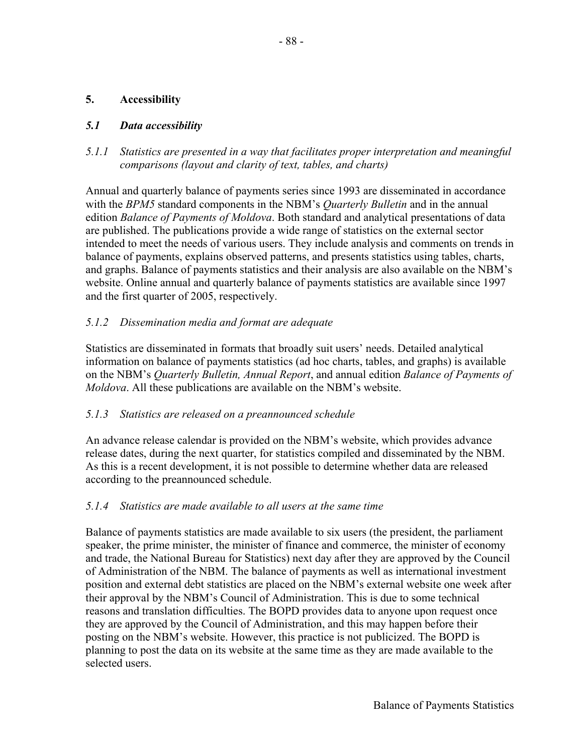## 5. Accessibility

### *5.1 Data accessibility*

#### *5.1.1 Statistics are presented in a way that facilitates proper interpretation and meaningful comparisons (layout and clarity of text, tables, and charts)*

Annual and quarterly balance of payments series since 1993 are disseminated in accordance with the *BPM5* standard components in the NBM's *Quarterly Bulletin* and in the annual edition *Balance of Payments of Moldova*. Both standard and analytical presentations of data are published. The publications provide a wide range of statistics on the external sector intended to meet the needs of various users. They include analysis and comments on trends in balance of payments, explains observed patterns, and presents statistics using tables, charts, and graphs. Balance of payments statistics and their analysis are also available on the NBM's website. Online annual and quarterly balance of payments statistics are available since 1997 and the first quarter of 2005, respectively.

#### *5.1.2 Dissemination media and format are adequate*

Statistics are disseminated in formats that broadly suit users' needs. Detailed analytical information on balance of payments statistics (ad hoc charts, tables, and graphs) is available on the NBM's *Quarterly Bulletin, Annual Report*, and annual edition *Balance of Payments of Moldova*. All these publications are available on the NBM's website.

#### *5.1.3 Statistics are released on a preannounced schedule*

An advance release calendar is provided on the NBM's website, which provides advance release dates, during the next quarter, for statistics compiled and disseminated by the NBM. As this is a recent development, it is not possible to determine whether data are released according to the preannounced schedule.

#### *5.1.4 Statistics are made available to all users at the same time*

Balance of payments statistics are made available to six users (the president, the parliament speaker, the prime minister, the minister of finance and commerce, the minister of economy and trade, the National Bureau for Statistics) next day after they are approved by the Council of Administration of the NBM. The balance of payments as well as international investment position and external debt statistics are placed on the NBM's external website one week after their approval by the NBM's Council of Administration. This is due to some technical reasons and translation difficulties. The BOPD provides data to anyone upon request once they are approved by the Council of Administration, and this may happen before their posting on the NBM's website. However, this practice is not publicized. The BOPD is planning to post the data on its website at the same time as they are made available to the selected users.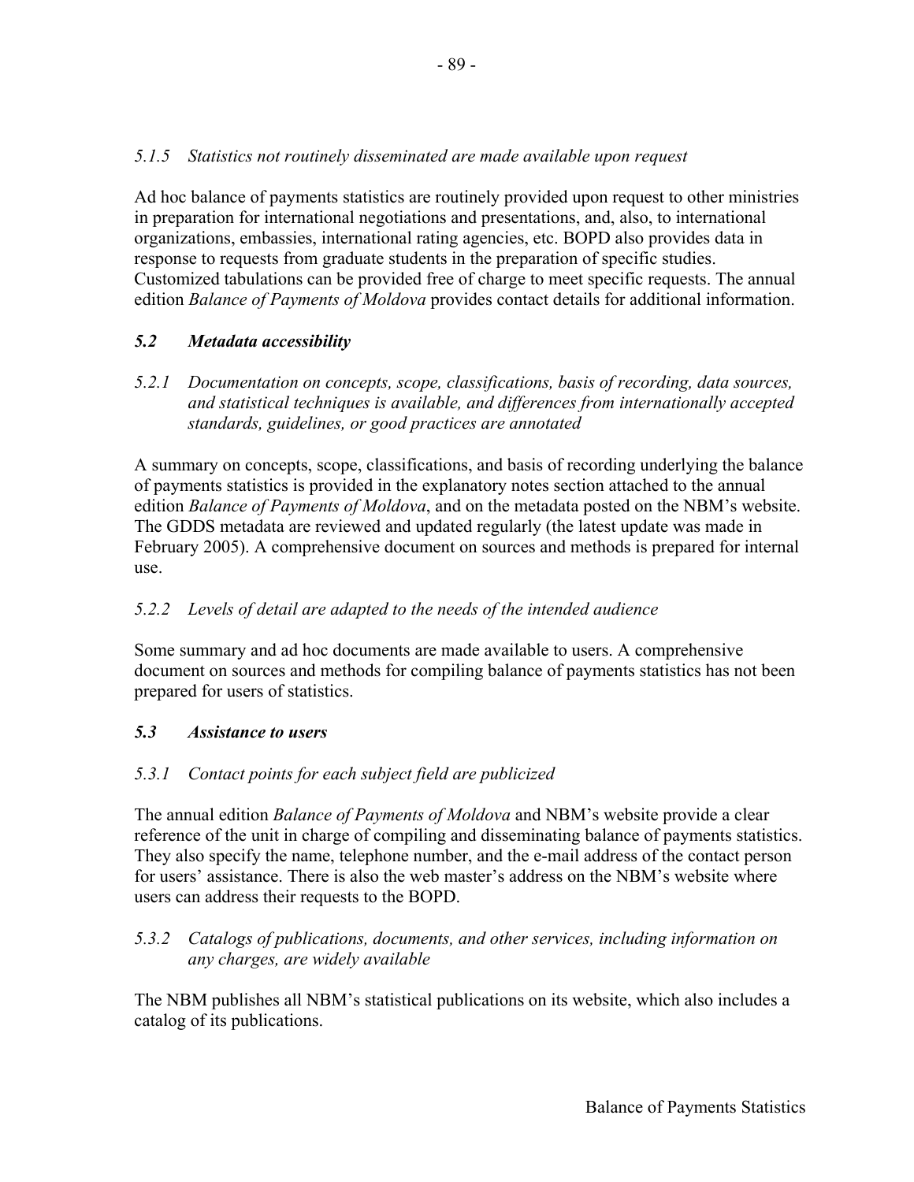*5.1.5 Statistics not routinely disseminated are made available upon request*

Ad hoc balance of payments statistics are routinely provided upon request to other ministries in preparation for international negotiations and presentations, and, also, to international organizations, embassies, international rating agencies, etc. BOPD also provides data in response to requests from graduate students in the preparation of specific studies. Customized tabulations can be provided free of charge to meet specific requests. The annual edition *Balance of Payments of Moldova* provides contact details for additional information.

### *5.2 Metadata accessibility*

*5.2.1 Documentation on concepts, scope, classifications, basis of recording, data sources, and statistical techniques is available, and differences from internationally accepted standards, guidelines, or good practices are annotated*

A summary on concepts, scope, classifications, and basis of recording underlying the balance of payments statistics is provided in the explanatory notes section attached to the annual edition *Balance of Payments of Moldova*, and on the metadata posted on the NBM's website. The GDDS metadata are reviewed and updated regularly (the latest update was made in February 2005). A comprehensive document on sources and methods is prepared for internal use.

*5.2.2 Levels of detail are adapted to the needs of the intended audience*

Some summary and ad hoc documents are made available to users. A comprehensive document on sources and methods for compiling balance of payments statistics has not been prepared for users of statistics.

### *5.3 Assistance to users*

*5.3.1 Contact points for each subject field are publicized*

The annual edition *Balance of Payments of Moldova* and NBM's website provide a clear reference of the unit in charge of compiling and disseminating balance of payments statistics. They also specify the name, telephone number, and the e-mail address of the contact person for users' assistance. There is also the web master's address on the NBM's website where users can address their requests to the BOPD.

*5.3.2 Catalogs of publications, documents, and other services, including information on any charges, are widely available*

The NBM publishes all NBM's statistical publications on its website, which also includes a catalog of its publications.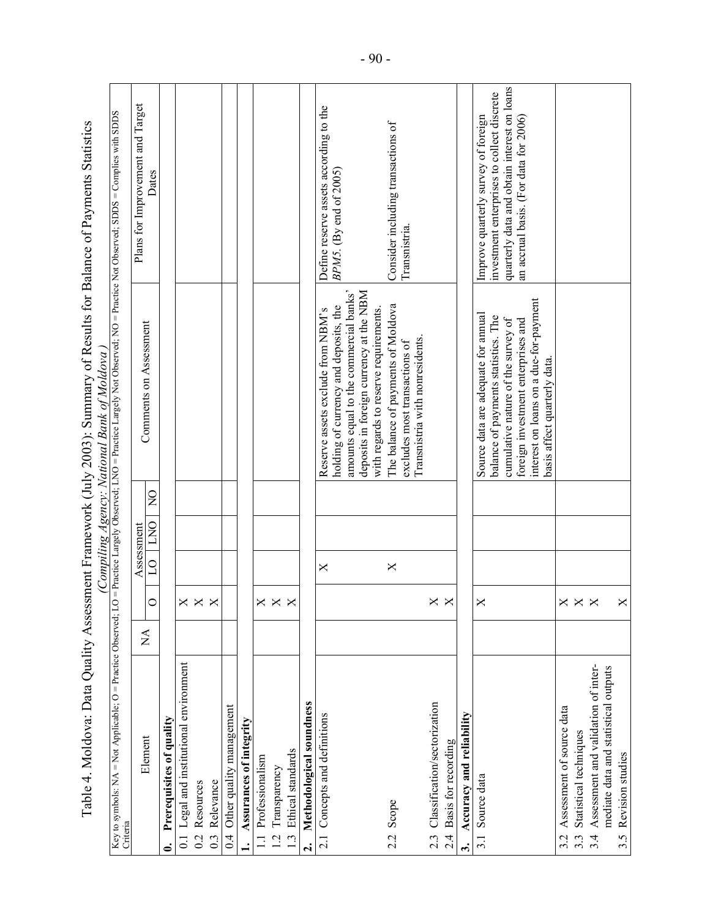# Table 4. Moldova: Data Quality Assessment Framework (July 2003): Summary of Results for Balance of Payments Statistics

*(Compiling Agency: National Bank of Moldova)*

Key to symbols: NA = Not Applicable; O = Practice Observed; LO = Practice Largely Observed; LNO = Practice Largely Not Observed; NO = Practice Not Observed; SDDS = Complies with SDDS Criteria

| Element | NA | Assessment | | | | Comments on Assessment | Plans for Improvement and Target Dates |
|---|---|---|---|---|---|---|---|
| | | O | LO | LNO | NO | | |
| **0. Prerequisites of quality** | | | | | | | |
| 0.1 Legal and institutional environment | | X | | | | | |
| 0.2 Resources | | X | | | | | |
| 0.3 Relevance | | X | | | | | |
| 0.4 Other quality management | | | | | | | |
| **1. Assurances of integrity** | | | | | | | |
| 1.1 Professionalism | | X | | | | | |
| 1.2 Transparency | | X | | | | | |
| 1.3 Ethical standards | | X | | | | | |
| **2. Methodological soundness** | | | | | | | |
| 2.1 Concepts and definitions | | | X | | | Reserve assets exclude from NBM's holding of currency and deposits, the amounts equal to the commercial banks' deposits in foreign currency at the NBM with regards to reserve requirements. | Define reserve assets according to the *BPM5*. (By end of 2005) |
| 2.2 Scope | | | X | | | The balance of payments of Moldova excludes most transactions of Transnistria with nonresidents. | Consider including transactions of Transnistria. |
| 2.3 Classification/sectorization | | X | | | | | |
| 2.4 Basis for recording | | X | | | | | |
| **3. Accuracy and reliability** | | | | | | | |
| 3.1 Source data | | X | | | | Source data are adequate for annual balance of payments statistics. The cumulative nature of the survey of foreign investment enterprises and interest on loans on a due-for-payment basis affect quarterly data. | Improve quarterly survey of foreign investment enterprises to collect discrete quarterly data and obtain interest on loans on an accrual basis. (For data for 2006) |
| 3.2 Assessment of source data | | X | | | | | |
| 3.3 Statistical techniques | | X | | | | | |
| 3.4 Assessment and validation of intermediate data and statistical outputs | | X | | | | | |
| 3.5 Revision studies | | X | | | | | |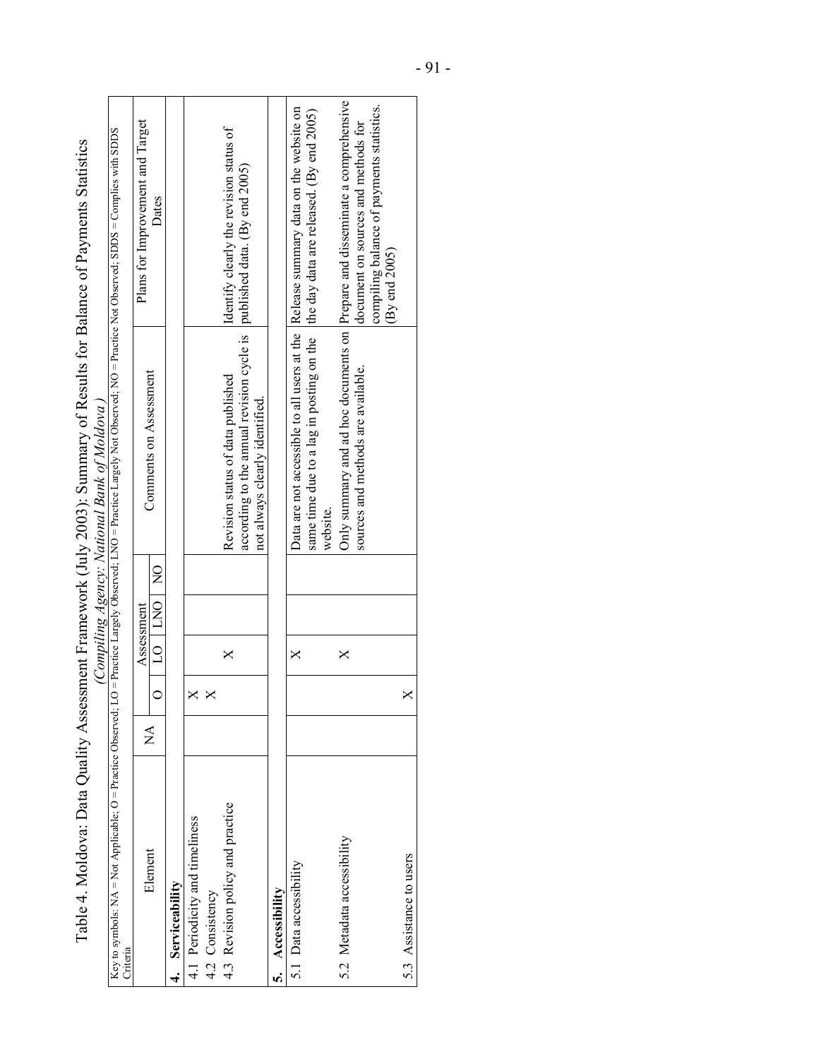# Table 4. Moldova: Data Quality Assessment Framework (July 2003): Summary of Results for Balance of Payments Statistics

*(Compiling Agency: National Bank of Moldova)*

Key to symbols: NA = Not Applicable; O = Practice Observed; LO = Practice Largely Observed; LNO = Practice Largely Not Observed; NO = Practice Not Observed; SDDS = Complies with SDDS Criteria

| Element | NA | Assessment | | | | Comments on Assessment | Plans for Improvement and Target Dates |
|---|---|---|---|---|---|---|---|
| | | O | LO | LNO | NO | | |
| **4. Serviceability** | | | | | | | |
| 4.1 Periodicity and timeliness | | X | | | | | |
| 4.2 Consistency | | X | | | | | |
| 4.3 Revision policy and practice | | | X | | | Revision status of data published according to the annual revision cycle is not always clearly identified. | Identify clearly the revision status of published data. (By end 2005) |
| **5. Accessibility** | | | | | | | |
| 5.1 Data accessibility | | | X | | | Data are not accessible to all users at the same time due to a lag in posting on the website. | Release summary data on the website on the day data are released. (By end 2005) |
| 5.2 Metadata accessibility | | | X | | | Only summary and ad hoc documents on sources and methods are available. | Prepare and disseminate a comprehensive document on sources and methods for compiling balance of payments statistics. (By end 2005) |
| 5.3 Assistance to users | | X | | | | | |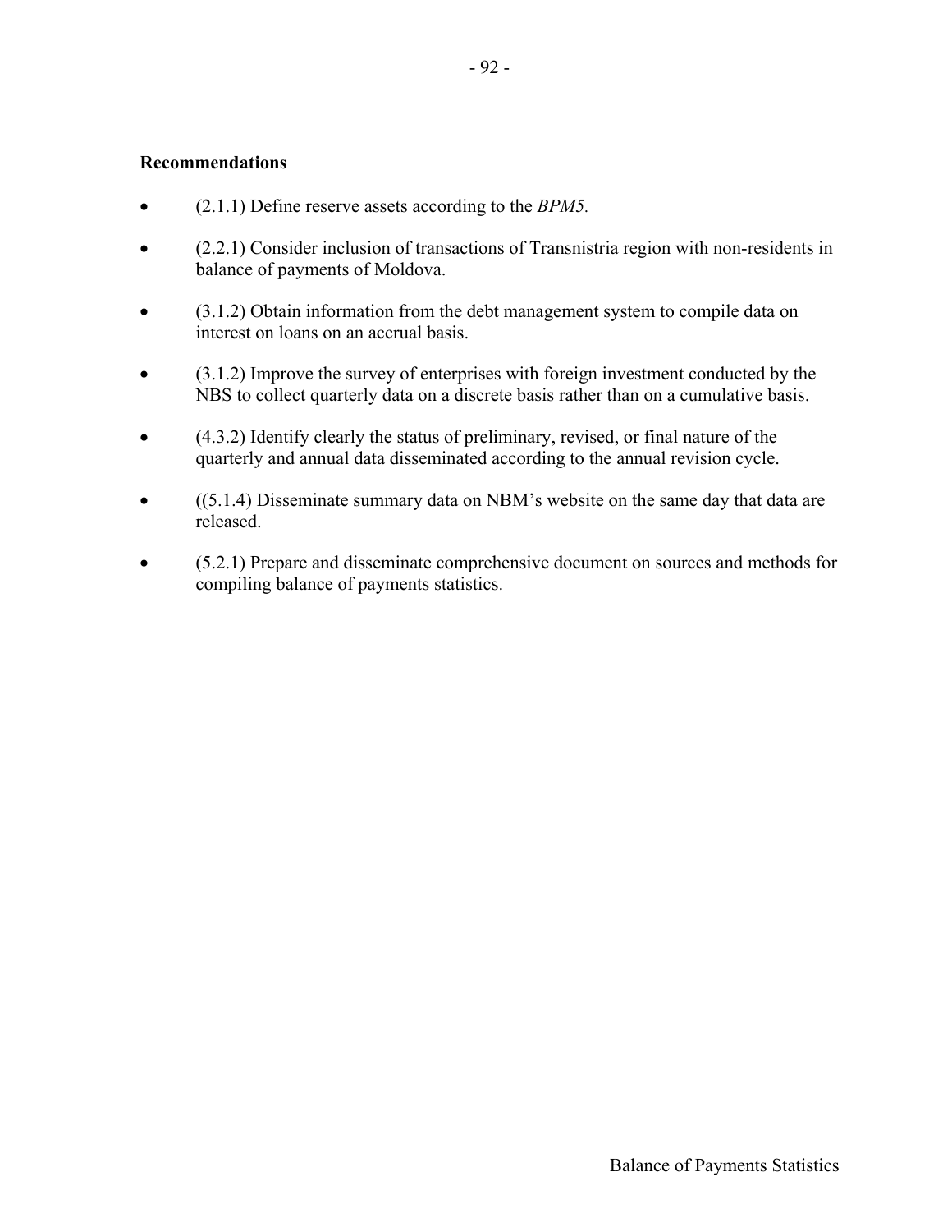**Recommendations**

- (2.1.1) Define reserve assets according to the *BPM5.*
- (2.2.1) Consider inclusion of transactions of Transnistria region with non-residents in balance of payments of Moldova.
- (3.1.2) Obtain information from the debt management system to compile data on interest on loans on an accrual basis.
- (3.1.2) Improve the survey of enterprises with foreign investment conducted by the NBS to collect quarterly data on a discrete basis rather than on a cumulative basis.
- (4.3.2) Identify clearly the status of preliminary, revised, or final nature of the quarterly and annual data disseminated according to the annual revision cycle.
- ((5.1.4) Disseminate summary data on NBM's website on the same day that data are released.
- (5.2.1) Prepare and disseminate comprehensive document on sources and methods for compiling balance of payments statistics.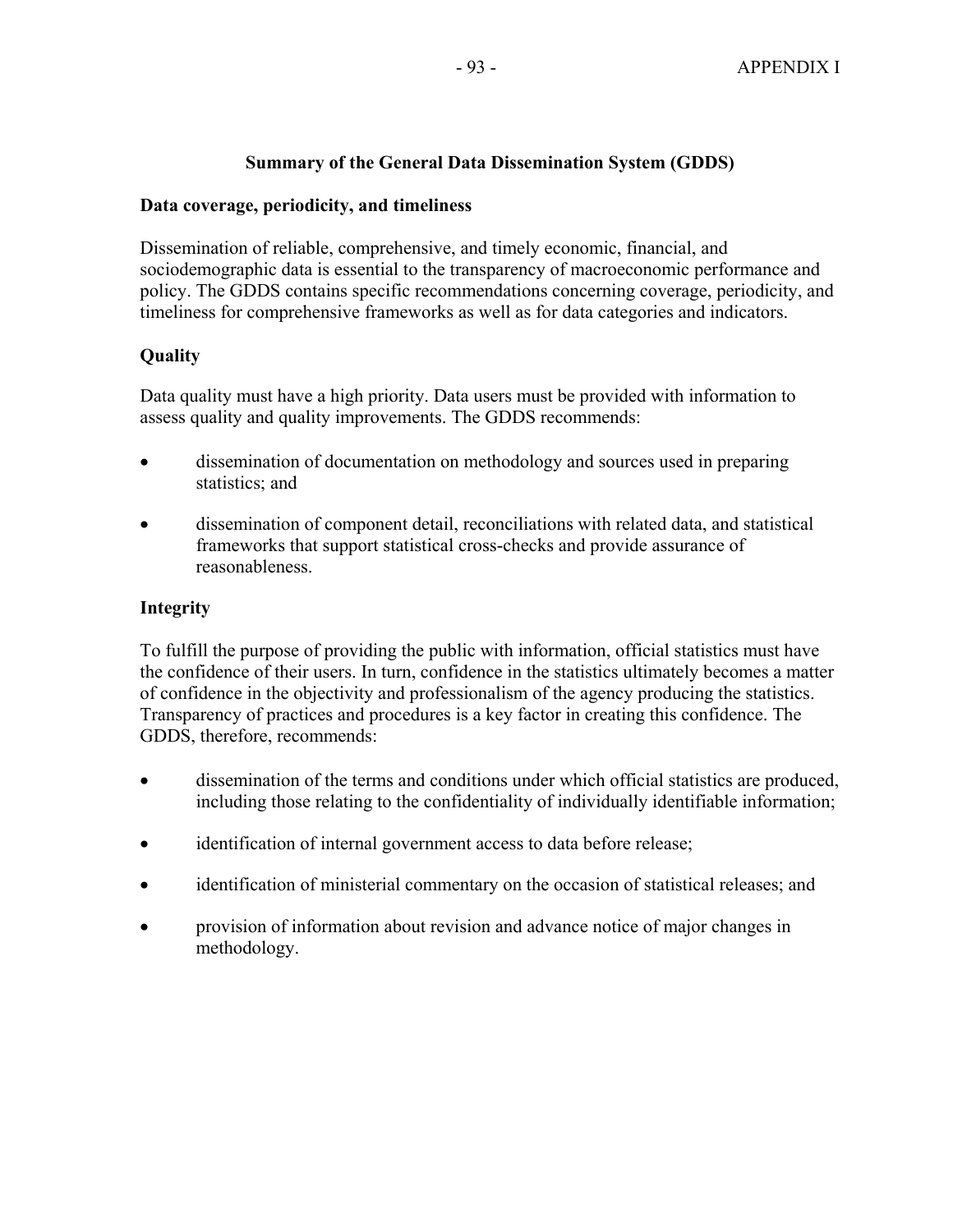## Summary of the General Data Dissemination System (GDDS)

### Data coverage, periodicity, and timeliness

Dissemination of reliable, comprehensive, and timely economic, financial, and sociodemographic data is essential to the transparency of macroeconomic performance and policy. The GDDS contains specific recommendations concerning coverage, periodicity, and timeliness for comprehensive frameworks as well as for data categories and indicators.

### Quality

Data quality must have a high priority. Data users must be provided with information to assess quality and quality improvements. The GDDS recommends:

- dissemination of documentation on methodology and sources used in preparing statistics; and
- dissemination of component detail, reconciliations with related data, and statistical frameworks that support statistical cross-checks and provide assurance of reasonableness.

### Integrity

To fulfill the purpose of providing the public with information, official statistics must have the confidence of their users. In turn, confidence in the statistics ultimately becomes a matter of confidence in the objectivity and professionalism of the agency producing the statistics. Transparency of practices and procedures is a key factor in creating this confidence. The GDDS, therefore, recommends:

- dissemination of the terms and conditions under which official statistics are produced, including those relating to the confidentiality of individually identifiable information;
- identification of internal government access to data before release;
- identification of ministerial commentary on the occasion of statistical releases; and
- provision of information about revision and advance notice of major changes in methodology.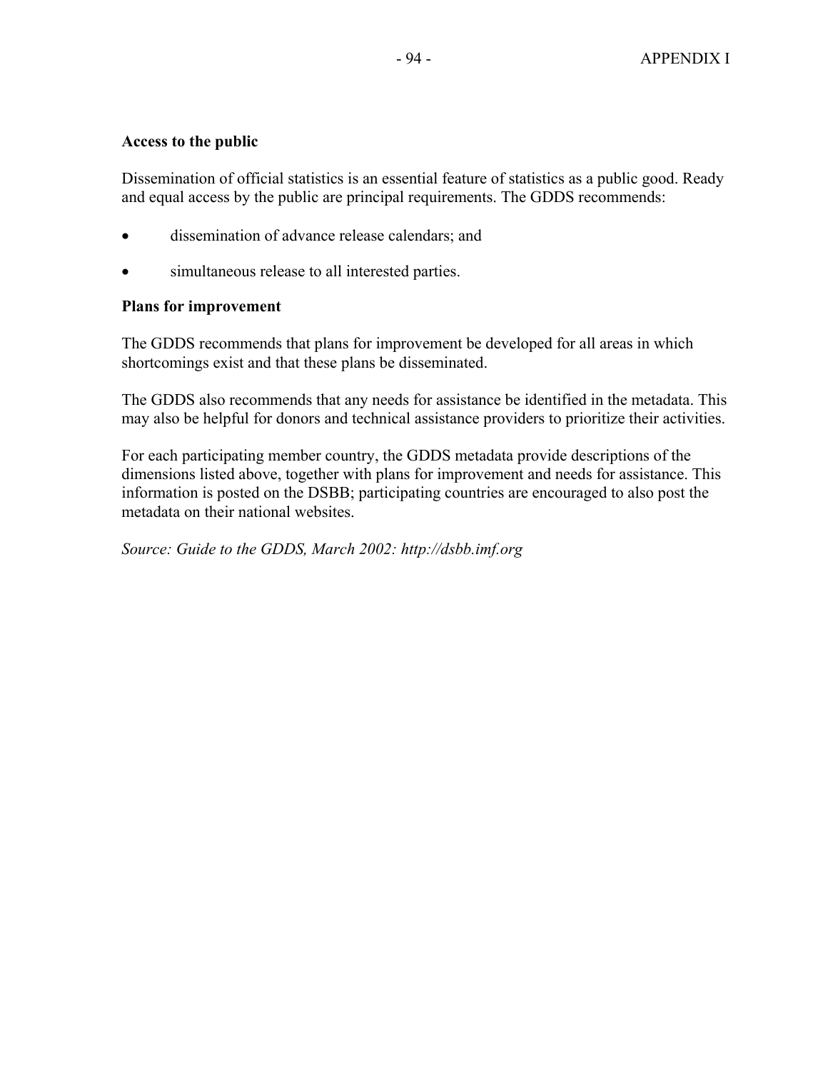**Access to the public**

Dissemination of official statistics is an essential feature of statistics as a public good. Ready and equal access by the public are principal requirements. The GDDS recommends:

- dissemination of advance release calendars; and
- simultaneous release to all interested parties.

**Plans for improvement**

The GDDS recommends that plans for improvement be developed for all areas in which shortcomings exist and that these plans be disseminated.

The GDDS also recommends that any needs for assistance be identified in the metadata. This may also be helpful for donors and technical assistance providers to prioritize their activities.

For each participating member country, the GDDS metadata provide descriptions of the dimensions listed above, together with plans for improvement and needs for assistance. This information is posted on the DSBB; participating countries are encouraged to also post the metadata on their national websites.

*Source: Guide to the GDDS, March 2002: http://dsbb.imf.org*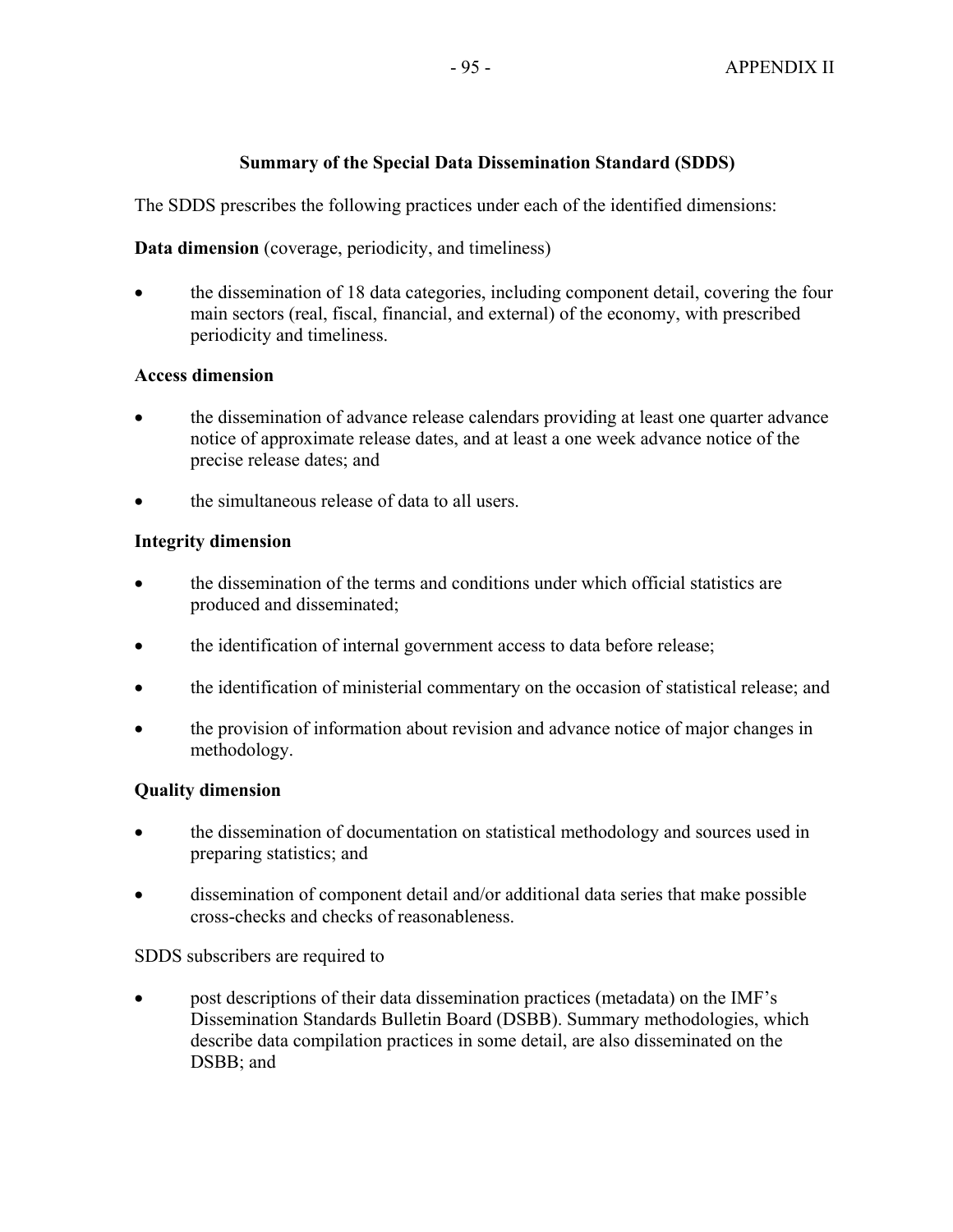## Summary of the Special Data Dissemination Standard (SDDS)

The SDDS prescribes the following practices under each of the identified dimensions:

**Data dimension** (coverage, periodicity, and timeliness)

- the dissemination of 18 data categories, including component detail, covering the four main sectors (real, fiscal, financial, and external) of the economy, with prescribed periodicity and timeliness.

**Access dimension**

- the dissemination of advance release calendars providing at least one quarter advance notice of approximate release dates, and at least a one week advance notice of the precise release dates; and
- the simultaneous release of data to all users.

**Integrity dimension**

- the dissemination of the terms and conditions under which official statistics are produced and disseminated;
- the identification of internal government access to data before release;
- the identification of ministerial commentary on the occasion of statistical release; and
- the provision of information about revision and advance notice of major changes in methodology.

**Quality dimension**

- the dissemination of documentation on statistical methodology and sources used in preparing statistics; and
- dissemination of component detail and/or additional data series that make possible cross-checks and checks of reasonableness.

SDDS subscribers are required to

- post descriptions of their data dissemination practices (metadata) on the IMF's Dissemination Standards Bulletin Board (DSBB). Summary methodologies, which describe data compilation practices in some detail, are also disseminated on the DSBB; and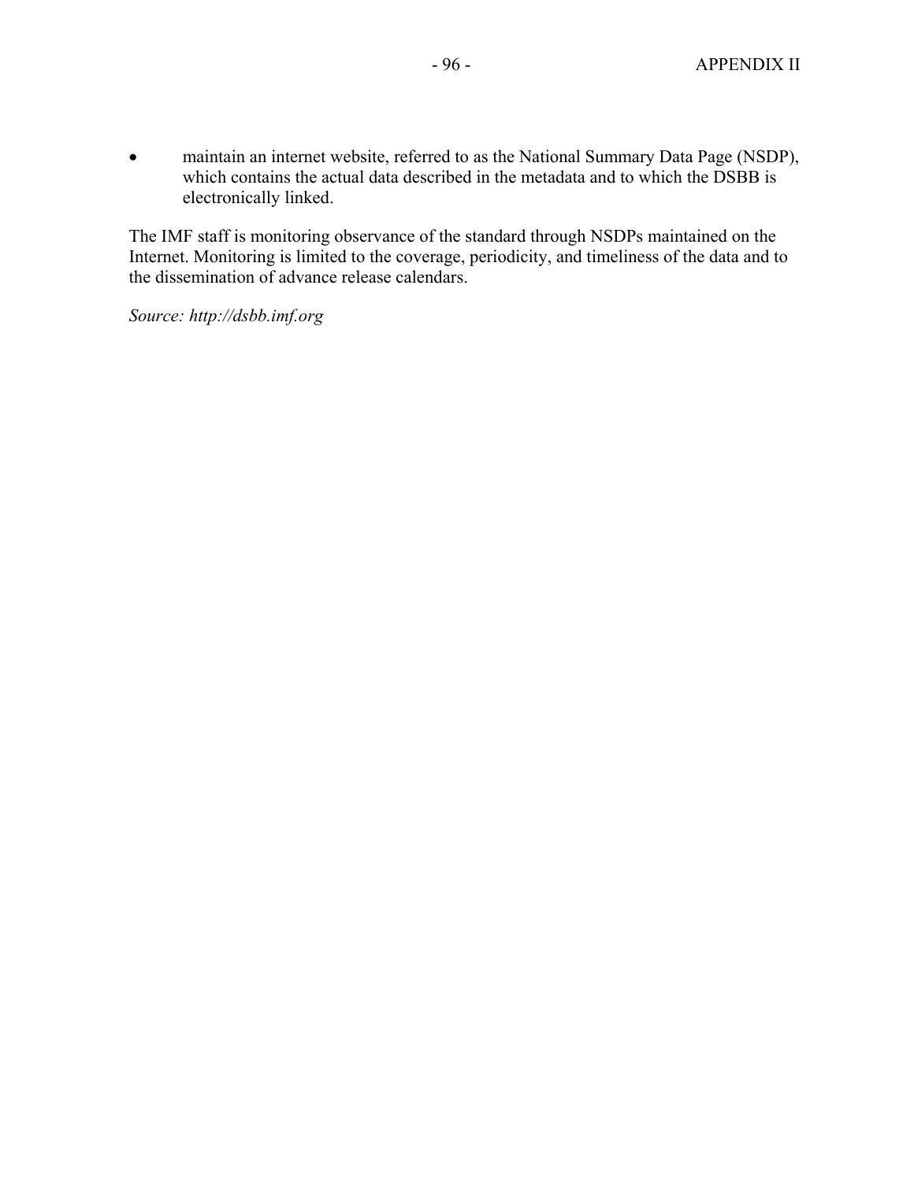- maintain an internet website, referred to as the National Summary Data Page (NSDP), which contains the actual data described in the metadata and to which the DSBB is electronically linked.

The IMF staff is monitoring observance of the standard through NSDPs maintained on the Internet. Monitoring is limited to the coverage, periodicity, and timeliness of the data and to the dissemination of advance release calendars.

*Source: http://dsbb.imf.org*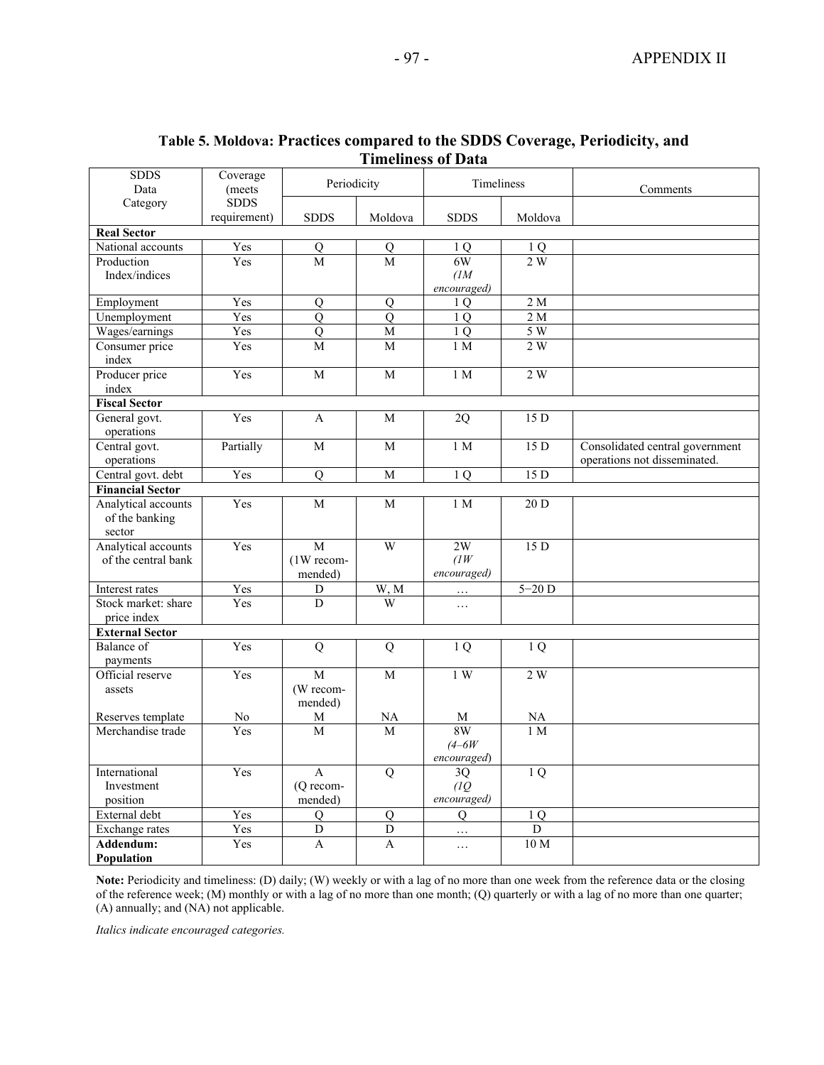**Table 5. Moldova: Practices compared to the SDDS Coverage, Periodicity, and Timeliness of Data**

| SDDS Data Category | Coverage (meets SDDS requirement) | Periodicity | | Timeliness | | Comments |
|---|---|---|---|---|---|---|
| | | SDDS | Moldova | SDDS | Moldova | |
| **Real Sector** | | | | | | |
| National accounts | Yes | Q | Q | 1 Q | 1 Q | |
| Production Index/indices | Yes | M | M | 6W *(1M encouraged)* | 2 W | |
| Employment | Yes | Q | Q | 1 Q | 2 M | |
| Unemployment | Yes | Q | Q | 1 Q | 2 M | |
| Wages/earnings | Yes | Q | M | 1 Q | 5 W | |
| Consumer price index | Yes | M | M | 1 M | 2 W | |
| Producer price index | Yes | M | M | 1 M | 2 W | |
| **Fiscal Sector** | | | | | | |
| General govt. operations | Yes | A | M | 2Q | 15 D | |
| Central govt. operations | Partially | M | M | 1 M | 15 D | Consolidated central government operations not disseminated. |
| Central govt. debt | Yes | Q | M | 1 Q | 15 D | |
| **Financial Sector** | | | | | | |
| Analytical accounts of the banking sector | Yes | M | M | 1 M | 20 D | |
| Analytical accounts of the central bank | Yes | M (1W recommended) | W | 2W *(1W encouraged)* | 15 D | |
| Interest rates | Yes | D | W, M | … | 5−20 D | |
| Stock market: share price index | Yes | D | W | … | | |
| **External Sector** | | | | | | |
| Balance of payments | Yes | Q | Q | 1 Q | 1 Q | |
| Official reserve assets | Yes | M (W recommended) | M | 1 W | 2 W | |
| Reserves template | No | M | NA | M | NA | |
| Merchandise trade | Yes | M | M | 8W *(4–6W encouraged)* | 1 M | |
| International Investment position | Yes | A (Q recommended) | Q | 3Q *(1Q encouraged)* | 1 Q | |
| External debt | Yes | Q | Q | Q | 1 Q | |
| Exchange rates | Yes | D | D | … | D | |
| **Addendum: Population** | Yes | A | A | … | 10 M | |

**Note:** Periodicity and timeliness: (D) daily; (W) weekly or with a lag of no more than one week from the reference data or the closing of the reference week; (M) monthly or with a lag of no more than one month; (Q) quarterly or with a lag of no more than one quarter; (A) annually; and (NA) not applicable.

*Italics indicate encouraged categories.*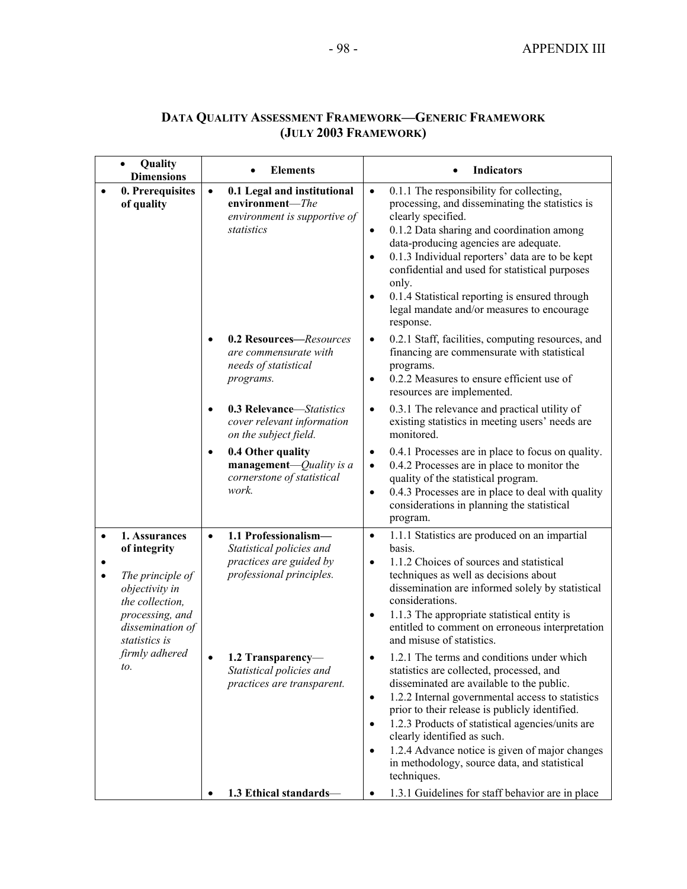## DATA QUALITY ASSESSMENT FRAMEWORK—GENERIC FRAMEWORK (JULY 2003 FRAMEWORK)

| Quality Dimensions | Elements | Indicators |
|---|---|---|
| **0. Prerequisites of quality** | **0.1 Legal and institutional environment**—*The environment is supportive of statistics* | • 0.1.1 The responsibility for collecting, processing, and disseminating the statistics is clearly specified.<br>• 0.1.2 Data sharing and coordination among data-producing agencies are adequate.<br>• 0.1.3 Individual reporters' data are to be kept confidential and used for statistical purposes only.<br>• 0.1.4 Statistical reporting is ensured through legal mandate and/or measures to encourage response. |
| | **0.2 Resources—***Resources are commensurate with needs of statistical programs.* | • 0.2.1 Staff, facilities, computing resources, and financing are commensurate with statistical programs.<br>• 0.2.2 Measures to ensure efficient use of resources are implemented. |
| | **0.3 Relevance**—*Statistics cover relevant information on the subject field.* | • 0.3.1 The relevance and practical utility of existing statistics in meeting users' needs are monitored. |
| | **0.4 Other quality management**—*Quality is a cornerstone of statistical work.* | • 0.4.1 Processes are in place to focus on quality.<br>• 0.4.2 Processes are in place to monitor the quality of the statistical program.<br>• 0.4.3 Processes are in place to deal with quality considerations in planning the statistical program. |
| **1. Assurances of integrity**<br><br>*The principle of objectivity in the collection, processing, and dissemination of statistics is firmly adhered to.* | **1.1 Professionalism—** *Statistical policies and practices are guided by professional principles.* | • 1.1.1 Statistics are produced on an impartial basis.<br>• 1.1.2 Choices of sources and statistical techniques as well as decisions about dissemination are informed solely by statistical considerations.<br>• 1.1.3 The appropriate statistical entity is entitled to comment on erroneous interpretation and misuse of statistics. |
| | **1.2 Transparency**—*Statistical policies and practices are transparent.* | • 1.2.1 The terms and conditions under which statistics are collected, processed, and disseminated are available to the public.<br>• 1.2.2 Internal governmental access to statistics prior to their release is publicly identified.<br>• 1.2.3 Products of statistical agencies/units are clearly identified as such.<br>• 1.2.4 Advance notice is given of major changes in methodology, source data, and statistical techniques. |
| | **1.3 Ethical standards**— | • 1.3.1 Guidelines for staff behavior are in place |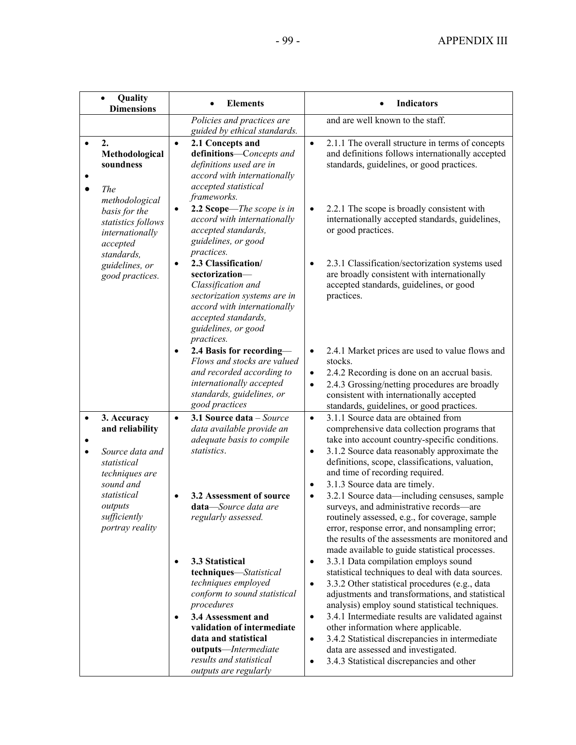| Quality Dimensions | Elements | Indicators |
|---|---|---|
| | *Policies and practices are guided by ethical standards.* | and are well known to the staff. |
| **2. Methodological soundness**<br><br>*The methodological basis for the statistics follows internationally accepted standards, guidelines, or good practices.* | **2.1 Concepts and definitions**—*Concepts and definitions used are in accord with internationally accepted statistical frameworks.* | 2.1.1 The overall structure in terms of concepts and definitions follows internationally accepted standards, guidelines, or good practices. |
| | **2.2 Scope**—*The scope is in accord with internationally accepted standards, guidelines, or good practices.* | 2.2.1 The scope is broadly consistent with internationally accepted standards, guidelines, or good practices. |
| | **2.3 Classification/ sectorization**—*Classification and sectorization systems are in accord with internationally accepted standards, guidelines, or good practices.* | 2.3.1 Classification/sectorization systems used are broadly consistent with internationally accepted standards, guidelines, or good practices. |
| | **2.4 Basis for recording**—*Flows and stocks are valued and recorded according to internationally accepted standards, guidelines, or good practices* | 2.4.1 Market prices are used to value flows and stocks.<br>2.4.2 Recording is done on an accrual basis.<br>2.4.3 Grossing/netting procedures are broadly consistent with internationally accepted standards, guidelines, or good practices. |
| **3. Accuracy and reliability**<br><br>*Source data and statistical techniques are sound and statistical outputs sufficiently portray reality* | **3.1 Source data** – *Source data available provide an adequate basis to compile statistics.* | 3.1.1 Source data are obtained from comprehensive data collection programs that take into account country-specific conditions.<br>3.1.2 Source data reasonably approximate the definitions, scope, classifications, valuation, and time of recording required.<br>3.1.3 Source data are timely. |
| | **3.2 Assessment of source data**—*Source data are regularly assessed.* | 3.2.1 Source data—including censuses, sample surveys, and administrative records—are routinely assessed, e.g., for coverage, sample error, response error, and nonsampling error; the results of the assessments are monitored and made available to guide statistical processes. |
| | **3.3 Statistical techniques**—*Statistical techniques employed conform to sound statistical procedures* | 3.3.1 Data compilation employs sound statistical techniques to deal with data sources.<br>3.3.2 Other statistical procedures (e.g., data adjustments and transformations, and statistical analysis) employ sound statistical techniques. |
| | **3.4 Assessment and validation of intermediate data and statistical outputs**—*Intermediate results and statistical outputs are regularly* | 3.4.1 Intermediate results are validated against other information where applicable.<br>3.4.2 Statistical discrepancies in intermediate data are assessed and investigated.<br>3.4.3 Statistical discrepancies and other |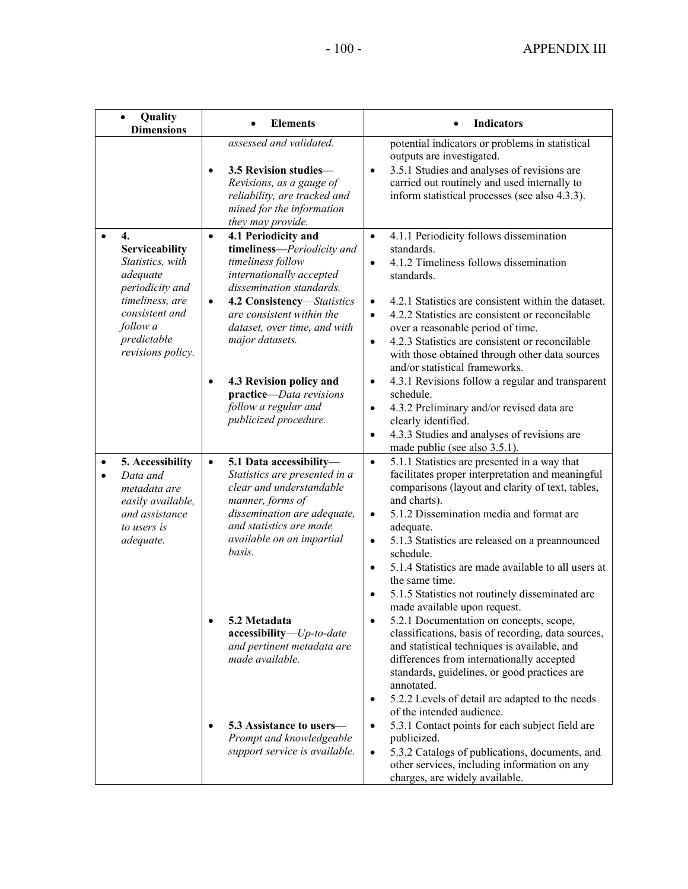| Quality Dimensions | Elements | Indicators |
|---|---|---|
| | *assessed and validated.* | potential indicators or problems in statistical outputs are investigated. |
| | • **3.5 Revision studies—** *Revisions, as a gauge of reliability, are tracked and mined for the information they may provide.* | • 3.5.1 Studies and analyses of revisions are carried out routinely and used internally to inform statistical processes (see also 4.3.3). |
| • **4. Serviceability** *Statistics, with adequate periodicity and timeliness, are consistent and follow a predictable revisions policy.* | • **4.1 Periodicity and timeliness—***Periodicity and timeliness follow internationally accepted dissemination standards.* | • 4.1.1 Periodicity follows dissemination standards.<br>• 4.1.2 Timeliness follows dissemination standards. |
| | • **4.2 Consistency**—*Statistics are consistent within the dataset, over time, and with major datasets.* | • 4.2.1 Statistics are consistent within the dataset.<br>• 4.2.2 Statistics are consistent or reconcilable over a reasonable period of time.<br>• 4.2.3 Statistics are consistent or reconcilable with those obtained through other data sources and/or statistical frameworks. |
| | • **4.3 Revision policy and practice—***Data revisions follow a regular and publicized procedure.* | • 4.3.1 Revisions follow a regular and transparent schedule.<br>• 4.3.2 Preliminary and/or revised data are clearly identified.<br>• 4.3.3 Studies and analyses of revisions are made public (see also 3.5.1). |
| • **5. Accessibility**<br>• *Data and metadata are easily available, and assistance to users is adequate.* | • **5.1 Data accessibility**—*Statistics are presented in a clear and understandable manner, forms of dissemination are adequate, and statistics are made available on an impartial basis.* | • 5.1.1 Statistics are presented in a way that facilitates proper interpretation and meaningful comparisons (layout and clarity of text, tables, and charts).<br>• 5.1.2 Dissemination media and format are adequate.<br>• 5.1.3 Statistics are released on a preannounced schedule.<br>• 5.1.4 Statistics are made available to all users at the same time.<br>• 5.1.5 Statistics not routinely disseminated are made available upon request. |
| | • **5.2 Metadata accessibility**—*Up-to-date and pertinent metadata are made available.* | • 5.2.1 Documentation on concepts, scope, classifications, basis of recording, data sources, and statistical techniques is available, and differences from internationally accepted standards, guidelines, or good practices are annotated.<br>• 5.2.2 Levels of detail are adapted to the needs of the intended audience. |
| | • **5.3 Assistance to users**—*Prompt and knowledgeable support service is available.* | • 5.3.1 Contact points for each subject field are publicized.<br>• 5.3.2 Catalogs of publications, documents, and other services, including information on any charges, are widely available. |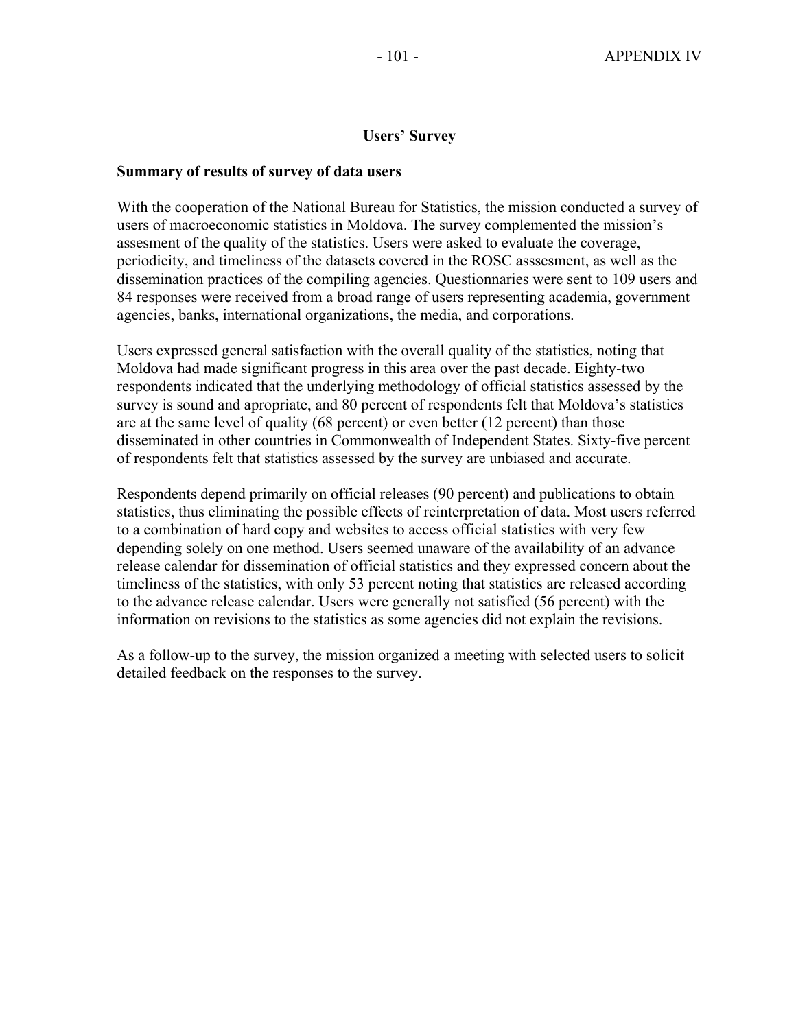## Users' Survey

### Summary of results of survey of data users

With the cooperation of the National Bureau for Statistics, the mission conducted a survey of users of macroeconomic statistics in Moldova. The survey complemented the mission's assesment of the quality of the statistics. Users were asked to evaluate the coverage, periodicity, and timeliness of the datasets covered in the ROSC asssesment, as well as the dissemination practices of the compiling agencies. Questionnaries were sent to 109 users and 84 responses were received from a broad range of users representing academia, government agencies, banks, international organizations, the media, and corporations.

Users expressed general satisfaction with the overall quality of the statistics, noting that Moldova had made significant progress in this area over the past decade. Eighty-two respondents indicated that the underlying methodology of official statistics assessed by the survey is sound and apropriate, and 80 percent of respondents felt that Moldova's statistics are at the same level of quality (68 percent) or even better (12 percent) than those disseminated in other countries in Commonwealth of Independent States. Sixty-five percent of respondents felt that statistics assessed by the survey are unbiased and accurate.

Respondents depend primarily on official releases (90 percent) and publications to obtain statistics, thus eliminating the possible effects of reinterpretation of data. Most users referred to a combination of hard copy and websites to access official statistics with very few depending solely on one method. Users seemed unaware of the availability of an advance release calendar for dissemination of official statistics and they expressed concern about the timeliness of the statistics, with only 53 percent noting that statistics are released according to the advance release calendar. Users were generally not satisfied (56 percent) with the information on revisions to the statistics as some agencies did not explain the revisions.

As a follow-up to the survey, the mission organized a meeting with selected users to solicit detailed feedback on the responses to the survey.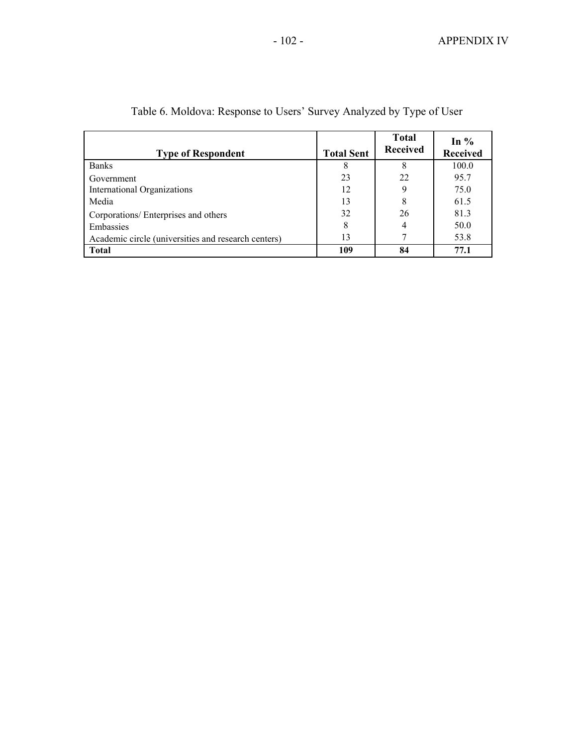Table 6. Moldova: Response to Users' Survey Analyzed by Type of User

| Type of Respondent | Total Sent | Total Received | In % Received |
|---|---|---|---|
| Banks | 8 | 8 | 100.0 |
| Government | 23 | 22 | 95.7 |
| International Organizations | 12 | 9 | 75.0 |
| Media | 13 | 8 | 61.5 |
| Corporations/ Enterprises and others | 32 | 26 | 81.3 |
| Embassies | 8 | 4 | 50.0 |
| Academic circle (universities and research centers) | 13 | 7 | 53.8 |
| **Total** | **109** | **84** | **77.1** |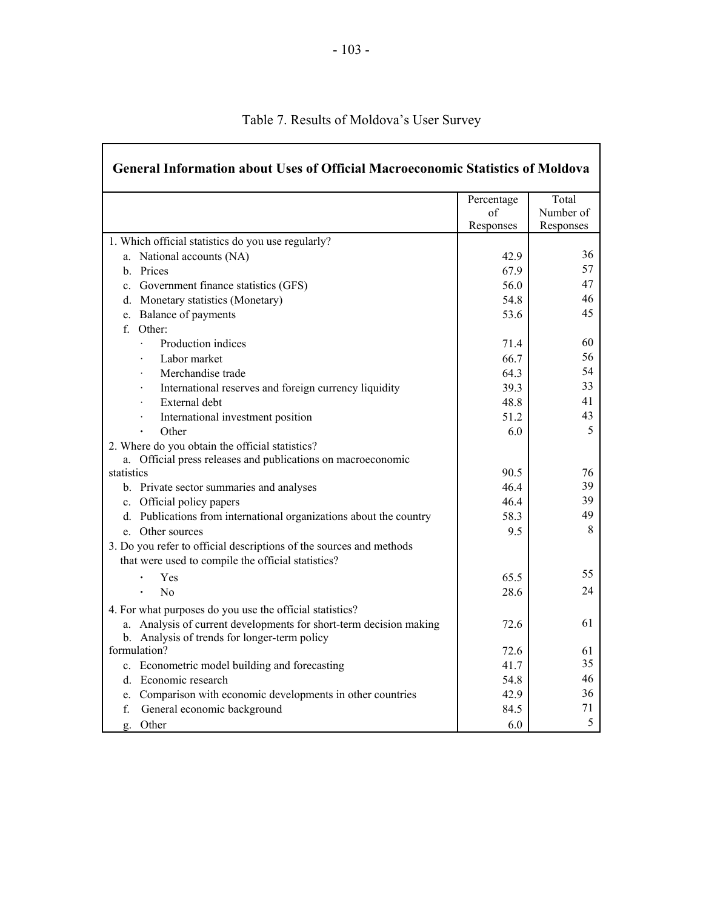Table 7. Results of Moldova's User Survey

| General Information about Uses of Official Macroeconomic Statistics of Moldova | | |
|---|---|---|
| | Percentage of Responses | Total Number of Responses |
| 1. Which official statistics do you use regularly? | | |
| a. National accounts (NA) | 42.9 | 36 |
| b. Prices | 67.9 | 57 |
| c. Government finance statistics (GFS) | 56.0 | 47 |
| d. Monetary statistics (Monetary) | 54.8 | 46 |
| e. Balance of payments | 53.6 | 45 |
| f. Other: | | |
| · Production indices | 71.4 | 60 |
| · Labor market | 66.7 | 56 |
| · Merchandise trade | 64.3 | 54 |
| · International reserves and foreign currency liquidity | 39.3 | 33 |
| · External debt | 48.8 | 41 |
| · International investment position | 51.2 | 43 |
| · Other | 6.0 | 5 |
| 2. Where do you obtain the official statistics? | | |
| a. Official press releases and publications on macroeconomic statistics | 90.5 | 76 |
| b. Private sector summaries and analyses | 46.4 | 39 |
| c. Official policy papers | 46.4 | 39 |
| d. Publications from international organizations about the country | 58.3 | 49 |
| e. Other sources | 9.5 | 8 |
| 3. Do you refer to official descriptions of the sources and methods that were used to compile the official statistics? | | |
| · Yes | 65.5 | 55 |
| · No | 28.6 | 24 |
| 4. For what purposes do you use the official statistics? | | |
| a. Analysis of current developments for short-term decision making | 72.6 | 61 |
| b. Analysis of trends for longer-term policy formulation? | 72.6 | 61 |
| c. Econometric model building and forecasting | 41.7 | 35 |
| d. Economic research | 54.8 | 46 |
| e. Comparison with economic developments in other countries | 42.9 | 36 |
| f. General economic background | 84.5 | 71 |
| g. Other | 6.0 | 5 |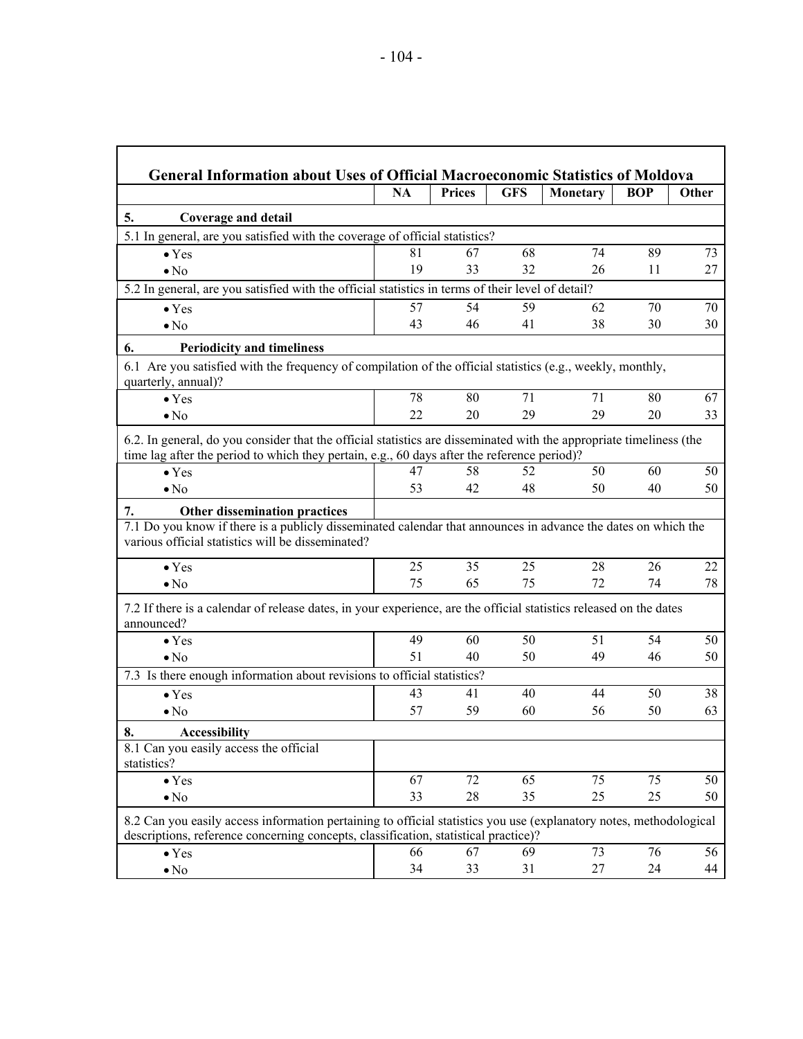| General Information about Uses of Official Macroeconomic Statistics of Moldova | NA | Prices | GFS | Monetary | BOP | Other |
|---|---|---|---|---|---|---|
| **5. Coverage and detail** | | | | | | |
| 5.1 In general, are you satisfied with the coverage of official statistics? | | | | | | |
| • Yes | 81 | 67 | 68 | 74 | 89 | 73 |
| • No | 19 | 33 | 32 | 26 | 11 | 27 |
| 5.2 In general, are you satisfied with the official statistics in terms of their level of detail? | | | | | | |
| • Yes | 57 | 54 | 59 | 62 | 70 | 70 |
| • No | 43 | 46 | 41 | 38 | 30 | 30 |
| **6. Periodicity and timeliness** | | | | | | |
| 6.1 Are you satisfied with the frequency of compilation of the official statistics (e.g., weekly, monthly, quarterly, annual)? | | | | | | |
| • Yes | 78 | 80 | 71 | 71 | 80 | 67 |
| • No | 22 | 20 | 29 | 29 | 20 | 33 |
| 6.2. In general, do you consider that the official statistics are disseminated with the appropriate timeliness (the time lag after the period to which they pertain, e.g., 60 days after the reference period)? | | | | | | |
| • Yes | 47 | 58 | 52 | 50 | 60 | 50 |
| • No | 53 | 42 | 48 | 50 | 40 | 50 |
| **7. Other dissemination practices** | | | | | | |
| 7.1 Do you know if there is a publicly disseminated calendar that announces in advance the dates on which the various official statistics will be disseminated? | | | | | | |
| • Yes | 25 | 35 | 25 | 28 | 26 | 22 |
| • No | 75 | 65 | 75 | 72 | 74 | 78 |
| 7.2 If there is a calendar of release dates, in your experience, are the official statistics released on the dates announced? | | | | | | |
| • Yes | 49 | 60 | 50 | 51 | 54 | 50 |
| • No | 51 | 40 | 50 | 49 | 46 | 50 |
| 7.3 Is there enough information about revisions to official statistics? | | | | | | |
| • Yes | 43 | 41 | 40 | 44 | 50 | 38 |
| • No | 57 | 59 | 60 | 56 | 50 | 63 |
| **8. Accessibility** | | | | | | |
| 8.1 Can you easily access the official statistics? | | | | | | |
| • Yes | 67 | 72 | 65 | 75 | 75 | 50 |
| • No | 33 | 28 | 35 | 25 | 25 | 50 |
| 8.2 Can you easily access information pertaining to official statistics you use (explanatory notes, methodological descriptions, reference concerning concepts, classification, statistical practice)? | | | | | | |
| • Yes | 66 | 67 | 69 | 73 | 76 | 56 |
| • No | 34 | 33 | 31 | 27 | 24 | 44 |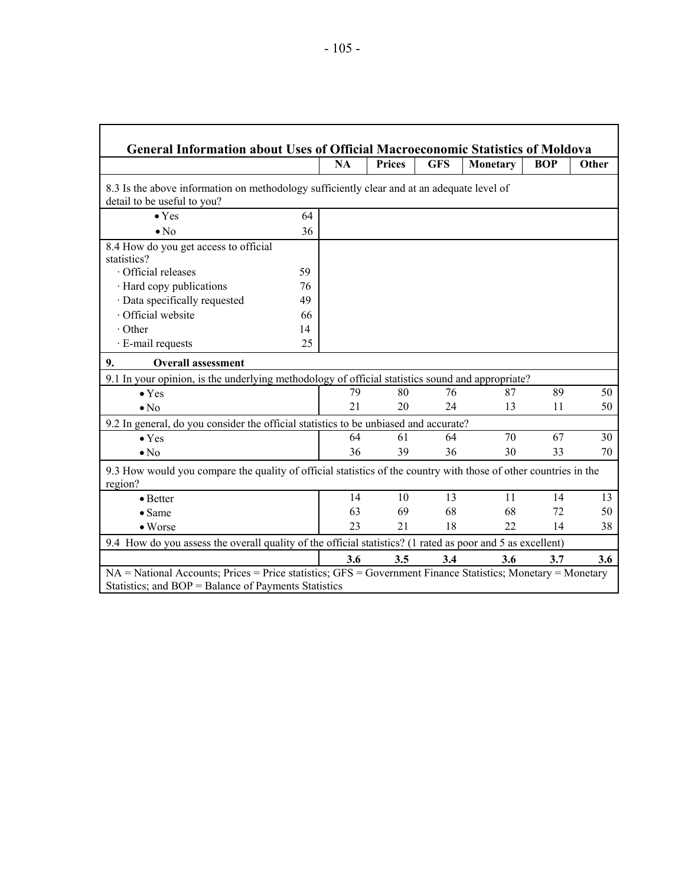| General Information about Uses of Official Macroeconomic Statistics of Moldova | | NA | Prices | GFS | Monetary | BOP | Other |
|---|---|---|---|---|---|---|---|
| 8.3 Is the above information on methodology sufficiently clear and at an adequate level of detail to be useful to you? | | | | | | | |
| • Yes | 64 | | | | | | |
| • No | 36 | | | | | | |
| 8.4 How do you get access to official statistics? | | | | | | | |
| · Official releases | 59 | | | | | | |
| · Hard copy publications | 76 | | | | | | |
| · Data specifically requested | 49 | | | | | | |
| · Official website | 66 | | | | | | |
| · Other | 14 | | | | | | |
| · E-mail requests | 25 | | | | | | |
| **9. Overall assessment** | | | | | | | |
| 9.1 In your opinion, is the underlying methodology of official statistics sound and appropriate? | | | | | | | |
| • Yes | | 79 | 80 | 76 | 87 | 89 | 50 |
| • No | | 21 | 20 | 24 | 13 | 11 | 50 |
| 9.2 In general, do you consider the official statistics to be unbiased and accurate? | | | | | | | |
| • Yes | | 64 | 61 | 64 | 70 | 67 | 30 |
| • No | | 36 | 39 | 36 | 30 | 33 | 70 |
| 9.3 How would you compare the quality of official statistics of the country with those of other countries in the region? | | | | | | | |
| • Better | | 14 | 10 | 13 | 11 | 14 | 13 |
| • Same | | 63 | 69 | 68 | 68 | 72 | 50 |
| • Worse | | 23 | 21 | 18 | 22 | 14 | 38 |
| 9.4 How do you assess the overall quality of the official statistics? (1 rated as poor and 5 as excellent) | | | | | | | |
| | | **3.6** | **3.5** | **3.4** | **3.6** | **3.7** | **3.6** |

NA = National Accounts; Prices = Price statistics; GFS = Government Finance Statistics; Monetary = Monetary Statistics; and BOP = Balance of Payments Statistics